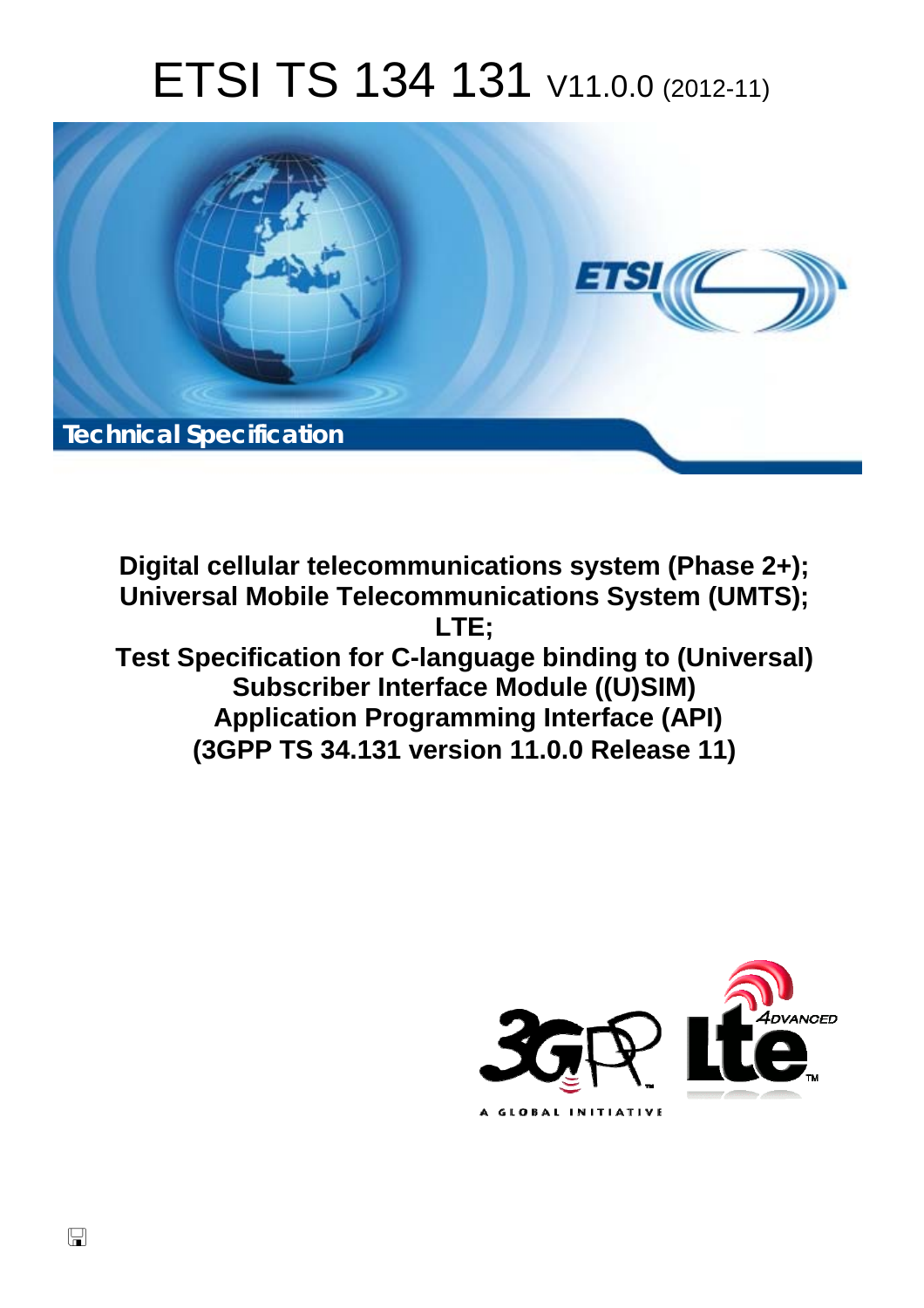# ETSI TS 134 131 V11.0.0 (2012-11)

Technical Specification

**Digital cellular telecommunications system (Phase 2+); Universal Mobile Telecommunications System (UMTS); LTE; Test Specification for C-language binding to (Universal) Subscriber Interface Module ((U)SIM) Application Programming Interface (API) (3GPP TS 34.131 version 11.0.0 Release 11)**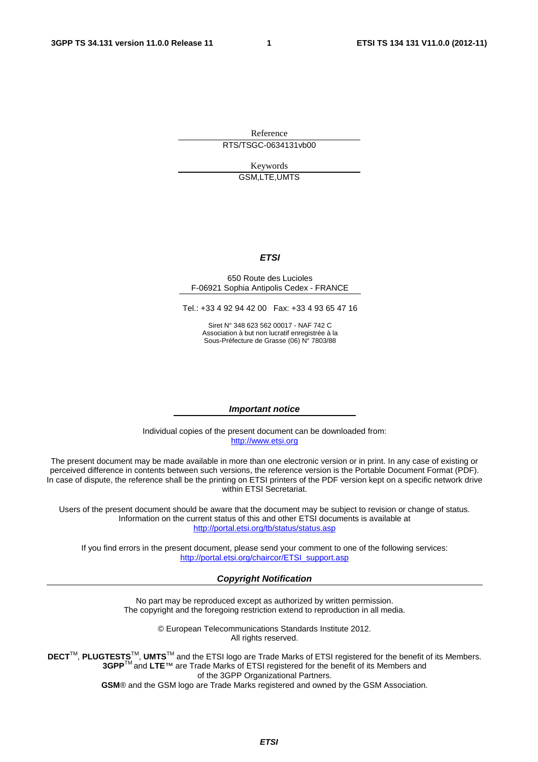Reference

RTS/TSGC-0634131vb00

Keywords

GSM,LTE,UMTS

***ETSI***

650 Route des Lucioles
F-06921 Sophia Antipolis Cedex - FRANCE

Tel.: +33 4 92 94 42 00 Fax: +33 4 93 65 47 16

Siret N° 348 623 562 00017 - NAF 742 C
Association à but non lucratif enregistrée à la
Sous-Préfecture de Grasse (06) N° 7803/88

***Important notice***

Individual copies of the present document can be downloaded from:
http://www.etsi.org

The present document may be made available in more than one electronic version or in print. In any case of existing or perceived difference in contents between such versions, the reference version is the Portable Document Format (PDF). In case of dispute, the reference shall be the printing on ETSI printers of the PDF version kept on a specific network drive within ETSI Secretariat.

Users of the present document should be aware that the document may be subject to revision or change of status. Information on the current status of this and other ETSI documents is available at
http://portal.etsi.org/tb/status/status.asp

If you find errors in the present document, please send your comment to one of the following services:
http://portal.etsi.org/chaircor/ETSI_support.asp

***Copyright Notification***

No part may be reproduced except as authorized by written permission.
The copyright and the foregoing restriction extend to reproduction in all media.

© European Telecommunications Standards Institute 2012.
All rights reserved.

**DECT**™, **PLUGTESTS**™, **UMTS**™ and the ETSI logo are Trade Marks of ETSI registered for the benefit of its Members.
**3GPP**™ and **LTE**™ are Trade Marks of ETSI registered for the benefit of its Members and of the 3GPP Organizational Partners.
**GSM**® and the GSM logo are Trade Marks registered and owned by the GSM Association.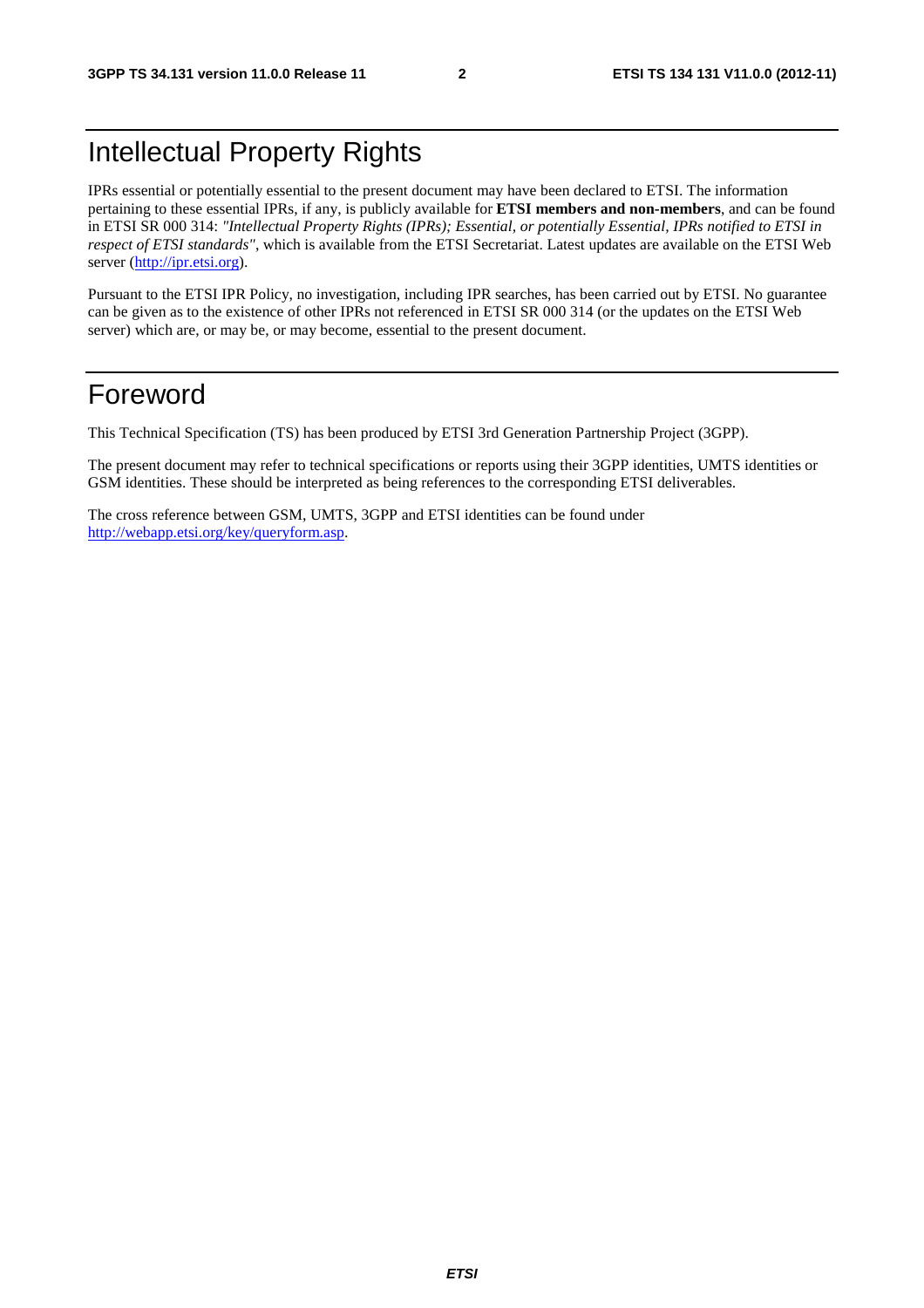# Intellectual Property Rights

IPRs essential or potentially essential to the present document may have been declared to ETSI. The information pertaining to these essential IPRs, if any, is publicly available for **ETSI members and non-members**, and can be found in ETSI SR 000 314: *"Intellectual Property Rights (IPRs); Essential, or potentially Essential, IPRs notified to ETSI in respect of ETSI standards"*, which is available from the ETSI Secretariat. Latest updates are available on the ETSI Web server (http://ipr.etsi.org).

Pursuant to the ETSI IPR Policy, no investigation, including IPR searches, has been carried out by ETSI. No guarantee can be given as to the existence of other IPRs not referenced in ETSI SR 000 314 (or the updates on the ETSI Web server) which are, or may be, or may become, essential to the present document.

# Foreword

This Technical Specification (TS) has been produced by ETSI 3rd Generation Partnership Project (3GPP).

The present document may refer to technical specifications or reports using their 3GPP identities, UMTS identities or GSM identities. These should be interpreted as being references to the corresponding ETSI deliverables.

The cross reference between GSM, UMTS, 3GPP and ETSI identities can be found under http://webapp.etsi.org/key/queryform.asp.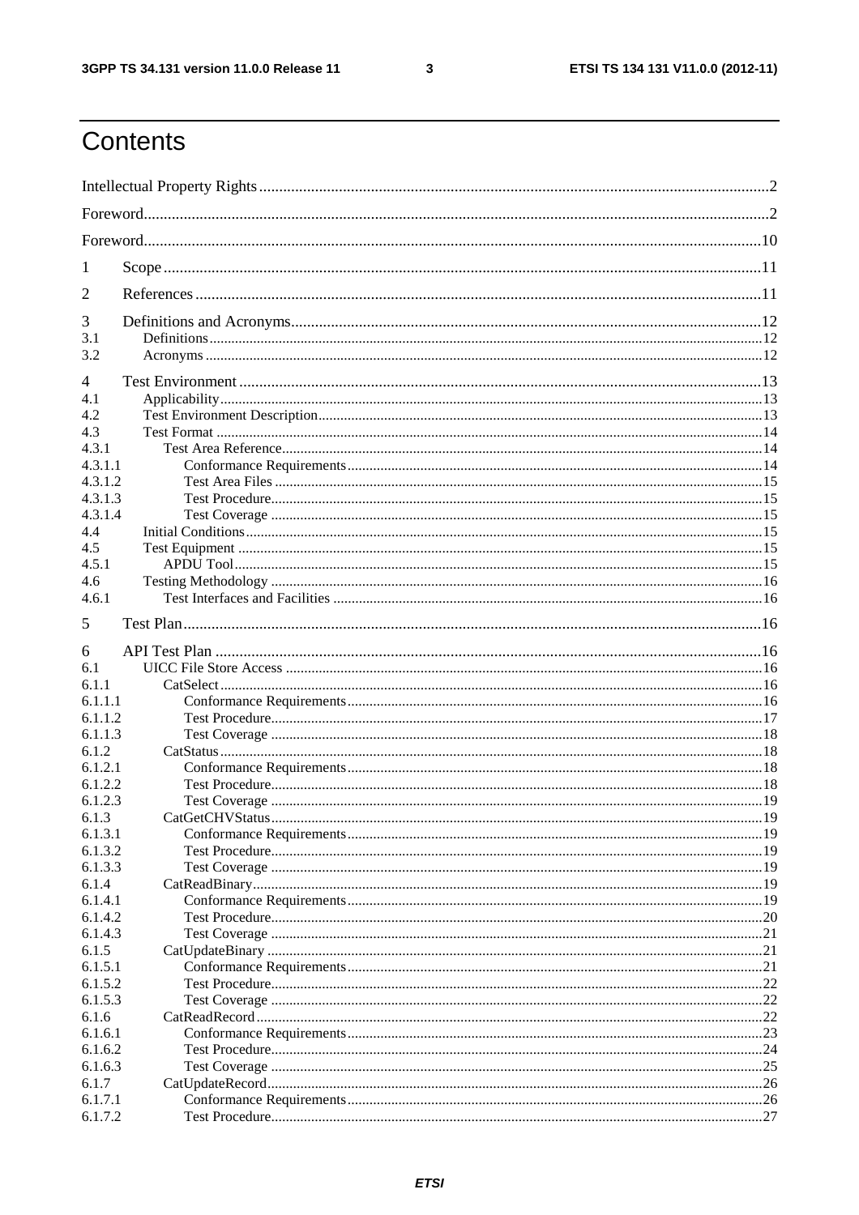# Contents

Intellectual Property Rights ..... 2

Foreword ..... 2

Foreword ..... 10

1 Scope ..... 11

2 References ..... 11

3 Definitions and Acronyms ..... 12
3.1 Definitions ..... 12
3.2 Acronyms ..... 12

4 Test Environment ..... 13
4.1 Applicability ..... 13
4.2 Test Environment Description ..... 13
4.3 Test Format ..... 14
4.3.1 Test Area Reference ..... 14
4.3.1.1 Conformance Requirements ..... 14
4.3.1.2 Test Area Files ..... 15
4.3.1.3 Test Procedure ..... 15
4.3.1.4 Test Coverage ..... 15
4.4 Initial Conditions ..... 15
4.5 Test Equipment ..... 15
4.5.1 APDU Tool ..... 15
4.6 Testing Methodology ..... 16
4.6.1 Test Interfaces and Facilities ..... 16

5 Test Plan ..... 16

6 API Test Plan ..... 16
6.1 UICC File Store Access ..... 16
6.1.1 CatSelect ..... 16
6.1.1.1 Conformance Requirements ..... 16
6.1.1.2 Test Procedure ..... 17
6.1.1.3 Test Coverage ..... 18
6.1.2 CatStatus ..... 18
6.1.2.1 Conformance Requirements ..... 18
6.1.2.2 Test Procedure ..... 18
6.1.2.3 Test Coverage ..... 19
6.1.3 CatGetCHVStatus ..... 19
6.1.3.1 Conformance Requirements ..... 19
6.1.3.2 Test Procedure ..... 19
6.1.3.3 Test Coverage ..... 19
6.1.4 CatReadBinary ..... 19
6.1.4.1 Conformance Requirements ..... 19
6.1.4.2 Test Procedure ..... 20
6.1.4.3 Test Coverage ..... 21
6.1.5 CatUpdateBinary ..... 21
6.1.5.1 Conformance Requirements ..... 21
6.1.5.2 Test Procedure ..... 22
6.1.5.3 Test Coverage ..... 22
6.1.6 CatReadRecord ..... 22
6.1.6.1 Conformance Requirements ..... 23
6.1.6.2 Test Procedure ..... 24
6.1.6.3 Test Coverage ..... 25
6.1.7 CatUpdateRecord ..... 26
6.1.7.1 Conformance Requirements ..... 26
6.1.7.2 Test Procedure ..... 27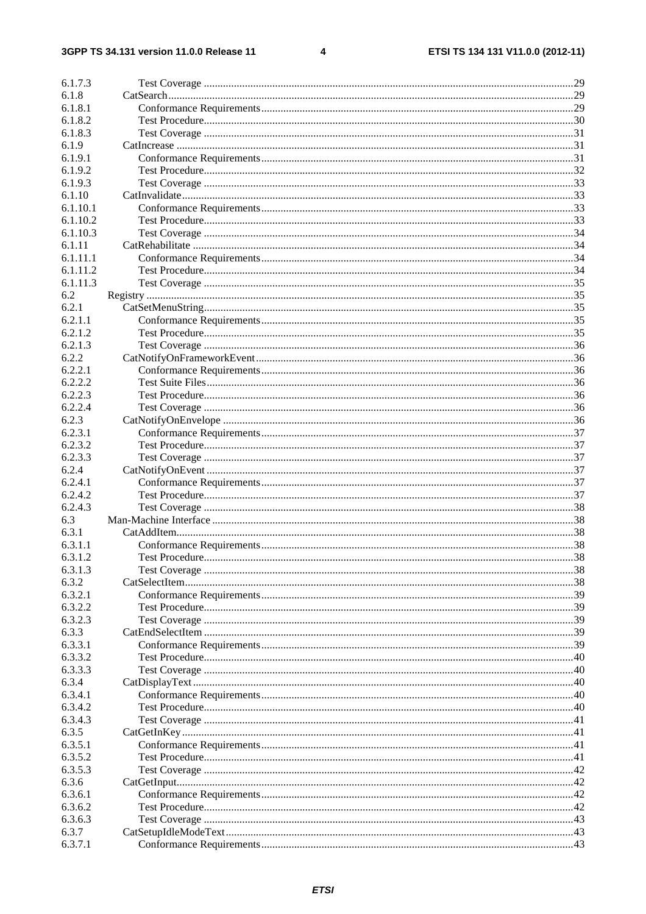6.1.7.3 Test Coverage .....29
6.1.8 CatSearch .....29
6.1.8.1 Conformance Requirements .....29
6.1.8.2 Test Procedure .....30
6.1.8.3 Test Coverage .....31
6.1.9 CatIncrease .....31
6.1.9.1 Conformance Requirements .....31
6.1.9.2 Test Procedure .....32
6.1.9.3 Test Coverage .....33
6.1.10 CatInvalidate .....33
6.1.10.1 Conformance Requirements .....33
6.1.10.2 Test Procedure .....33
6.1.10.3 Test Coverage .....34
6.1.11 CatRehabilitate .....34
6.1.11.1 Conformance Requirements .....34
6.1.11.2 Test Procedure .....34
6.1.11.3 Test Coverage .....35
6.2 Registry .....35
6.2.1 CatSetMenuString .....35
6.2.1.1 Conformance Requirements .....35
6.2.1.2 Test Procedure .....35
6.2.1.3 Test Coverage .....36
6.2.2 CatNotifyOnFrameworkEvent .....36
6.2.2.1 Conformance Requirements .....36
6.2.2.2 Test Suite Files .....36
6.2.2.3 Test Procedure .....36
6.2.2.4 Test Coverage .....36
6.2.3 CatNotifyOnEnvelope .....36
6.2.3.1 Conformance Requirements .....37
6.2.3.2 Test Procedure .....37
6.2.3.3 Test Coverage .....37
6.2.4 CatNotifyOnEvent .....37
6.2.4.1 Conformance Requirements .....37
6.2.4.2 Test Procedure .....37
6.2.4.3 Test Coverage .....38
6.3 Man-Machine Interface .....38
6.3.1 CatAddItem .....38
6.3.1.1 Conformance Requirements .....38
6.3.1.2 Test Procedure .....38
6.3.1.3 Test Coverage .....38
6.3.2 CatSelectItem .....38
6.3.2.1 Conformance Requirements .....39
6.3.2.2 Test Procedure .....39
6.3.2.3 Test Coverage .....39
6.3.3 CatEndSelectItem .....39
6.3.3.1 Conformance Requirements .....39
6.3.3.2 Test Procedure .....40
6.3.3.3 Test Coverage .....40
6.3.4 CatDisplayText .....40
6.3.4.1 Conformance Requirements .....40
6.3.4.2 Test Procedure .....40
6.3.4.3 Test Coverage .....41
6.3.5 CatGetInKey .....41
6.3.5.1 Conformance Requirements .....41
6.3.5.2 Test Procedure .....41
6.3.5.3 Test Coverage .....42
6.3.6 CatGetInput .....42
6.3.6.1 Conformance Requirements .....42
6.3.6.2 Test Procedure .....42
6.3.6.3 Test Coverage .....43
6.3.7 CatSetupIdleModeText .....43
6.3.7.1 Conformance Requirements .....43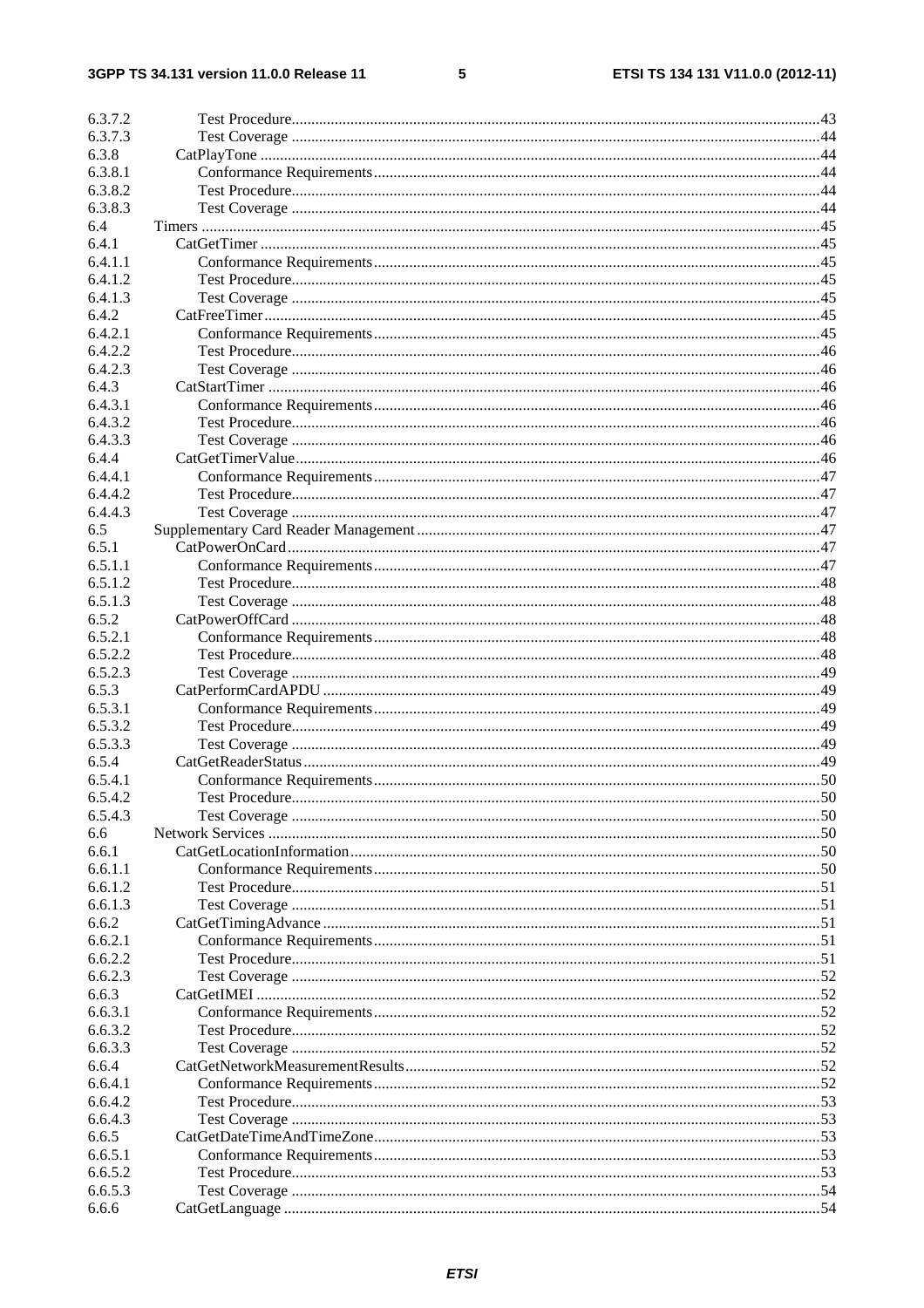| | | |
|---|---|---|
| 6.3.7.2 | Test Procedure | 43 |
| 6.3.7.3 | Test Coverage | 44 |
| 6.3.8 | CatPlayTone | 44 |
| 6.3.8.1 | Conformance Requirements | 44 |
| 6.3.8.2 | Test Procedure | 44 |
| 6.3.8.3 | Test Coverage | 44 |
| 6.4 | Timers | 45 |
| 6.4.1 | CatGetTimer | 45 |
| 6.4.1.1 | Conformance Requirements | 45 |
| 6.4.1.2 | Test Procedure | 45 |
| 6.4.1.3 | Test Coverage | 45 |
| 6.4.2 | CatFreeTimer | 45 |
| 6.4.2.1 | Conformance Requirements | 45 |
| 6.4.2.2 | Test Procedure | 46 |
| 6.4.2.3 | Test Coverage | 46 |
| 6.4.3 | CatStartTimer | 46 |
| 6.4.3.1 | Conformance Requirements | 46 |
| 6.4.3.2 | Test Procedure | 46 |
| 6.4.3.3 | Test Coverage | 46 |
| 6.4.4 | CatGetTimerValue | 46 |
| 6.4.4.1 | Conformance Requirements | 47 |
| 6.4.4.2 | Test Procedure | 47 |
| 6.4.4.3 | Test Coverage | 47 |
| 6.5 | Supplementary Card Reader Management | 47 |
| 6.5.1 | CatPowerOnCard | 47 |
| 6.5.1.1 | Conformance Requirements | 47 |
| 6.5.1.2 | Test Procedure | 48 |
| 6.5.1.3 | Test Coverage | 48 |
| 6.5.2 | CatPowerOffCard | 48 |
| 6.5.2.1 | Conformance Requirements | 48 |
| 6.5.2.2 | Test Procedure | 48 |
| 6.5.2.3 | Test Coverage | 49 |
| 6.5.3 | CatPerformCardAPDU | 49 |
| 6.5.3.1 | Conformance Requirements | 49 |
| 6.5.3.2 | Test Procedure | 49 |
| 6.5.3.3 | Test Coverage | 49 |
| 6.5.4 | CatGetReaderStatus | 49 |
| 6.5.4.1 | Conformance Requirements | 50 |
| 6.5.4.2 | Test Procedure | 50 |
| 6.5.4.3 | Test Coverage | 50 |
| 6.6 | Network Services | 50 |
| 6.6.1 | CatGetLocationInformation | 50 |
| 6.6.1.1 | Conformance Requirements | 50 |
| 6.6.1.2 | Test Procedure | 51 |
| 6.6.1.3 | Test Coverage | 51 |
| 6.6.2 | CatGetTimingAdvance | 51 |
| 6.6.2.1 | Conformance Requirements | 51 |
| 6.6.2.2 | Test Procedure | 51 |
| 6.6.2.3 | Test Coverage | 52 |
| 6.6.3 | CatGetIMEI | 52 |
| 6.6.3.1 | Conformance Requirements | 52 |
| 6.6.3.2 | Test Procedure | 52 |
| 6.6.3.3 | Test Coverage | 52 |
| 6.6.4 | CatGetNetworkMeasurementResults | 52 |
| 6.6.4.1 | Conformance Requirements | 52 |
| 6.6.4.2 | Test Procedure | 53 |
| 6.6.4.3 | Test Coverage | 53 |
| 6.6.5 | CatGetDateTimeAndTimeZone | 53 |
| 6.6.5.1 | Conformance Requirements | 53 |
| 6.6.5.2 | Test Procedure | 53 |
| 6.6.5.3 | Test Coverage | 54 |
| 6.6.6 | CatGetLanguage | 54 |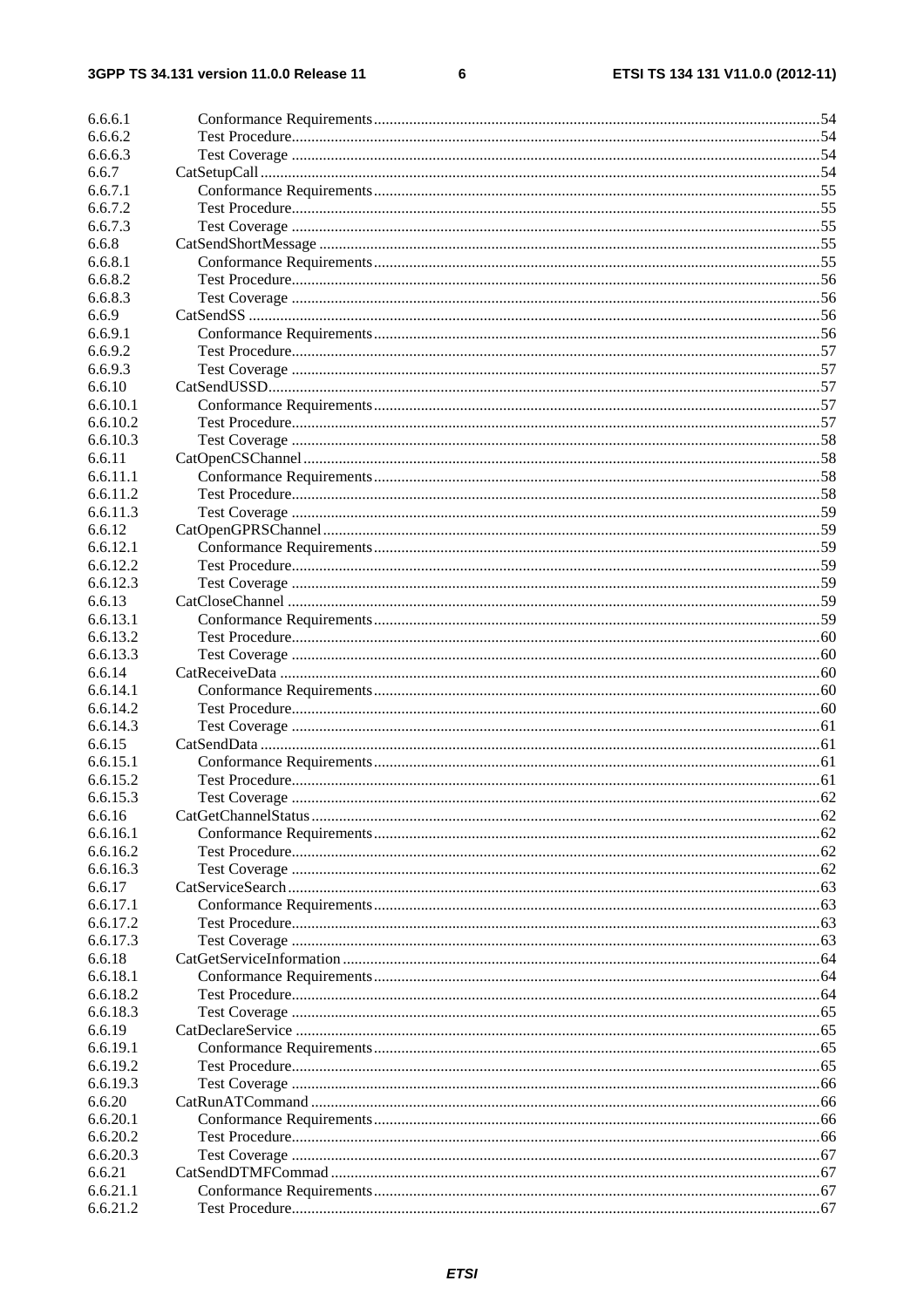6.6.6.1 Conformance Requirements ... 54
6.6.6.2 Test Procedure ... 54
6.6.6.3 Test Coverage ... 54
6.6.7 CatSetupCall ... 54
6.6.7.1 Conformance Requirements ... 55
6.6.7.2 Test Procedure ... 55
6.6.7.3 Test Coverage ... 55
6.6.8 CatSendShortMessage ... 55
6.6.8.1 Conformance Requirements ... 55
6.6.8.2 Test Procedure ... 56
6.6.8.3 Test Coverage ... 56
6.6.9 CatSendSS ... 56
6.6.9.1 Conformance Requirements ... 56
6.6.9.2 Test Procedure ... 57
6.6.9.3 Test Coverage ... 57
6.6.10 CatSendUSSD ... 57
6.6.10.1 Conformance Requirements ... 57
6.6.10.2 Test Procedure ... 57
6.6.10.3 Test Coverage ... 58
6.6.11 CatOpenCSChannel ... 58
6.6.11.1 Conformance Requirements ... 58
6.6.11.2 Test Procedure ... 58
6.6.11.3 Test Coverage ... 59
6.6.12 CatOpenGPRSChannel ... 59
6.6.12.1 Conformance Requirements ... 59
6.6.12.2 Test Procedure ... 59
6.6.12.3 Test Coverage ... 59
6.6.13 CatCloseChannel ... 59
6.6.13.1 Conformance Requirements ... 59
6.6.13.2 Test Procedure ... 60
6.6.13.3 Test Coverage ... 60
6.6.14 CatReceiveData ... 60
6.6.14.1 Conformance Requirements ... 60
6.6.14.2 Test Procedure ... 60
6.6.14.3 Test Coverage ... 61
6.6.15 CatSendData ... 61
6.6.15.1 Conformance Requirements ... 61
6.6.15.2 Test Procedure ... 61
6.6.15.3 Test Coverage ... 62
6.6.16 CatGetChannelStatus ... 62
6.6.16.1 Conformance Requirements ... 62
6.6.16.2 Test Procedure ... 62
6.6.16.3 Test Coverage ... 62
6.6.17 CatServiceSearch ... 63
6.6.17.1 Conformance Requirements ... 63
6.6.17.2 Test Procedure ... 63
6.6.17.3 Test Coverage ... 63
6.6.18 CatGetServiceInformation ... 64
6.6.18.1 Conformance Requirements ... 64
6.6.18.2 Test Procedure ... 64
6.6.18.3 Test Coverage ... 65
6.6.19 CatDeclareService ... 65
6.6.19.1 Conformance Requirements ... 65
6.6.19.2 Test Procedure ... 65
6.6.19.3 Test Coverage ... 66
6.6.20 CatRunATCommand ... 66
6.6.20.1 Conformance Requirements ... 66
6.6.20.2 Test Procedure ... 66
6.6.20.3 Test Coverage ... 67
6.6.21 CatSendDTMFCommad ... 67
6.6.21.1 Conformance Requirements ... 67
6.6.21.2 Test Procedure ... 67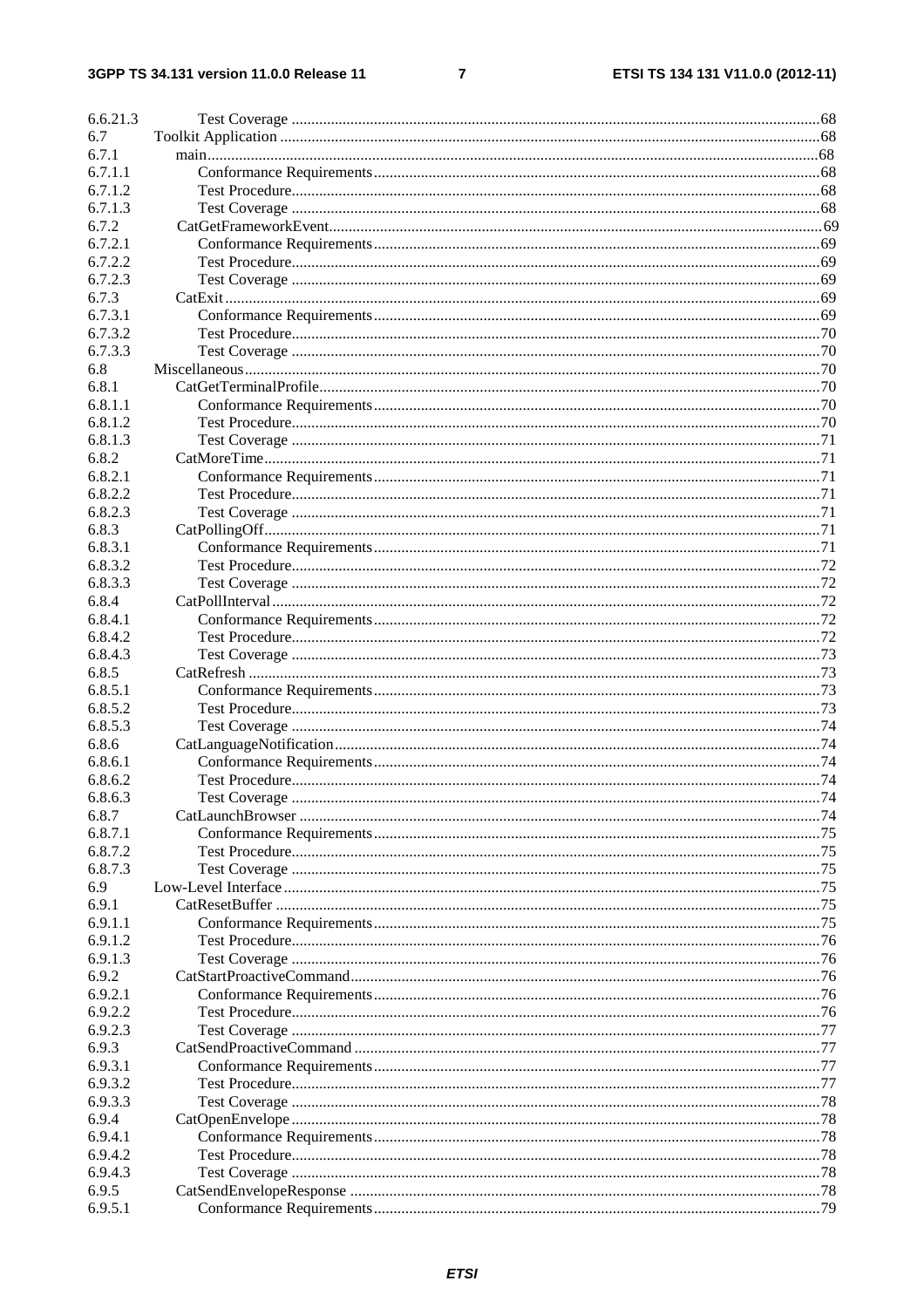6.6.21.3 Test Coverage ...........................................................................................................................68
6.7 Toolkit Application ......................................................................................................................68
6.7.1 main.......................................................................................................................................68
6.7.1.1 Conformance Requirements.................................................................................................68
6.7.1.2 Test Procedure.....................................................................................................................68
6.7.1.3 Test Coverage .....................................................................................................................68
6.7.2 CatGetFrameworkEvent.........................................................................................................69
6.7.2.1 Conformance Requirements.................................................................................................69
6.7.2.2 Test Procedure.....................................................................................................................69
6.7.2.3 Test Coverage .....................................................................................................................69
6.7.3 CatExit...................................................................................................................................69
6.7.3.1 Conformance Requirements.................................................................................................69
6.7.3.2 Test Procedure.....................................................................................................................70
6.7.3.3 Test Coverage .....................................................................................................................70
6.8 Miscellaneous..............................................................................................................................70
6.8.1 CatGetTerminalProfile...........................................................................................................70
6.8.1.1 Conformance Requirements.................................................................................................70
6.8.1.2 Test Procedure.....................................................................................................................70
6.8.1.3 Test Coverage .....................................................................................................................71
6.8.2 CatMoreTime.........................................................................................................................71
6.8.2.1 Conformance Requirements.................................................................................................71
6.8.2.2 Test Procedure.....................................................................................................................71
6.8.2.3 Test Coverage .....................................................................................................................71
6.8.3 CatPollingOff.........................................................................................................................71
6.8.3.1 Conformance Requirements.................................................................................................71
6.8.3.2 Test Procedure.....................................................................................................................72
6.8.3.3 Test Coverage .....................................................................................................................72
6.8.4 CatPollInterval.......................................................................................................................72
6.8.4.1 Conformance Requirements.................................................................................................72
6.8.4.2 Test Procedure.....................................................................................................................72
6.8.4.3 Test Coverage .....................................................................................................................73
6.8.5 CatRefresh .............................................................................................................................73
6.8.5.1 Conformance Requirements.................................................................................................73
6.8.5.2 Test Procedure.....................................................................................................................73
6.8.5.3 Test Coverage .....................................................................................................................74
6.8.6 CatLanguageNotification.......................................................................................................74
6.8.6.1 Conformance Requirements.................................................................................................74
6.8.6.2 Test Procedure.....................................................................................................................74
6.8.6.3 Test Coverage .....................................................................................................................74
6.8.7 CatLaunchBrowser ................................................................................................................74
6.8.7.1 Conformance Requirements.................................................................................................75
6.8.7.2 Test Procedure.....................................................................................................................75
6.8.7.3 Test Coverage .....................................................................................................................75
6.9 Low-Level Interface.....................................................................................................................75
6.9.1 CatResetBuffer ......................................................................................................................75
6.9.1.1 Conformance Requirements.................................................................................................75
6.9.1.2 Test Procedure.....................................................................................................................76
6.9.1.3 Test Coverage .....................................................................................................................76
6.9.2 CatStartProactiveCommand...................................................................................................76
6.9.2.1 Conformance Requirements.................................................................................................76
6.9.2.2 Test Procedure.....................................................................................................................76
6.9.2.3 Test Coverage .....................................................................................................................77
6.9.3 CatSendProactiveCommand ..................................................................................................77
6.9.3.1 Conformance Requirements.................................................................................................77
6.9.3.2 Test Procedure.....................................................................................................................77
6.9.3.3 Test Coverage .....................................................................................................................78
6.9.4 CatOpenEnvelope ..................................................................................................................78
6.9.4.1 Conformance Requirements.................................................................................................78
6.9.4.2 Test Procedure.....................................................................................................................78
6.9.4.3 Test Coverage .....................................................................................................................78
6.9.5 CatSendEnvelopeResponse ...................................................................................................78
6.9.5.1 Conformance Requirements.................................................................................................79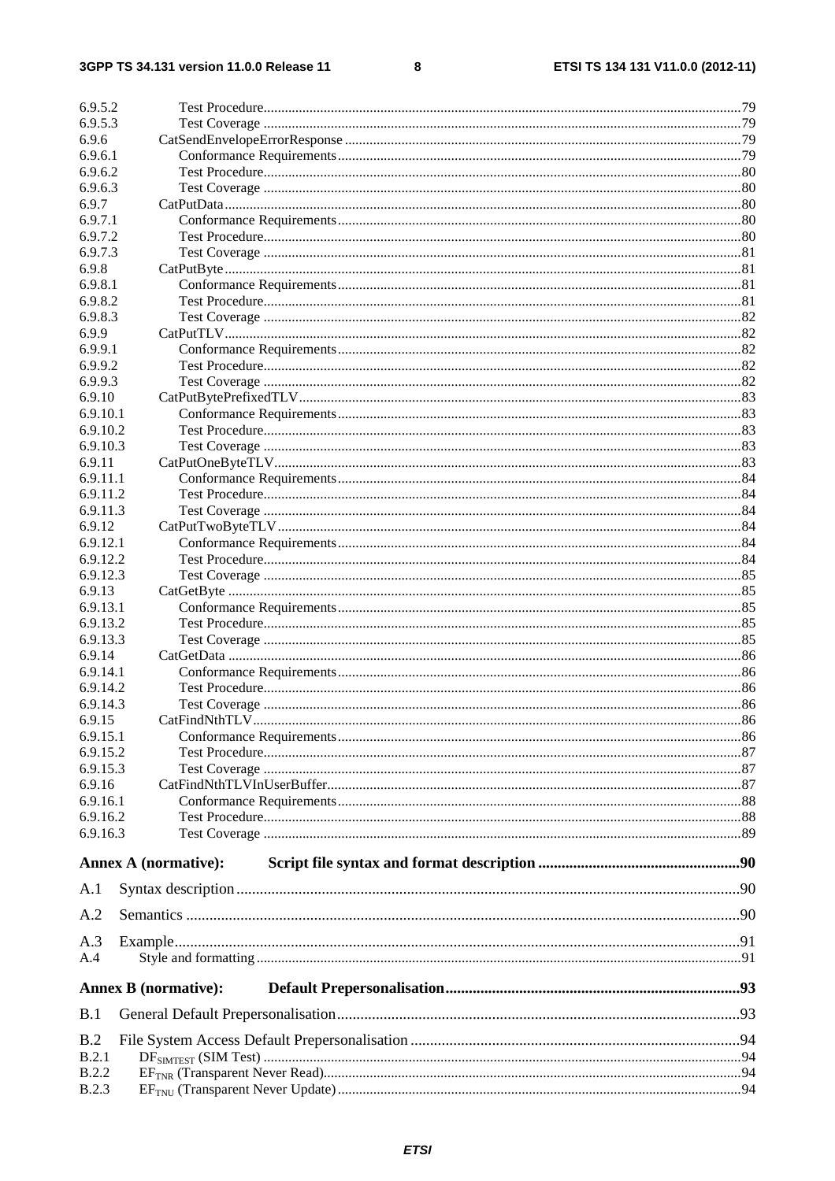6.9.5.2 Test Procedure 79
6.9.5.3 Test Coverage 79
6.9.6 CatSendEnvelopeErrorResponse 79
6.9.6.1 Conformance Requirements 79
6.9.6.2 Test Procedure 80
6.9.6.3 Test Coverage 80
6.9.7 CatPutData 80
6.9.7.1 Conformance Requirements 80
6.9.7.2 Test Procedure 80
6.9.7.3 Test Coverage 81
6.9.8 CatPutByte 81
6.9.8.1 Conformance Requirements 81
6.9.8.2 Test Procedure 81
6.9.8.3 Test Coverage 82
6.9.9 CatPutTLV 82
6.9.9.1 Conformance Requirements 82
6.9.9.2 Test Procedure 82
6.9.9.3 Test Coverage 82
6.9.10 CatPutBytePrefixedTLV 83
6.9.10.1 Conformance Requirements 83
6.9.10.2 Test Procedure 83
6.9.10.3 Test Coverage 83
6.9.11 CatPutOneByteTLV 83
6.9.11.1 Conformance Requirements 84
6.9.11.2 Test Procedure 84
6.9.11.3 Test Coverage 84
6.9.12 CatPutTwoByteTLV 84
6.9.12.1 Conformance Requirements 84
6.9.12.2 Test Procedure 84
6.9.12.3 Test Coverage 85
6.9.13 CatGetByte 85
6.9.13.1 Conformance Requirements 85
6.9.13.2 Test Procedure 85
6.9.13.3 Test Coverage 85
6.9.14 CatGetData 86
6.9.14.1 Conformance Requirements 86
6.9.14.2 Test Procedure 86
6.9.14.3 Test Coverage 86
6.9.15 CatFindNthTLV 86
6.9.15.1 Conformance Requirements 86
6.9.15.2 Test Procedure 87
6.9.15.3 Test Coverage 87
6.9.16 CatFindNthTLVInUserBuffer 87
6.9.16.1 Conformance Requirements 88
6.9.16.2 Test Procedure 88
6.9.16.3 Test Coverage 89

**Annex A (normative): Script file syntax and format description** 90

A.1 Syntax description 90

A.2 Semantics 90

A.3 Example 91
A.4 Style and formatting 91

**Annex B (normative): Default Prepersonalisation** 93

B.1 General Default Prepersonalisation 93

B.2 File System Access Default Prepersonalisation 94
B.2.1 $DF_{SIMTEST}$ (SIM Test) 94
B.2.2 $EF_{TNR}$ (Transparent Never Read) 94
B.2.3 $EF_{TNU}$ (Transparent Never Update) 94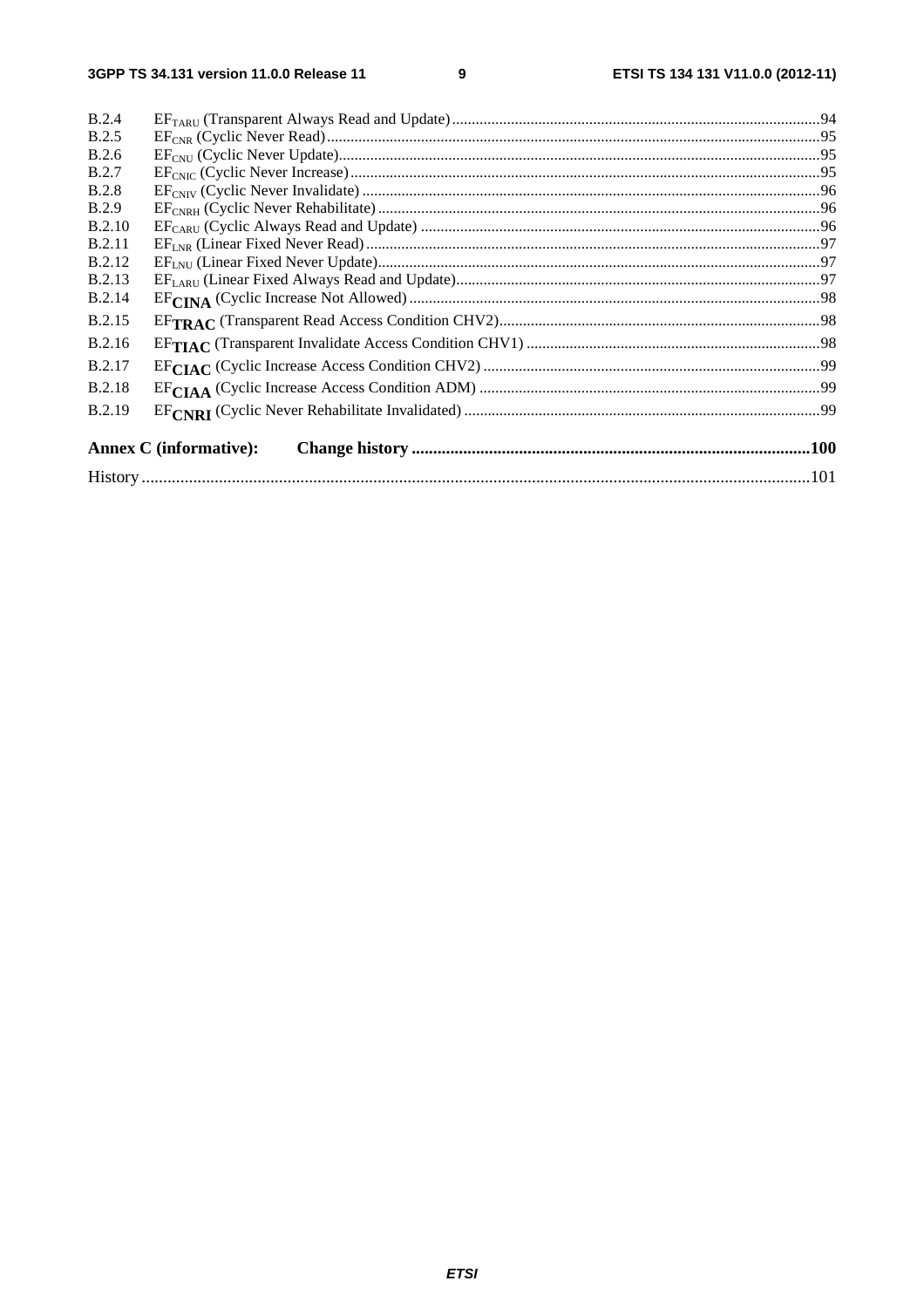B.2.4 $EF_{TARU}$ (Transparent Always Read and Update) ... 94
B.2.5 $EF_{CNR}$ (Cyclic Never Read) ... 95
B.2.6 $EF_{CNU}$ (Cyclic Never Update) ... 95
B.2.7 $EF_{CNIC}$ (Cyclic Never Increase) ... 95
B.2.8 $EF_{CNIV}$ (Cyclic Never Invalidate) ... 96
B.2.9 $EF_{CNRH}$ (Cyclic Never Rehabilitate) ... 96
B.2.10 $EF_{CARU}$ (Cyclic Always Read and Update) ... 96
B.2.11 $EF_{LNR}$ (Linear Fixed Never Read) ... 97
B.2.12 $EF_{LNU}$ (Linear Fixed Never Update) ... 97
B.2.13 $EF_{LARU}$ (Linear Fixed Always Read and Update) ... 97
B.2.14 $EF_{CINA}$ (Cyclic Increase Not Allowed) ... 98
B.2.15 $EF_{TRAC}$ (Transparent Read Access Condition CHV2) ... 98
B.2.16 $EF_{TIAC}$ (Transparent Invalidate Access Condition CHV1) ... 98
B.2.17 $EF_{CIAC}$ (Cyclic Increase Access Condition CHV2) ... 99
B.2.18 $EF_{CIAA}$ (Cyclic Increase Access Condition ADM) ... 99
B.2.19 $EF_{CNRI}$ (Cyclic Never Rehabilitate Invalidated) ... 99

**Annex C (informative): Change history ... 100**

History ... 101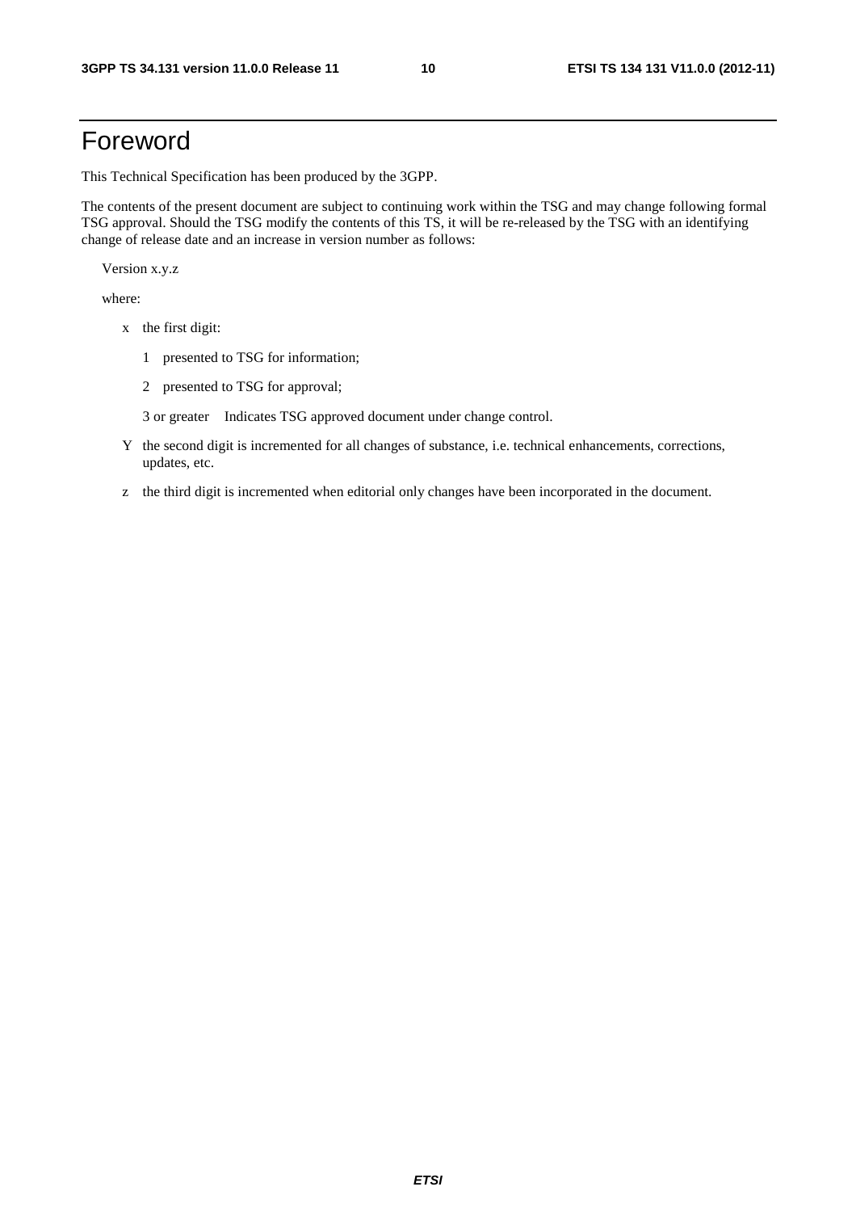# Foreword

This Technical Specification has been produced by the 3GPP.

The contents of the present document are subject to continuing work within the TSG and may change following formal TSG approval. Should the TSG modify the contents of this TS, it will be re-released by the TSG with an identifying change of release date and an increase in version number as follows:

Version x.y.z

where:

x the first digit:

1 presented to TSG for information;

2 presented to TSG for approval;

3 or greater Indicates TSG approved document under change control.

Y the second digit is incremented for all changes of substance, i.e. technical enhancements, corrections, updates, etc.

z the third digit is incremented when editorial only changes have been incorporated in the document.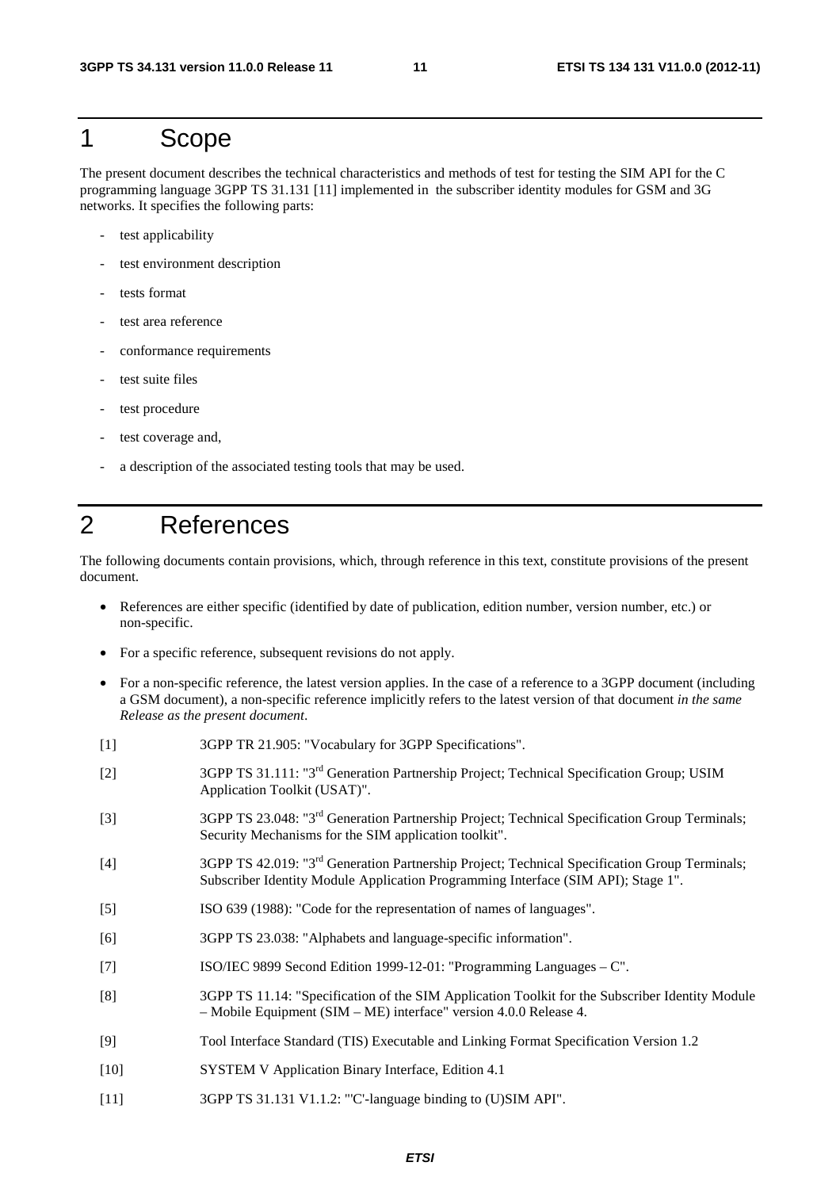# 1 Scope

The present document describes the technical characteristics and methods of test for testing the SIM API for the C programming language 3GPP TS 31.131 [11] implemented in the subscriber identity modules for GSM and 3G networks. It specifies the following parts:

- test applicability
- test environment description
- tests format
- test area reference
- conformance requirements
- test suite files
- test procedure
- test coverage and,
- a description of the associated testing tools that may be used.

# 2 References

The following documents contain provisions, which, through reference in this text, constitute provisions of the present document.

- References are either specific (identified by date of publication, edition number, version number, etc.) or non-specific.
- For a specific reference, subsequent revisions do not apply.
- For a non-specific reference, the latest version applies. In the case of a reference to a 3GPP document (including a GSM document), a non-specific reference implicitly refers to the latest version of that document *in the same Release as the present document*.

[1] 3GPP TR 21.905: "Vocabulary for 3GPP Specifications".

[2] 3GPP TS 31.111: "3rd Generation Partnership Project; Technical Specification Group; USIM Application Toolkit (USAT)".

[3] 3GPP TS 23.048: "3rd Generation Partnership Project; Technical Specification Group Terminals; Security Mechanisms for the SIM application toolkit".

[4] 3GPP TS 42.019: "3rd Generation Partnership Project; Technical Specification Group Terminals; Subscriber Identity Module Application Programming Interface (SIM API); Stage 1".

[5] ISO 639 (1988): "Code for the representation of names of languages".

[6] 3GPP TS 23.038: "Alphabets and language-specific information".

[7] ISO/IEC 9899 Second Edition 1999-12-01: "Programming Languages – C".

[8] 3GPP TS 11.14: "Specification of the SIM Application Toolkit for the Subscriber Identity Module – Mobile Equipment (SIM – ME) interface" version 4.0.0 Release 4.

[9] Tool Interface Standard (TIS) Executable and Linking Format Specification Version 1.2

[10] SYSTEM V Application Binary Interface, Edition 4.1

[11] 3GPP TS 31.131 V1.1.2: "'C'-language binding to (U)SIM API".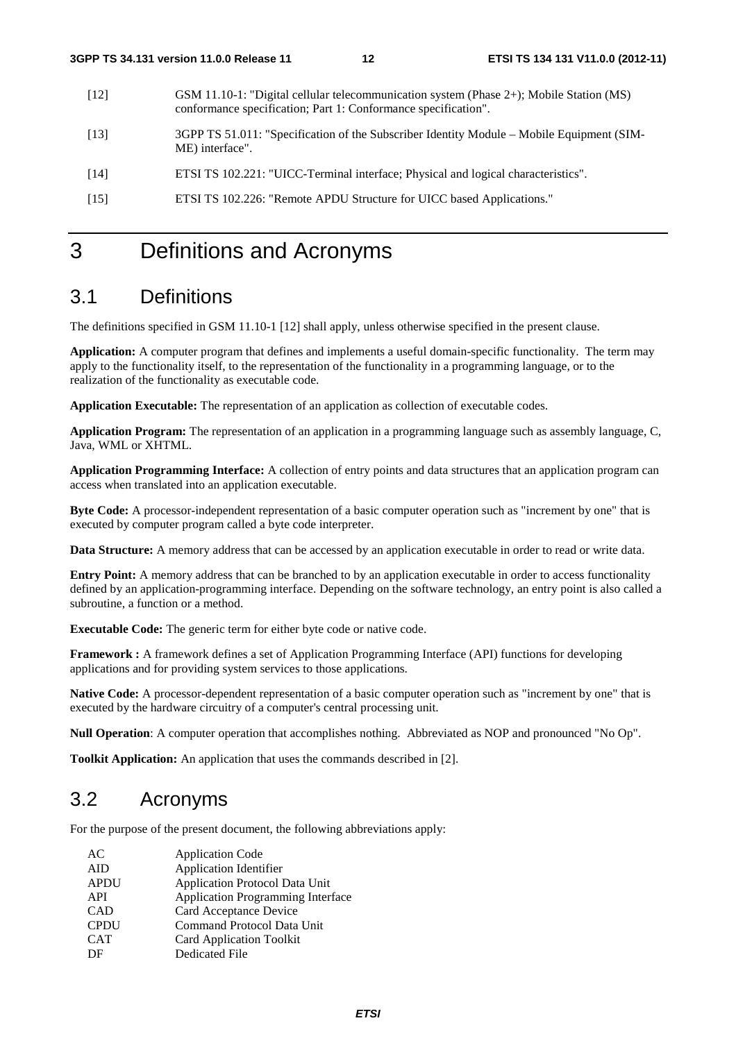[12] GSM 11.10-1: "Digital cellular telecommunication system (Phase 2+); Mobile Station (MS) conformance specification; Part 1: Conformance specification".

[13] 3GPP TS 51.011: "Specification of the Subscriber Identity Module – Mobile Equipment (SIM-ME) interface".

[14] ETSI TS 102.221: "UICC-Terminal interface; Physical and logical characteristics".

[15] ETSI TS 102.226: "Remote APDU Structure for UICC based Applications."

# 3 Definitions and Acronyms

## 3.1 Definitions

The definitions specified in GSM 11.10-1 [12] shall apply, unless otherwise specified in the present clause.

**Application:** A computer program that defines and implements a useful domain-specific functionality. The term may apply to the functionality itself, to the representation of the functionality in a programming language, or to the realization of the functionality as executable code.

**Application Executable:** The representation of an application as collection of executable codes.

**Application Program:** The representation of an application in a programming language such as assembly language, C, Java, WML or XHTML.

**Application Programming Interface:** A collection of entry points and data structures that an application program can access when translated into an application executable.

**Byte Code:** A processor-independent representation of a basic computer operation such as "increment by one" that is executed by computer program called a byte code interpreter.

**Data Structure:** A memory address that can be accessed by an application executable in order to read or write data.

**Entry Point:** A memory address that can be branched to by an application executable in order to access functionality defined by an application-programming interface. Depending on the software technology, an entry point is also called a subroutine, a function or a method.

**Executable Code:** The generic term for either byte code or native code.

**Framework :** A framework defines a set of Application Programming Interface (API) functions for developing applications and for providing system services to those applications.

**Native Code:** A processor-dependent representation of a basic computer operation such as "increment by one" that is executed by the hardware circuitry of a computer's central processing unit.

**Null Operation**: A computer operation that accomplishes nothing. Abbreviated as NOP and pronounced "No Op".

**Toolkit Application:** An application that uses the commands described in [2].

## 3.2 Acronyms

For the purpose of the present document, the following abbreviations apply:

| | |
|---|---|
| AC | Application Code |
| AID | Application Identifier |
| APDU | Application Protocol Data Unit |
| API | Application Programming Interface |
| CAD | Card Acceptance Device |
| CPDU | Command Protocol Data Unit |
| CAT | Card Application Toolkit |
| DF | Dedicated File |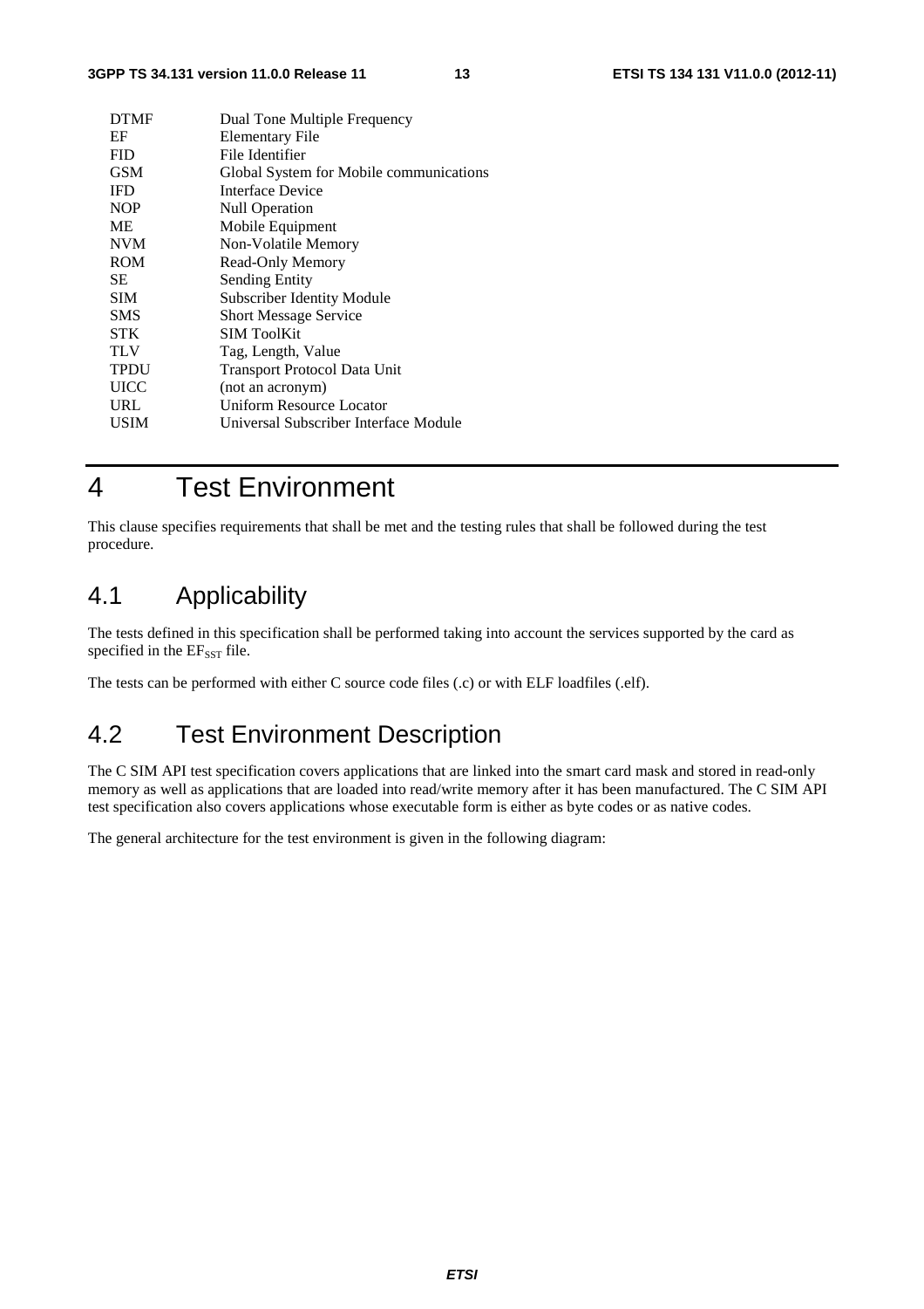| | |
|---|---|
| DTMF | Dual Tone Multiple Frequency |
| EF | Elementary File |
| FID | File Identifier |
| GSM | Global System for Mobile communications |
| IFD | Interface Device |
| NOP | Null Operation |
| ME | Mobile Equipment |
| NVM | Non-Volatile Memory |
| ROM | Read-Only Memory |
| SE | Sending Entity |
| SIM | Subscriber Identity Module |
| SMS | Short Message Service |
| STK | SIM ToolKit |
| TLV | Tag, Length, Value |
| TPDU | Transport Protocol Data Unit |
| UICC | (not an acronym) |
| URL | Uniform Resource Locator |
| USIM | Universal Subscriber Interface Module |

# 4 Test Environment

This clause specifies requirements that shall be met and the testing rules that shall be followed during the test procedure.

## 4.1 Applicability

The tests defined in this specification shall be performed taking into account the services supported by the card as specified in the $EF_{SST}$ file.

The tests can be performed with either C source code files (.c) or with ELF loadfiles (.elf).

## 4.2 Test Environment Description

The C SIM API test specification covers applications that are linked into the smart card mask and stored in read-only memory as well as applications that are loaded into read/write memory after it has been manufactured. The C SIM API test specification also covers applications whose executable form is either as byte codes or as native codes.

The general architecture for the test environment is given in the following diagram: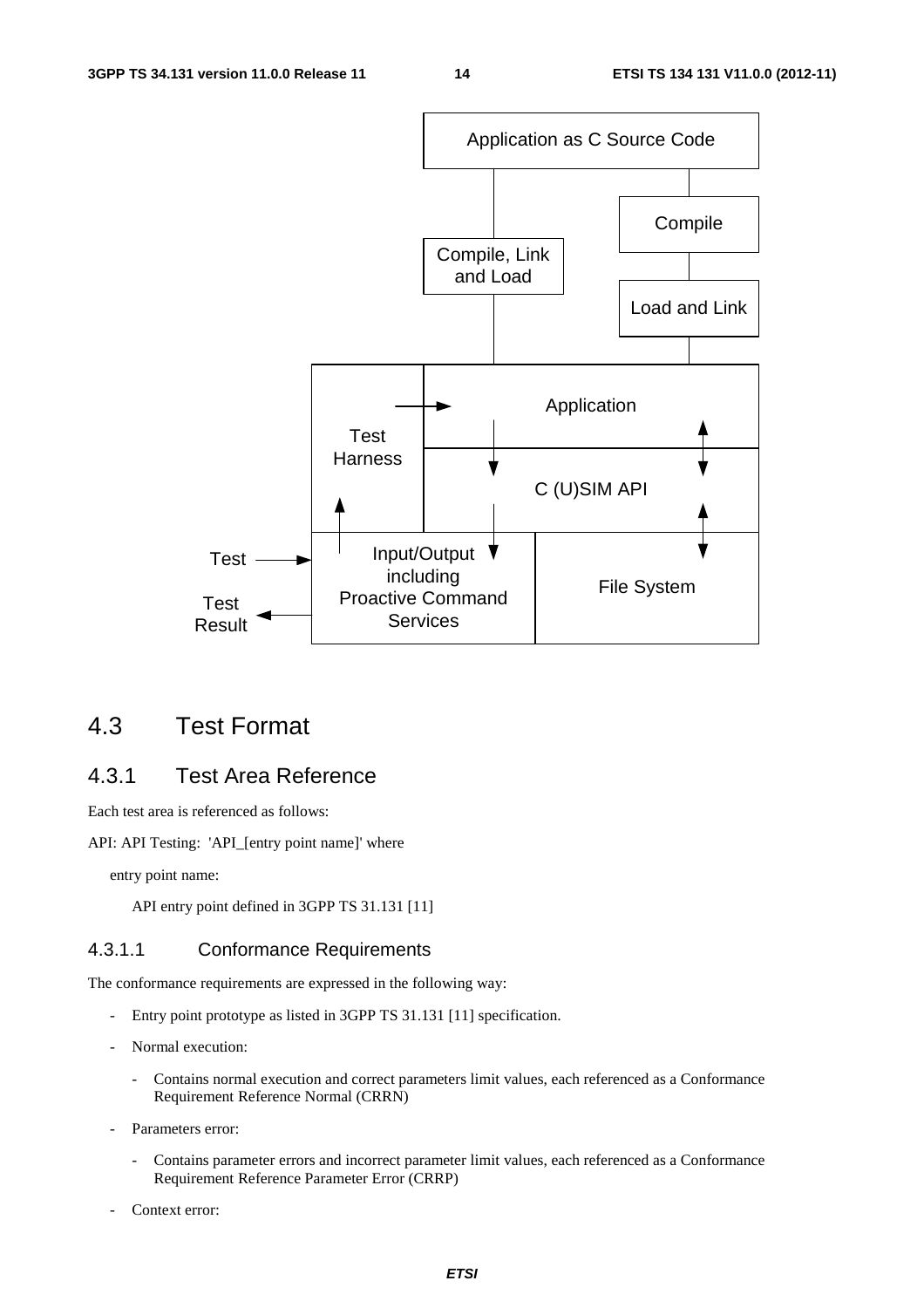## 4.3 Test Format

### 4.3.1 Test Area Reference

Each test area is referenced as follows:

API: API Testing: 'API_[entry point name]' where

entry point name:

API entry point defined in 3GPP TS 31.131 [11]

#### 4.3.1.1 Conformance Requirements

The conformance requirements are expressed in the following way:

- Entry point prototype as listed in 3GPP TS 31.131 [11] specification.
- Normal execution:
  - Contains normal execution and correct parameters limit values, each referenced as a Conformance Requirement Reference Normal (CRRN)
- Parameters error:
  - Contains parameter errors and incorrect parameter limit values, each referenced as a Conformance Requirement Reference Parameter Error (CRRP)
- Context error: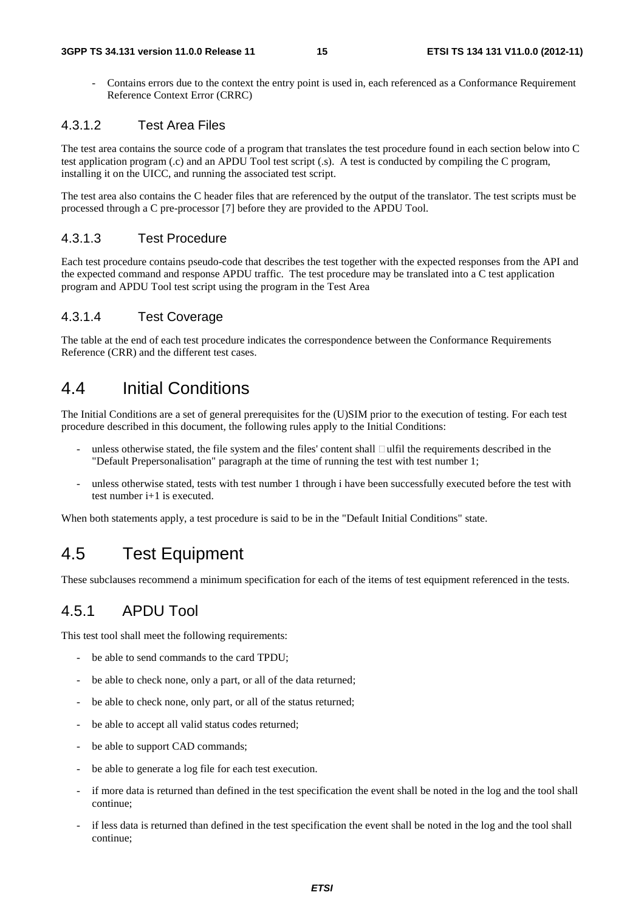- Contains errors due to the context the entry point is used in, each referenced as a Conformance Requirement Reference Context Error (CRRC)

#### 4.3.1.2 Test Area Files

The test area contains the source code of a program that translates the test procedure found in each section below into C test application program (.c) and an APDU Tool test script (.s). A test is conducted by compiling the C program, installing it on the UICC, and running the associated test script.

The test area also contains the C header files that are referenced by the output of the translator. The test scripts must be processed through a C pre-processor [7] before they are provided to the APDU Tool.

#### 4.3.1.3 Test Procedure

Each test procedure contains pseudo-code that describes the test together with the expected responses from the API and the expected command and response APDU traffic. The test procedure may be translated into a C test application program and APDU Tool test script using the program in the Test Area

#### 4.3.1.4 Test Coverage

The table at the end of each test procedure indicates the correspondence between the Conformance Requirements Reference (CRR) and the different test cases.

## 4.4 Initial Conditions

The Initial Conditions are a set of general prerequisites for the (U)SIM prior to the execution of testing. For each test procedure described in this document, the following rules apply to the Initial Conditions:

- unless otherwise stated, the file system and the files' content shall fulfil the requirements described in the "Default Prepersonalisation" paragraph at the time of running the test with test number 1;
- unless otherwise stated, tests with test number 1 through i have been successfully executed before the test with test number i+1 is executed.

When both statements apply, a test procedure is said to be in the "Default Initial Conditions" state.

## 4.5 Test Equipment

These subclauses recommend a minimum specification for each of the items of test equipment referenced in the tests.

### 4.5.1 APDU Tool

This test tool shall meet the following requirements:

- be able to send commands to the card TPDU;
- be able to check none, only a part, or all of the data returned;
- be able to check none, only part, or all of the status returned;
- be able to accept all valid status codes returned;
- be able to support CAD commands;
- be able to generate a log file for each test execution.
- if more data is returned than defined in the test specification the event shall be noted in the log and the tool shall continue;
- if less data is returned than defined in the test specification the event shall be noted in the log and the tool shall continue;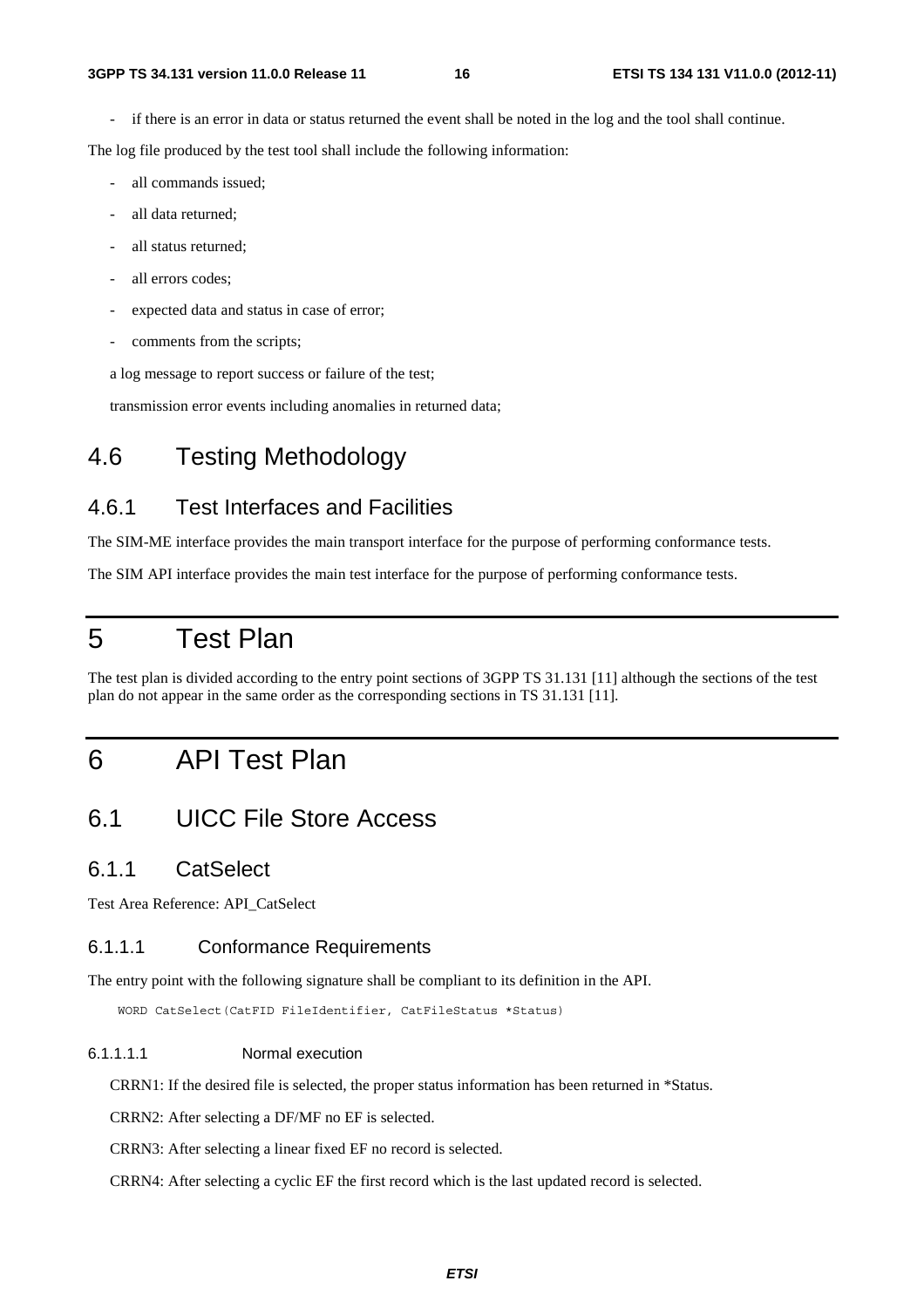- if there is an error in data or status returned the event shall be noted in the log and the tool shall continue.

The log file produced by the test tool shall include the following information:

- all commands issued;
- all data returned;
- all status returned;
- all errors codes;
- expected data and status in case of error;
- comments from the scripts;

a log message to report success or failure of the test;

transmission error events including anomalies in returned data;

## 4.6 Testing Methodology

### 4.6.1 Test Interfaces and Facilities

The SIM-ME interface provides the main transport interface for the purpose of performing conformance tests.

The SIM API interface provides the main test interface for the purpose of performing conformance tests.

# 5 Test Plan

The test plan is divided according to the entry point sections of 3GPP TS 31.131 [11] although the sections of the test plan do not appear in the same order as the corresponding sections in TS 31.131 [11].

# 6 API Test Plan

## 6.1 UICC File Store Access

### 6.1.1 CatSelect

Test Area Reference: API_CatSelect

#### 6.1.1.1 Conformance Requirements

The entry point with the following signature shall be compliant to its definition in the API.

```
WORD CatSelect(CatFID FileIdentifier, CatFileStatus *Status)
```

##### 6.1.1.1.1 Normal execution

CRRN1: If the desired file is selected, the proper status information has been returned in *Status.

CRRN2: After selecting a DF/MF no EF is selected.

CRRN3: After selecting a linear fixed EF no record is selected.

CRRN4: After selecting a cyclic EF the first record which is the last updated record is selected.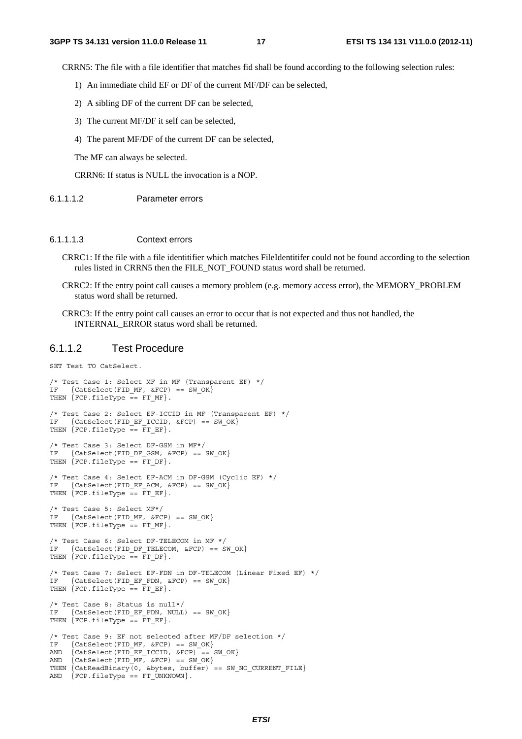CRRN5: The file with a file identifier that matches fid shall be found according to the following selection rules:

1) An immediate child EF or DF of the current MF/DF can be selected,

2) A sibling DF of the current DF can be selected,

3) The current MF/DF it self can be selected,

4) The parent MF/DF of the current DF can be selected,

The MF can always be selected.

CRRN6: If status is NULL the invocation is a NOP.

#### 6.1.1.1.2 Parameter errors

#### 6.1.1.1.3 Context errors

CRRC1: If the file with a file identitifier which matches FileIdentitifer could not be found according to the selection rules listed in CRRN5 then the FILE_NOT_FOUND status word shall be returned.

CRRC2: If the entry point call causes a memory problem (e.g. memory access error), the MEMORY_PROBLEM status word shall be returned.

CRRC3: If the entry point call causes an error to occur that is not expected and thus not handled, the INTERNAL_ERROR status word shall be returned.

### 6.1.1.2 Test Procedure

```
SET Test TO CatSelect.

/* Test Case 1: Select MF in MF (Transparent EF) */
IF   {CatSelect(FID_MF, &FCP) == SW_OK}
THEN {FCP.fileType == FT_MF}.

/* Test Case 2: Select EF-ICCID in MF (Transparent EF) */
IF   {CatSelect(FID_EF_ICCID, &FCP) == SW_OK}
THEN {FCP.fileType == FT_EF}.

/* Test Case 3: Select DF-GSM in MF*/
IF   {CatSelect(FID_DF_GSM, &FCP) == SW_OK}
THEN {FCP.fileType == FT_DF}.

/* Test Case 4: Select EF-ACM in DF-GSM (Cyclic EF) */
IF   {CatSelect(FID_EF_ACM, &FCP) == SW_OK}
THEN {FCP.fileType == FT_EF}.

/* Test Case 5: Select MF*/
IF   {CatSelect(FID_MF, &FCP) == SW_OK}
THEN {FCP.fileType == FT_MF}.

/* Test Case 6: Select DF-TELECOM in MF */
IF   {CatSelect(FID_DF_TELECOM, &FCP) == SW_OK}
THEN {FCP.fileType == FT_DF}.

/* Test Case 7: Select EF-FDN in DF-TELECOM (Linear Fixed EF) */
IF   {CatSelect(FID_EF_FDN, &FCP) == SW_OK}
THEN {FCP.fileType == FT_EF}.

/* Test Case 8: Status is null*/
IF   {CatSelect(FID_EF_FDN, NULL) == SW_OK}
THEN {FCP.fileType == FT_EF}.

/* Test Case 9: EF not selected after MF/DF selection */
IF   {CatSelect(FID_MF, &FCP) == SW_OK}
AND  {CatSelect(FID_EF_ICCID, &FCP) == SW_OK}
AND  {CatSelect(FID_MF, &FCP) == SW_OK}
THEN {CatReadBinary(0, &bytes, buffer) == SW_NO_CURRENT_FILE}
AND  {FCP.fileType == FT_UNKNOWN}.
```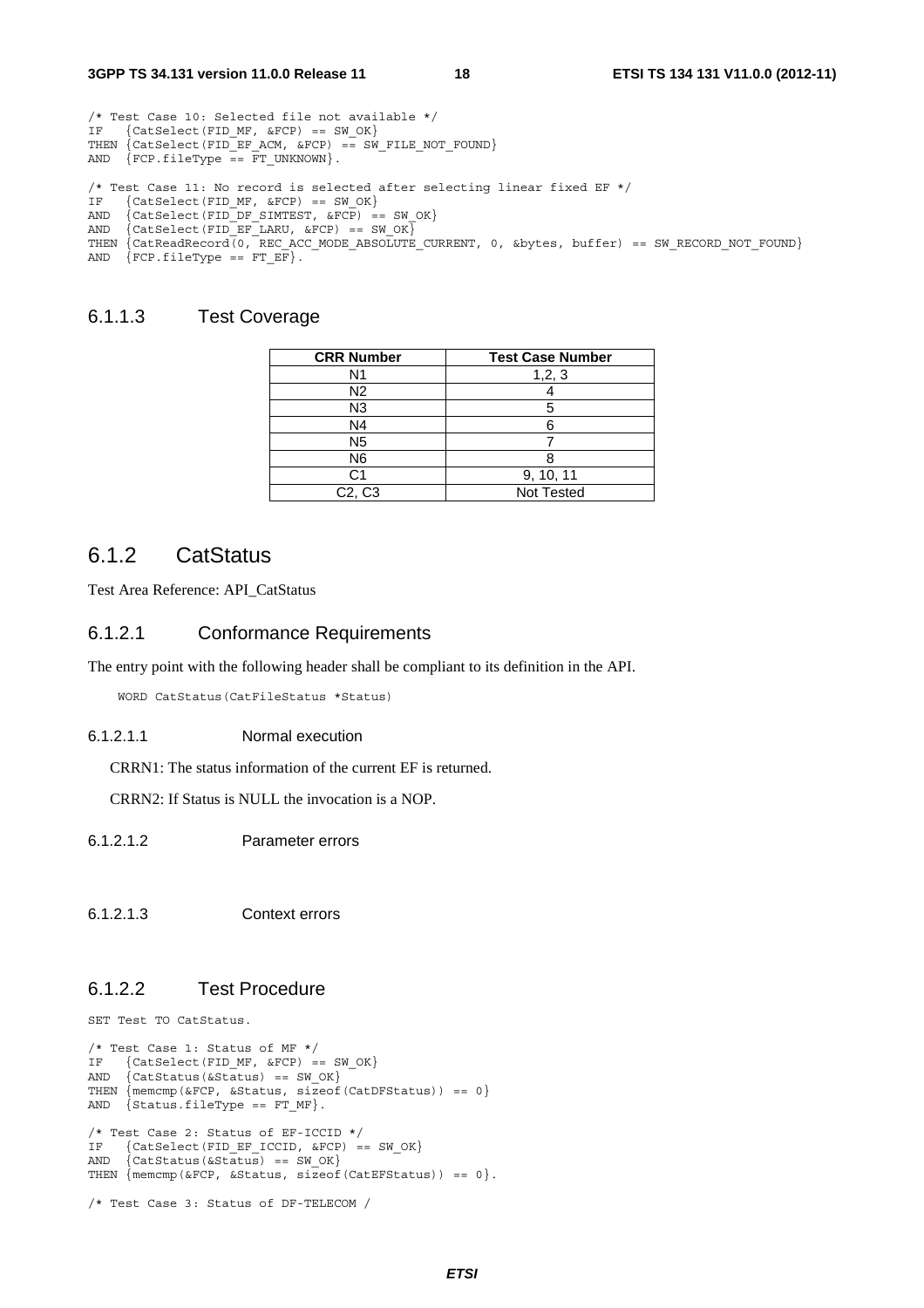```
/* Test Case 10: Selected file not available */
IF   {CatSelect(FID_MF, &FCP) == SW_OK}
THEN {CatSelect(FID_EF_ACM, &FCP) == SW_FILE_NOT_FOUND}
AND  {FCP.fileType == FT_UNKNOWN}.

/* Test Case 11: No record is selected after selecting linear fixed EF */
IF   {CatSelect(FID_MF, &FCP) == SW_OK}
AND  {CatSelect(FID_DF_SIMTEST, &FCP) == SW_OK}
AND  {CatSelect(FID_EF_LARU, &FCP) == SW_OK}
THEN {CatReadRecord(0, REC_ACC_MODE_ABSOLUTE_CURRENT, 0, &bytes, buffer) == SW_RECORD_NOT_FOUND}
AND  {FCP.fileType == FT_EF}.
```

### 6.1.1.3 Test Coverage

| CRR Number | Test Case Number |
|---|---|
| N1 | 1,2, 3 |
| N2 | 4 |
| N3 | 5 |
| N4 | 6 |
| N5 | 7 |
| N6 | 8 |
| C1 | 9, 10, 11 |
| C2, C3 | Not Tested |

## 6.1.2 CatStatus

Test Area Reference: API_CatStatus

### 6.1.2.1 Conformance Requirements

The entry point with the following header shall be compliant to its definition in the API.

```
WORD CatStatus(CatFileStatus *Status)
```

#### 6.1.2.1.1 Normal execution

CRRN1: The status information of the current EF is returned.

CRRN2: If Status is NULL the invocation is a NOP.

#### 6.1.2.1.2 Parameter errors

#### 6.1.2.1.3 Context errors

### 6.1.2.2 Test Procedure

```
SET Test TO CatStatus.

/* Test Case 1: Status of MF */
IF   {CatSelect(FID_MF, &FCP) == SW_OK}
AND  {CatStatus(&Status) == SW_OK}
THEN {memcmp(&FCP, &Status, sizeof(CatDFStatus)) == 0}
AND  {Status.fileType == FT_MF}.

/* Test Case 2: Status of EF-ICCID */
IF   {CatSelect(FID_EF_ICCID, &FCP) == SW_OK}
AND  {CatStatus(&Status) == SW_OK}
THEN {memcmp(&FCP, &Status, sizeof(CatEFStatus)) == 0}.

/* Test Case 3: Status of DF-TELECOM /
```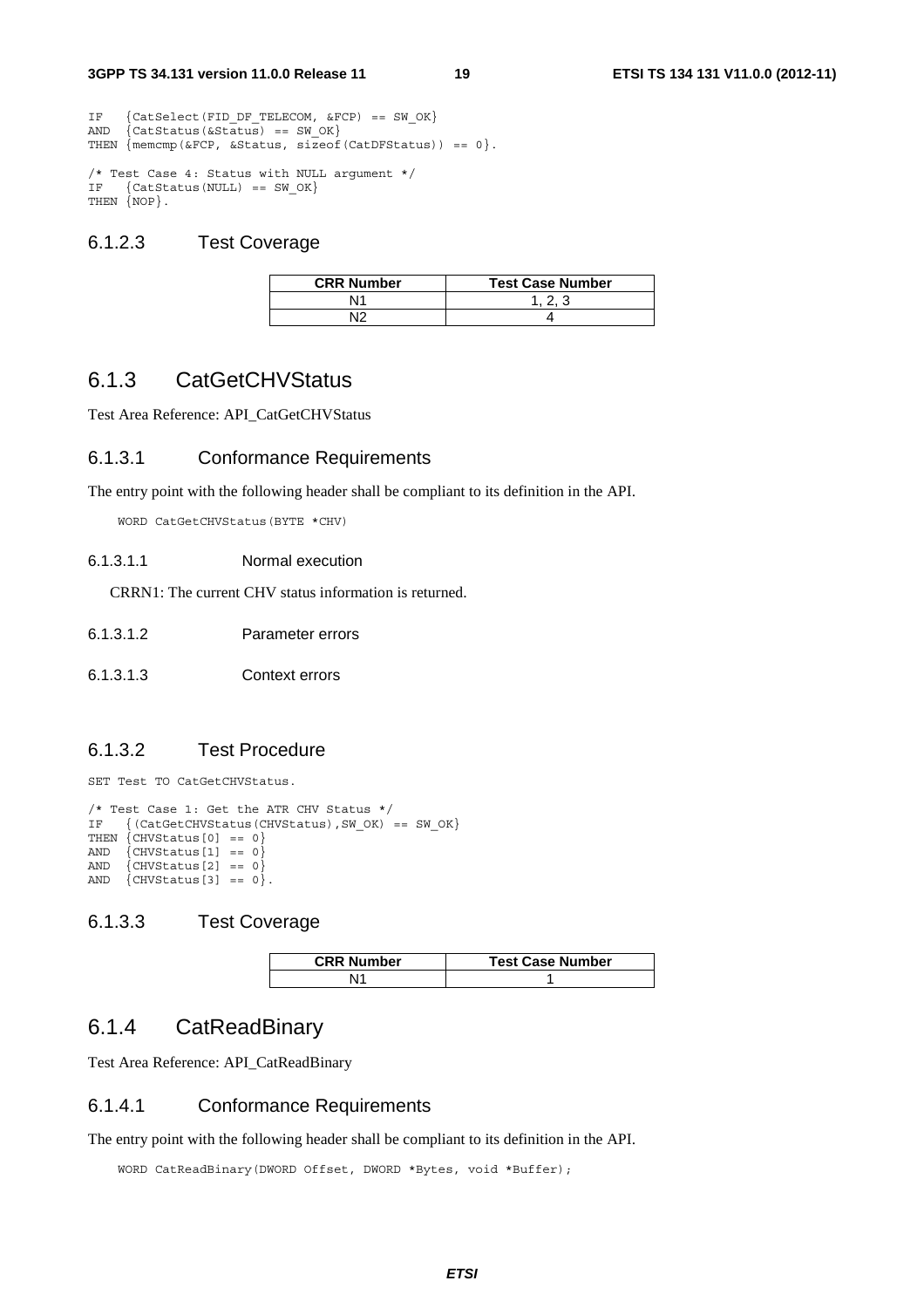```
IF   {CatSelect(FID_DF_TELECOM, &FCP) == SW_OK}
AND  {CatStatus(&Status) == SW_OK}
THEN {memcmp(&FCP, &Status, sizeof(CatDFStatus)) == 0}.

/* Test Case 4: Status with NULL argument */
IF   {CatStatus(NULL) == SW_OK}
THEN {NOP}.
```

### 6.1.2.3 Test Coverage

| CRR Number | Test Case Number |
|---|---|
| N1 | 1, 2, 3 |
| N2 | 4 |

## 6.1.3 CatGetCHVStatus

Test Area Reference: API_CatGetCHVStatus

### 6.1.3.1 Conformance Requirements

The entry point with the following header shall be compliant to its definition in the API.

```
WORD CatGetCHVStatus(BYTE *CHV)
```

#### 6.1.3.1.1 Normal execution

CRRN1: The current CHV status information is returned.

#### 6.1.3.1.2 Parameter errors

#### 6.1.3.1.3 Context errors

### 6.1.3.2 Test Procedure

```
SET Test TO CatGetCHVStatus.

/* Test Case 1: Get the ATR CHV Status */
IF   {(CatGetCHVStatus(CHVStatus),SW_OK) == SW_OK}
THEN {CHVStatus[0] == 0}
AND  {CHVStatus[1] == 0}
AND  {CHVStatus[2] == 0}
AND  {CHVStatus[3] == 0}.
```

### 6.1.3.3 Test Coverage

| CRR Number | Test Case Number |
|---|---|
| N1 | 1 |

## 6.1.4 CatReadBinary

Test Area Reference: API_CatReadBinary

### 6.1.4.1 Conformance Requirements

The entry point with the following header shall be compliant to its definition in the API.

```
WORD CatReadBinary(DWORD Offset, DWORD *Bytes, void *Buffer);
```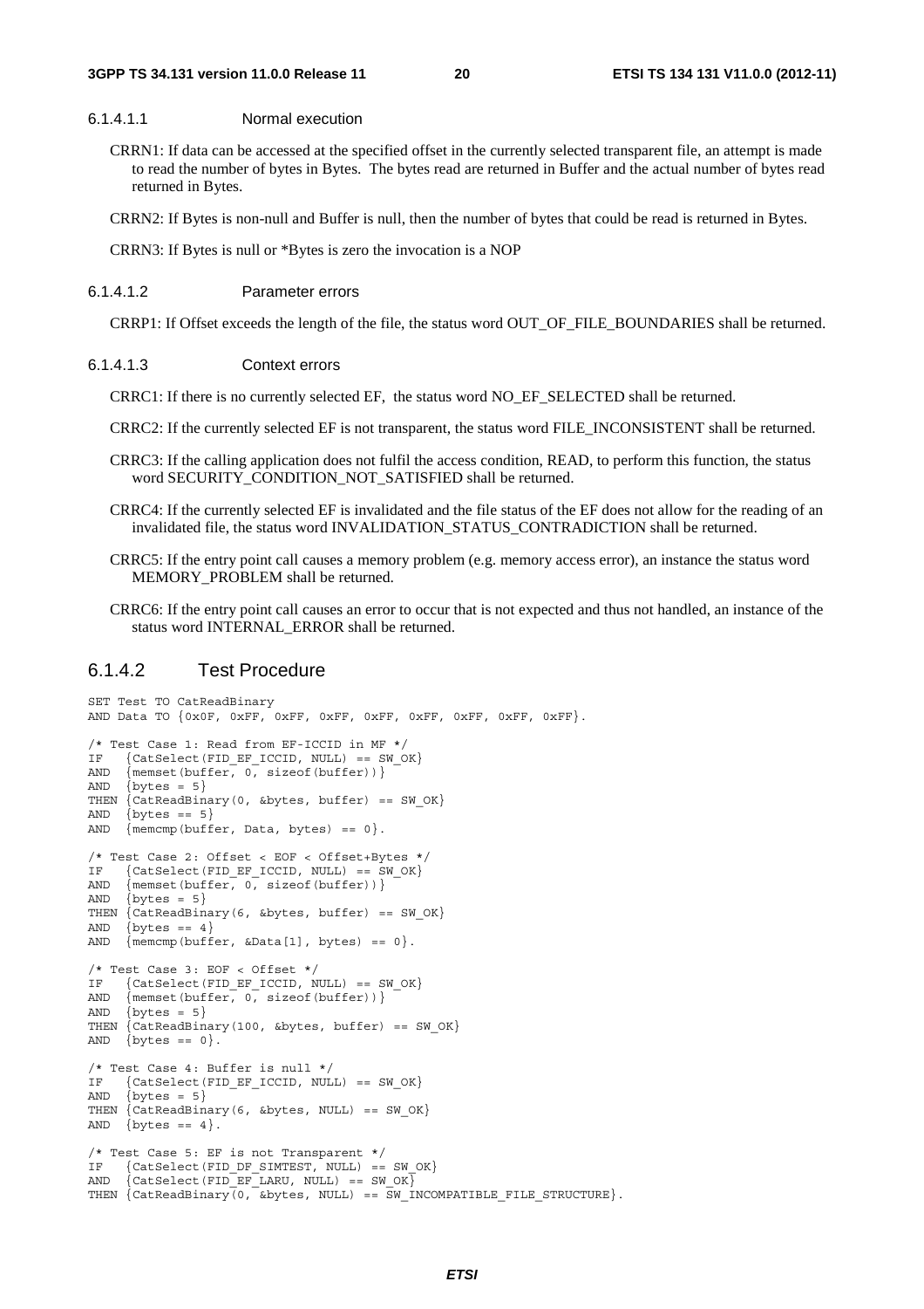#### 6.1.4.1.1 Normal execution

CRRN1: If data can be accessed at the specified offset in the currently selected transparent file, an attempt is made to read the number of bytes in Bytes. The bytes read are returned in Buffer and the actual number of bytes read returned in Bytes.

CRRN2: If Bytes is non-null and Buffer is null, then the number of bytes that could be read is returned in Bytes.

CRRN3: If Bytes is null or *Bytes is zero the invocation is a NOP

#### 6.1.4.1.2 Parameter errors

CRRP1: If Offset exceeds the length of the file, the status word OUT_OF_FILE_BOUNDARIES shall be returned.

#### 6.1.4.1.3 Context errors

CRRC1: If there is no currently selected EF, the status word NO_EF_SELECTED shall be returned.

CRRC2: If the currently selected EF is not transparent, the status word FILE_INCONSISTENT shall be returned.

CRRC3: If the calling application does not fulfil the access condition, READ, to perform this function, the status word SECURITY_CONDITION_NOT_SATISFIED shall be returned.

CRRC4: If the currently selected EF is invalidated and the file status of the EF does not allow for the reading of an invalidated file, the status word INVALIDATION_STATUS_CONTRADICTION shall be returned.

CRRC5: If the entry point call causes a memory problem (e.g. memory access error), an instance the status word MEMORY_PROBLEM shall be returned.

CRRC6: If the entry point call causes an error to occur that is not expected and thus not handled, an instance of the status word INTERNAL_ERROR shall be returned.

### 6.1.4.2 Test Procedure

```
SET Test TO CatReadBinary
AND Data TO {0x0F, 0xFF, 0xFF, 0xFF, 0xFF, 0xFF, 0xFF, 0xFF, 0xFF}.

/* Test Case 1: Read from EF-ICCID in MF */
IF   {CatSelect(FID_EF_ICCID, NULL) == SW_OK}
AND  {memset(buffer, 0, sizeof(buffer))}
AND  {bytes = 5}
THEN {CatReadBinary(0, &bytes, buffer) == SW_OK}
AND  {bytes == 5}
AND  {memcmp(buffer, Data, bytes) == 0}.

/* Test Case 2: Offset < EOF < Offset+Bytes */
IF   {CatSelect(FID_EF_ICCID, NULL) == SW_OK}
AND  {memset(buffer, 0, sizeof(buffer))}
AND  {bytes = 5}
THEN {CatReadBinary(6, &bytes, buffer) == SW_OK}
AND  {bytes == 4}
AND  {memcmp(buffer, &Data[1], bytes) == 0}.

/* Test Case 3: EOF < Offset */
IF   {CatSelect(FID_EF_ICCID, NULL) == SW_OK}
AND  {memset(buffer, 0, sizeof(buffer))}
AND  {bytes = 5}
THEN {CatReadBinary(100, &bytes, buffer) == SW_OK}
AND  {bytes == 0}.

/* Test Case 4: Buffer is null */
IF   {CatSelect(FID_EF_ICCID, NULL) == SW_OK}
AND  {bytes = 5}
THEN {CatReadBinary(6, &bytes, NULL) == SW_OK}
AND  {bytes == 4}.

/* Test Case 5: EF is not Transparent */
IF   {CatSelect(FID_DF_SIMTEST, NULL) == SW_OK}
AND  {CatSelect(FID_EF_LARU, NULL) == SW_OK}
THEN {CatReadBinary(0, &bytes, NULL) == SW_INCOMPATIBLE_FILE_STRUCTURE}.
```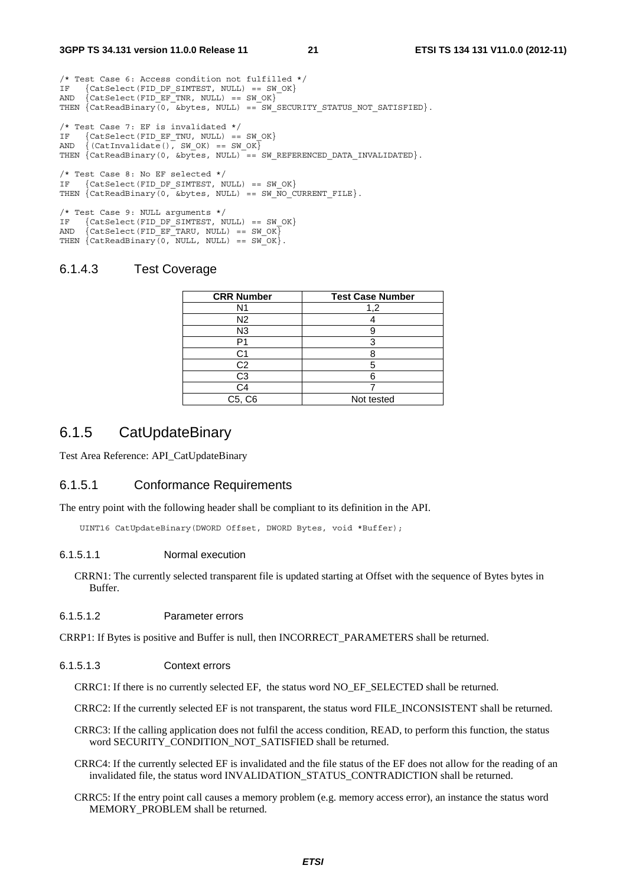```
/* Test Case 6: Access condition not fulfilled */
IF   {CatSelect(FID_DF_SIMTEST, NULL) == SW_OK}
AND  {CatSelect(FID_EF_TNR, NULL) == SW_OK}
THEN {CatReadBinary(0, &bytes, NULL) == SW_SECURITY_STATUS_NOT_SATISFIED}.

/* Test Case 7: EF is invalidated */
IF   {CatSelect(FID_EF_TNU, NULL) == SW_OK}
AND  {(CatInvalidate(), SW_OK) == SW_OK}
THEN {CatReadBinary(0, &bytes, NULL) == SW_REFERENCED_DATA_INVALIDATED}.

/* Test Case 8: No EF selected */
IF   {CatSelect(FID_DF_SIMTEST, NULL) == SW_OK}
THEN {CatReadBinary(0, &bytes, NULL) == SW_NO_CURRENT_FILE}.

/* Test Case 9: NULL arguments */
IF   {CatSelect(FID_DF_SIMTEST, NULL) == SW_OK}
AND  {CatSelect(FID_EF_TARU, NULL) == SW_OK}
THEN {CatReadBinary(0, NULL, NULL) == SW_OK}.
```

### 6.1.4.3 Test Coverage

| CRR Number | Test Case Number |
|---|---|
| N1 | 1,2 |
| N2 | 4 |
| N3 | 9 |
| P1 | 3 |
| C1 | 8 |
| C2 | 5 |
| C3 | 6 |
| C4 | 7 |
| C5, C6 | Not tested |

## 6.1.5 CatUpdateBinary

Test Area Reference: API_CatUpdateBinary

### 6.1.5.1 Conformance Requirements

The entry point with the following header shall be compliant to its definition in the API.

```
UINT16 CatUpdateBinary(DWORD Offset, DWORD Bytes, void *Buffer);
```

#### 6.1.5.1.1 Normal execution

CRRN1: The currently selected transparent file is updated starting at Offset with the sequence of Bytes bytes in Buffer.

#### 6.1.5.1.2 Parameter errors

CRRP1: If Bytes is positive and Buffer is null, then INCORRECT_PARAMETERS shall be returned.

#### 6.1.5.1.3 Context errors

CRRC1: If there is no currently selected EF, the status word NO_EF_SELECTED shall be returned.

CRRC2: If the currently selected EF is not transparent, the status word FILE_INCONSISTENT shall be returned.

CRRC3: If the calling application does not fulfil the access condition, READ, to perform this function, the status word SECURITY_CONDITION_NOT_SATISFIED shall be returned.

CRRC4: If the currently selected EF is invalidated and the file status of the EF does not allow for the reading of an invalidated file, the status word INVALIDATION_STATUS_CONTRADICTION shall be returned.

CRRC5: If the entry point call causes a memory problem (e.g. memory access error), an instance the status word MEMORY_PROBLEM shall be returned.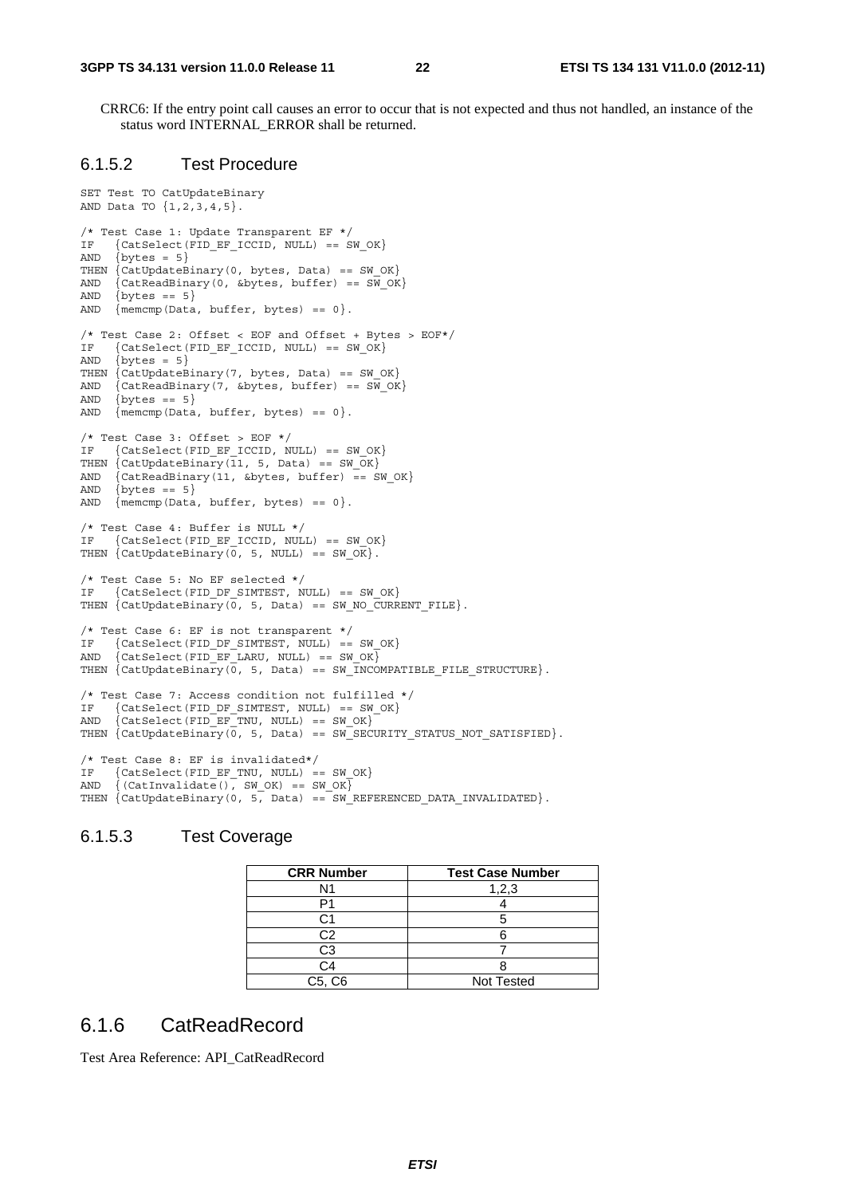CRRC6: If the entry point call causes an error to occur that is not expected and thus not handled, an instance of the status word INTERNAL_ERROR shall be returned.

### 6.1.5.2 Test Procedure

```
SET Test TO CatUpdateBinary
AND Data TO {1,2,3,4,5}.

/* Test Case 1: Update Transparent EF */
IF   {CatSelect(FID_EF_ICCID, NULL) == SW_OK}
AND  {bytes = 5}
THEN {CatUpdateBinary(0, bytes, Data) == SW_OK}
AND  {CatReadBinary(0, &bytes, buffer) == SW_OK}
AND  {bytes == 5}
AND  {memcmp(Data, buffer, bytes) == 0}.

/* Test Case 2: Offset < EOF and Offset + Bytes > EOF*/
IF   {CatSelect(FID_EF_ICCID, NULL) == SW_OK}
AND  {bytes = 5}
THEN {CatUpdateBinary(7, bytes, Data) == SW_OK}
AND  {CatReadBinary(7, &bytes, buffer) == SW_OK}
AND  {bytes == 5}
AND  {memcmp(Data, buffer, bytes) == 0}.

/* Test Case 3: Offset > EOF */
IF   {CatSelect(FID_EF_ICCID, NULL) == SW_OK}
THEN {CatUpdateBinary(11, 5, Data) == SW_OK}
AND  {CatReadBinary(11, &bytes, buffer) == SW_OK}
AND  {bytes == 5}
AND  {memcmp(Data, buffer, bytes) == 0}.

/* Test Case 4: Buffer is NULL */
IF   {CatSelect(FID_EF_ICCID, NULL) == SW_OK}
THEN {CatUpdateBinary(0, 5, NULL) == SW_OK}.

/* Test Case 5: No EF selected */
IF   {CatSelect(FID_DF_SIMTEST, NULL) == SW_OK}
THEN {CatUpdateBinary(0, 5, Data) == SW_NO_CURRENT_FILE}.

/* Test Case 6: EF is not transparent */
IF   {CatSelect(FID_DF_SIMTEST, NULL) == SW_OK}
AND  {CatSelect(FID_EF_LARU, NULL) == SW_OK}
THEN {CatUpdateBinary(0, 5, Data) == SW_INCOMPATIBLE_FILE_STRUCTURE}.

/* Test Case 7: Access condition not fulfilled */
IF   {CatSelect(FID_DF_SIMTEST, NULL) == SW_OK}
AND  {CatSelect(FID_EF_TNU, NULL) == SW_OK}
THEN {CatUpdateBinary(0, 5, Data) == SW_SECURITY_STATUS_NOT_SATISFIED}.

/* Test Case 8: EF is invalidated*/
IF   {CatSelect(FID_EF_TNU, NULL) == SW_OK}
AND  {(CatInvalidate(), SW_OK) == SW_OK}
THEN {CatUpdateBinary(0, 5, Data) == SW_REFERENCED_DATA_INVALIDATED}.
```

### 6.1.5.3 Test Coverage

| CRR Number | Test Case Number |
|---|---|
| N1 | 1,2,3 |
| P1 | 4 |
| C1 | 5 |
| C2 | 6 |
| C3 | 7 |
| C4 | 8 |
| C5, C6 | Not Tested |

## 6.1.6 CatReadRecord

Test Area Reference: API_CatReadRecord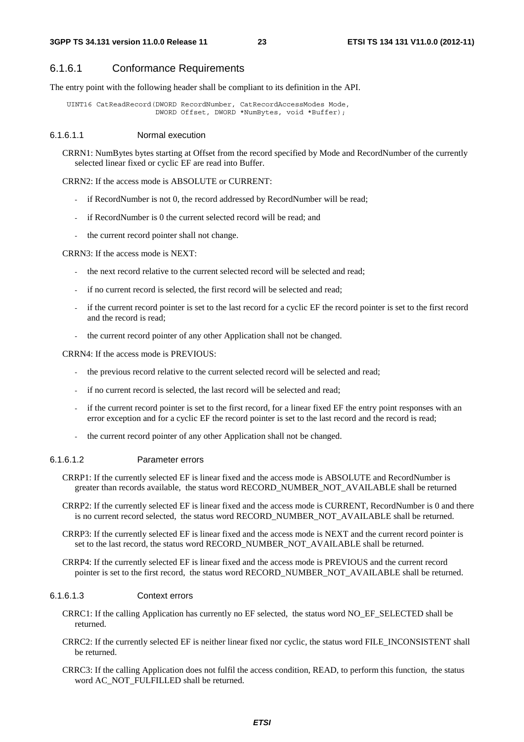## 6.1.6.1 Conformance Requirements

The entry point with the following header shall be compliant to its definition in the API.

```
UINT16 CatReadRecord(DWORD RecordNumber, CatRecordAccessModes Mode,
                     DWORD Offset, DWORD *NumBytes, void *Buffer);
```

#### 6.1.6.1.1 Normal execution

CRRN1: NumBytes bytes starting at Offset from the record specified by Mode and RecordNumber of the currently selected linear fixed or cyclic EF are read into Buffer.

CRRN2: If the access mode is ABSOLUTE or CURRENT:

- if RecordNumber is not 0, the record addressed by RecordNumber will be read;
- if RecordNumber is 0 the current selected record will be read; and
- the current record pointer shall not change.

CRRN3: If the access mode is NEXT:

- the next record relative to the current selected record will be selected and read;
- if no current record is selected, the first record will be selected and read;
- if the current record pointer is set to the last record for a cyclic EF the record pointer is set to the first record and the record is read;
- the current record pointer of any other Application shall not be changed.

CRRN4: If the access mode is PREVIOUS:

- the previous record relative to the current selected record will be selected and read;
- if no current record is selected, the last record will be selected and read;
- if the current record pointer is set to the first record, for a linear fixed EF the entry point responses with an error exception and for a cyclic EF the record pointer is set to the last record and the record is read;
- the current record pointer of any other Application shall not be changed.

#### 6.1.6.1.2 Parameter errors

CRRP1: If the currently selected EF is linear fixed and the access mode is ABSOLUTE and RecordNumber is greater than records available, the status word RECORD_NUMBER_NOT_AVAILABLE shall be returned

CRRP2: If the currently selected EF is linear fixed and the access mode is CURRENT, RecordNumber is 0 and there is no current record selected, the status word RECORD_NUMBER_NOT_AVAILABLE shall be returned.

CRRP3: If the currently selected EF is linear fixed and the access mode is NEXT and the current record pointer is set to the last record, the status word RECORD_NUMBER_NOT_AVAILABLE shall be returned.

CRRP4: If the currently selected EF is linear fixed and the access mode is PREVIOUS and the current record pointer is set to the first record, the status word RECORD_NUMBER_NOT_AVAILABLE shall be returned.

#### 6.1.6.1.3 Context errors

CRRC1: If the calling Application has currently no EF selected, the status word NO_EF_SELECTED shall be returned.

CRRC2: If the currently selected EF is neither linear fixed nor cyclic, the status word FILE_INCONSISTENT shall be returned.

CRRC3: If the calling Application does not fulfil the access condition, READ, to perform this function, the status word AC_NOT_FULFILLED shall be returned.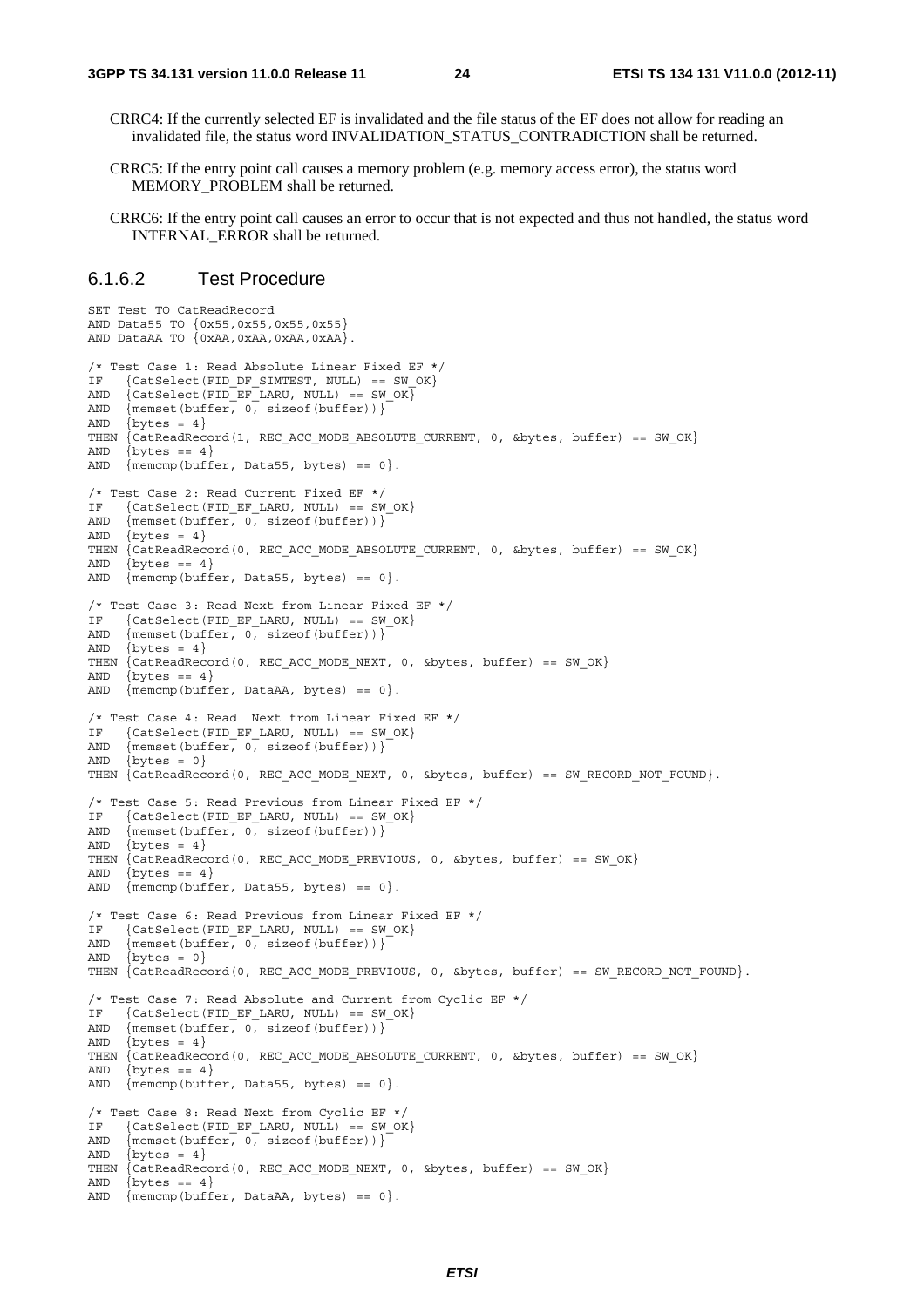CRRC4: If the currently selected EF is invalidated and the file status of the EF does not allow for reading an invalidated file, the status word INVALIDATION_STATUS_CONTRADICTION shall be returned.

CRRC5: If the entry point call causes a memory problem (e.g. memory access error), the status word MEMORY_PROBLEM shall be returned.

CRRC6: If the entry point call causes an error to occur that is not expected and thus not handled, the status word INTERNAL_ERROR shall be returned.

### 6.1.6.2 Test Procedure

```
SET Test TO CatReadRecord
AND Data55 TO {0x55,0x55,0x55,0x55}
AND DataAA TO {0xAA,0xAA,0xAA,0xAA}.

/* Test Case 1: Read Absolute Linear Fixed EF */
IF   {CatSelect(FID_DF_SIMTEST, NULL) == SW_OK}
AND  {CatSelect(FID_EF_LARU, NULL) == SW_OK}
AND  {memset(buffer, 0, sizeof(buffer))}
AND  {bytes = 4}
THEN {CatReadRecord(1, REC_ACC_MODE_ABSOLUTE_CURRENT, 0, &bytes, buffer) == SW_OK}
AND  {bytes == 4}
AND  {memcmp(buffer, Data55, bytes) == 0}.

/* Test Case 2: Read Current Fixed EF */
IF   {CatSelect(FID_EF_LARU, NULL) == SW_OK}
AND  {memset(buffer, 0, sizeof(buffer))}
AND  {bytes = 4}
THEN {CatReadRecord(0, REC_ACC_MODE_ABSOLUTE_CURRENT, 0, &bytes, buffer) == SW_OK}
AND  {bytes == 4}
AND  {memcmp(buffer, Data55, bytes) == 0}.

/* Test Case 3: Read Next from Linear Fixed EF */
IF   {CatSelect(FID_EF_LARU, NULL) == SW_OK}
AND  {memset(buffer, 0, sizeof(buffer))}
AND  {bytes = 4}
THEN {CatReadRecord(0, REC_ACC_MODE_NEXT, 0, &bytes, buffer) == SW_OK}
AND  {bytes == 4}
AND  {memcmp(buffer, DataAA, bytes) == 0}.

/* Test Case 4: Read  Next from Linear Fixed EF */
IF   {CatSelect(FID_EF_LARU, NULL) == SW_OK}
AND  {memset(buffer, 0, sizeof(buffer))}
AND  {bytes = 0}
THEN {CatReadRecord(0, REC_ACC_MODE_NEXT, 0, &bytes, buffer) == SW_RECORD_NOT_FOUND}.

/* Test Case 5: Read Previous from Linear Fixed EF */
IF   {CatSelect(FID_EF_LARU, NULL) == SW_OK}
AND  {memset(buffer, 0, sizeof(buffer))}
AND  {bytes = 4}
THEN {CatReadRecord(0, REC_ACC_MODE_PREVIOUS, 0, &bytes, buffer) == SW_OK}
AND  {bytes == 4}
AND  {memcmp(buffer, Data55, bytes) == 0}.

/* Test Case 6: Read Previous from Linear Fixed EF */
IF   {CatSelect(FID_EF_LARU, NULL) == SW_OK}
AND  {memset(buffer, 0, sizeof(buffer))}
AND  {bytes = 0}
THEN {CatReadRecord(0, REC_ACC_MODE_PREVIOUS, 0, &bytes, buffer) == SW_RECORD_NOT_FOUND}.

/* Test Case 7: Read Absolute and Current from Cyclic EF */
IF   {CatSelect(FID_EF_LARU, NULL) == SW_OK}
AND  {memset(buffer, 0, sizeof(buffer))}
AND  {bytes = 4}
THEN {CatReadRecord(0, REC_ACC_MODE_ABSOLUTE_CURRENT, 0, &bytes, buffer) == SW_OK}
AND  {bytes == 4}
AND  {memcmp(buffer, Data55, bytes) == 0}.

/* Test Case 8: Read Next from Cyclic EF */
IF   {CatSelect(FID_EF_LARU, NULL) == SW_OK}
AND  {memset(buffer, 0, sizeof(buffer))}
AND  {bytes = 4}
THEN {CatReadRecord(0, REC_ACC_MODE_NEXT, 0, &bytes, buffer) == SW_OK}
AND  {bytes == 4}
AND  {memcmp(buffer, DataAA, bytes) == 0}.
```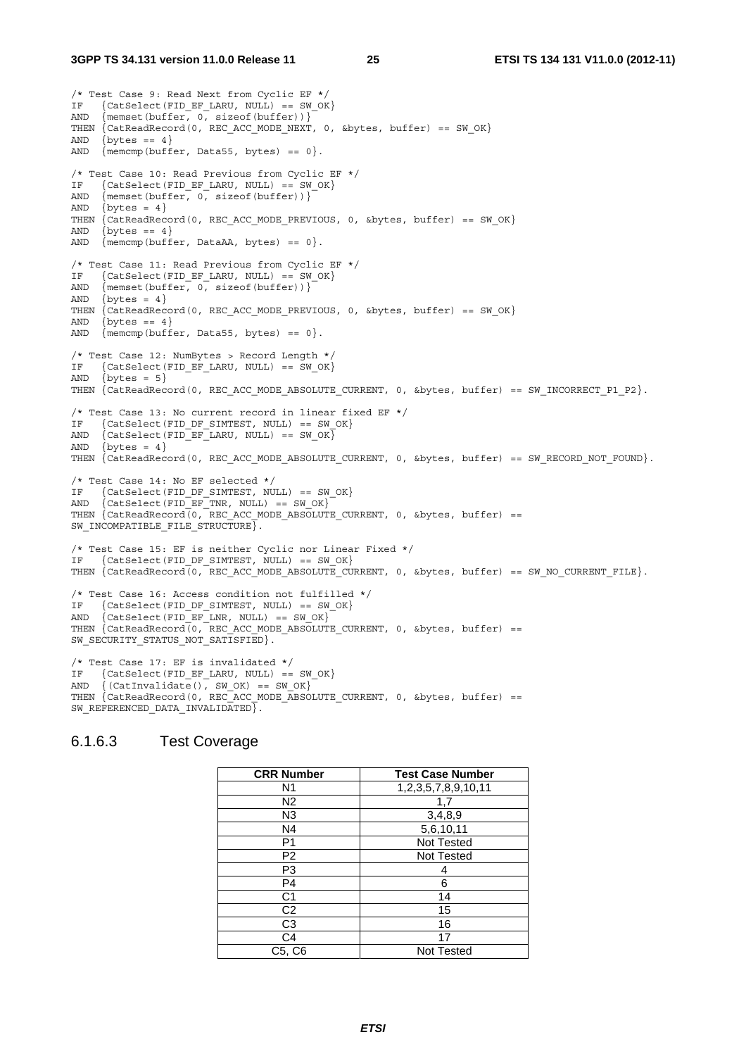```
/* Test Case 9: Read Next from Cyclic EF */
IF   {CatSelect(FID_EF_LARU, NULL) == SW_OK}
AND  {memset(buffer, 0, sizeof(buffer))}
THEN {CatReadRecord(0, REC_ACC_MODE_NEXT, 0, &bytes, buffer) == SW_OK}
AND  {bytes == 4}
AND  {memcmp(buffer, Data55, bytes) == 0}.

/* Test Case 10: Read Previous from Cyclic EF */
IF   {CatSelect(FID_EF_LARU, NULL) == SW_OK}
AND  {memset(buffer, 0, sizeof(buffer))}
AND  {bytes = 4}
THEN {CatReadRecord(0, REC_ACC_MODE_PREVIOUS, 0, &bytes, buffer) == SW_OK}
AND  {bytes == 4}
AND  {memcmp(buffer, DataAA, bytes) == 0}.

/* Test Case 11: Read Previous from Cyclic EF */
IF   {CatSelect(FID_EF_LARU, NULL) == SW_OK}
AND  {memset(buffer, 0, sizeof(buffer))}
AND  {bytes = 4}
THEN {CatReadRecord(0, REC_ACC_MODE_PREVIOUS, 0, &bytes, buffer) == SW_OK}
AND  {bytes == 4}
AND  {memcmp(buffer, Data55, bytes) == 0}.

/* Test Case 12: NumBytes > Record Length */
IF   {CatSelect(FID_EF_LARU, NULL) == SW_OK}
AND  {bytes = 5}
THEN {CatReadRecord(0, REC_ACC_MODE_ABSOLUTE_CURRENT, 0, &bytes, buffer) == SW_INCORRECT_P1_P2}.

/* Test Case 13: No current record in linear fixed EF */
IF   {CatSelect(FID_DF_SIMTEST, NULL) == SW_OK}
AND  {CatSelect(FID_EF_LARU, NULL) == SW_OK}
AND  {bytes = 4}
THEN {CatReadRecord(0, REC_ACC_MODE_ABSOLUTE_CURRENT, 0, &bytes, buffer) == SW_RECORD_NOT_FOUND}.

/* Test Case 14: No EF selected */
IF   {CatSelect(FID_DF_SIMTEST, NULL) == SW_OK}
AND  {CatSelect(FID_EF_TNR, NULL) == SW_OK}
THEN {CatReadRecord(0, REC_ACC_MODE_ABSOLUTE_CURRENT, 0, &bytes, buffer) ==
SW_INCOMPATIBLE_FILE_STRUCTURE}.

/* Test Case 15: EF is neither Cyclic nor Linear Fixed */
IF   {CatSelect(FID_DF_SIMTEST, NULL) == SW_OK}
THEN {CatReadRecord(0, REC_ACC_MODE_ABSOLUTE_CURRENT, 0, &bytes, buffer) == SW_NO_CURRENT_FILE}.

/* Test Case 16: Access condition not fulfilled */
IF   {CatSelect(FID_DF_SIMTEST, NULL) == SW_OK}
AND  {CatSelect(FID_EF_LNR, NULL) == SW_OK}
THEN {CatReadRecord(0, REC_ACC_MODE_ABSOLUTE_CURRENT, 0, &bytes, buffer) ==
SW_SECURITY_STATUS_NOT_SATISFIED}.

/* Test Case 17: EF is invalidated */
IF   {CatSelect(FID_EF_LARU, NULL) == SW_OK}
AND  {(CatInvalidate(), SW_OK) == SW_OK}
THEN {CatReadRecord(0, REC_ACC_MODE_ABSOLUTE_CURRENT, 0, &bytes, buffer) ==
SW_REFERENCED_DATA_INVALIDATED}.
```

### 6.1.6.3 Test Coverage

| CRR Number | Test Case Number |
|---|---|
| N1 | 1,2,3,5,7,8,9,10,11 |
| N2 | 1,7 |
| N3 | 3,4,8,9 |
| N4 | 5,6,10,11 |
| P1 | Not Tested |
| P2 | Not Tested |
| P3 | 4 |
| P4 | 6 |
| C1 | 14 |
| C2 | 15 |
| C3 | 16 |
| C4 | 17 |
| C5, C6 | Not Tested |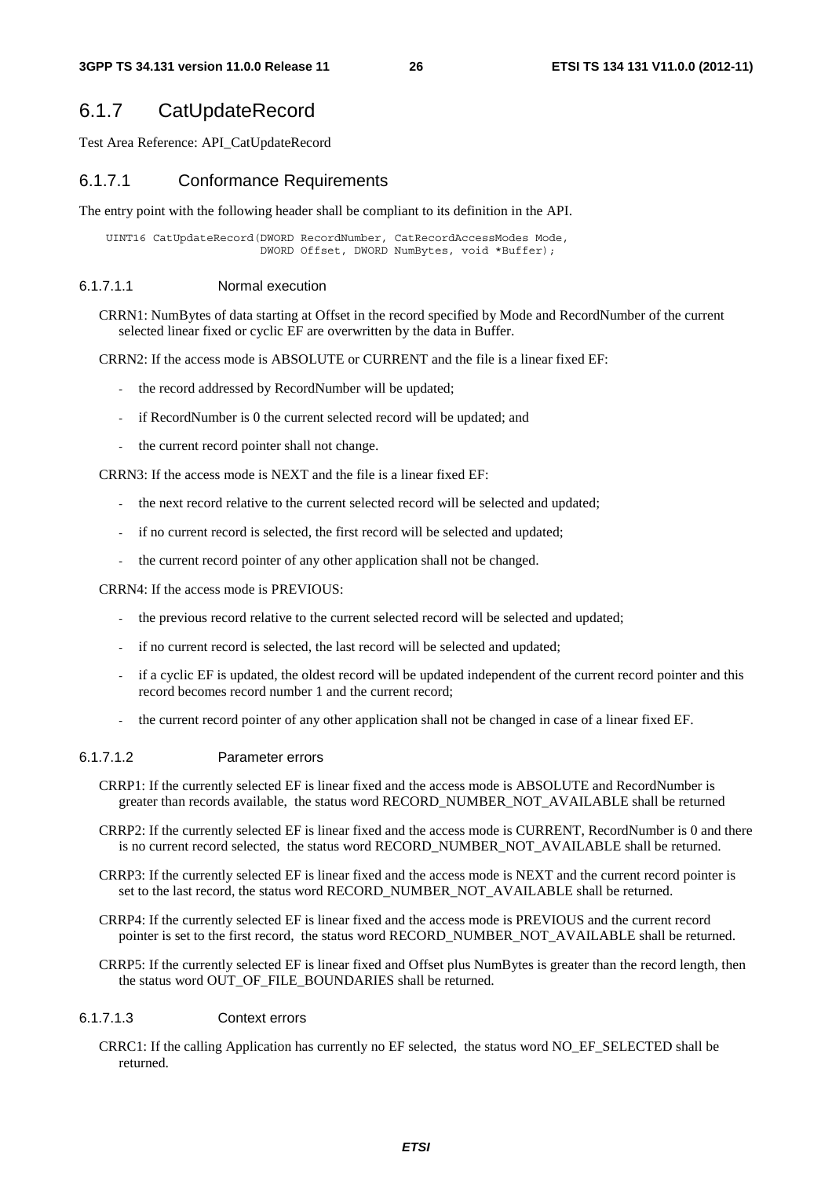## 6.1.7 CatUpdateRecord

Test Area Reference: API_CatUpdateRecord

### 6.1.7.1 Conformance Requirements

The entry point with the following header shall be compliant to its definition in the API.

```
UINT16 CatUpdateRecord(DWORD RecordNumber, CatRecordAccessModes Mode,
                       DWORD Offset, DWORD NumBytes, void *Buffer);
```

#### 6.1.7.1.1 Normal execution

CRRN1: NumBytes of data starting at Offset in the record specified by Mode and RecordNumber of the current selected linear fixed or cyclic EF are overwritten by the data in Buffer.

CRRN2: If the access mode is ABSOLUTE or CURRENT and the file is a linear fixed EF:

- the record addressed by RecordNumber will be updated;
- if RecordNumber is 0 the current selected record will be updated; and
- the current record pointer shall not change.

CRRN3: If the access mode is NEXT and the file is a linear fixed EF:

- the next record relative to the current selected record will be selected and updated;
- if no current record is selected, the first record will be selected and updated;
- the current record pointer of any other application shall not be changed.

CRRN4: If the access mode is PREVIOUS:

- the previous record relative to the current selected record will be selected and updated;
- if no current record is selected, the last record will be selected and updated;
- if a cyclic EF is updated, the oldest record will be updated independent of the current record pointer and this record becomes record number 1 and the current record;
- the current record pointer of any other application shall not be changed in case of a linear fixed EF.

#### 6.1.7.1.2 Parameter errors

CRRP1: If the currently selected EF is linear fixed and the access mode is ABSOLUTE and RecordNumber is greater than records available, the status word RECORD_NUMBER_NOT_AVAILABLE shall be returned

CRRP2: If the currently selected EF is linear fixed and the access mode is CURRENT, RecordNumber is 0 and there is no current record selected, the status word RECORD_NUMBER_NOT_AVAILABLE shall be returned.

CRRP3: If the currently selected EF is linear fixed and the access mode is NEXT and the current record pointer is set to the last record, the status word RECORD_NUMBER_NOT_AVAILABLE shall be returned.

CRRP4: If the currently selected EF is linear fixed and the access mode is PREVIOUS and the current record pointer is set to the first record, the status word RECORD_NUMBER_NOT_AVAILABLE shall be returned.

CRRP5: If the currently selected EF is linear fixed and Offset plus NumBytes is greater than the record length, then the status word OUT_OF_FILE_BOUNDARIES shall be returned.

#### 6.1.7.1.3 Context errors

CRRC1: If the calling Application has currently no EF selected, the status word NO_EF_SELECTED shall be returned.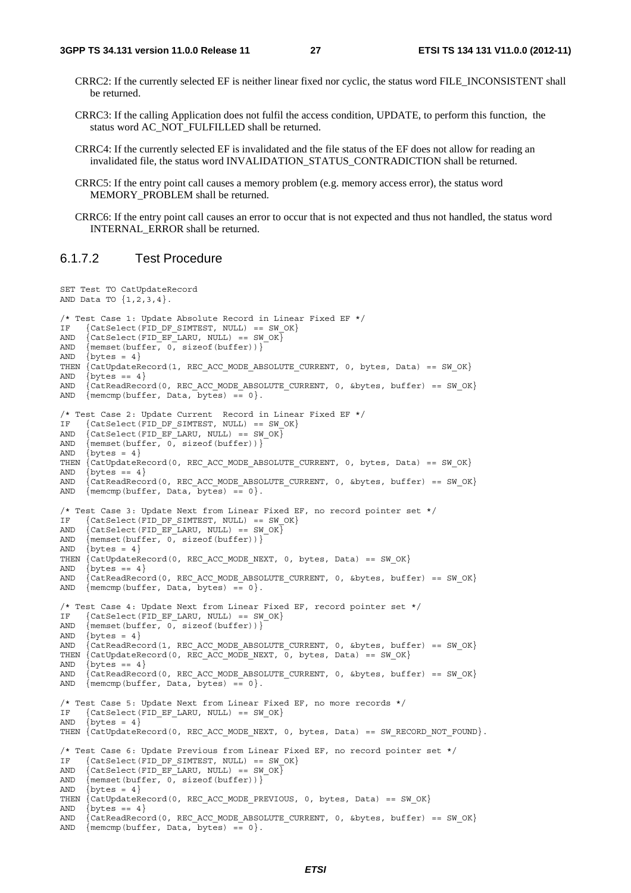CRRC2: If the currently selected EF is neither linear fixed nor cyclic, the status word FILE_INCONSISTENT shall be returned.

CRRC3: If the calling Application does not fulfil the access condition, UPDATE, to perform this function, the status word AC_NOT_FULFILLED shall be returned.

CRRC4: If the currently selected EF is invalidated and the file status of the EF does not allow for reading an invalidated file, the status word INVALIDATION_STATUS_CONTRADICTION shall be returned.

CRRC5: If the entry point call causes a memory problem (e.g. memory access error), the status word MEMORY_PROBLEM shall be returned.

CRRC6: If the entry point call causes an error to occur that is not expected and thus not handled, the status word INTERNAL_ERROR shall be returned.

### 6.1.7.2 Test Procedure

```
SET Test TO CatUpdateRecord
AND Data TO {1,2,3,4}.

/* Test Case 1: Update Absolute Record in Linear Fixed EF */
IF   {CatSelect(FID_DF_SIMTEST, NULL) == SW_OK}
AND  {CatSelect(FID_EF_LARU, NULL) == SW_OK}
AND  {memset(buffer, 0, sizeof(buffer))}
AND  {bytes = 4}
THEN {CatUpdateRecord(1, REC_ACC_MODE_ABSOLUTE_CURRENT, 0, bytes, Data) == SW_OK}
AND  {bytes == 4}
AND  {CatReadRecord(0, REC_ACC_MODE_ABSOLUTE_CURRENT, 0, &bytes, buffer) == SW_OK}
AND  {memcmp(buffer, Data, bytes) == 0}.

/* Test Case 2: Update Current  Record in Linear Fixed EF */
IF   {CatSelect(FID_DF_SIMTEST, NULL) == SW_OK}
AND  {CatSelect(FID_EF_LARU, NULL) == SW_OK}
AND  {memset(buffer, 0, sizeof(buffer))}
AND  {bytes = 4}
THEN {CatUpdateRecord(0, REC_ACC_MODE_ABSOLUTE_CURRENT, 0, bytes, Data) == SW_OK}
AND  {bytes == 4}
AND  {CatReadRecord(0, REC_ACC_MODE_ABSOLUTE_CURRENT, 0, &bytes, buffer) == SW_OK}
AND  {memcmp(buffer, Data, bytes) == 0}.

/* Test Case 3: Update Next from Linear Fixed EF, no record pointer set */
IF   {CatSelect(FID_DF_SIMTEST, NULL) == SW_OK}
AND  {CatSelect(FID_EF_LARU, NULL) == SW_OK}
AND  {memset(buffer, 0, sizeof(buffer))}
AND  {bytes = 4}
THEN {CatUpdateRecord(0, REC_ACC_MODE_NEXT, 0, bytes, Data) == SW_OK}
AND  {bytes == 4}
AND  {CatReadRecord(0, REC_ACC_MODE_ABSOLUTE_CURRENT, 0, &bytes, buffer) == SW_OK}
AND  {memcmp(buffer, Data, bytes) == 0}.

/* Test Case 4: Update Next from Linear Fixed EF, record pointer set */
IF   {CatSelect(FID_EF_LARU, NULL) == SW_OK}
AND  {memset(buffer, 0, sizeof(buffer))}
AND  {bytes = 4}
AND  {CatReadRecord(1, REC_ACC_MODE_ABSOLUTE_CURRENT, 0, &bytes, buffer) == SW_OK}
THEN {CatUpdateRecord(0, REC_ACC_MODE_NEXT, 0, bytes, Data) == SW_OK}
AND  {bytes == 4}
AND  {CatReadRecord(0, REC_ACC_MODE_ABSOLUTE_CURRENT, 0, &bytes, buffer) == SW_OK}
AND  {memcmp(buffer, Data, bytes) == 0}.

/* Test Case 5: Update Next from Linear Fixed EF, no more records */
IF   {CatSelect(FID_EF_LARU, NULL) == SW_OK}
AND  {bytes = 4}
THEN {CatUpdateRecord(0, REC_ACC_MODE_NEXT, 0, bytes, Data) == SW_RECORD_NOT_FOUND}.

/* Test Case 6: Update Previous from Linear Fixed EF, no record pointer set */
IF   {CatSelect(FID_DF_SIMTEST, NULL) == SW_OK}
AND  {CatSelect(FID_EF_LARU, NULL) == SW_OK}
AND  {memset(buffer, 0, sizeof(buffer))}
AND  {bytes = 4}
THEN {CatUpdateRecord(0, REC_ACC_MODE_PREVIOUS, 0, bytes, Data) == SW_OK}
AND  {bytes == 4}
AND  {CatReadRecord(0, REC_ACC_MODE_ABSOLUTE_CURRENT, 0, &bytes, buffer) == SW_OK}
AND  {memcmp(buffer, Data, bytes) == 0}.
```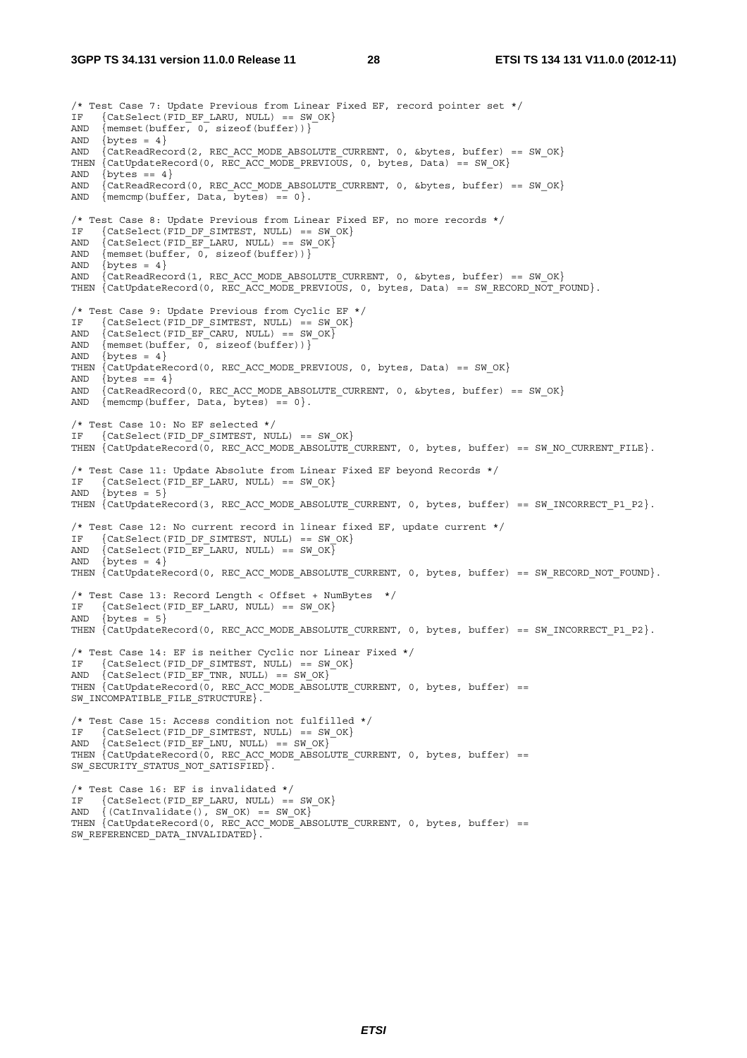```
/* Test Case 7: Update Previous from Linear Fixed EF, record pointer set */
IF   {CatSelect(FID_EF_LARU, NULL) == SW_OK}
AND  {memset(buffer, 0, sizeof(buffer))}
AND  {bytes = 4}
AND  {CatReadRecord(2, REC_ACC_MODE_ABSOLUTE_CURRENT, 0, &bytes, buffer) == SW_OK}
THEN {CatUpdateRecord(0, REC_ACC_MODE_PREVIOUS, 0, bytes, Data) == SW_OK}
AND  {bytes == 4}
AND  {CatReadRecord(0, REC_ACC_MODE_ABSOLUTE_CURRENT, 0, &bytes, buffer) == SW_OK}
AND  {memcmp(buffer, Data, bytes) == 0}.

/* Test Case 8: Update Previous from Linear Fixed EF, no more records */
IF   {CatSelect(FID_DF_SIMTEST, NULL) == SW_OK}
AND  {CatSelect(FID_EF_LARU, NULL) == SW_OK}
AND  {memset(buffer, 0, sizeof(buffer))}
AND  {bytes = 4}
AND  {CatReadRecord(1, REC_ACC_MODE_ABSOLUTE_CURRENT, 0, &bytes, buffer) == SW_OK}
THEN {CatUpdateRecord(0, REC_ACC_MODE_PREVIOUS, 0, bytes, Data) == SW_RECORD_NOT_FOUND}.

/* Test Case 9: Update Previous from Cyclic EF */
IF   {CatSelect(FID_DF_SIMTEST, NULL) == SW_OK}
AND  {CatSelect(FID_EF_CARU, NULL) == SW_OK}
AND  {memset(buffer, 0, sizeof(buffer))}
AND  {bytes = 4}
THEN {CatUpdateRecord(0, REC_ACC_MODE_PREVIOUS, 0, bytes, Data) == SW_OK}
AND  {bytes == 4}
AND  {CatReadRecord(0, REC_ACC_MODE_ABSOLUTE_CURRENT, 0, &bytes, buffer) == SW_OK}
AND  {memcmp(buffer, Data, bytes) == 0}.

/* Test Case 10: No EF selected */
IF   {CatSelect(FID_DF_SIMTEST, NULL) == SW_OK}
THEN {CatUpdateRecord(0, REC_ACC_MODE_ABSOLUTE_CURRENT, 0, bytes, buffer) == SW_NO_CURRENT_FILE}.

/* Test Case 11: Update Absolute from Linear Fixed EF beyond Records */
IF   {CatSelect(FID_EF_LARU, NULL) == SW_OK}
AND  {bytes = 5}
THEN {CatUpdateRecord(3, REC_ACC_MODE_ABSOLUTE_CURRENT, 0, bytes, buffer) == SW_INCORRECT_P1_P2}.

/* Test Case 12: No current record in linear fixed EF, update current */
IF   {CatSelect(FID_DF_SIMTEST, NULL) == SW_OK}
AND  {CatSelect(FID_EF_LARU, NULL) == SW_OK}
AND  {bytes = 4}
THEN {CatUpdateRecord(0, REC_ACC_MODE_ABSOLUTE_CURRENT, 0, bytes, buffer) == SW_RECORD_NOT_FOUND}.

/* Test Case 13: Record Length < Offset + NumBytes  */
IF   {CatSelect(FID_EF_LARU, NULL) == SW_OK}
AND  {bytes = 5}
THEN {CatUpdateRecord(0, REC_ACC_MODE_ABSOLUTE_CURRENT, 0, bytes, buffer) == SW_INCORRECT_P1_P2}.

/* Test Case 14: EF is neither Cyclic nor Linear Fixed */
IF   {CatSelect(FID_DF_SIMTEST, NULL) == SW_OK}
AND  {CatSelect(FID_EF_TNR, NULL) == SW_OK}
THEN {CatUpdateRecord(0, REC_ACC_MODE_ABSOLUTE_CURRENT, 0, bytes, buffer) ==
SW_INCOMPATIBLE_FILE_STRUCTURE}.

/* Test Case 15: Access condition not fulfilled */
IF   {CatSelect(FID_DF_SIMTEST, NULL) == SW_OK}
AND  {CatSelect(FID_EF_LNU, NULL) == SW_OK}
THEN {CatUpdateRecord(0, REC_ACC_MODE_ABSOLUTE_CURRENT, 0, bytes, buffer) ==
SW_SECURITY_STATUS_NOT_SATISFIED}.

/* Test Case 16: EF is invalidated */
IF   {CatSelect(FID_EF_LARU, NULL) == SW_OK}
AND  {(CatInvalidate(), SW_OK) == SW_OK}
THEN {CatUpdateRecord(0, REC_ACC_MODE_ABSOLUTE_CURRENT, 0, bytes, buffer) ==
SW_REFERENCED_DATA_INVALIDATED}.
```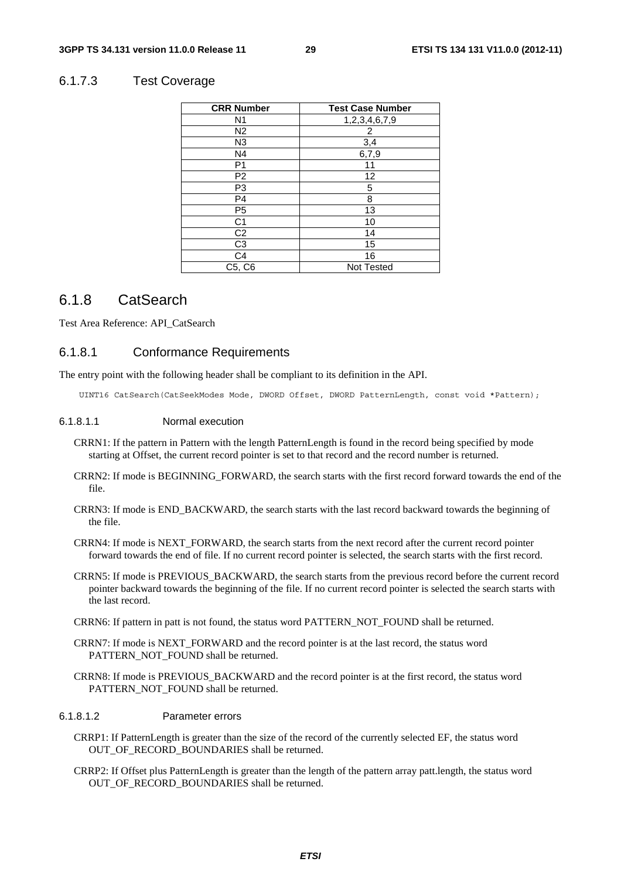### 6.1.7.3 Test Coverage

| CRR Number | Test Case Number |
|---|---|
| N1 | 1,2,3,4,6,7,9 |
| N2 | 2 |
| N3 | 3,4 |
| N4 | 6,7,9 |
| P1 | 11 |
| P2 | 12 |
| P3 | 5 |
| P4 | 8 |
| P5 | 13 |
| C1 | 10 |
| C2 | 14 |
| C3 | 15 |
| C4 | 16 |
| C5, C6 | Not Tested |

## 6.1.8 CatSearch

Test Area Reference: API_CatSearch

### 6.1.8.1 Conformance Requirements

The entry point with the following header shall be compliant to its definition in the API.

```
UINT16 CatSearch(CatSeekModes Mode, DWORD Offset, DWORD PatternLength, const void *Pattern);
```

#### 6.1.8.1.1 Normal execution

CRRN1: If the pattern in Pattern with the length PatternLength is found in the record being specified by mode starting at Offset, the current record pointer is set to that record and the record number is returned.

CRRN2: If mode is BEGINNING_FORWARD, the search starts with the first record forward towards the end of the file.

CRRN3: If mode is END_BACKWARD, the search starts with the last record backward towards the beginning of the file.

CRRN4: If mode is NEXT_FORWARD, the search starts from the next record after the current record pointer forward towards the end of file. If no current record pointer is selected, the search starts with the first record.

CRRN5: If mode is PREVIOUS_BACKWARD, the search starts from the previous record before the current record pointer backward towards the beginning of the file. If no current record pointer is selected the search starts with the last record.

CRRN6: If pattern in patt is not found, the status word PATTERN_NOT_FOUND shall be returned.

CRRN7: If mode is NEXT_FORWARD and the record pointer is at the last record, the status word PATTERN_NOT_FOUND shall be returned.

CRRN8: If mode is PREVIOUS_BACKWARD and the record pointer is at the first record, the status word PATTERN_NOT_FOUND shall be returned.

#### 6.1.8.1.2 Parameter errors

CRRP1: If PatternLength is greater than the size of the record of the currently selected EF, the status word OUT_OF_RECORD_BOUNDARIES shall be returned.

CRRP2: If Offset plus PatternLength is greater than the length of the pattern array patt.length, the status word OUT_OF_RECORD_BOUNDARIES shall be returned.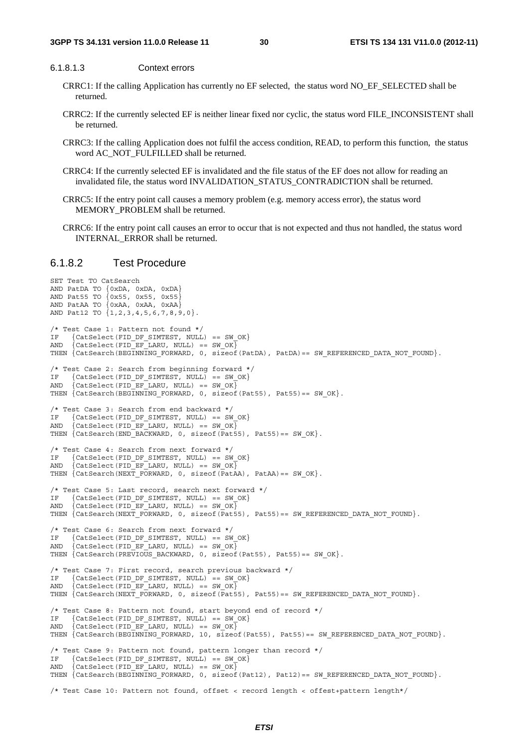#### 6.1.8.1.3 Context errors

CRRC1: If the calling Application has currently no EF selected, the status word NO_EF_SELECTED shall be returned.

CRRC2: If the currently selected EF is neither linear fixed nor cyclic, the status word FILE_INCONSISTENT shall be returned.

CRRC3: If the calling Application does not fulfil the access condition, READ, to perform this function, the status word AC_NOT_FULFILLED shall be returned.

CRRC4: If the currently selected EF is invalidated and the file status of the EF does not allow for reading an invalidated file, the status word INVALIDATION_STATUS_CONTRADICTION shall be returned.

CRRC5: If the entry point call causes a memory problem (e.g. memory access error), the status word MEMORY_PROBLEM shall be returned.

CRRC6: If the entry point call causes an error to occur that is not expected and thus not handled, the status word INTERNAL_ERROR shall be returned.

### 6.1.8.2 Test Procedure

```
SET Test TO CatSearch
AND PatDA TO {0xDA, 0xDA, 0xDA}
AND Pat55 TO {0x55, 0x55, 0x55}
AND PatAA TO {0xAA, 0xAA, 0xAA}
AND Pat12 TO {1,2,3,4,5,6,7,8,9,0}.

/* Test Case 1: Pattern not found */
IF   {CatSelect(FID_DF_SIMTEST, NULL) == SW_OK}
AND  {CatSelect(FID_EF_LARU, NULL) == SW_OK}
THEN {CatSearch(BEGINNING_FORWARD, 0, sizeof(PatDA), PatDA)== SW_REFERENCED_DATA_NOT_FOUND}.

/* Test Case 2: Search from beginning forward */
IF   {CatSelect(FID_DF_SIMTEST, NULL) == SW_OK}
AND  {CatSelect(FID_EF_LARU, NULL) == SW_OK}
THEN {CatSearch(BEGINNING_FORWARD, 0, sizeof(Pat55), Pat55)== SW_OK}.

/* Test Case 3: Search from end backward */
IF   {CatSelect(FID_DF_SIMTEST, NULL) == SW_OK}
AND  {CatSelect(FID_EF_LARU, NULL) == SW_OK}
THEN {CatSearch(END_BACKWARD, 0, sizeof(Pat55), Pat55)== SW_OK}.

/* Test Case 4: Search from next forward */
IF   {CatSelect(FID_DF_SIMTEST, NULL) == SW_OK}
AND  {CatSelect(FID_EF_LARU, NULL) == SW_OK}
THEN {CatSearch(NEXT_FORWARD, 0, sizeof(PatAA), PatAA)== SW_OK}.

/* Test Case 5: Last record, search next forward */
IF   {CatSelect(FID_DF_SIMTEST, NULL) == SW_OK}
AND  {CatSelect(FID_EF_LARU, NULL) == SW_OK}
THEN {CatSearch(NEXT_FORWARD, 0, sizeof(Pat55), Pat55)== SW_REFERENCED_DATA_NOT_FOUND}.

/* Test Case 6: Search from next forward */
IF   {CatSelect(FID_DF_SIMTEST, NULL) == SW_OK}
AND  {CatSelect(FID_EF_LARU, NULL) == SW_OK}
THEN {CatSearch(PREVIOUS_BACKWARD, 0, sizeof(Pat55), Pat55)== SW_OK}.

/* Test Case 7: First record, search previous backward */
IF   {CatSelect(FID_DF_SIMTEST, NULL) == SW_OK}
AND  {CatSelect(FID_EF_LARU, NULL) == SW_OK}
THEN {CatSearch(NEXT_FORWARD, 0, sizeof(Pat55), Pat55)== SW_REFERENCED_DATA_NOT_FOUND}.

/* Test Case 8: Pattern not found, start beyond end of record */
IF   {CatSelect(FID_DF_SIMTEST, NULL) == SW_OK}
AND  {CatSelect(FID_EF_LARU, NULL) == SW_OK}
THEN {CatSearch(BEGINNING_FORWARD, 10, sizeof(Pat55), Pat55)== SW_REFERENCED_DATA_NOT_FOUND}.

/* Test Case 9: Pattern not found, pattern longer than record */
IF   {CatSelect(FID_DF_SIMTEST, NULL) == SW_OK}
AND  {CatSelect(FID_EF_LARU, NULL) == SW_OK}
THEN {CatSearch(BEGINNING_FORWARD, 0, sizeof(Pat12), Pat12)== SW_REFERENCED_DATA_NOT_FOUND}.

/* Test Case 10: Pattern not found, offset < record length < offest+pattern length*/
```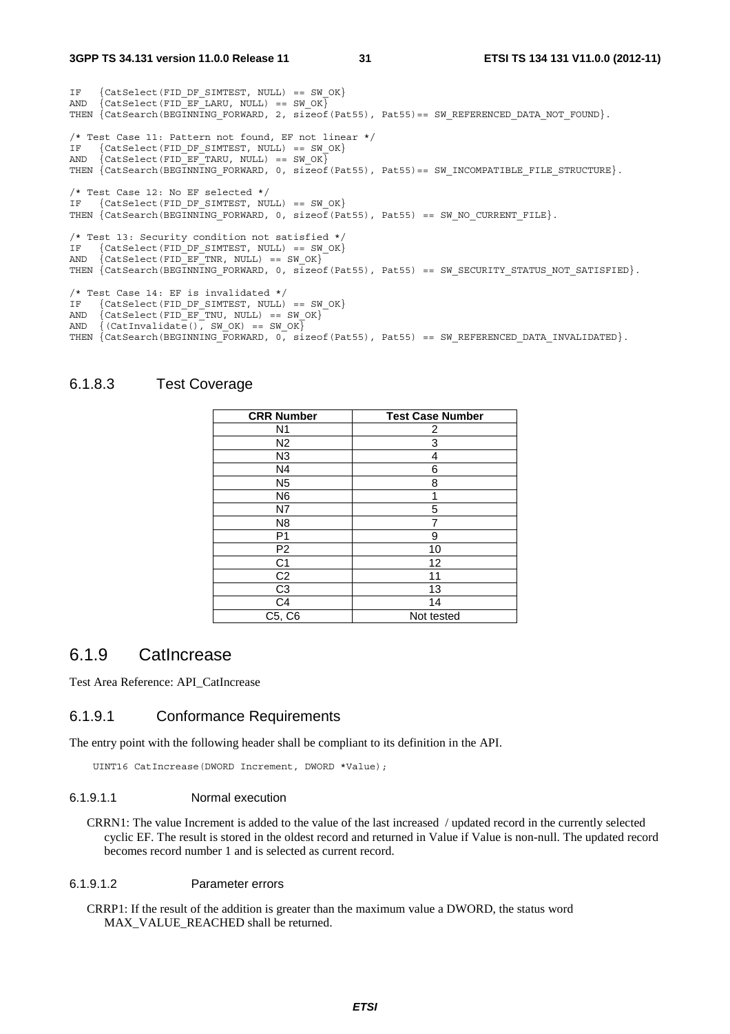```
IF   {CatSelect(FID_DF_SIMTEST, NULL) == SW_OK}
AND  {CatSelect(FID_EF_LARU, NULL) == SW_OK}
THEN {CatSearch(BEGINNING_FORWARD, 2, sizeof(Pat55), Pat55)== SW_REFERENCED_DATA_NOT_FOUND}.

/* Test Case 11: Pattern not found, EF not linear */
IF   {CatSelect(FID_DF_SIMTEST, NULL) == SW_OK}
AND  {CatSelect(FID_EF_TARU, NULL) == SW_OK}
THEN {CatSearch(BEGINNING_FORWARD, 0, sizeof(Pat55), Pat55)== SW_INCOMPATIBLE_FILE_STRUCTURE}.

/* Test Case 12: No EF selected */
IF   {CatSelect(FID_DF_SIMTEST, NULL) == SW_OK}
THEN {CatSearch(BEGINNING_FORWARD, 0, sizeof(Pat55), Pat55) == SW_NO_CURRENT_FILE}.

/* Test 13: Security condition not satisfied */
IF   {CatSelect(FID_DF_SIMTEST, NULL) == SW_OK}
AND  {CatSelect(FID_EF_TNR, NULL) == SW_OK}
THEN {CatSearch(BEGINNING_FORWARD, 0, sizeof(Pat55), Pat55) == SW_SECURITY_STATUS_NOT_SATISFIED}.

/* Test Case 14: EF is invalidated */
IF   {CatSelect(FID_DF_SIMTEST, NULL) == SW_OK}
AND  {CatSelect(FID_EF_TNU, NULL) == SW_OK}
AND  {(CatInvalidate(), SW_OK) == SW_OK}
THEN {CatSearch(BEGINNING_FORWARD, 0, sizeof(Pat55), Pat55) == SW_REFERENCED_DATA_INVALIDATED}.
```

### 6.1.8.3 Test Coverage

| CRR Number | Test Case Number |
|---|---|
| N1 | 2 |
| N2 | 3 |
| N3 | 4 |
| N4 | 6 |
| N5 | 8 |
| N6 | 1 |
| N7 | 5 |
| N8 | 7 |
| P1 | 9 |
| P2 | 10 |
| C1 | 12 |
| C2 | 11 |
| C3 | 13 |
| C4 | 14 |
| C5, C6 | Not tested |

## 6.1.9 CatIncrease

Test Area Reference: API_CatIncrease

### 6.1.9.1 Conformance Requirements

The entry point with the following header shall be compliant to its definition in the API.

```
UINT16 CatIncrease(DWORD Increment, DWORD *Value);
```

#### 6.1.9.1.1 Normal execution

CRRN1: The value Increment is added to the value of the last increased / updated record in the currently selected cyclic EF. The result is stored in the oldest record and returned in Value if Value is non-null. The updated record becomes record number 1 and is selected as current record.

#### 6.1.9.1.2 Parameter errors

CRRP1: If the result of the addition is greater than the maximum value a DWORD, the status word MAX_VALUE_REACHED shall be returned.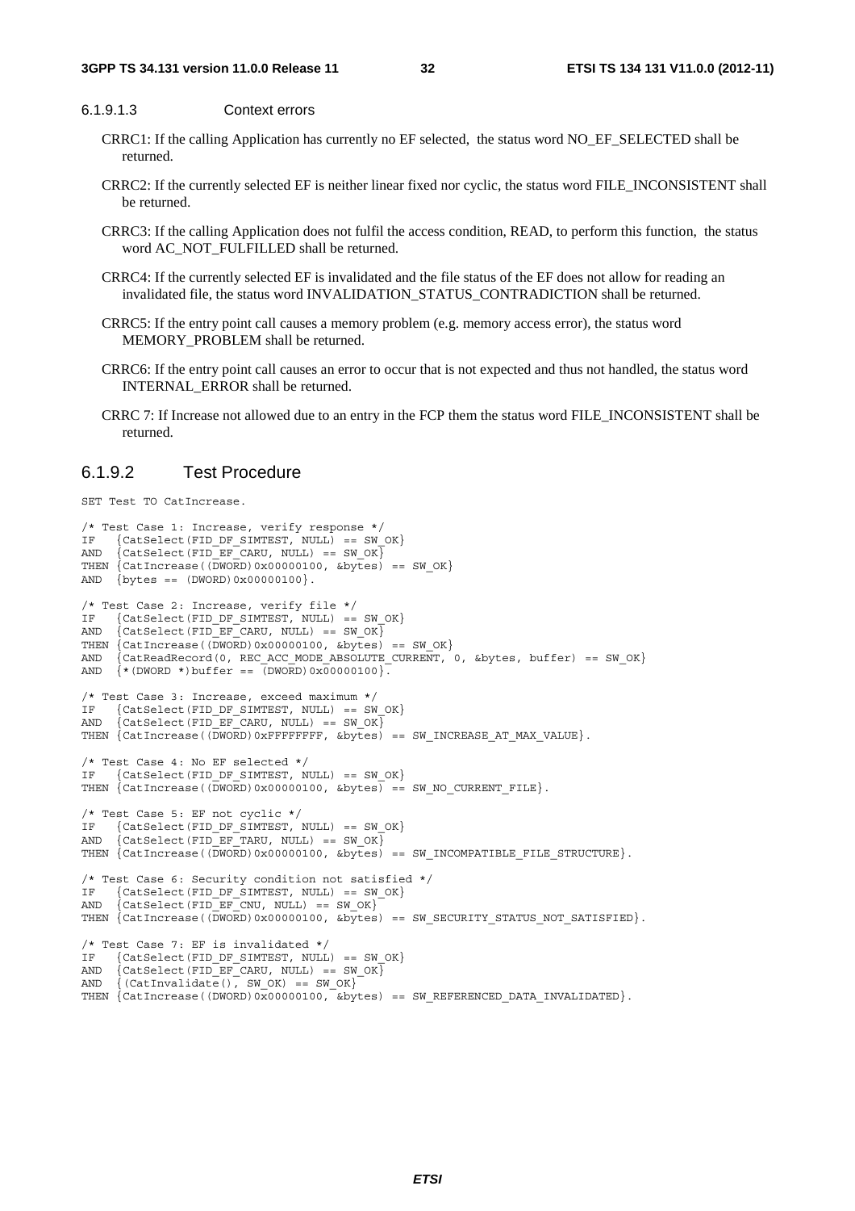#### 6.1.9.1.3 Context errors

CRRC1: If the calling Application has currently no EF selected, the status word NO_EF_SELECTED shall be returned.

CRRC2: If the currently selected EF is neither linear fixed nor cyclic, the status word FILE_INCONSISTENT shall be returned.

CRRC3: If the calling Application does not fulfil the access condition, READ, to perform this function, the status word AC_NOT_FULFILLED shall be returned.

CRRC4: If the currently selected EF is invalidated and the file status of the EF does not allow for reading an invalidated file, the status word INVALIDATION_STATUS_CONTRADICTION shall be returned.

CRRC5: If the entry point call causes a memory problem (e.g. memory access error), the status word MEMORY_PROBLEM shall be returned.

CRRC6: If the entry point call causes an error to occur that is not expected and thus not handled, the status word INTERNAL_ERROR shall be returned.

CRRC 7: If Increase not allowed due to an entry in the FCP them the status word FILE_INCONSISTENT shall be returned.

### 6.1.9.2 Test Procedure

```
SET Test TO CatIncrease.

/* Test Case 1: Increase, verify response */
IF   {CatSelect(FID_DF_SIMTEST, NULL) == SW_OK}
AND  {CatSelect(FID_EF_CARU, NULL) == SW_OK}
THEN {CatIncrease((DWORD)0x00000100, &bytes) == SW_OK}
AND  {bytes == (DWORD)0x00000100}.

/* Test Case 2: Increase, verify file */
IF   {CatSelect(FID_DF_SIMTEST, NULL) == SW_OK}
AND  {CatSelect(FID_EF_CARU, NULL) == SW_OK}
THEN {CatIncrease((DWORD)0x00000100, &bytes) == SW_OK}
AND  {CatReadRecord(0, REC_ACC_MODE_ABSOLUTE_CURRENT, 0, &bytes, buffer) == SW_OK}
AND  {*(DWORD *)buffer == (DWORD)0x00000100}.

/* Test Case 3: Increase, exceed maximum */
IF   {CatSelect(FID_DF_SIMTEST, NULL) == SW_OK}
AND  {CatSelect(FID_EF_CARU, NULL) == SW_OK}
THEN {CatIncrease((DWORD)0xFFFFFFFF, &bytes) == SW_INCREASE_AT_MAX_VALUE}.

/* Test Case 4: No EF selected */
IF   {CatSelect(FID_DF_SIMTEST, NULL) == SW_OK}
THEN {CatIncrease((DWORD)0x00000100, &bytes) == SW_NO_CURRENT_FILE}.

/* Test Case 5: EF not cyclic */
IF   {CatSelect(FID_DF_SIMTEST, NULL) == SW_OK}
AND  {CatSelect(FID_EF_TARU, NULL) == SW_OK}
THEN {CatIncrease((DWORD)0x00000100, &bytes) == SW_INCOMPATIBLE_FILE_STRUCTURE}.

/* Test Case 6: Security condition not satisfied */
IF   {CatSelect(FID_DF_SIMTEST, NULL) == SW_OK}
AND  {CatSelect(FID_EF_CNU, NULL) == SW_OK}
THEN {CatIncrease((DWORD)0x00000100, &bytes) == SW_SECURITY_STATUS_NOT_SATISFIED}.

/* Test Case 7: EF is invalidated */
IF   {CatSelect(FID_DF_SIMTEST, NULL) == SW_OK}
AND  {CatSelect(FID_EF_CARU, NULL) == SW_OK}
AND  {(CatInvalidate(), SW_OK) == SW_OK}
THEN {CatIncrease((DWORD)0x00000100, &bytes) == SW_REFERENCED_DATA_INVALIDATED}.
```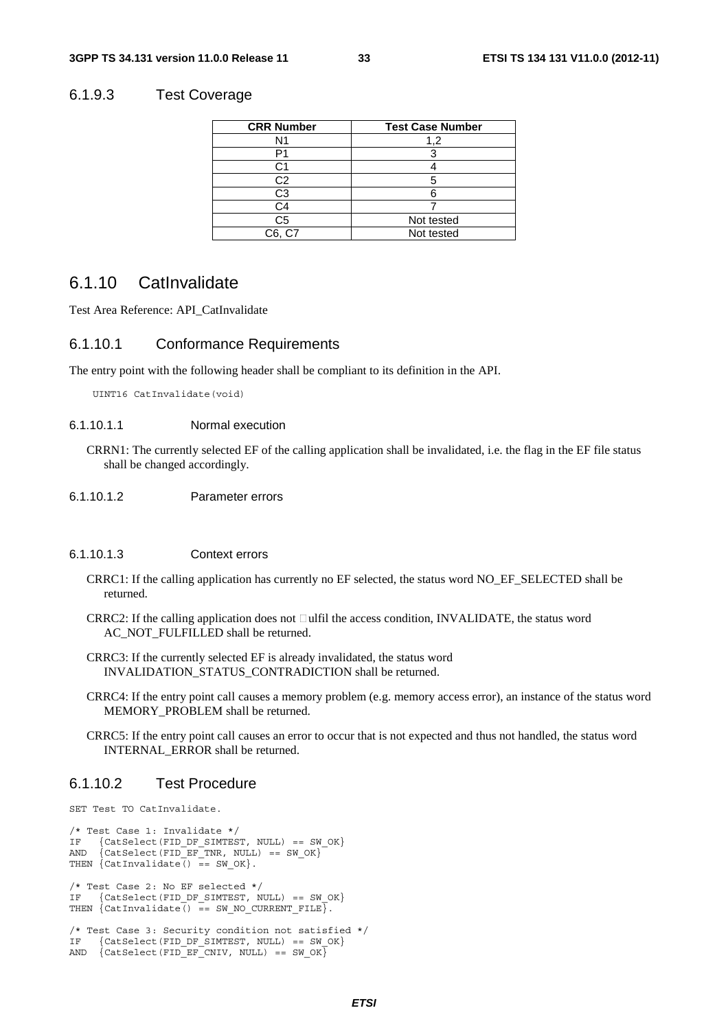### 6.1.9.3 Test Coverage

| CRR Number | Test Case Number |
|---|---|
| N1 | 1,2 |
| P1 | 3 |
| C1 | 4 |
| C2 | 5 |
| C3 | 6 |
| C4 | 7 |
| C5 | Not tested |
| C6, C7 | Not tested |

## 6.1.10 CatInvalidate

Test Area Reference: API_CatInvalidate

### 6.1.10.1 Conformance Requirements

The entry point with the following header shall be compliant to its definition in the API.

```
UINT16 CatInvalidate(void)
```

#### 6.1.10.1.1 Normal execution

CRRN1: The currently selected EF of the calling application shall be invalidated, i.e. the flag in the EF file status shall be changed accordingly.

#### 6.1.10.1.2 Parameter errors

#### 6.1.10.1.3 Context errors

CRRC1: If the calling application has currently no EF selected, the status word NO_EF_SELECTED shall be returned.

CRRC2: If the calling application does not fulfil the access condition, INVALIDATE, the status word AC_NOT_FULFILLED shall be returned.

CRRC3: If the currently selected EF is already invalidated, the status word INVALIDATION_STATUS_CONTRADICTION shall be returned.

CRRC4: If the entry point call causes a memory problem (e.g. memory access error), an instance of the status word MEMORY_PROBLEM shall be returned.

CRRC5: If the entry point call causes an error to occur that is not expected and thus not handled, the status word INTERNAL_ERROR shall be returned.

### 6.1.10.2 Test Procedure

```
SET Test TO CatInvalidate.

/* Test Case 1: Invalidate */
IF   {CatSelect(FID_DF_SIMTEST, NULL) == SW_OK}
AND  {CatSelect(FID_EF_TNR, NULL) == SW_OK}
THEN {CatInvalidate() == SW_OK}.

/* Test Case 2: No EF selected */
IF   {CatSelect(FID_DF_SIMTEST, NULL) == SW_OK}
THEN {CatInvalidate() == SW_NO_CURRENT_FILE}.

/* Test Case 3: Security condition not satisfied */
IF   {CatSelect(FID_DF_SIMTEST, NULL) == SW_OK}
AND  {CatSelect(FID_EF_CNIV, NULL) == SW_OK}
```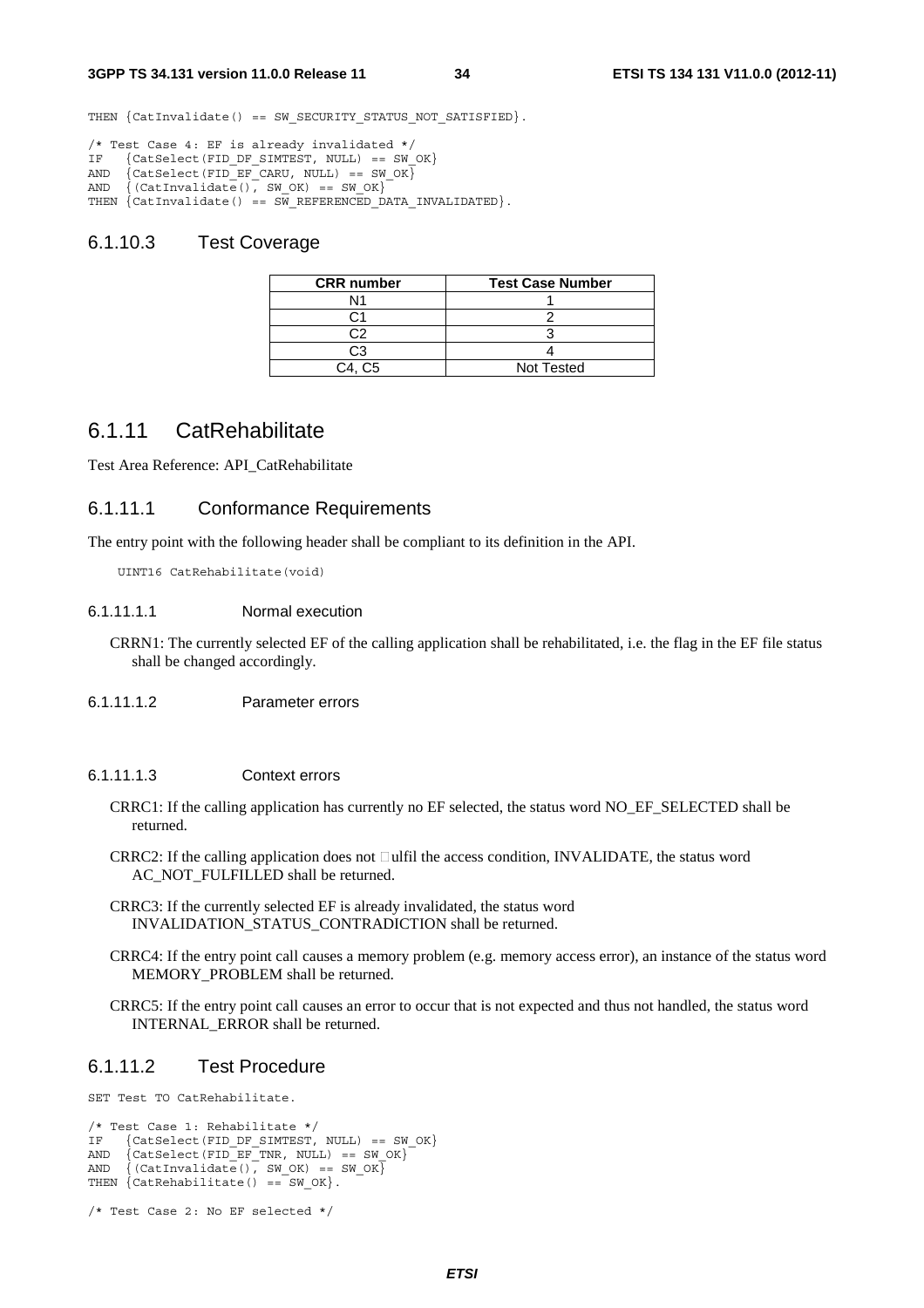```
THEN {CatInvalidate() == SW_SECURITY_STATUS_NOT_SATISFIED}.

/* Test Case 4: EF is already invalidated */
IF   {CatSelect(FID_DF_SIMTEST, NULL) == SW_OK}
AND  {CatSelect(FID_EF_CARU, NULL) == SW_OK}
AND  {(CatInvalidate(), SW_OK) == SW_OK}
THEN {CatInvalidate() == SW_REFERENCED_DATA_INVALIDATED}.
```

### 6.1.10.3 Test Coverage

| CRR number | Test Case Number |
|---|---|
| N1 | 1 |
| C1 | 2 |
| C2 | 3 |
| C3 | 4 |
| C4, C5 | Not Tested |

## 6.1.11 CatRehabilitate

Test Area Reference: API_CatRehabilitate

### 6.1.11.1 Conformance Requirements

The entry point with the following header shall be compliant to its definition in the API.

```
UINT16 CatRehabilitate(void)
```

#### 6.1.11.1.1 Normal execution

CRRN1: The currently selected EF of the calling application shall be rehabilitated, i.e. the flag in the EF file status shall be changed accordingly.

#### 6.1.11.1.2 Parameter errors

#### 6.1.11.1.3 Context errors

CRRC1: If the calling application has currently no EF selected, the status word NO_EF_SELECTED shall be returned.

CRRC2: If the calling application does not ulfil the access condition, INVALIDATE, the status word AC_NOT_FULFILLED shall be returned.

CRRC3: If the currently selected EF is already invalidated, the status word INVALIDATION_STATUS_CONTRADICTION shall be returned.

CRRC4: If the entry point call causes a memory problem (e.g. memory access error), an instance of the status word MEMORY_PROBLEM shall be returned.

CRRC5: If the entry point call causes an error to occur that is not expected and thus not handled, the status word INTERNAL_ERROR shall be returned.

### 6.1.11.2 Test Procedure

```
SET Test TO CatRehabilitate.

/* Test Case 1: Rehabilitate */
IF   {CatSelect(FID_DF_SIMTEST, NULL) == SW_OK}
AND  {CatSelect(FID_EF_TNR, NULL) == SW_OK}
AND  {(CatInvalidate(), SW_OK) == SW_OK}
THEN {CatRehabilitate() == SW_OK}.

/* Test Case 2: No EF selected */
```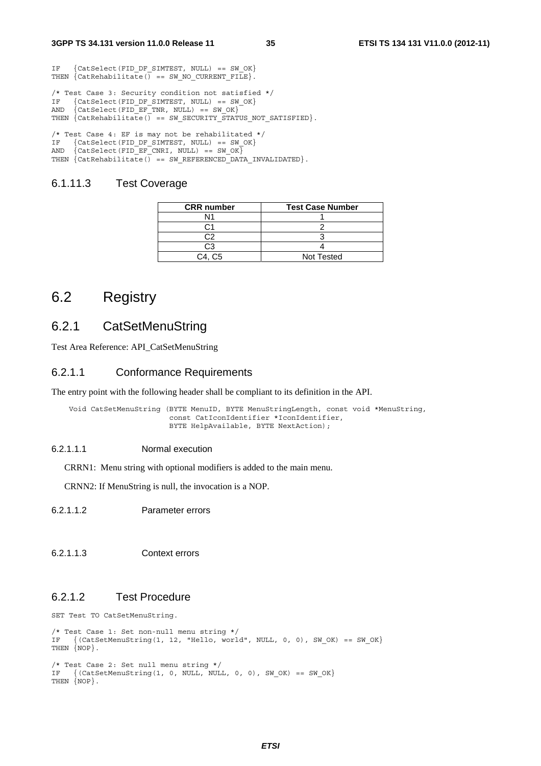```
IF   {CatSelect(FID_DF_SIMTEST, NULL) == SW_OK}
THEN {CatRehabilitate() == SW_NO_CURRENT_FILE}.

/* Test Case 3: Security condition not satisfied */
IF   {CatSelect(FID_DF_SIMTEST, NULL) == SW_OK}
AND  {CatSelect(FID_EF_TNR, NULL) == SW_OK}
THEN {CatRehabilitate() == SW_SECURITY_STATUS_NOT_SATISFIED}.

/* Test Case 4: EF is may not be rehabilitated */
IF   {CatSelect(FID_DF_SIMTEST, NULL) == SW_OK}
AND  {CatSelect(FID_EF_CNRI, NULL) == SW_OK}
THEN {CatRehabilitate() == SW_REFERENCED_DATA_INVALIDATED}.
```

### 6.1.11.3 Test Coverage

| CRR number | Test Case Number |
|---|---|
| N1 | 1 |
| C1 | 2 |
| C2 | 3 |
| C3 | 4 |
| C4, C5 | Not Tested |

# 6.2 Registry

## 6.2.1 CatSetMenuString

Test Area Reference: API_CatSetMenuString

### 6.2.1.1 Conformance Requirements

The entry point with the following header shall be compliant to its definition in the API.

```
Void CatSetMenuString (BYTE MenuID, BYTE MenuStringLength, const void *MenuString,
                       const CatIconIdentifier *IconIdentifier,
                       BYTE HelpAvailable, BYTE NextAction);
```

#### 6.2.1.1.1 Normal execution

CRRN1: Menu string with optional modifiers is added to the main menu.

CRNN2: If MenuString is null, the invocation is a NOP.

#### 6.2.1.1.2 Parameter errors

#### 6.2.1.1.3 Context errors

### 6.2.1.2 Test Procedure

```
SET Test TO CatSetMenuString.

/* Test Case 1: Set non-null menu string */
IF   {(CatSetMenuString(1, 12, "Hello, world", NULL, 0, 0), SW_OK) == SW_OK}
THEN {NOP}.

/* Test Case 2: Set null menu string */
IF   {(CatSetMenuString(1, 0, NULL, NULL, 0, 0), SW_OK) == SW_OK}
THEN {NOP}.
```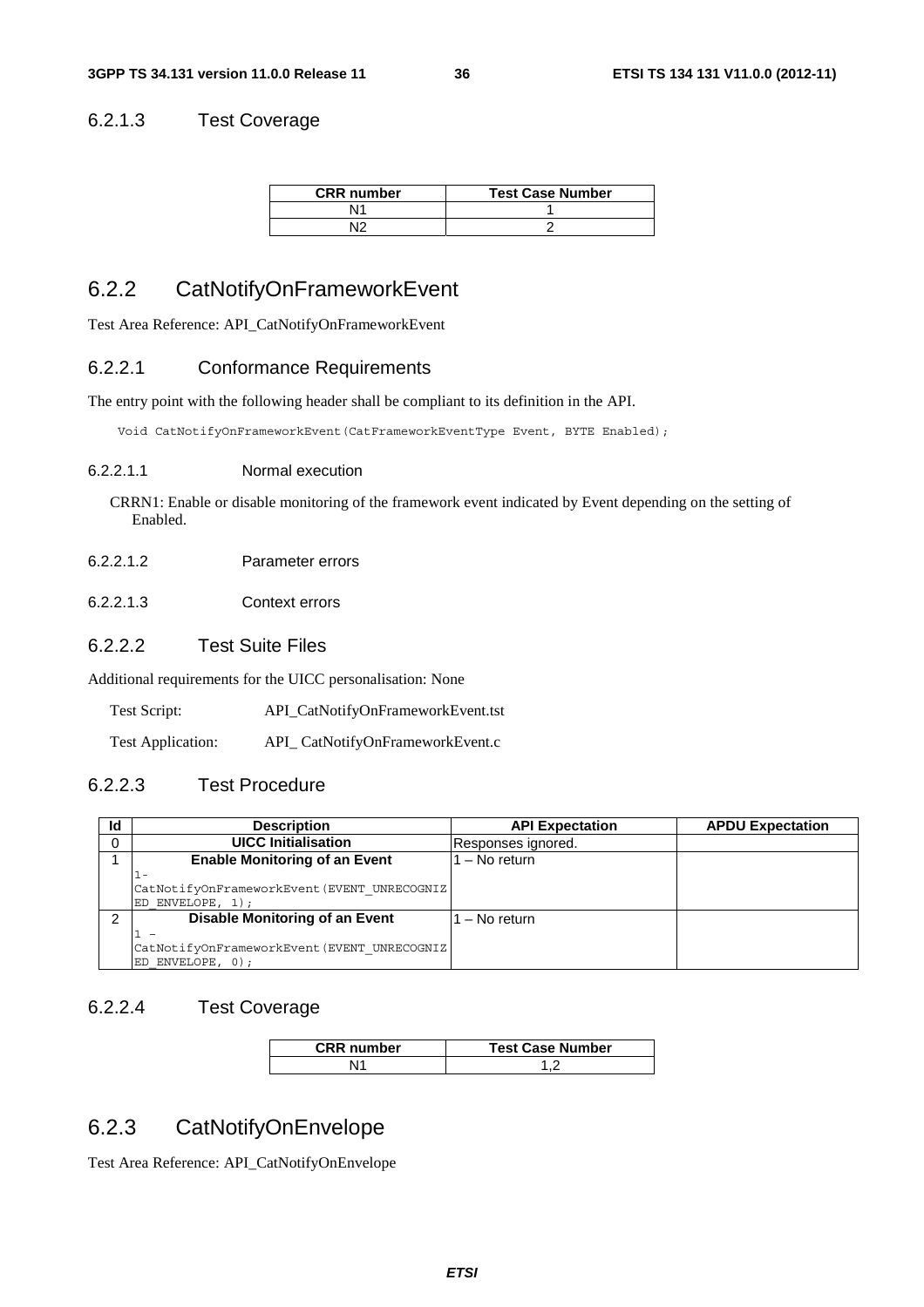### 6.2.1.3 Test Coverage

| CRR number | Test Case Number |
|---|---|
| N1 | 1 |
| N2 | 2 |

## 6.2.2 CatNotifyOnFrameworkEvent

Test Area Reference: API_CatNotifyOnFrameworkEvent

### 6.2.2.1 Conformance Requirements

The entry point with the following header shall be compliant to its definition in the API.

```
Void CatNotifyOnFrameworkEvent(CatFrameworkEventType Event, BYTE Enabled);
```

#### 6.2.2.1.1 Normal execution

CRRN1: Enable or disable monitoring of the framework event indicated by Event depending on the setting of Enabled.

#### 6.2.2.1.2 Parameter errors

#### 6.2.2.1.3 Context errors

### 6.2.2.2 Test Suite Files

Additional requirements for the UICC personalisation: None

Test Script: API_CatNotifyOnFrameworkEvent.tst

Test Application: API_ CatNotifyOnFrameworkEvent.c

### 6.2.2.3 Test Procedure

| Id | Description | API Expectation | APDU Expectation |
|---|---|---|---|
| 0 | **UICC Initialisation** | Responses ignored. | |
| 1 | **Enable Monitoring of an Event**<br>1-<br>CatNotifyOnFrameworkEvent(EVENT_UNRECOGNIZED_ENVELOPE, 1); | 1 – No return | |
| 2 | **Disable Monitoring of an Event**<br>1 -<br>CatNotifyOnFrameworkEvent(EVENT_UNRECOGNIZED_ENVELOPE, 0); | 1 – No return | |

### 6.2.2.4 Test Coverage

| CRR number | Test Case Number |
|---|---|
| N1 | 1,2 |

## 6.2.3 CatNotifyOnEnvelope

Test Area Reference: API_CatNotifyOnEnvelope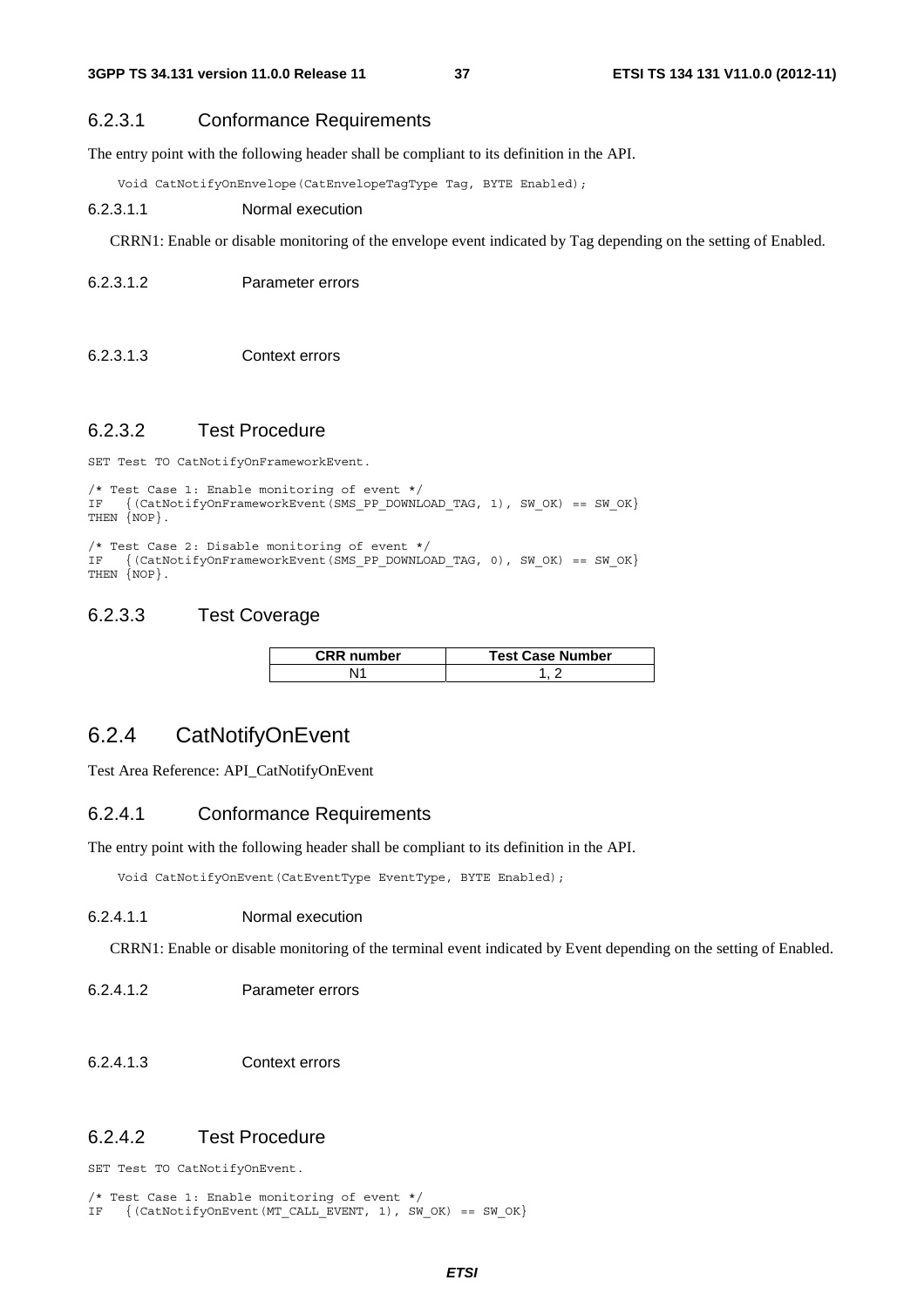### 6.2.3.1 Conformance Requirements

The entry point with the following header shall be compliant to its definition in the API.

```
Void CatNotifyOnEnvelope(CatEnvelopeTagType Tag, BYTE Enabled);
```

#### 6.2.3.1.1 Normal execution

CRRN1: Enable or disable monitoring of the envelope event indicated by Tag depending on the setting of Enabled.

#### 6.2.3.1.2 Parameter errors

#### 6.2.3.1.3 Context errors

### 6.2.3.2 Test Procedure

```
SET Test TO CatNotifyOnFrameworkEvent.

/* Test Case 1: Enable monitoring of event */
IF   {(CatNotifyOnFrameworkEvent(SMS_PP_DOWNLOAD_TAG, 1), SW_OK) == SW_OK}
THEN {NOP}.

/* Test Case 2: Disable monitoring of event */
IF   {(CatNotifyOnFrameworkEvent(SMS_PP_DOWNLOAD_TAG, 0), SW_OK) == SW_OK}
THEN {NOP}.
```

### 6.2.3.3 Test Coverage

| CRR number | Test Case Number |
| --- | --- |
| N1 | 1, 2 |

## 6.2.4 CatNotifyOnEvent

Test Area Reference: API_CatNotifyOnEvent

### 6.2.4.1 Conformance Requirements

The entry point with the following header shall be compliant to its definition in the API.

```
Void CatNotifyOnEvent(CatEventType EventType, BYTE Enabled);
```

#### 6.2.4.1.1 Normal execution

CRRN1: Enable or disable monitoring of the terminal event indicated by Event depending on the setting of Enabled.

#### 6.2.4.1.2 Parameter errors

#### 6.2.4.1.3 Context errors

### 6.2.4.2 Test Procedure

```
SET Test TO CatNotifyOnEvent.

/* Test Case 1: Enable monitoring of event */
IF   {(CatNotifyOnEvent(MT_CALL_EVENT, 1), SW_OK) == SW_OK}
```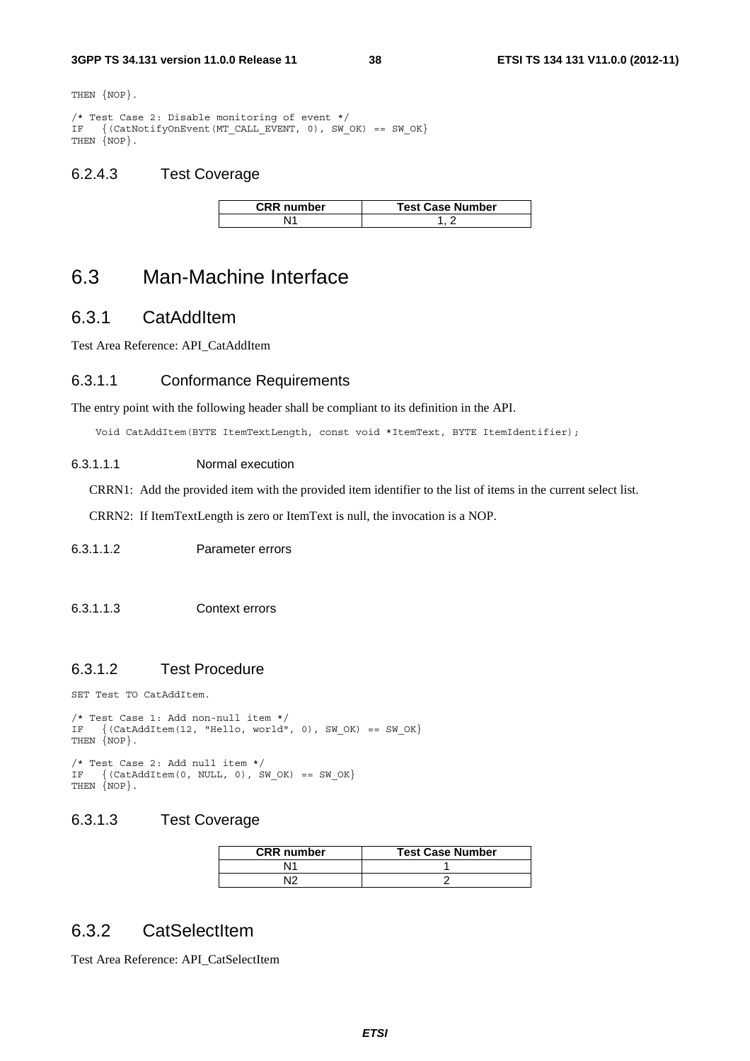```
THEN {NOP}.

/* Test Case 2: Disable monitoring of event */
IF   {(CatNotifyOnEvent(MT_CALL_EVENT, 0), SW_OK) == SW_OK}
THEN {NOP}.
```

#### 6.2.4.3 Test Coverage

| CRR number | Test Case Number |
|---|---|
| N1 | 1, 2 |

## 6.3 Man-Machine Interface

### 6.3.1 CatAddItem

Test Area Reference: API_CatAddItem

#### 6.3.1.1 Conformance Requirements

The entry point with the following header shall be compliant to its definition in the API.

```
Void CatAddItem(BYTE ItemTextLength, const void *ItemText, BYTE ItemIdentifier);
```

##### 6.3.1.1.1 Normal execution

CRRN1: Add the provided item with the provided item identifier to the list of items in the current select list.

CRRN2: If ItemTextLength is zero or ItemText is null, the invocation is a NOP.

##### 6.3.1.1.2 Parameter errors

##### 6.3.1.1.3 Context errors

#### 6.3.1.2 Test Procedure

```
SET Test TO CatAddItem.

/* Test Case 1: Add non-null item */
IF   {(CatAddItem(12, "Hello, world", 0), SW_OK) == SW_OK}
THEN {NOP}.

/* Test Case 2: Add null item */
IF   {(CatAddItem(0, NULL, 0), SW_OK) == SW_OK}
THEN {NOP}.
```

#### 6.3.1.3 Test Coverage

| CRR number | Test Case Number |
|---|---|
| N1 | 1 |
| N2 | 2 |

### 6.3.2 CatSelectItem

Test Area Reference: API_CatSelectItem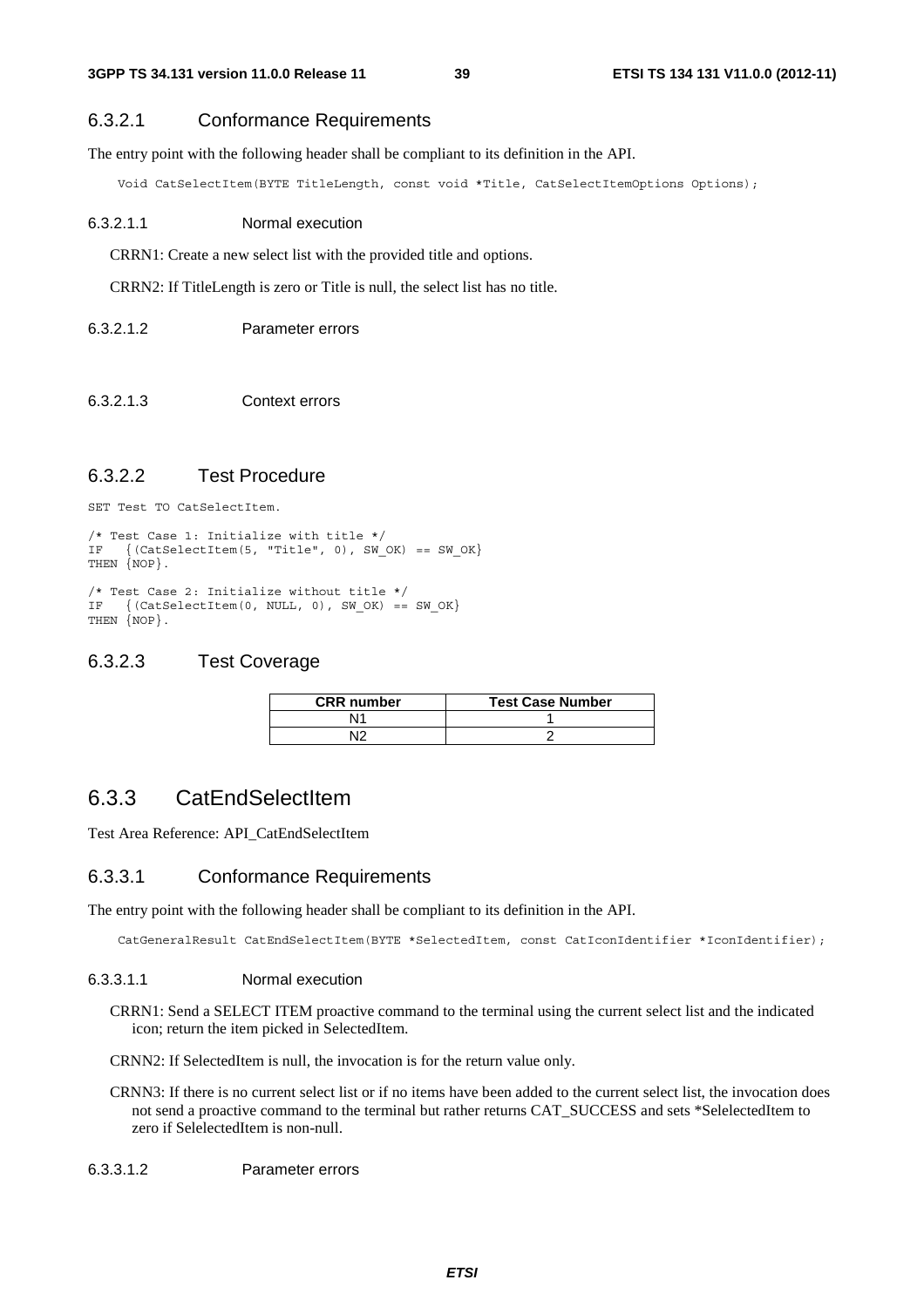### 6.3.2.1 Conformance Requirements

The entry point with the following header shall be compliant to its definition in the API.

```
Void CatSelectItem(BYTE TitleLength, const void *Title, CatSelectItemOptions Options);
```

#### 6.3.2.1.1 Normal execution

CRRN1: Create a new select list with the provided title and options.

CRRN2: If TitleLength is zero or Title is null, the select list has no title.

#### 6.3.2.1.2 Parameter errors

#### 6.3.2.1.3 Context errors

### 6.3.2.2 Test Procedure

```
SET Test TO CatSelectItem.

/* Test Case 1: Initialize with title */
IF   {(CatSelectItem(5, "Title", 0), SW_OK) == SW_OK}
THEN {NOP}.

/* Test Case 2: Initialize without title */
IF   {(CatSelectItem(0, NULL, 0), SW_OK) == SW_OK}
THEN {NOP}.
```

### 6.3.2.3 Test Coverage

| CRR number | Test Case Number |
| --- | --- |
| N1 | 1 |
| N2 | 2 |

## 6.3.3 CatEndSelectItem

Test Area Reference: API_CatEndSelectItem

### 6.3.3.1 Conformance Requirements

The entry point with the following header shall be compliant to its definition in the API.

```
CatGeneralResult CatEndSelectItem(BYTE *SelectedItem, const CatIconIdentifier *IconIdentifier);
```

#### 6.3.3.1.1 Normal execution

CRRN1: Send a SELECT ITEM proactive command to the terminal using the current select list and the indicated icon; return the item picked in SelectedItem.

CRNN2: If SelectedItem is null, the invocation is for the return value only.

CRNN3: If there is no current select list or if no items have been added to the current select list, the invocation does not send a proactive command to the terminal but rather returns CAT_SUCCESS and sets *SelelectedItem to zero if SelelectedItem is non-null.

#### 6.3.3.1.2 Parameter errors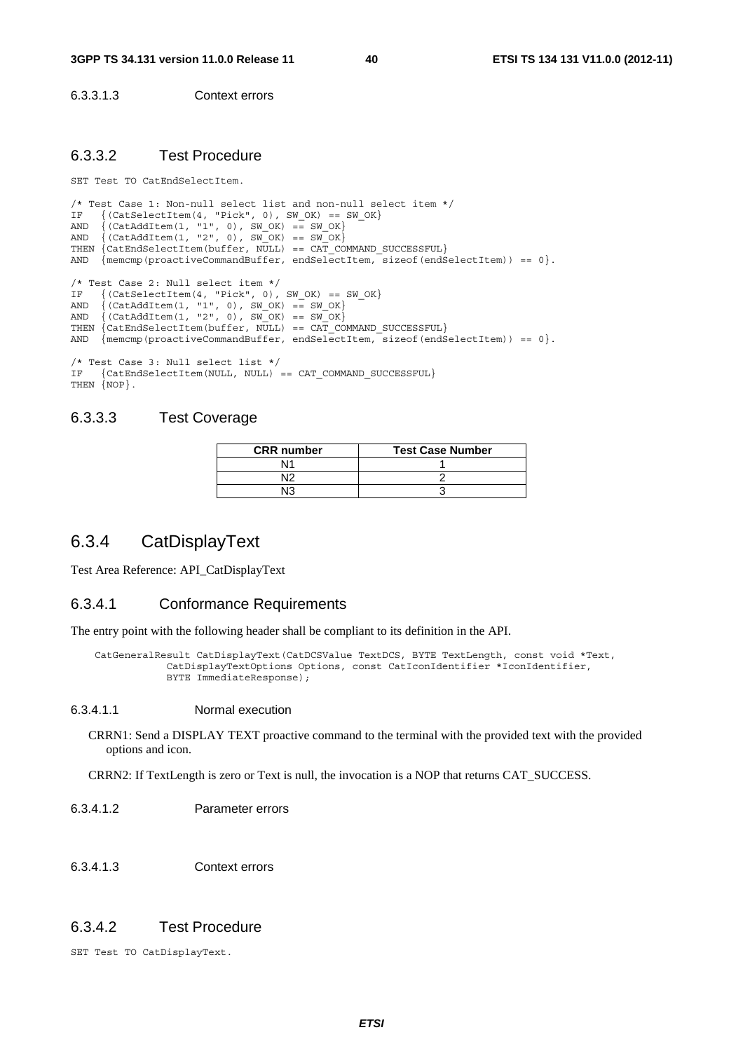6.3.3.1.3 Context errors

### 6.3.3.2 Test Procedure

```
SET Test TO CatEndSelectItem.

/* Test Case 1: Non-null select list and non-null select item */
IF   {(CatSelectItem(4, "Pick", 0), SW_OK) == SW_OK}
AND  {(CatAddItem(1, "1", 0), SW_OK) == SW_OK}
AND  {(CatAddItem(1, "2", 0), SW_OK) == SW_OK}
THEN {CatEndSelectItem(buffer, NULL) == CAT_COMMAND_SUCCESSFUL}
AND  {memcmp(proactiveCommandBuffer, endSelectItem, sizeof(endSelectItem)) == 0}.

/* Test Case 2: Null select item */
IF   {(CatSelectItem(4, "Pick", 0), SW_OK) == SW_OK}
AND  {(CatAddItem(1, "1", 0), SW_OK) == SW_OK}
AND  {(CatAddItem(1, "2", 0), SW_OK) == SW_OK}
THEN {CatEndSelectItem(buffer, NULL) == CAT_COMMAND_SUCCESSFUL}
AND  {memcmp(proactiveCommandBuffer, endSelectItem, sizeof(endSelectItem)) == 0}.

/* Test Case 3: Null select list */
IF   {CatEndSelectItem(NULL, NULL) == CAT_COMMAND_SUCCESSFUL}
THEN {NOP}.
```

### 6.3.3.3 Test Coverage

| CRR number | Test Case Number |
|---|---|
| N1 | 1 |
| N2 | 2 |
| N3 | 3 |

## 6.3.4 CatDisplayText

Test Area Reference: API_CatDisplayText

### 6.3.4.1 Conformance Requirements

The entry point with the following header shall be compliant to its definition in the API.

```
CatGeneralResult CatDisplayText(CatDCSValue TextDCS, BYTE TextLength, const void *Text,
            CatDisplayTextOptions Options, const CatIconIdentifier *IconIdentifier,
            BYTE ImmediateResponse);
```

6.3.4.1.1 Normal execution

CRRN1: Send a DISPLAY TEXT proactive command to the terminal with the provided text with the provided options and icon.

CRRN2: If TextLength is zero or Text is null, the invocation is a NOP that returns CAT_SUCCESS.

6.3.4.1.2 Parameter errors

6.3.4.1.3 Context errors

### 6.3.4.2 Test Procedure

```
SET Test TO CatDisplayText.
```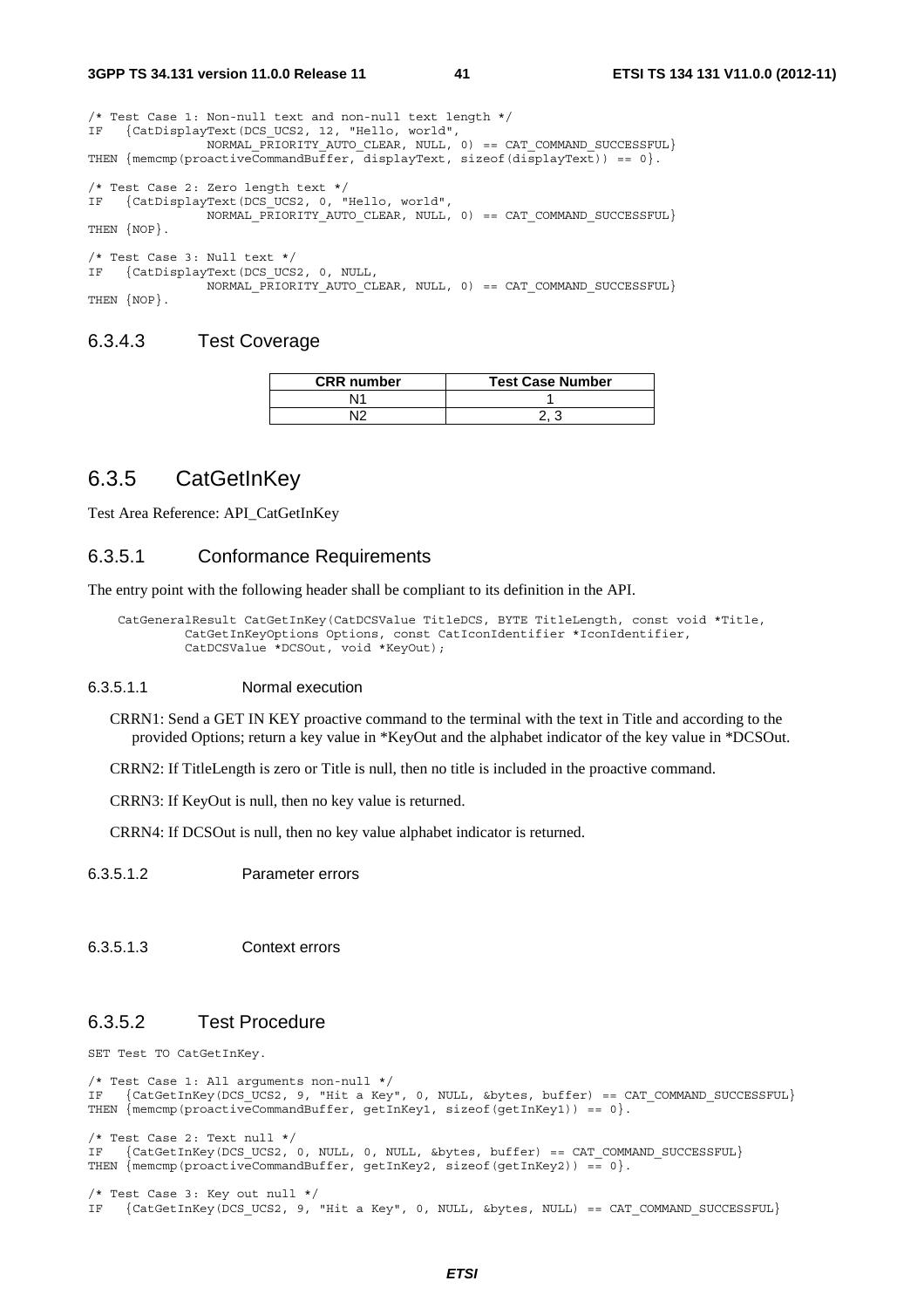```
/* Test Case 1: Non-null text and non-null text length */
IF   {CatDisplayText(DCS_UCS2, 12, "Hello, world",
               NORMAL_PRIORITY_AUTO_CLEAR, NULL, 0) == CAT_COMMAND_SUCCESSFUL}
THEN {memcmp(proactiveCommandBuffer, displayText, sizeof(displayText)) == 0}.

/* Test Case 2: Zero length text */
IF   {CatDisplayText(DCS_UCS2, 0, "Hello, world",
               NORMAL_PRIORITY_AUTO_CLEAR, NULL, 0) == CAT_COMMAND_SUCCESSFUL}
THEN {NOP}.

/* Test Case 3: Null text */
IF   {CatDisplayText(DCS_UCS2, 0, NULL,
               NORMAL_PRIORITY_AUTO_CLEAR, NULL, 0) == CAT_COMMAND_SUCCESSFUL}
THEN {NOP}.
```

#### 6.3.4.3 Test Coverage

| CRR number | Test Case Number |
| --- | --- |
| N1 | 1 |
| N2 | 2, 3 |

### 6.3.5 CatGetInKey

Test Area Reference: API_CatGetInKey

#### 6.3.5.1 Conformance Requirements

The entry point with the following header shall be compliant to its definition in the API.

```
CatGeneralResult CatGetInKey(CatDCSValue TitleDCS, BYTE TitleLength, const void *Title,
        CatGetInKeyOptions Options, const CatIconIdentifier *IconIdentifier,
        CatDCSValue *DCSOut, void *KeyOut);
```

##### 6.3.5.1.1 Normal execution

CRRN1: Send a GET IN KEY proactive command to the terminal with the text in Title and according to the provided Options; return a key value in *KeyOut and the alphabet indicator of the key value in *DCSOut.

CRRN2: If TitleLength is zero or Title is null, then no title is included in the proactive command.

CRRN3: If KeyOut is null, then no key value is returned.

CRRN4: If DCSOut is null, then no key value alphabet indicator is returned.

##### 6.3.5.1.2 Parameter errors

##### 6.3.5.1.3 Context errors

#### 6.3.5.2 Test Procedure

```
SET Test TO CatGetInKey.

/* Test Case 1: All arguments non-null */
IF   {CatGetInKey(DCS_UCS2, 9, "Hit a Key", 0, NULL, &bytes, buffer) == CAT_COMMAND_SUCCESSFUL}
THEN {memcmp(proactiveCommandBuffer, getInKey1, sizeof(getInKey1)) == 0}.

/* Test Case 2: Text null */
IF   {CatGetInKey(DCS_UCS2, 0, NULL, 0, NULL, &bytes, buffer) == CAT_COMMAND_SUCCESSFUL}
THEN {memcmp(proactiveCommandBuffer, getInKey2, sizeof(getInKey2)) == 0}.

/* Test Case 3: Key out null */
IF   {CatGetInKey(DCS_UCS2, 9, "Hit a Key", 0, NULL, &bytes, NULL) == CAT_COMMAND_SUCCESSFUL}
```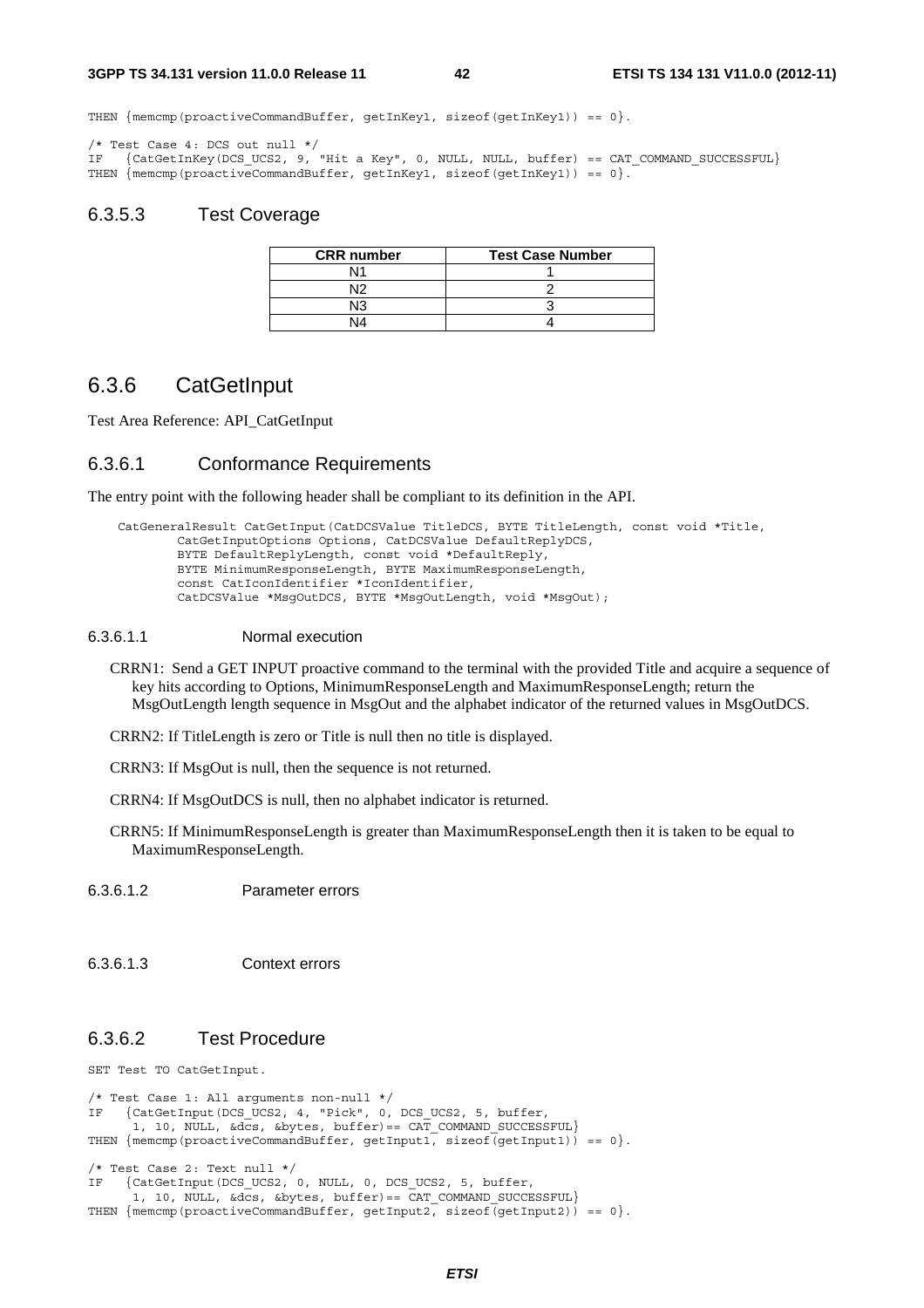```
THEN {memcmp(proactiveCommandBuffer, getInKey1, sizeof(getInKey1)) == 0}.

/* Test Case 4: DCS out null */
IF   {CatGetInKey(DCS_UCS2, 9, "Hit a Key", 0, NULL, NULL, buffer) == CAT_COMMAND_SUCCESSFUL}
THEN {memcmp(proactiveCommandBuffer, getInKey1, sizeof(getInKey1)) == 0}.
```

### 6.3.5.3 Test Coverage

| CRR number | Test Case Number |
|---|---|
| N1 | 1 |
| N2 | 2 |
| N3 | 3 |
| N4 | 4 |

## 6.3.6 CatGetInput

Test Area Reference: API_CatGetInput

### 6.3.6.1 Conformance Requirements

The entry point with the following header shall be compliant to its definition in the API.

```
CatGeneralResult CatGetInput(CatDCSValue TitleDCS, BYTE TitleLength, const void *Title,
        CatGetInputOptions Options, CatDCSValue DefaultReplyDCS,
        BYTE DefaultReplyLength, const void *DefaultReply,
        BYTE MinimumResponseLength, BYTE MaximumResponseLength,
        const CatIconIdentifier *IconIdentifier,
        CatDCSValue *MsgOutDCS, BYTE *MsgOutLength, void *MsgOut);
```

#### 6.3.6.1.1 Normal execution

CRRN1: Send a GET INPUT proactive command to the terminal with the provided Title and acquire a sequence of key hits according to Options, MinimumResponseLength and MaximumResponseLength; return the MsgOutLength length sequence in MsgOut and the alphabet indicator of the returned values in MsgOutDCS.

CRRN2: If TitleLength is zero or Title is null then no title is displayed.

CRRN3: If MsgOut is null, then the sequence is not returned.

CRRN4: If MsgOutDCS is null, then no alphabet indicator is returned.

CRRN5: If MinimumResponseLength is greater than MaximumResponseLength then it is taken to be equal to MaximumResponseLength.

#### 6.3.6.1.2 Parameter errors

#### 6.3.6.1.3 Context errors

### 6.3.6.2 Test Procedure

```
SET Test TO CatGetInput.

/* Test Case 1: All arguments non-null */
IF   {CatGetInput(DCS_UCS2, 4, "Pick", 0, DCS_UCS2, 5, buffer,
      1, 10, NULL, &dcs, &bytes, buffer)== CAT_COMMAND_SUCCESSFUL}
THEN {memcmp(proactiveCommandBuffer, getInput1, sizeof(getInput1)) == 0}.

/* Test Case 2: Text null */
IF   {CatGetInput(DCS_UCS2, 0, NULL, 0, DCS_UCS2, 5, buffer,
      1, 10, NULL, &dcs, &bytes, buffer)== CAT_COMMAND_SUCCESSFUL}
THEN {memcmp(proactiveCommandBuffer, getInput2, sizeof(getInput2)) == 0}.
```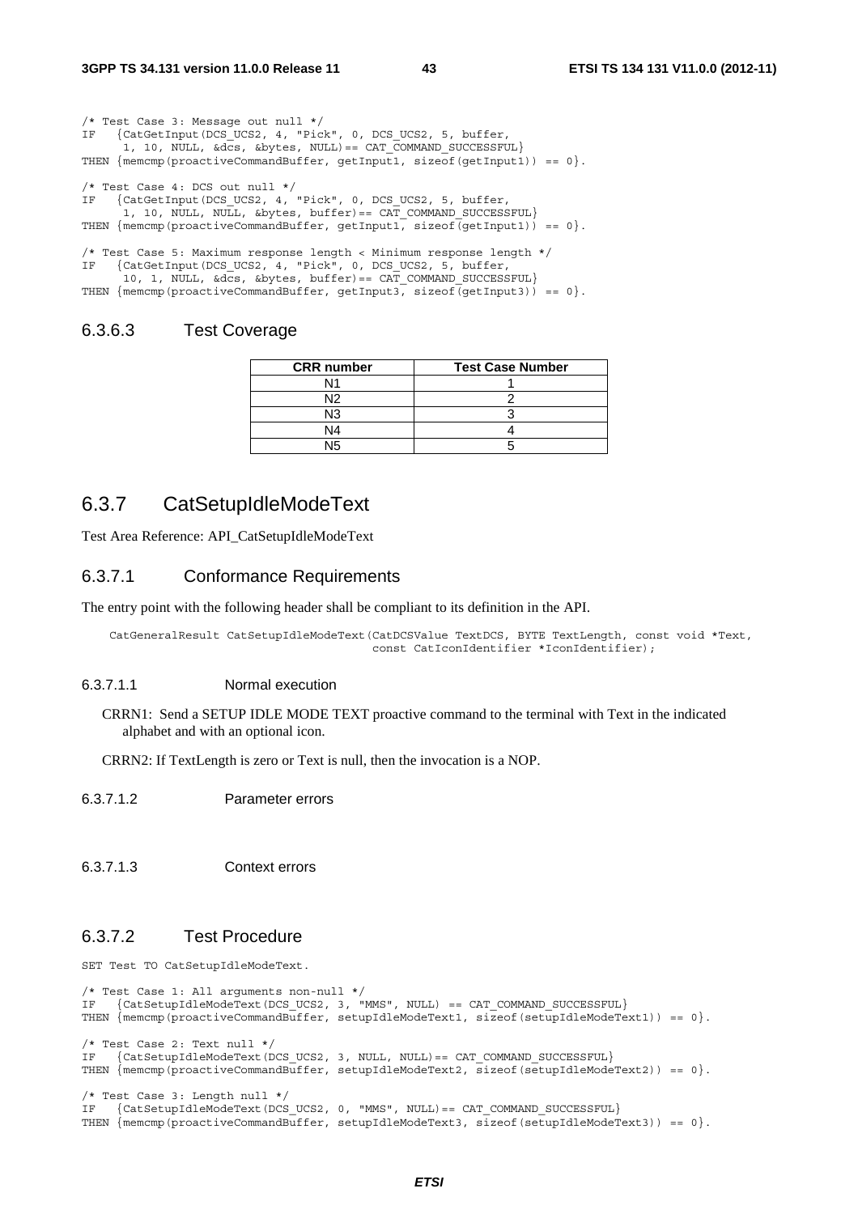```
/* Test Case 3: Message out null */
IF   {CatGetInput(DCS_UCS2, 4, "Pick", 0, DCS_UCS2, 5, buffer,
      1, 10, NULL, &dcs, &bytes, NULL)== CAT_COMMAND_SUCCESSFUL}
THEN {memcmp(proactiveCommandBuffer, getInput1, sizeof(getInput1)) == 0}.

/* Test Case 4: DCS out null */
IF   {CatGetInput(DCS_UCS2, 4, "Pick", 0, DCS_UCS2, 5, buffer,
      1, 10, NULL, NULL, &bytes, buffer)== CAT_COMMAND_SUCCESSFUL}
THEN {memcmp(proactiveCommandBuffer, getInput1, sizeof(getInput1)) == 0}.

/* Test Case 5: Maximum response length < Minimum response length */
IF   {CatGetInput(DCS_UCS2, 4, "Pick", 0, DCS_UCS2, 5, buffer,
      10, 1, NULL, &dcs, &bytes, buffer)== CAT_COMMAND_SUCCESSFUL}
THEN {memcmp(proactiveCommandBuffer, getInput3, sizeof(getInput3)) == 0}.
```

#### 6.3.6.3 Test Coverage

| CRR number | Test Case Number |
|---|---|
| N1 | 1 |
| N2 | 2 |
| N3 | 3 |
| N4 | 4 |
| N5 | 5 |

### 6.3.7 CatSetupIdleModeText

Test Area Reference: API_CatSetupIdleModeText

#### 6.3.7.1 Conformance Requirements

The entry point with the following header shall be compliant to its definition in the API.

```
CatGeneralResult CatSetupIdleModeText(CatDCSValue TextDCS, BYTE TextLength, const void *Text,
                                      const CatIconIdentifier *IconIdentifier);
```

##### 6.3.7.1.1 Normal execution

CRRN1: Send a SETUP IDLE MODE TEXT proactive command to the terminal with Text in the indicated alphabet and with an optional icon.

CRRN2: If TextLength is zero or Text is null, then the invocation is a NOP.

##### 6.3.7.1.2 Parameter errors

##### 6.3.7.1.3 Context errors

#### 6.3.7.2 Test Procedure

```
SET Test TO CatSetupIdleModeText.

/* Test Case 1: All arguments non-null */
IF   {CatSetupIdleModeText(DCS_UCS2, 3, "MMS", NULL) == CAT_COMMAND_SUCCESSFUL}
THEN {memcmp(proactiveCommandBuffer, setupIdleModeText1, sizeof(setupIdleModeText1)) == 0}.

/* Test Case 2: Text null */
IF   {CatSetupIdleModeText(DCS_UCS2, 3, NULL, NULL)== CAT_COMMAND_SUCCESSFUL}
THEN {memcmp(proactiveCommandBuffer, setupIdleModeText2, sizeof(setupIdleModeText2)) == 0}.

/* Test Case 3: Length null */
IF   {CatSetupIdleModeText(DCS_UCS2, 0, "MMS", NULL)== CAT_COMMAND_SUCCESSFUL}
THEN {memcmp(proactiveCommandBuffer, setupIdleModeText3, sizeof(setupIdleModeText3)) == 0}.
```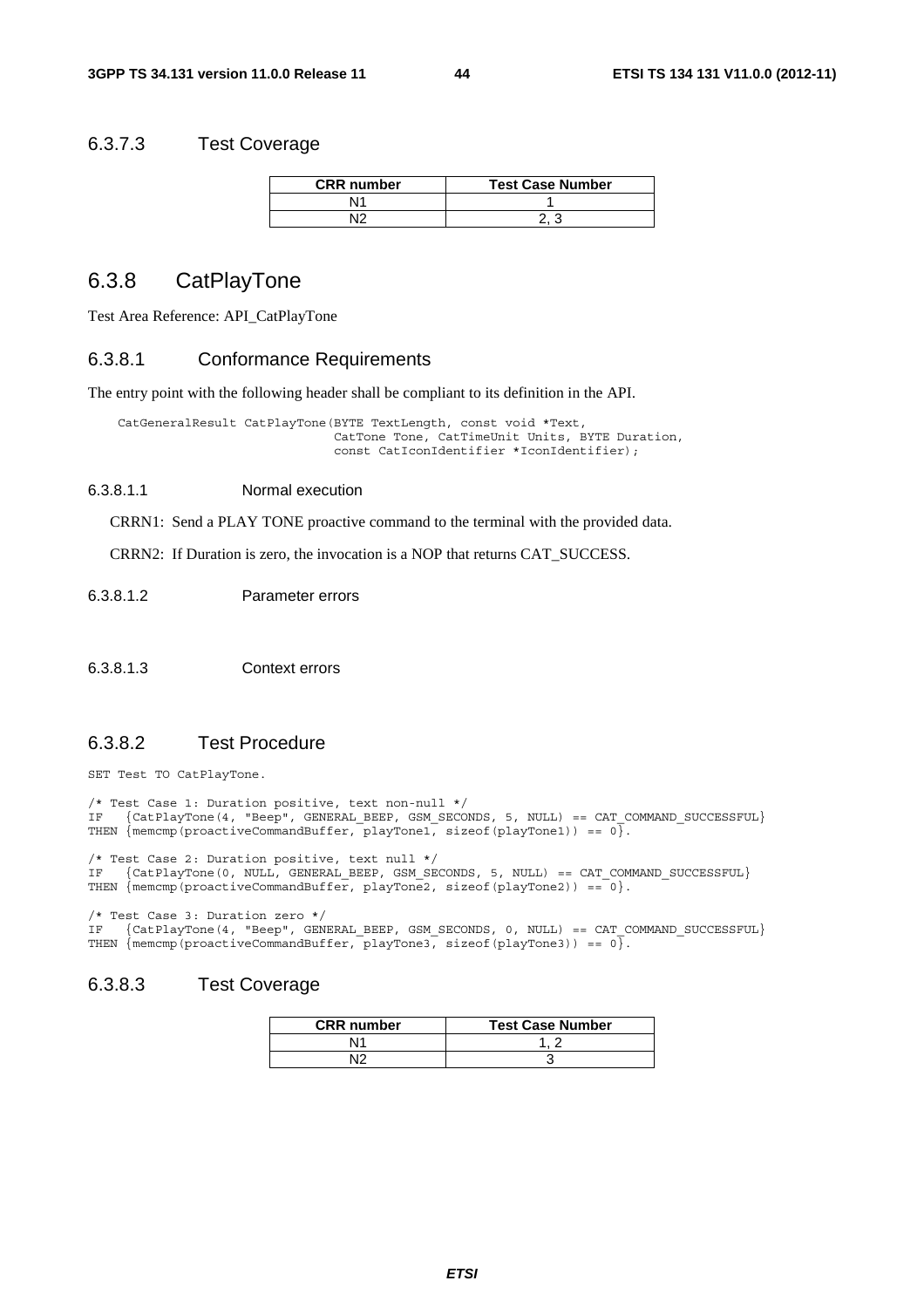### 6.3.7.3 Test Coverage

| CRR number | Test Case Number |
| --- | --- |
| N1 | 1 |
| N2 | 2, 3 |

## 6.3.8 CatPlayTone

Test Area Reference: API_CatPlayTone

### 6.3.8.1 Conformance Requirements

The entry point with the following header shall be compliant to its definition in the API.

```
CatGeneralResult CatPlayTone(BYTE TextLength, const void *Text,
                             CatTone Tone, CatTimeUnit Units, BYTE Duration,
                             const CatIconIdentifier *IconIdentifier);
```

#### 6.3.8.1.1 Normal execution

CRRN1: Send a PLAY TONE proactive command to the terminal with the provided data.

CRRN2: If Duration is zero, the invocation is a NOP that returns CAT_SUCCESS.

#### 6.3.8.1.2 Parameter errors

#### 6.3.8.1.3 Context errors

### 6.3.8.2 Test Procedure

```
SET Test TO CatPlayTone.

/* Test Case 1: Duration positive, text non-null */
IF   {CatPlayTone(4, "Beep", GENERAL_BEEP, GSM_SECONDS, 5, NULL) == CAT_COMMAND_SUCCESSFUL}
THEN {memcmp(proactiveCommandBuffer, playTone1, sizeof(playTone1)) == 0}.

/* Test Case 2: Duration positive, text null */
IF   {CatPlayTone(0, NULL, GENERAL_BEEP, GSM_SECONDS, 5, NULL) == CAT_COMMAND_SUCCESSFUL}
THEN {memcmp(proactiveCommandBuffer, playTone2, sizeof(playTone2)) == 0}.

/* Test Case 3: Duration zero */
IF   {CatPlayTone(4, "Beep", GENERAL_BEEP, GSM_SECONDS, 0, NULL) == CAT_COMMAND_SUCCESSFUL}
THEN {memcmp(proactiveCommandBuffer, playTone3, sizeof(playTone3)) == 0}.
```

### 6.3.8.3 Test Coverage

| CRR number | Test Case Number |
| --- | --- |
| N1 | 1, 2 |
| N2 | 3 |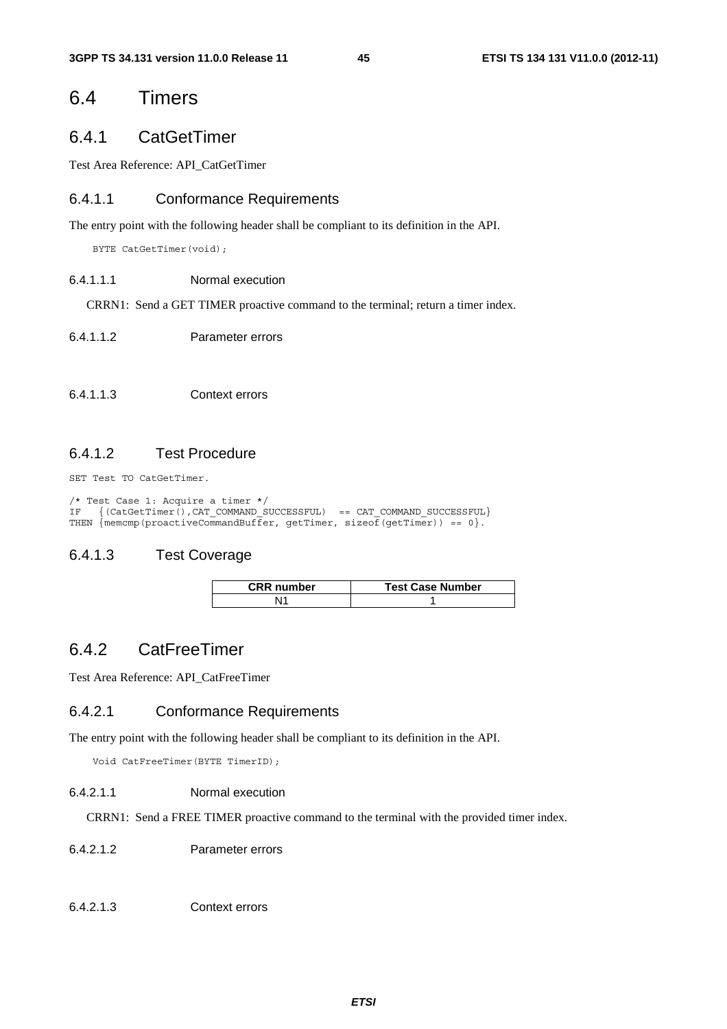## 6.4 Timers

### 6.4.1 CatGetTimer

Test Area Reference: API_CatGetTimer

#### 6.4.1.1 Conformance Requirements

The entry point with the following header shall be compliant to its definition in the API.

```
BYTE CatGetTimer(void);
```

##### 6.4.1.1.1 Normal execution

CRRN1: Send a GET TIMER proactive command to the terminal; return a timer index.

##### 6.4.1.1.2 Parameter errors

##### 6.4.1.1.3 Context errors

#### 6.4.1.2 Test Procedure

```
SET Test TO CatGetTimer.

/* Test Case 1: Acquire a timer */
IF   {(CatGetTimer(),CAT_COMMAND_SUCCESSFUL)  == CAT_COMMAND_SUCCESSFUL}
THEN {memcmp(proactiveCommandBuffer, getTimer, sizeof(getTimer)) == 0}.
```

#### 6.4.1.3 Test Coverage

| CRR number | Test Case Number |
|---|---|
| N1 | 1 |

### 6.4.2 CatFreeTimer

Test Area Reference: API_CatFreeTimer

#### 6.4.2.1 Conformance Requirements

The entry point with the following header shall be compliant to its definition in the API.

```
Void CatFreeTimer(BYTE TimerID);
```

##### 6.4.2.1.1 Normal execution

CRRN1: Send a FREE TIMER proactive command to the terminal with the provided timer index.

##### 6.4.2.1.2 Parameter errors

##### 6.4.2.1.3 Context errors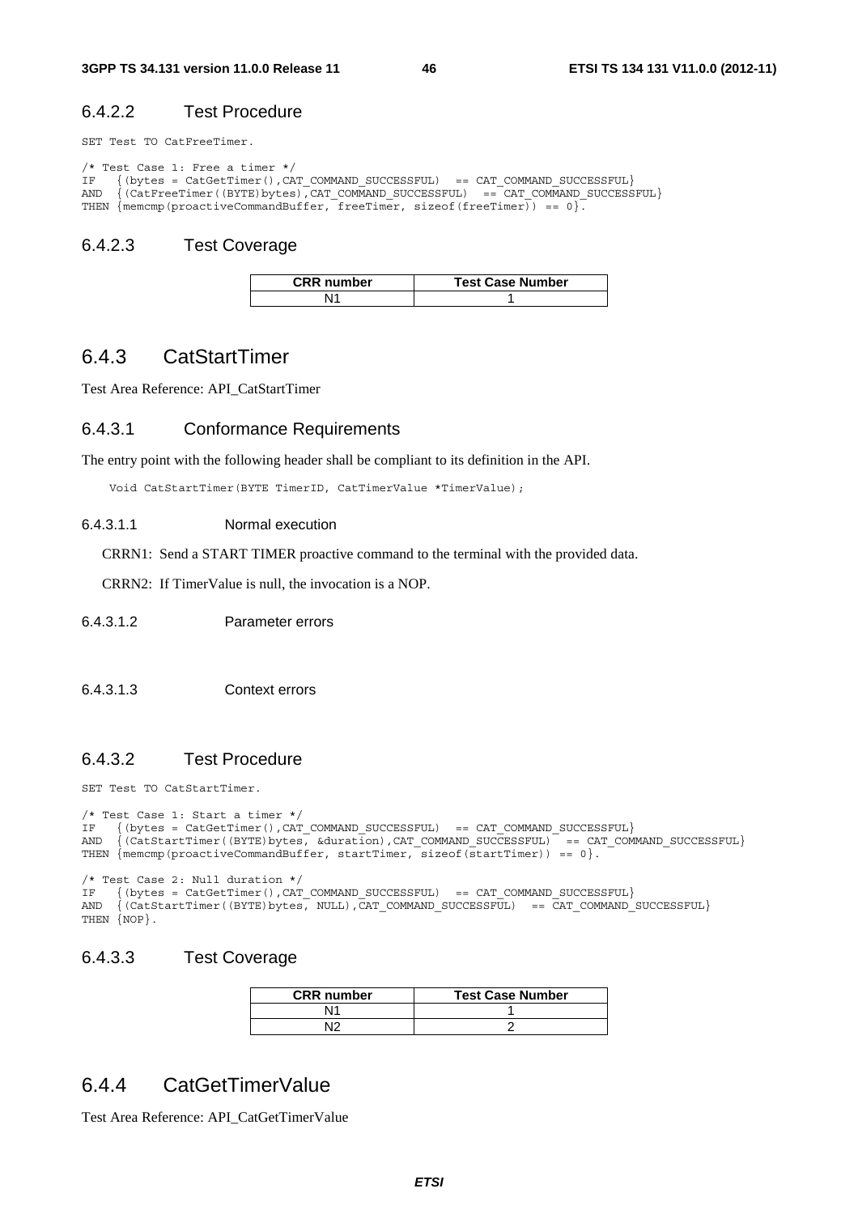### 6.4.2.2 Test Procedure

```
SET Test TO CatFreeTimer.

/* Test Case 1: Free a timer */
IF   {(bytes = CatGetTimer(),CAT_COMMAND_SUCCESSFUL)  == CAT_COMMAND_SUCCESSFUL}
AND  {(CatFreeTimer((BYTE)bytes),CAT_COMMAND_SUCCESSFUL)  == CAT_COMMAND_SUCCESSFUL}
THEN {memcmp(proactiveCommandBuffer, freeTimer, sizeof(freeTimer)) == 0}.
```

### 6.4.2.3 Test Coverage

| CRR number | Test Case Number |
|---|---|
| N1 | 1 |

## 6.4.3 CatStartTimer

Test Area Reference: API_CatStartTimer

### 6.4.3.1 Conformance Requirements

The entry point with the following header shall be compliant to its definition in the API.

```
Void CatStartTimer(BYTE TimerID, CatTimerValue *TimerValue);
```

#### 6.4.3.1.1 Normal execution

CRRN1: Send a START TIMER proactive command to the terminal with the provided data.

CRRN2: If TimerValue is null, the invocation is a NOP.

#### 6.4.3.1.2 Parameter errors

#### 6.4.3.1.3 Context errors

### 6.4.3.2 Test Procedure

```
SET Test TO CatStartTimer.

/* Test Case 1: Start a timer */
IF   {(bytes = CatGetTimer(),CAT_COMMAND_SUCCESSFUL)  == CAT_COMMAND_SUCCESSFUL}
AND  {(CatStartTimer((BYTE)bytes, &duration),CAT_COMMAND_SUCCESSFUL)  == CAT_COMMAND_SUCCESSFUL}
THEN {memcmp(proactiveCommandBuffer, startTimer, sizeof(startTimer)) == 0}.

/* Test Case 2: Null duration */
IF   {(bytes = CatGetTimer(),CAT_COMMAND_SUCCESSFUL)  == CAT_COMMAND_SUCCESSFUL}
AND  {(CatStartTimer((BYTE)bytes, NULL),CAT_COMMAND_SUCCESSFUL)  == CAT_COMMAND_SUCCESSFUL}
THEN {NOP}.
```

### 6.4.3.3 Test Coverage

| CRR number | Test Case Number |
|---|---|
| N1 | 1 |
| N2 | 2 |

## 6.4.4 CatGetTimerValue

Test Area Reference: API_CatGetTimerValue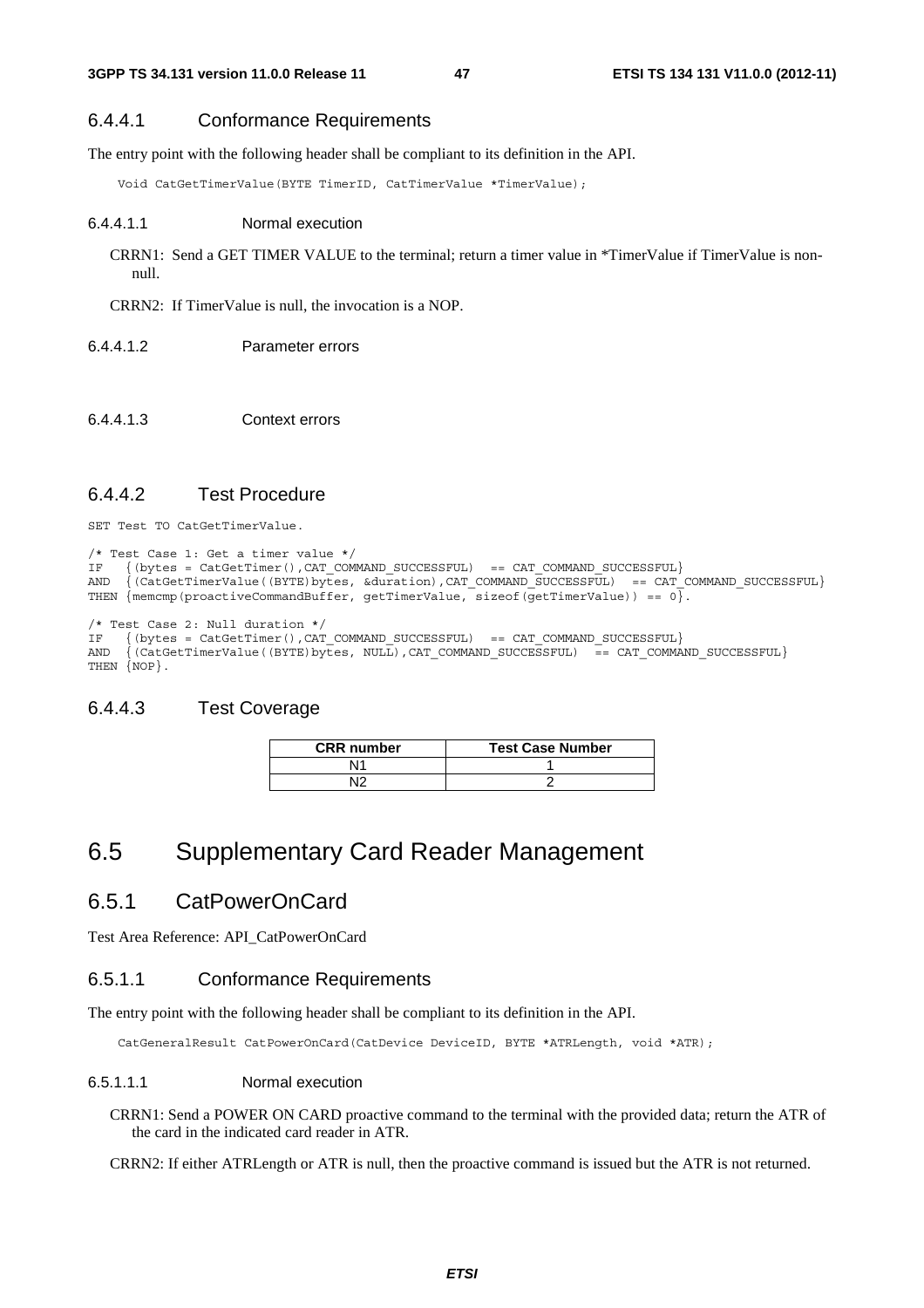### 6.4.4.1 Conformance Requirements

The entry point with the following header shall be compliant to its definition in the API.

```
Void CatGetTimerValue(BYTE TimerID, CatTimerValue *TimerValue);
```

#### 6.4.4.1.1 Normal execution

CRRN1: Send a GET TIMER VALUE to the terminal; return a timer value in *TimerValue if TimerValue is non-null.

CRRN2: If TimerValue is null, the invocation is a NOP.

#### 6.4.4.1.2 Parameter errors

#### 6.4.4.1.3 Context errors

### 6.4.4.2 Test Procedure

```
SET Test TO CatGetTimerValue.

/* Test Case 1: Get a timer value */
IF   {(bytes = CatGetTimer(),CAT_COMMAND_SUCCESSFUL)  == CAT_COMMAND_SUCCESSFUL}
AND  {(CatGetTimerValue((BYTE)bytes, &duration),CAT_COMMAND_SUCCESSFUL)  == CAT_COMMAND_SUCCESSFUL}
THEN {memcmp(proactiveCommandBuffer, getTimerValue, sizeof(getTimerValue)) == 0}.

/* Test Case 2: Null duration */
IF   {(bytes = CatGetTimer(),CAT_COMMAND_SUCCESSFUL)  == CAT_COMMAND_SUCCESSFUL}
AND  {(CatGetTimerValue((BYTE)bytes, NULL),CAT_COMMAND_SUCCESSFUL)  == CAT_COMMAND_SUCCESSFUL}
THEN {NOP}.
```

### 6.4.4.3 Test Coverage

| CRR number | Test Case Number |
|---|---|
| N1 | 1 |
| N2 | 2 |

# 6.5 Supplementary Card Reader Management

## 6.5.1 CatPowerOnCard

Test Area Reference: API_CatPowerOnCard

### 6.5.1.1 Conformance Requirements

The entry point with the following header shall be compliant to its definition in the API.

```
CatGeneralResult CatPowerOnCard(CatDevice DeviceID, BYTE *ATRLength, void *ATR);
```

#### 6.5.1.1.1 Normal execution

CRRN1: Send a POWER ON CARD proactive command to the terminal with the provided data; return the ATR of the card in the indicated card reader in ATR.

CRRN2: If either ATRLength or ATR is null, then the proactive command is issued but the ATR is not returned.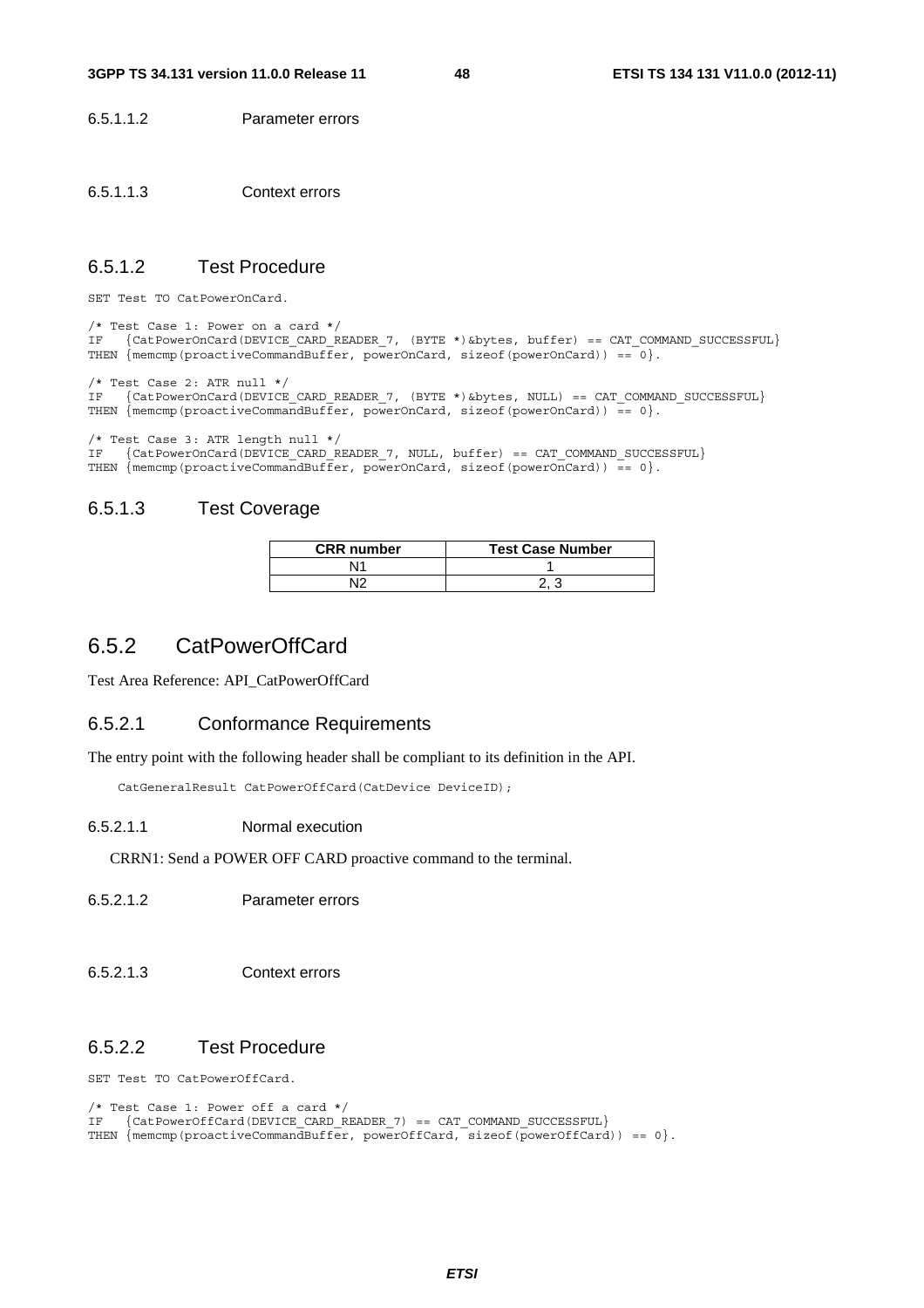6.5.1.1.2 Parameter errors

6.5.1.1.3 Context errors

### 6.5.1.2 Test Procedure

```
SET Test TO CatPowerOnCard.

/* Test Case 1: Power on a card */
IF   {CatPowerOnCard(DEVICE_CARD_READER_7, (BYTE *)&bytes, buffer) == CAT_COMMAND_SUCCESSFUL}
THEN {memcmp(proactiveCommandBuffer, powerOnCard, sizeof(powerOnCard)) == 0}.

/* Test Case 2: ATR null */
IF   {CatPowerOnCard(DEVICE_CARD_READER_7, (BYTE *)&bytes, NULL) == CAT_COMMAND_SUCCESSFUL}
THEN {memcmp(proactiveCommandBuffer, powerOnCard, sizeof(powerOnCard)) == 0}.

/* Test Case 3: ATR length null */
IF   {CatPowerOnCard(DEVICE_CARD_READER_7, NULL, buffer) == CAT_COMMAND_SUCCESSFUL}
THEN {memcmp(proactiveCommandBuffer, powerOnCard, sizeof(powerOnCard)) == 0}.
```

### 6.5.1.3 Test Coverage

| CRR number | Test Case Number |
|---|---|
| N1 | 1 |
| N2 | 2, 3 |

## 6.5.2 CatPowerOffCard

Test Area Reference: API_CatPowerOffCard

### 6.5.2.1 Conformance Requirements

The entry point with the following header shall be compliant to its definition in the API.

```
CatGeneralResult CatPowerOffCard(CatDevice DeviceID);
```

6.5.2.1.1 Normal execution

CRRN1: Send a POWER OFF CARD proactive command to the terminal.

6.5.2.1.2 Parameter errors

6.5.2.1.3 Context errors

### 6.5.2.2 Test Procedure

```
SET Test TO CatPowerOffCard.

/* Test Case 1: Power off a card */
IF   {CatPowerOffCard(DEVICE_CARD_READER_7) == CAT_COMMAND_SUCCESSFUL}
THEN {memcmp(proactiveCommandBuffer, powerOffCard, sizeof(powerOffCard)) == 0}.
```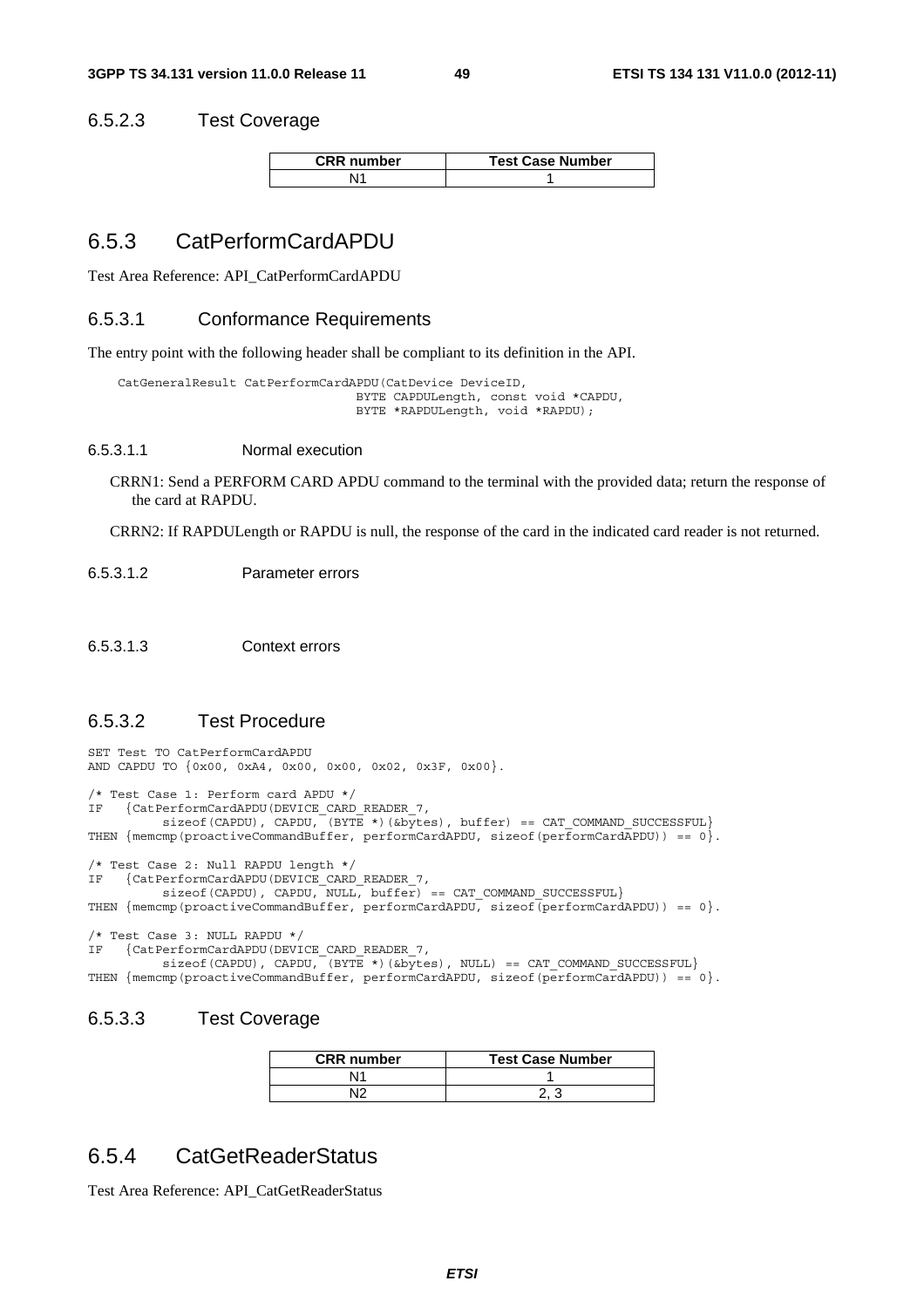### 6.5.2.3 Test Coverage

| CRR number | Test Case Number |
|---|---|
| N1 | 1 |

## 6.5.3 CatPerformCardAPDU

Test Area Reference: API_CatPerformCardAPDU

### 6.5.3.1 Conformance Requirements

The entry point with the following header shall be compliant to its definition in the API.

```
CatGeneralResult CatPerformCardAPDU(CatDevice DeviceID,
                                    BYTE CAPDULength, const void *CAPDU,
                                    BYTE *RAPDULength, void *RAPDU);
```

#### 6.5.3.1.1 Normal execution

CRRN1: Send a PERFORM CARD APDU command to the terminal with the provided data; return the response of the card at RAPDU.

CRRN2: If RAPDULength or RAPDU is null, the response of the card in the indicated card reader is not returned.

#### 6.5.3.1.2 Parameter errors

#### 6.5.3.1.3 Context errors

### 6.5.3.2 Test Procedure

```
SET Test TO CatPerformCardAPDU
AND CAPDU TO {0x00, 0xA4, 0x00, 0x00, 0x02, 0x3F, 0x00}.

/* Test Case 1: Perform card APDU */
IF   {CatPerformCardAPDU(DEVICE_CARD_READER_7,
        sizeof(CAPDU), CAPDU, (BYTE *)(&bytes), buffer) == CAT_COMMAND_SUCCESSFUL}
THEN {memcmp(proactiveCommandBuffer, performCardAPDU, sizeof(performCardAPDU)) == 0}.

/* Test Case 2: Null RAPDU length */
IF   {CatPerformCardAPDU(DEVICE_CARD_READER_7,
        sizeof(CAPDU), CAPDU, NULL, buffer) == CAT_COMMAND_SUCCESSFUL}
THEN {memcmp(proactiveCommandBuffer, performCardAPDU, sizeof(performCardAPDU)) == 0}.

/* Test Case 3: NULL RAPDU */
IF   {CatPerformCardAPDU(DEVICE_CARD_READER_7,
        sizeof(CAPDU), CAPDU, (BYTE *)(&bytes), NULL) == CAT_COMMAND_SUCCESSFUL}
THEN {memcmp(proactiveCommandBuffer, performCardAPDU, sizeof(performCardAPDU)) == 0}.
```

### 6.5.3.3 Test Coverage

| CRR number | Test Case Number |
|---|---|
| N1 | 1 |
| N2 | 2, 3 |

## 6.5.4 CatGetReaderStatus

Test Area Reference: API_CatGetReaderStatus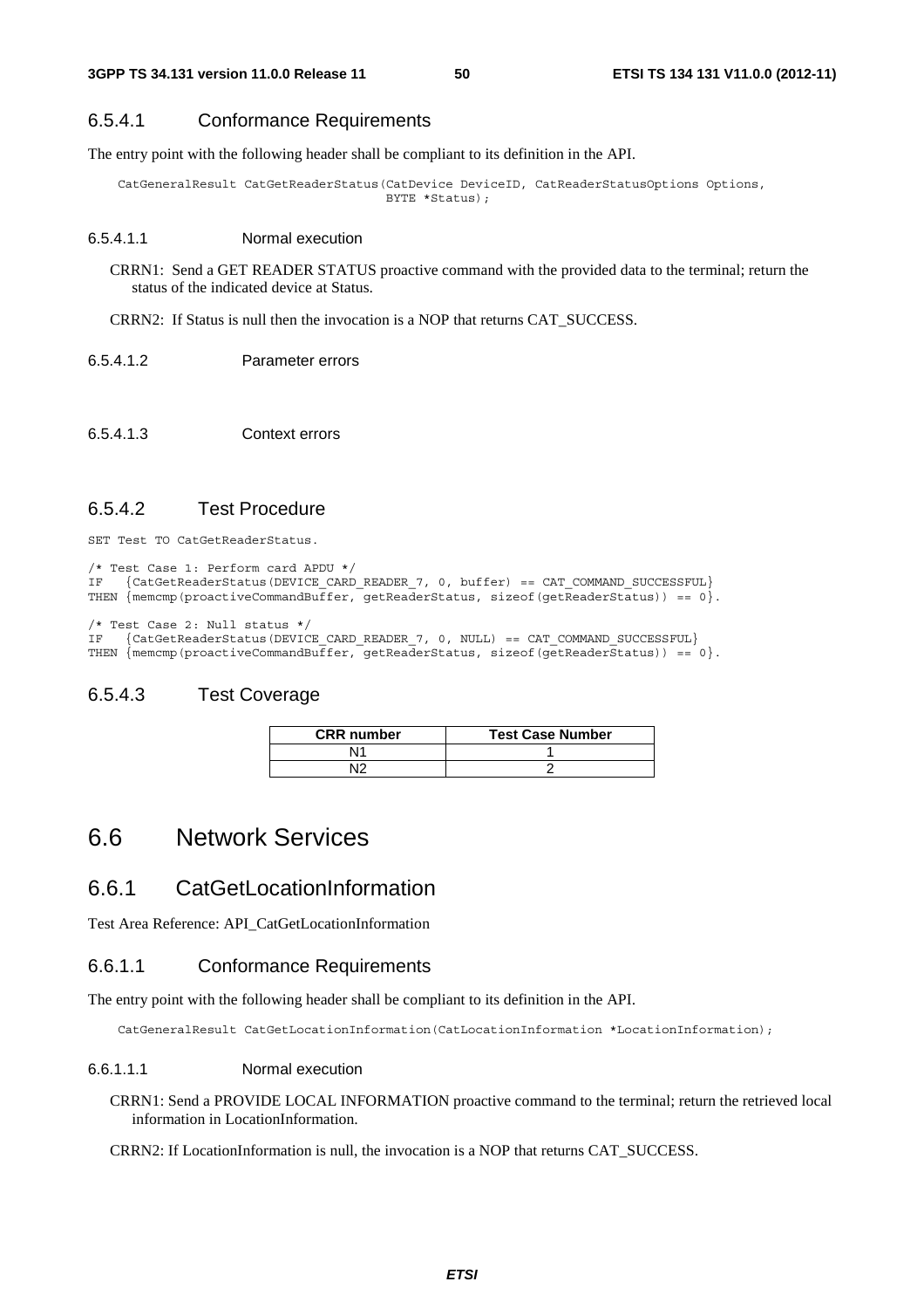### 6.5.4.1 Conformance Requirements

The entry point with the following header shall be compliant to its definition in the API.

```
CatGeneralResult CatGetReaderStatus(CatDevice DeviceID, CatReaderStatusOptions Options,
                                    BYTE *Status);
```

#### 6.5.4.1.1 Normal execution

CRRN1: Send a GET READER STATUS proactive command with the provided data to the terminal; return the status of the indicated device at Status.

CRRN2: If Status is null then the invocation is a NOP that returns CAT_SUCCESS.

#### 6.5.4.1.2 Parameter errors

#### 6.5.4.1.3 Context errors

### 6.5.4.2 Test Procedure

```
SET Test TO CatGetReaderStatus.

/* Test Case 1: Perform card APDU */
IF   {CatGetReaderStatus(DEVICE_CARD_READER_7, 0, buffer) == CAT_COMMAND_SUCCESSFUL}
THEN {memcmp(proactiveCommandBuffer, getReaderStatus, sizeof(getReaderStatus)) == 0}.

/* Test Case 2: Null status */
IF   {CatGetReaderStatus(DEVICE_CARD_READER_7, 0, NULL) == CAT_COMMAND_SUCCESSFUL}
THEN {memcmp(proactiveCommandBuffer, getReaderStatus, sizeof(getReaderStatus)) == 0}.
```

### 6.5.4.3 Test Coverage

| CRR number | Test Case Number |
|---|---|
| N1 | 1 |
| N2 | 2 |

# 6.6 Network Services

## 6.6.1 CatGetLocationInformation

Test Area Reference: API_CatGetLocationInformation

### 6.6.1.1 Conformance Requirements

The entry point with the following header shall be compliant to its definition in the API.

```
CatGeneralResult CatGetLocationInformation(CatLocationInformation *LocationInformation);
```

#### 6.6.1.1.1 Normal execution

CRRN1: Send a PROVIDE LOCAL INFORMATION proactive command to the terminal; return the retrieved local information in LocationInformation.

CRRN2: If LocationInformation is null, the invocation is a NOP that returns CAT_SUCCESS.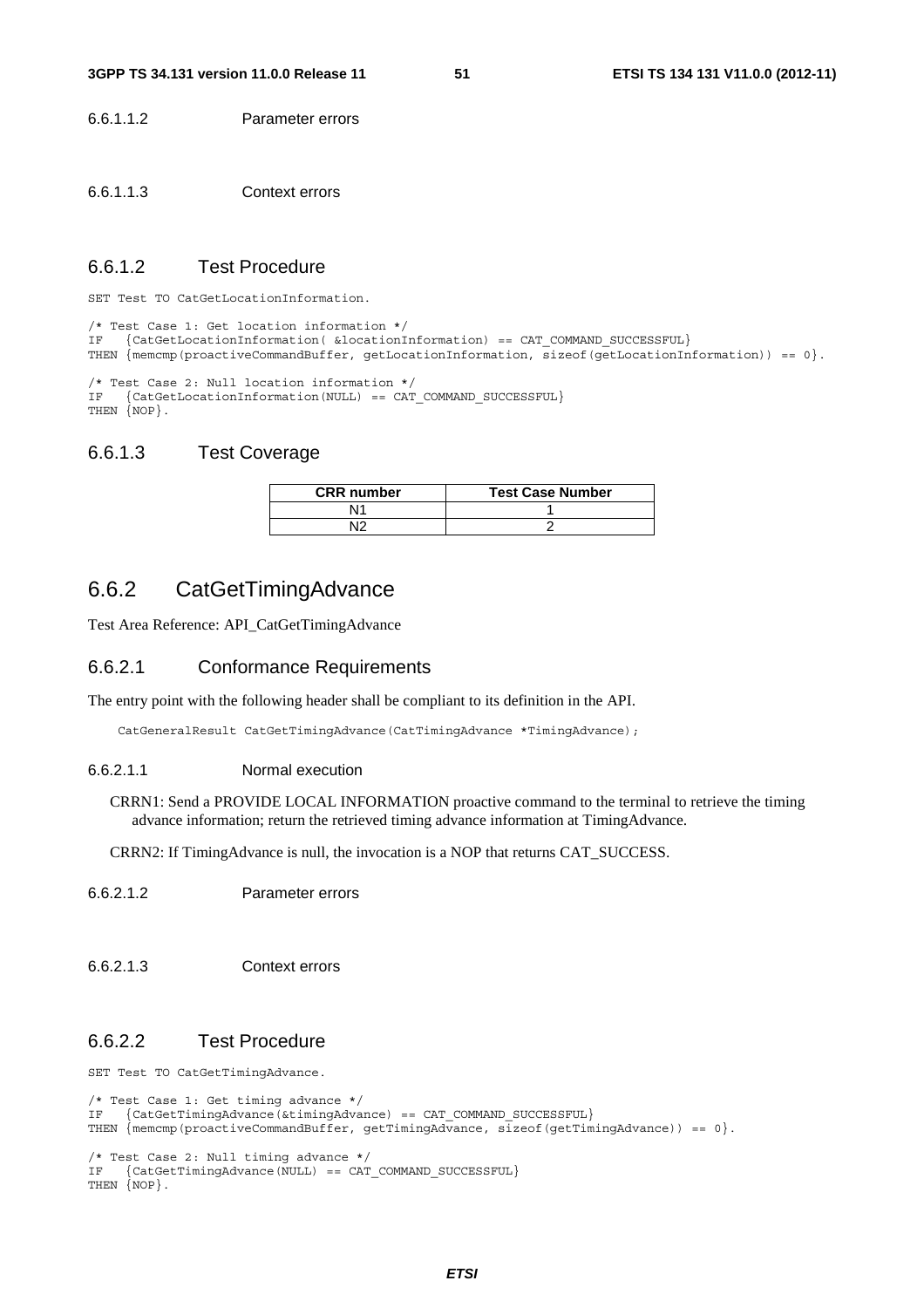6.6.1.1.2 Parameter errors

6.6.1.1.3 Context errors

### 6.6.1.2 Test Procedure

```
SET Test TO CatGetLocationInformation.

/* Test Case 1: Get location information */
IF   {CatGetLocationInformation( &locationInformation) == CAT_COMMAND_SUCCESSFUL}
THEN {memcmp(proactiveCommandBuffer, getLocationInformation, sizeof(getLocationInformation)) == 0}.

/* Test Case 2: Null location information */
IF   {CatGetLocationInformation(NULL) == CAT_COMMAND_SUCCESSFUL}
THEN {NOP}.
```

### 6.6.1.3 Test Coverage

| CRR number | Test Case Number |
|---|---|
| N1 | 1 |
| N2 | 2 |

## 6.6.2 CatGetTimingAdvance

Test Area Reference: API_CatGetTimingAdvance

### 6.6.2.1 Conformance Requirements

The entry point with the following header shall be compliant to its definition in the API.

```
CatGeneralResult CatGetTimingAdvance(CatTimingAdvance *TimingAdvance);
```

6.6.2.1.1 Normal execution

CRRN1: Send a PROVIDE LOCAL INFORMATION proactive command to the terminal to retrieve the timing advance information; return the retrieved timing advance information at TimingAdvance.

CRRN2: If TimingAdvance is null, the invocation is a NOP that returns CAT_SUCCESS.

6.6.2.1.2 Parameter errors

6.6.2.1.3 Context errors

### 6.6.2.2 Test Procedure

```
SET Test TO CatGetTimingAdvance.

/* Test Case 1: Get timing advance */
IF   {CatGetTimingAdvance(&timingAdvance) == CAT_COMMAND_SUCCESSFUL}
THEN {memcmp(proactiveCommandBuffer, getTimingAdvance, sizeof(getTimingAdvance)) == 0}.

/* Test Case 2: Null timing advance */
IF   {CatGetTimingAdvance(NULL) == CAT_COMMAND_SUCCESSFUL}
THEN {NOP}.
```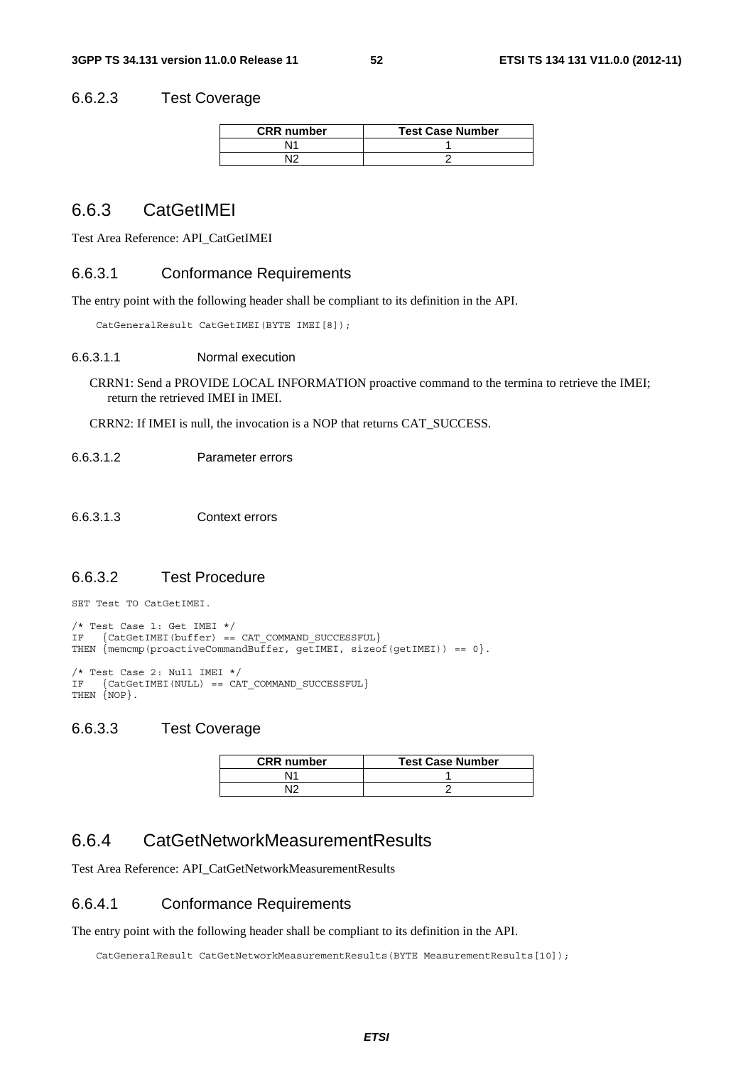### 6.6.2.3 Test Coverage

| CRR number | Test Case Number |
|---|---|
| N1 | 1 |
| N2 | 2 |

## 6.6.3 CatGetIMEI

Test Area Reference: API_CatGetIMEI

### 6.6.3.1 Conformance Requirements

The entry point with the following header shall be compliant to its definition in the API.

```
CatGeneralResult CatGetIMEI(BYTE IMEI[8]);
```

#### 6.6.3.1.1 Normal execution

CRRN1: Send a PROVIDE LOCAL INFORMATION proactive command to the termina to retrieve the IMEI; return the retrieved IMEI in IMEI.

CRRN2: If IMEI is null, the invocation is a NOP that returns CAT_SUCCESS.

#### 6.6.3.1.2 Parameter errors

#### 6.6.3.1.3 Context errors

### 6.6.3.2 Test Procedure

```
SET Test TO CatGetIMEI.

/* Test Case 1: Get IMEI */
IF   {CatGetIMEI(buffer) == CAT_COMMAND_SUCCESSFUL}
THEN {memcmp(proactiveCommandBuffer, getIMEI, sizeof(getIMEI)) == 0}.

/* Test Case 2: Null IMEI */
IF   {CatGetIMEI(NULL) == CAT_COMMAND_SUCCESSFUL}
THEN {NOP}.
```

### 6.6.3.3 Test Coverage

| CRR number | Test Case Number |
|---|---|
| N1 | 1 |
| N2 | 2 |

## 6.6.4 CatGetNetworkMeasurementResults

Test Area Reference: API_CatGetNetworkMeasurementResults

### 6.6.4.1 Conformance Requirements

The entry point with the following header shall be compliant to its definition in the API.

```
CatGeneralResult CatGetNetworkMeasurementResults(BYTE MeasurementResults[10]);
```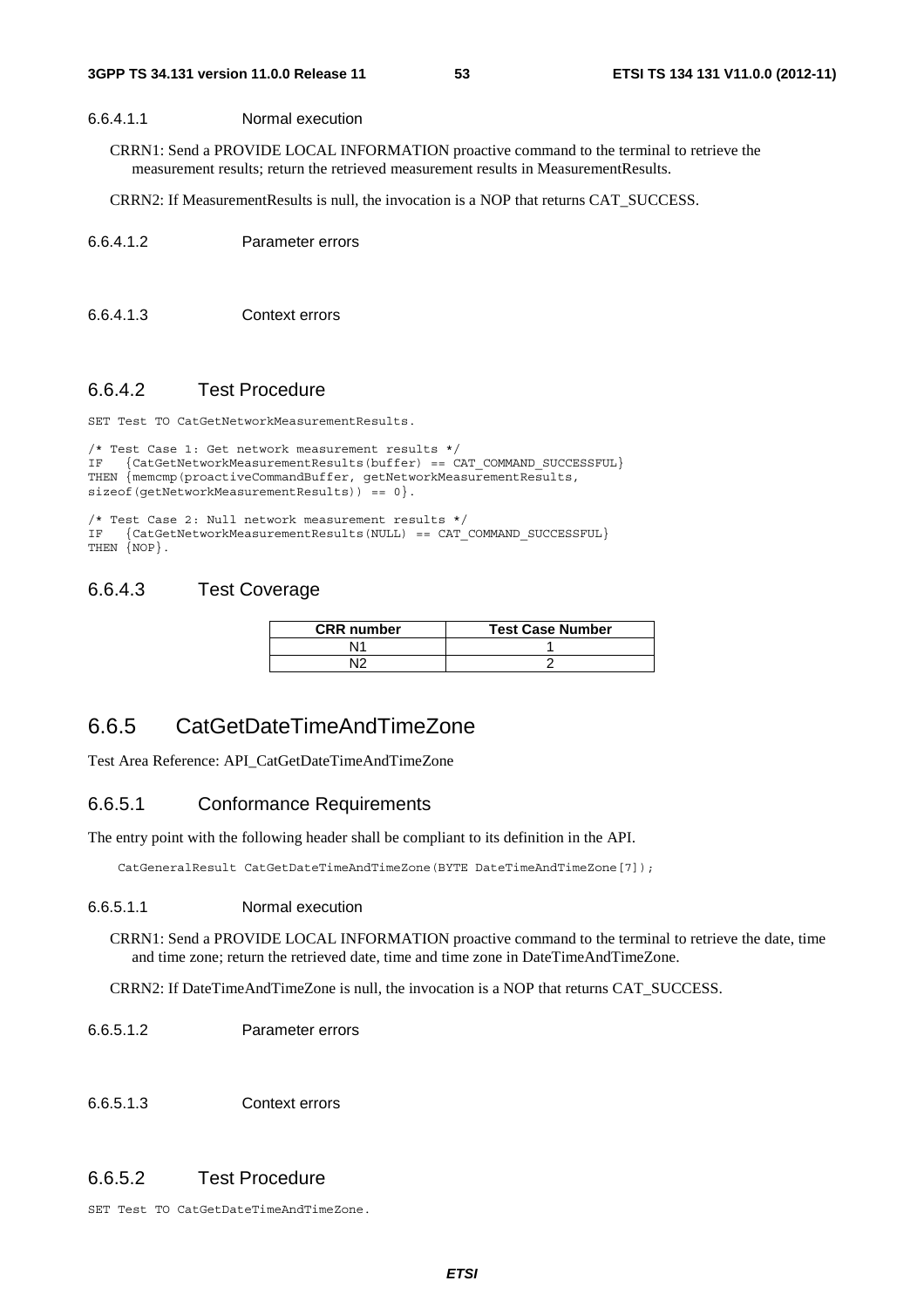#### 6.6.4.1.1 Normal execution

CRRN1: Send a PROVIDE LOCAL INFORMATION proactive command to the terminal to retrieve the measurement results; return the retrieved measurement results in MeasurementResults.

CRRN2: If MeasurementResults is null, the invocation is a NOP that returns CAT_SUCCESS.

#### 6.6.4.1.2 Parameter errors

#### 6.6.4.1.3 Context errors

### 6.6.4.2 Test Procedure

```
SET Test TO CatGetNetworkMeasurementResults.

/* Test Case 1: Get network measurement results */
IF   {CatGetNetworkMeasurementResults(buffer) == CAT_COMMAND_SUCCESSFUL}
THEN {memcmp(proactiveCommandBuffer, getNetworkMeasurementResults,
sizeof(getNetworkMeasurementResults)) == 0}.

/* Test Case 2: Null network measurement results */
IF   {CatGetNetworkMeasurementResults(NULL) == CAT_COMMAND_SUCCESSFUL}
THEN {NOP}.
```

### 6.6.4.3 Test Coverage

| CRR number | Test Case Number |
| --- | --- |
| N1 | 1 |
| N2 | 2 |

## 6.6.5 CatGetDateTimeAndTimeZone

Test Area Reference: API_CatGetDateTimeAndTimeZone

### 6.6.5.1 Conformance Requirements

The entry point with the following header shall be compliant to its definition in the API.

```
CatGeneralResult CatGetDateTimeAndTimeZone(BYTE DateTimeAndTimeZone[7]);
```

#### 6.6.5.1.1 Normal execution

CRRN1: Send a PROVIDE LOCAL INFORMATION proactive command to the terminal to retrieve the date, time and time zone; return the retrieved date, time and time zone in DateTimeAndTimeZone.

CRRN2: If DateTimeAndTimeZone is null, the invocation is a NOP that returns CAT_SUCCESS.

#### 6.6.5.1.2 Parameter errors

#### 6.6.5.1.3 Context errors

### 6.6.5.2 Test Procedure

```
SET Test TO CatGetDateTimeAndTimeZone.
```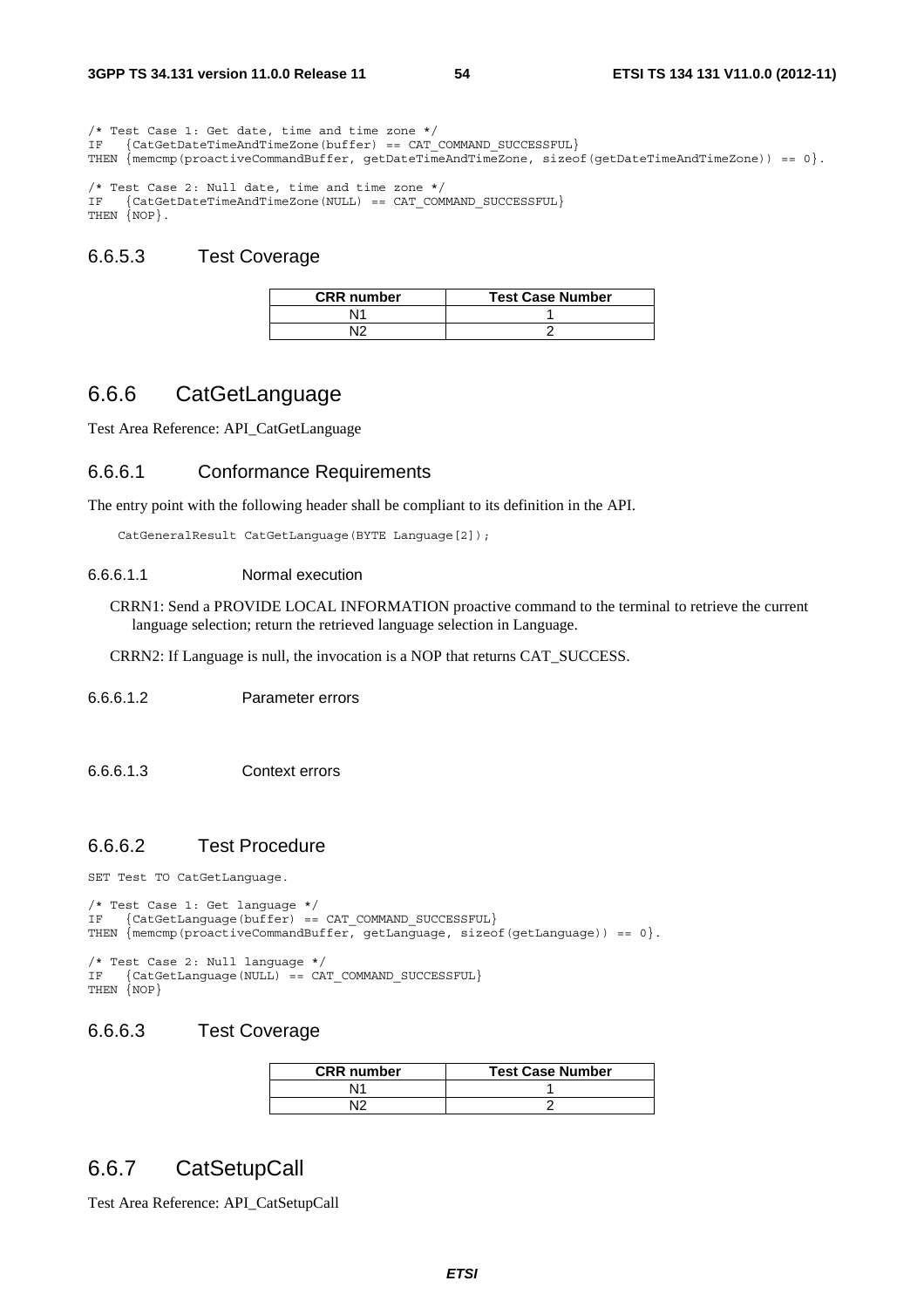```
/* Test Case 1: Get date, time and time zone */
IF   {CatGetDateTimeAndTimeZone(buffer) == CAT_COMMAND_SUCCESSFUL}
THEN {memcmp(proactiveCommandBuffer, getDateTimeAndTimeZone, sizeof(getDateTimeAndTimeZone)) == 0}.

/* Test Case 2: Null date, time and time zone */
IF   {CatGetDateTimeAndTimeZone(NULL) == CAT_COMMAND_SUCCESSFUL}
THEN {NOP}.
```

### 6.6.5.3 Test Coverage

| CRR number | Test Case Number |
|---|---|
| N1 | 1 |
| N2 | 2 |

## 6.6.6 CatGetLanguage

Test Area Reference: API_CatGetLanguage

### 6.6.6.1 Conformance Requirements

The entry point with the following header shall be compliant to its definition in the API.

```
CatGeneralResult CatGetLanguage(BYTE Language[2]);
```

#### 6.6.6.1.1 Normal execution

CRRN1: Send a PROVIDE LOCAL INFORMATION proactive command to the terminal to retrieve the current language selection; return the retrieved language selection in Language.

CRRN2: If Language is null, the invocation is a NOP that returns CAT_SUCCESS.

#### 6.6.6.1.2 Parameter errors

#### 6.6.6.1.3 Context errors

### 6.6.6.2 Test Procedure

```
SET Test TO CatGetLanguage.

/* Test Case 1: Get language */
IF   {CatGetLanguage(buffer) == CAT_COMMAND_SUCCESSFUL}
THEN {memcmp(proactiveCommandBuffer, getLanguage, sizeof(getLanguage)) == 0}.

/* Test Case 2: Null language */
IF   {CatGetLanguage(NULL) == CAT_COMMAND_SUCCESSFUL}
THEN {NOP}
```

### 6.6.6.3 Test Coverage

| CRR number | Test Case Number |
|---|---|
| N1 | 1 |
| N2 | 2 |

## 6.6.7 CatSetupCall

Test Area Reference: API_CatSetupCall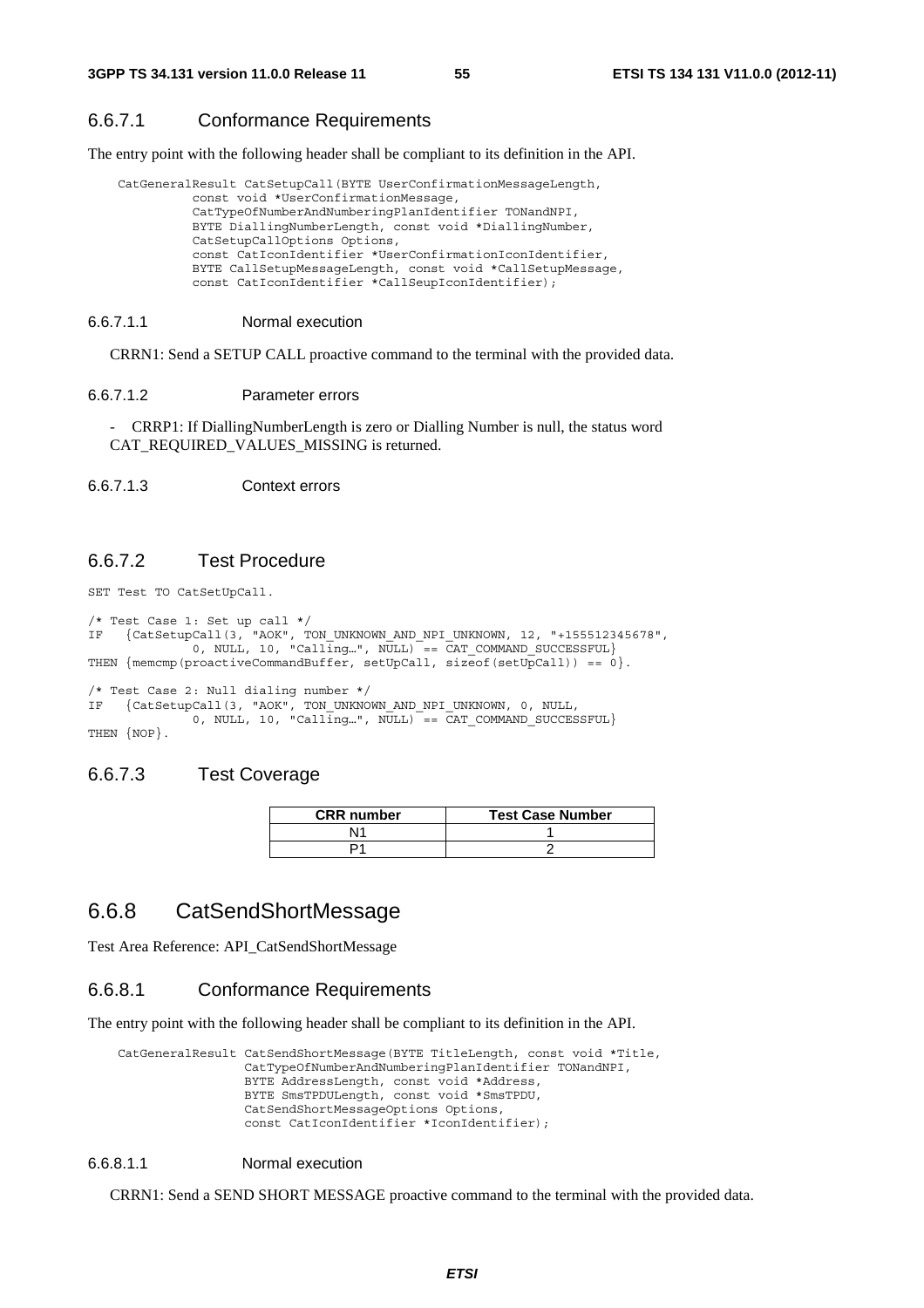### 6.6.7.1 Conformance Requirements

The entry point with the following header shall be compliant to its definition in the API.

```
CatGeneralResult CatSetupCall(BYTE UserConfirmationMessageLength,
          const void *UserConfirmationMessage,
          CatTypeOfNumberAndNumberingPlanIdentifier TONandNPI,
          BYTE DiallingNumberLength, const void *DiallingNumber,
          CatSetupCallOptions Options,
          const CatIconIdentifier *UserConfirmationIconIdentifier,
          BYTE CallSetupMessageLength, const void *CallSetupMessage,
          const CatIconIdentifier *CallSeupIconIdentifier);
```

#### 6.6.7.1.1 Normal execution

CRRN1: Send a SETUP CALL proactive command to the terminal with the provided data.

#### 6.6.7.1.2 Parameter errors

- CRRP1: If DiallingNumberLength is zero or Dialling Number is null, the status word CAT_REQUIRED_VALUES_MISSING is returned.

#### 6.6.7.1.3 Context errors

### 6.6.7.2 Test Procedure

```
SET Test TO CatSetUpCall.

/* Test Case 1: Set up call */
IF   {CatSetupCall(3, "AOK", TON_UNKNOWN_AND_NPI_UNKNOWN, 12, "+155512345678",
            0, NULL, 10, "Calling…", NULL) == CAT_COMMAND_SUCCESSFUL}
THEN {memcmp(proactiveCommandBuffer, setUpCall, sizeof(setUpCall)) == 0}.

/* Test Case 2: Null dialing number */
IF   {CatSetupCall(3, "AOK", TON_UNKNOWN_AND_NPI_UNKNOWN, 0, NULL,
            0, NULL, 10, "Calling…", NULL) == CAT_COMMAND_SUCCESSFUL}
THEN {NOP}.
```

### 6.6.7.3 Test Coverage

| CRR number | Test Case Number |
|---|---|
| N1 | 1 |
| P1 | 2 |

## 6.6.8 CatSendShortMessage

Test Area Reference: API_CatSendShortMessage

### 6.6.8.1 Conformance Requirements

The entry point with the following header shall be compliant to its definition in the API.

```
CatGeneralResult CatSendShortMessage(BYTE TitleLength, const void *Title,
                 CatTypeOfNumberAndNumberingPlanIdentifier TONandNPI,
                 BYTE AddressLength, const void *Address,
                 BYTE SmsTPDULength, const void *SmsTPDU,
                 CatSendShortMessageOptions Options,
                 const CatIconIdentifier *IconIdentifier);
```

#### 6.6.8.1.1 Normal execution

CRRN1: Send a SEND SHORT MESSAGE proactive command to the terminal with the provided data.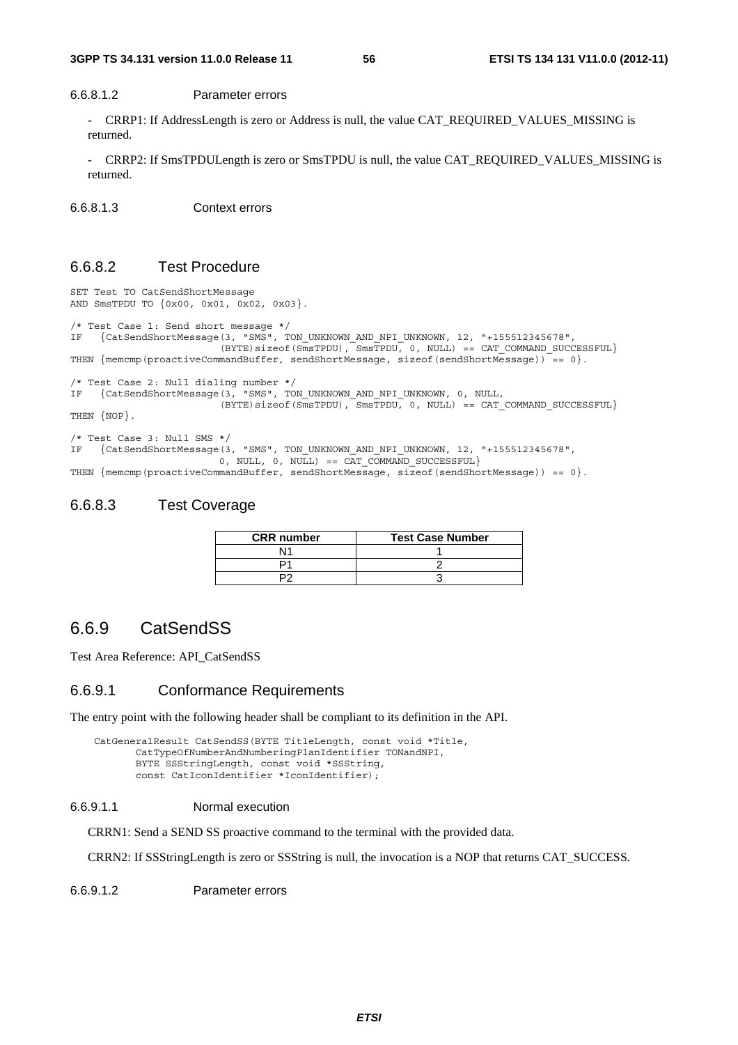#### 6.6.8.1.2 Parameter errors

- CRRP1: If AddressLength is zero or Address is null, the value CAT_REQUIRED_VALUES_MISSING is returned.

- CRRP2: If SmsTPDULength is zero or SmsTPDU is null, the value CAT_REQUIRED_VALUES_MISSING is returned.

#### 6.6.8.1.3 Context errors

### 6.6.8.2 Test Procedure

```
SET Test TO CatSendShortMessage
AND SmsTPDU TO {0x00, 0x01, 0x02, 0x03}.

/* Test Case 1: Send short message */
IF   {CatSendShortMessage(3, "SMS", TON_UNKNOWN_AND_NPI_UNKNOWN, 12, "+155512345678",
                          (BYTE)sizeof(SmsTPDU), SmsTPDU, 0, NULL) == CAT_COMMAND_SUCCESSFUL}
THEN {memcmp(proactiveCommandBuffer, sendShortMessage, sizeof(sendShortMessage)) == 0}.

/* Test Case 2: Null dialing number */
IF   {CatSendShortMessage(3, "SMS", TON_UNKNOWN_AND_NPI_UNKNOWN, 0, NULL,
                          (BYTE)sizeof(SmsTPDU), SmsTPDU, 0, NULL) == CAT_COMMAND_SUCCESSFUL}
THEN {NOP}.

/* Test Case 3: Null SMS */
IF   {CatSendShortMessage(3, "SMS", TON_UNKNOWN_AND_NPI_UNKNOWN, 12, "+155512345678",
                         0, NULL, 0, NULL) == CAT_COMMAND_SUCCESSFUL}
THEN {memcmp(proactiveCommandBuffer, sendShortMessage, sizeof(sendShortMessage)) == 0}.
```

### 6.6.8.3 Test Coverage

| CRR number | Test Case Number |
|---|---|
| N1 | 1 |
| P1 | 2 |
| P2 | 3 |

## 6.6.9 CatSendSS

Test Area Reference: API_CatSendSS

### 6.6.9.1 Conformance Requirements

The entry point with the following header shall be compliant to its definition in the API.

```
CatGeneralResult CatSendSS(BYTE TitleLength, const void *Title,
       CatTypeOfNumberAndNumberingPlanIdentifier TONandNPI,
       BYTE SSStringLength, const void *SSString,
       const CatIconIdentifier *IconIdentifier);
```

#### 6.6.9.1.1 Normal execution

CRRN1: Send a SEND SS proactive command to the terminal with the provided data.

CRRN2: If SSStringLength is zero or SSString is null, the invocation is a NOP that returns CAT_SUCCESS.

#### 6.6.9.1.2 Parameter errors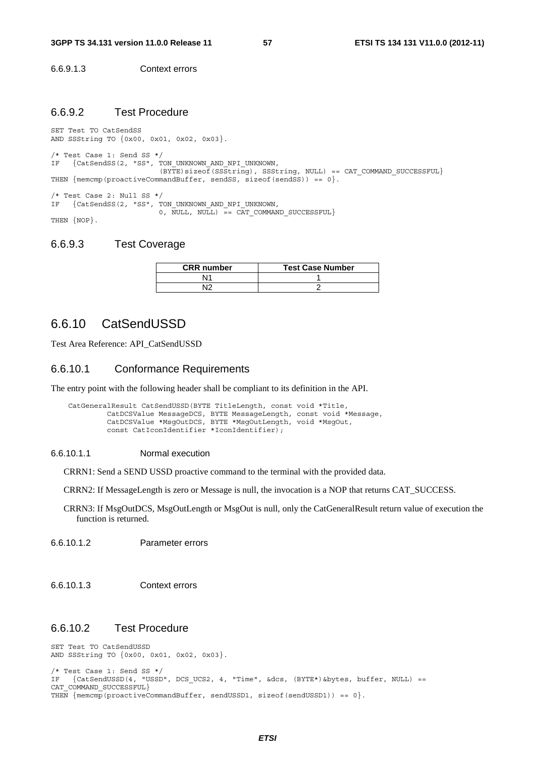#### 6.6.9.1.3 Context errors

### 6.6.9.2 Test Procedure

```
SET Test TO CatSendSS
AND SSString TO {0x00, 0x01, 0x02, 0x03}.

/* Test Case 1: Send SS */
IF   {CatSendSS(2, "SS", TON_UNKNOWN_AND_NPI_UNKNOWN,
                         (BYTE)sizeof(SSString), SSString, NULL) == CAT_COMMAND_SUCCESSFUL}
THEN {memcmp(proactiveCommandBuffer, sendSS, sizeof(sendSS)) == 0}.

/* Test Case 2: Null SS */
IF   {CatSendSS(2, "SS", TON_UNKNOWN_AND_NPI_UNKNOWN,
                         0, NULL, NULL) == CAT_COMMAND_SUCCESSFUL}
THEN {NOP}.
```

### 6.6.9.3 Test Coverage

| CRR number | Test Case Number |
|---|---|
| N1 | 1 |
| N2 | 2 |

## 6.6.10 CatSendUSSD

Test Area Reference: API_CatSendUSSD

### 6.6.10.1 Conformance Requirements

The entry point with the following header shall be compliant to its definition in the API.

```
CatGeneralResult CatSendUSSD(BYTE TitleLength, const void *Title,
        CatDCSValue MessageDCS, BYTE MessageLength, const void *Message,
        CatDCSValue *MsgOutDCS, BYTE *MsgOutLength, void *MsgOut,
        const CatIconIdentifier *IconIdentifier);
```

#### 6.6.10.1.1 Normal execution

CRRN1: Send a SEND USSD proactive command to the terminal with the provided data.

CRRN2: If MessageLength is zero or Message is null, the invocation is a NOP that returns CAT_SUCCESS.

CRRN3: If MsgOutDCS, MsgOutLength or MsgOut is null, only the CatGeneralResult return value of execution the function is returned.

#### 6.6.10.1.2 Parameter errors

#### 6.6.10.1.3 Context errors

### 6.6.10.2 Test Procedure

```
SET Test TO CatSendUSSD
AND SSString TO {0x00, 0x01, 0x02, 0x03}.

/* Test Case 1: Send SS */
IF   {CatSendUSSD(4, "USSD", DCS_UCS2, 4, "Time", &dcs, (BYTE*)&bytes, buffer, NULL) ==
CAT_COMMAND_SUCCESSFUL}
THEN {memcmp(proactiveCommandBuffer, sendUSSD1, sizeof(sendUSSD1)) == 0}.
```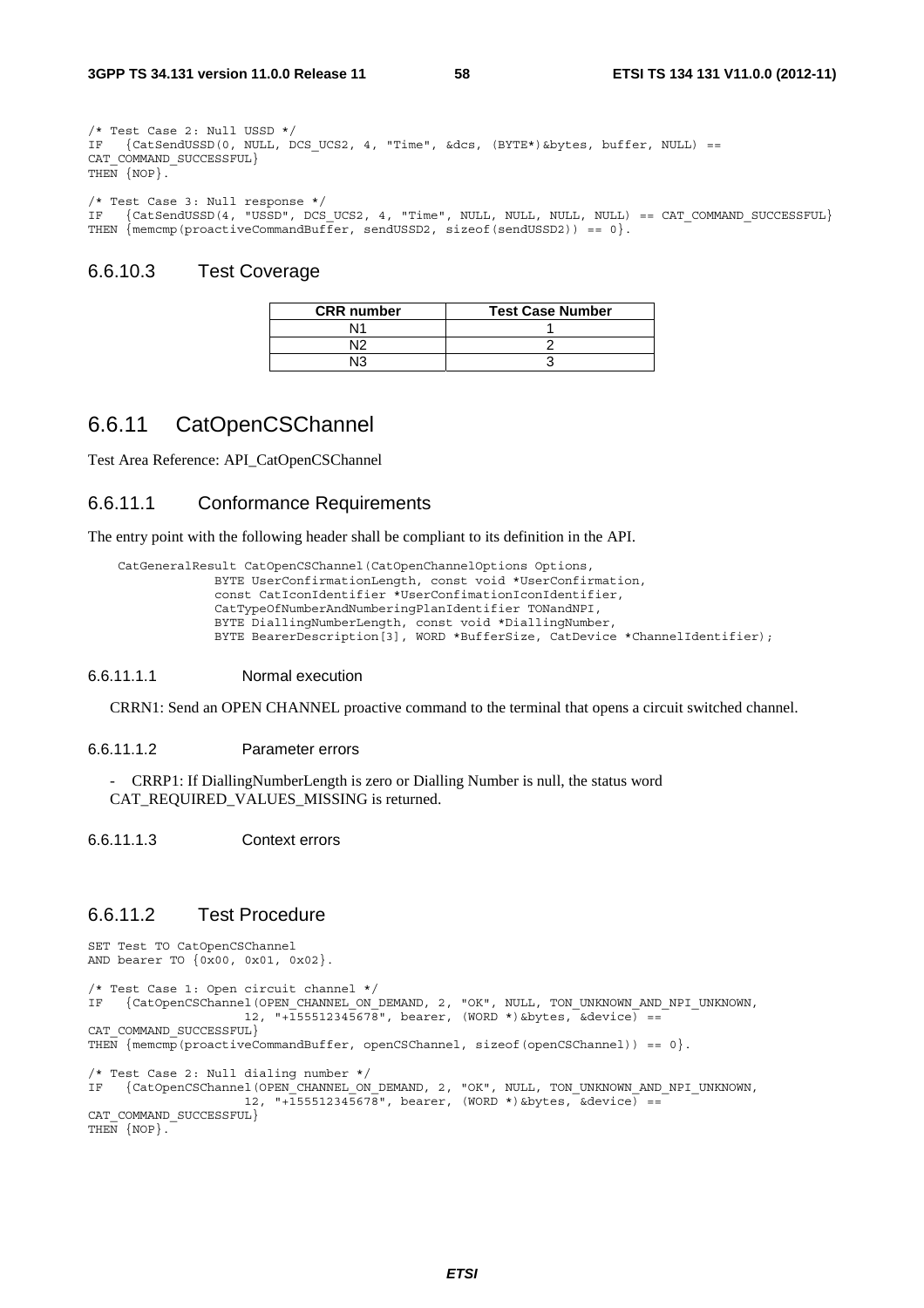```
/* Test Case 2: Null USSD */
IF   {CatSendUSSD(0, NULL, DCS_UCS2, 4, "Time", &dcs, (BYTE*)&bytes, buffer, NULL) ==
CAT_COMMAND_SUCCESSFUL}
THEN {NOP}.

/* Test Case 3: Null response */
IF   {CatSendUSSD(4, "USSD", DCS_UCS2, 4, "Time", NULL, NULL, NULL, NULL) == CAT_COMMAND_SUCCESSFUL}
THEN {memcmp(proactiveCommandBuffer, sendUSSD2, sizeof(sendUSSD2)) == 0}.
```

### 6.6.10.3 Test Coverage

| CRR number | Test Case Number |
|---|---|
| N1 | 1 |
| N2 | 2 |
| N3 | 3 |

## 6.6.11 CatOpenCSChannel

Test Area Reference: API_CatOpenCSChannel

### 6.6.11.1 Conformance Requirements

The entry point with the following header shall be compliant to its definition in the API.

```
CatGeneralResult CatOpenCSChannel(CatOpenChannelOptions Options,
            BYTE UserConfirmationLength, const void *UserConfirmation,
            const CatIconIdentifier *UserConfimationIconIdentifier,
            CatTypeOfNumberAndNumberingPlanIdentifier TONandNPI,
            BYTE DiallingNumberLength, const void *DiallingNumber,
            BYTE BearerDescription[3], WORD *BufferSize, CatDevice *ChannelIdentifier);
```

#### 6.6.11.1.1 Normal execution

CRRN1: Send an OPEN CHANNEL proactive command to the terminal that opens a circuit switched channel.

#### 6.6.11.1.2 Parameter errors

- CRRP1: If DiallingNumberLength is zero or Dialling Number is null, the status word CAT_REQUIRED_VALUES_MISSING is returned.

#### 6.6.11.1.3 Context errors

### 6.6.11.2 Test Procedure

```
SET Test TO CatOpenCSChannel
AND bearer TO {0x00, 0x01, 0x02}.

/* Test Case 1: Open circuit channel */
IF   {CatOpenCSChannel(OPEN_CHANNEL_ON_DEMAND, 2, "OK", NULL, TON_UNKNOWN_AND_NPI_UNKNOWN,
                   12, "+155512345678", bearer, (WORD *)&bytes, &device) ==
CAT_COMMAND_SUCCESSFUL}
THEN {memcmp(proactiveCommandBuffer, openCSChannel, sizeof(openCSChannel)) == 0}.

/* Test Case 2: Null dialing number */
IF   {CatOpenCSChannel(OPEN_CHANNEL_ON_DEMAND, 2, "OK", NULL, TON_UNKNOWN_AND_NPI_UNKNOWN,
                   12, "+155512345678", bearer, (WORD *)&bytes, &device) ==
CAT_COMMAND_SUCCESSFUL}
THEN {NOP}.
```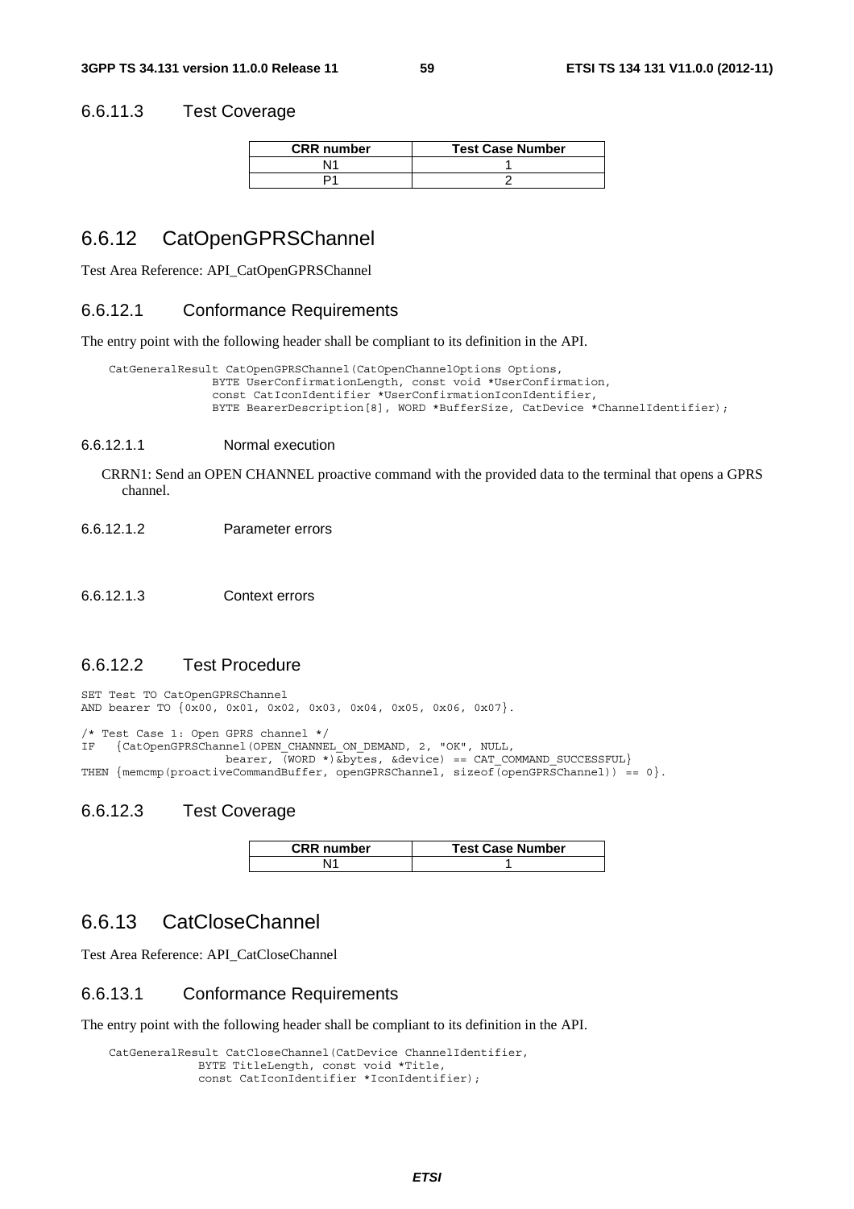### 6.6.11.3 Test Coverage

| CRR number | Test Case Number |
|---|---|
| N1 | 1 |
| P1 | 2 |

## 6.6.12 CatOpenGPRSChannel

Test Area Reference: API_CatOpenGPRSChannel

### 6.6.12.1 Conformance Requirements

The entry point with the following header shall be compliant to its definition in the API.

```
CatGeneralResult CatOpenGPRSChannel(CatOpenChannelOptions Options,
               BYTE UserConfirmationLength, const void *UserConfirmation,
               const CatIconIdentifier *UserConfirmationIconIdentifier,
               BYTE BearerDescription[8], WORD *BufferSize, CatDevice *ChannelIdentifier);
```

#### 6.6.12.1.1 Normal execution

CRRN1: Send an OPEN CHANNEL proactive command with the provided data to the terminal that opens a GPRS channel.

#### 6.6.12.1.2 Parameter errors

#### 6.6.12.1.3 Context errors

### 6.6.12.2 Test Procedure

```
SET Test TO CatOpenGPRSChannel
AND bearer TO {0x00, 0x01, 0x02, 0x03, 0x04, 0x05, 0x06, 0x07}.

/* Test Case 1: Open GPRS channel */
IF   {CatOpenGPRSChannel(OPEN_CHANNEL_ON_DEMAND, 2, "OK", NULL,
                   bearer, (WORD *)&bytes, &device) == CAT_COMMAND_SUCCESSFUL}
THEN {memcmp(proactiveCommandBuffer, openGPRSChannel, sizeof(openGPRSChannel)) == 0}.
```

### 6.6.12.3 Test Coverage

| CRR number | Test Case Number |
|---|---|
| N1 | 1 |

## 6.6.13 CatCloseChannel

Test Area Reference: API_CatCloseChannel

### 6.6.13.1 Conformance Requirements

The entry point with the following header shall be compliant to its definition in the API.

```
CatGeneralResult CatCloseChannel(CatDevice ChannelIdentifier,
             BYTE TitleLength, const void *Title,
             const CatIconIdentifier *IconIdentifier);
```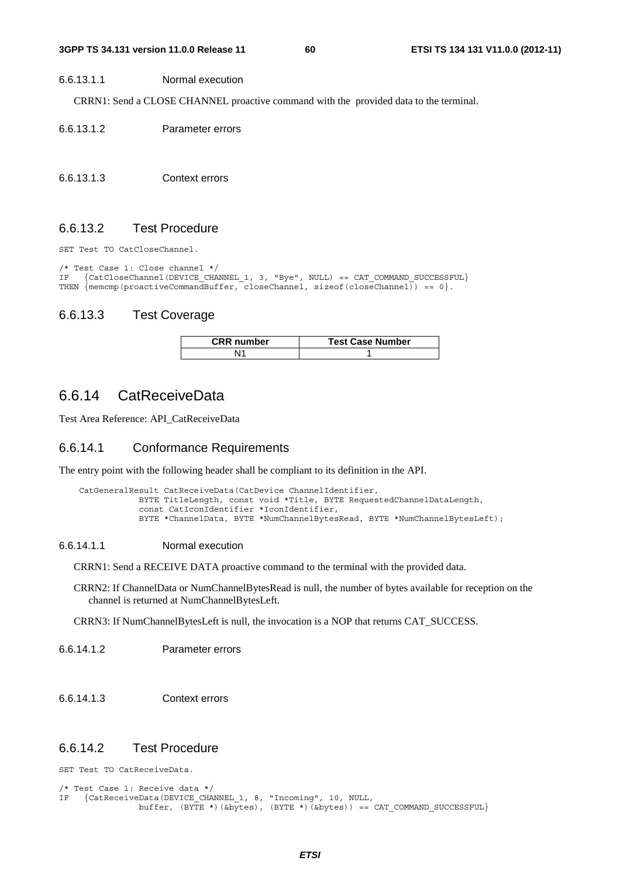#### 6.6.13.1.1 Normal execution

CRRN1: Send a CLOSE CHANNEL proactive command with the provided data to the terminal.

#### 6.6.13.1.2 Parameter errors

#### 6.6.13.1.3 Context errors

### 6.6.13.2 Test Procedure

```
SET Test TO CatCloseChannel.

/* Test Case 1: Close channel */
IF   {CatCloseChannel(DEVICE_CHANNEL_1, 3, "Bye", NULL) == CAT_COMMAND_SUCCESSFUL}
THEN {memcmp(proactiveCommandBuffer, closeChannel, sizeof(closeChannel)) == 0}.
```

### 6.6.13.3 Test Coverage

| CRR number | Test Case Number |
|---|---|
| N1 | 1 |

## 6.6.14 CatReceiveData

Test Area Reference: API_CatReceiveData

### 6.6.14.1 Conformance Requirements

The entry point with the following header shall be compliant to its definition in the API.

```
CatGeneralResult CatReceiveData(CatDevice ChannelIdentifier,
            BYTE TitleLength, const void *Title, BYTE RequestedChannelDataLength,
            const CatIconIdentifier *IconIdentifier,
            BYTE *ChannelData, BYTE *NumChannelBytesRead, BYTE *NumChannelBytesLeft);
```

#### 6.6.14.1.1 Normal execution

CRRN1: Send a RECEIVE DATA proactive command to the terminal with the provided data.

CRRN2: If ChannelData or NumChannelBytesRead is null, the number of bytes available for reception on the channel is returned at NumChannelBytesLeft.

CRRN3: If NumChannelBytesLeft is null, the invocation is a NOP that returns CAT_SUCCESS.

#### 6.6.14.1.2 Parameter errors

#### 6.6.14.1.3 Context errors

### 6.6.14.2 Test Procedure

```
SET Test TO CatReceiveData.

/* Test Case 1: Receive data */
IF   {CatReceiveData(DEVICE_CHANNEL_1, 8, "Incoming", 10, NULL,
            buffer, (BYTE *)(&bytes), (BYTE *)(&bytes)) == CAT_COMMAND_SUCCESSFUL}
```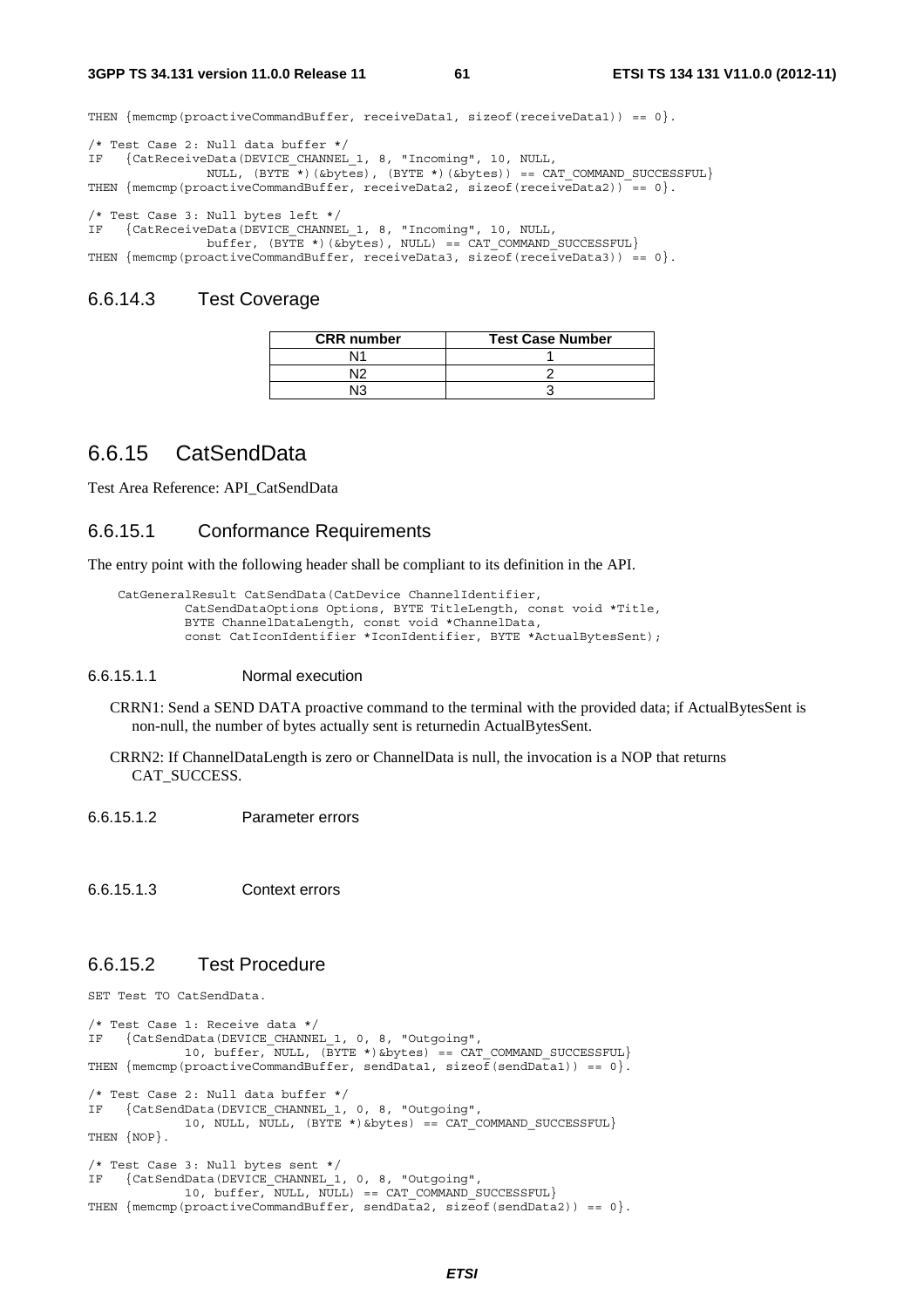```
THEN {memcmp(proactiveCommandBuffer, receiveData1, sizeof(receiveData1)) == 0}.

/* Test Case 2: Null data buffer */
IF   {CatReceiveData(DEVICE_CHANNEL_1, 8, "Incoming", 10, NULL,
              NULL, (BYTE *)(&bytes), (BYTE *)(&bytes)) == CAT_COMMAND_SUCCESSFUL}
THEN {memcmp(proactiveCommandBuffer, receiveData2, sizeof(receiveData2)) == 0}.

/* Test Case 3: Null bytes left */
IF   {CatReceiveData(DEVICE_CHANNEL_1, 8, "Incoming", 10, NULL,
              buffer, (BYTE *)(&bytes), NULL) == CAT_COMMAND_SUCCESSFUL}
THEN {memcmp(proactiveCommandBuffer, receiveData3, sizeof(receiveData3)) == 0}.
```

### 6.6.14.3 Test Coverage

| CRR number | Test Case Number |
|---|---|
| N1 | 1 |
| N2 | 2 |
| N3 | 3 |

## 6.6.15 CatSendData

Test Area Reference: API_CatSendData

### 6.6.15.1 Conformance Requirements

The entry point with the following header shall be compliant to its definition in the API.

```
CatGeneralResult CatSendData(CatDevice ChannelIdentifier,
          CatSendDataOptions Options, BYTE TitleLength, const void *Title,
          BYTE ChannelDataLength, const void *ChannelData,
          const CatIconIdentifier *IconIdentifier, BYTE *ActualBytesSent);
```

#### 6.6.15.1.1 Normal execution

CRRN1: Send a SEND DATA proactive command to the terminal with the provided data; if ActualBytesSent is non-null, the number of bytes actually sent is returnedin ActualBytesSent.

CRRN2: If ChannelDataLength is zero or ChannelData is null, the invocation is a NOP that returns CAT_SUCCESS.

#### 6.6.15.1.2 Parameter errors

#### 6.6.15.1.3 Context errors

### 6.6.15.2 Test Procedure

```
SET Test TO CatSendData.

/* Test Case 1: Receive data */
IF   {CatSendData(DEVICE_CHANNEL_1, 0, 8, "Outgoing",
          10, buffer, NULL, (BYTE *)&bytes) == CAT_COMMAND_SUCCESSFUL}
THEN {memcmp(proactiveCommandBuffer, sendData1, sizeof(sendData1)) == 0}.

/* Test Case 2: Null data buffer */
IF   {CatSendData(DEVICE_CHANNEL_1, 0, 8, "Outgoing",
          10, NULL, NULL, (BYTE *)&bytes) == CAT_COMMAND_SUCCESSFUL}
THEN {NOP}.

/* Test Case 3: Null bytes sent */
IF   {CatSendData(DEVICE_CHANNEL_1, 0, 8, "Outgoing",
          10, buffer, NULL, NULL) == CAT_COMMAND_SUCCESSFUL}
THEN {memcmp(proactiveCommandBuffer, sendData2, sizeof(sendData2)) == 0}.
```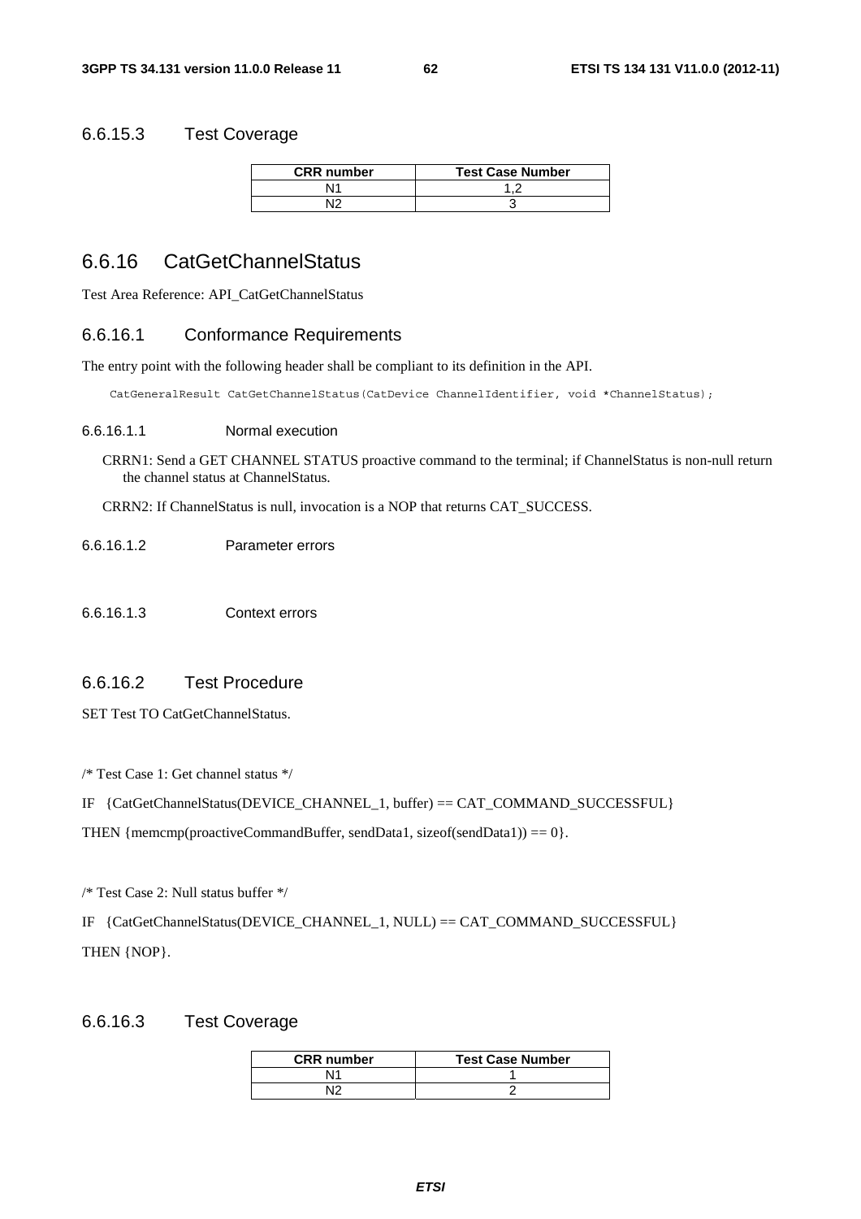### 6.6.15.3 Test Coverage

| CRR number | Test Case Number |
| --- | --- |
| N1 | 1,2 |
| N2 | 3 |

## 6.6.16 CatGetChannelStatus

Test Area Reference: API_CatGetChannelStatus

### 6.6.16.1 Conformance Requirements

The entry point with the following header shall be compliant to its definition in the API.

```
CatGeneralResult CatGetChannelStatus(CatDevice ChannelIdentifier, void *ChannelStatus);
```

#### 6.6.16.1.1 Normal execution

CRRN1: Send a GET CHANNEL STATUS proactive command to the terminal; if ChannelStatus is non-null return the channel status at ChannelStatus.

CRRN2: If ChannelStatus is null, invocation is a NOP that returns CAT_SUCCESS.

#### 6.6.16.1.2 Parameter errors

#### 6.6.16.1.3 Context errors

### 6.6.16.2 Test Procedure

SET Test TO CatGetChannelStatus.

/* Test Case 1: Get channel status */

IF {CatGetChannelStatus(DEVICE_CHANNEL_1, buffer) == CAT_COMMAND_SUCCESSFUL}

THEN {memcmp(proactiveCommandBuffer, sendData1, sizeof(sendData1)) == 0}.

/* Test Case 2: Null status buffer */

IF {CatGetChannelStatus(DEVICE_CHANNEL_1, NULL) == CAT_COMMAND_SUCCESSFUL}

THEN {NOP}.

### 6.6.16.3 Test Coverage

| CRR number | Test Case Number |
| --- | --- |
| N1 | 1 |
| N2 | 2 |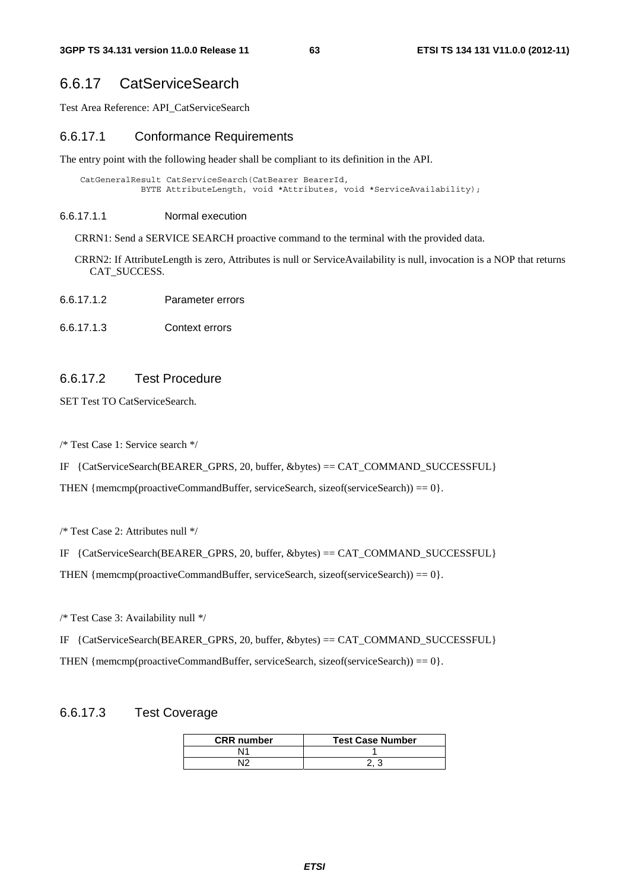## 6.6.17 CatServiceSearch

Test Area Reference: API_CatServiceSearch

### 6.6.17.1 Conformance Requirements

The entry point with the following header shall be compliant to its definition in the API.

```
CatGeneralResult CatServiceSearch(CatBearer BearerId,
          BYTE AttributeLength, void *Attributes, void *ServiceAvailability);
```

#### 6.6.17.1.1 Normal execution

CRRN1: Send a SERVICE SEARCH proactive command to the terminal with the provided data.

CRRN2: If AttributeLength is zero, Attributes is null or ServiceAvailability is null, invocation is a NOP that returns CAT_SUCCESS.

#### 6.6.17.1.2 Parameter errors

#### 6.6.17.1.3 Context errors

### 6.6.17.2 Test Procedure

SET Test TO CatServiceSearch.

/* Test Case 1: Service search */

IF {CatServiceSearch(BEARER_GPRS, 20, buffer, &bytes) == CAT_COMMAND_SUCCESSFUL}

THEN {memcmp(proactiveCommandBuffer, serviceSearch, sizeof(serviceSearch)) == 0}.

/* Test Case 2: Attributes null */

IF {CatServiceSearch(BEARER_GPRS, 20, buffer, &bytes) == CAT_COMMAND_SUCCESSFUL}

THEN {memcmp(proactiveCommandBuffer, serviceSearch, sizeof(serviceSearch)) == 0}.

/* Test Case 3: Availability null */

IF {CatServiceSearch(BEARER_GPRS, 20, buffer, &bytes) == CAT_COMMAND_SUCCESSFUL}

THEN {memcmp(proactiveCommandBuffer, serviceSearch, sizeof(serviceSearch)) == 0}.

### 6.6.17.3 Test Coverage

| CRR number | Test Case Number |
|---|---|
| N1 | 1 |
| N2 | 2, 3 |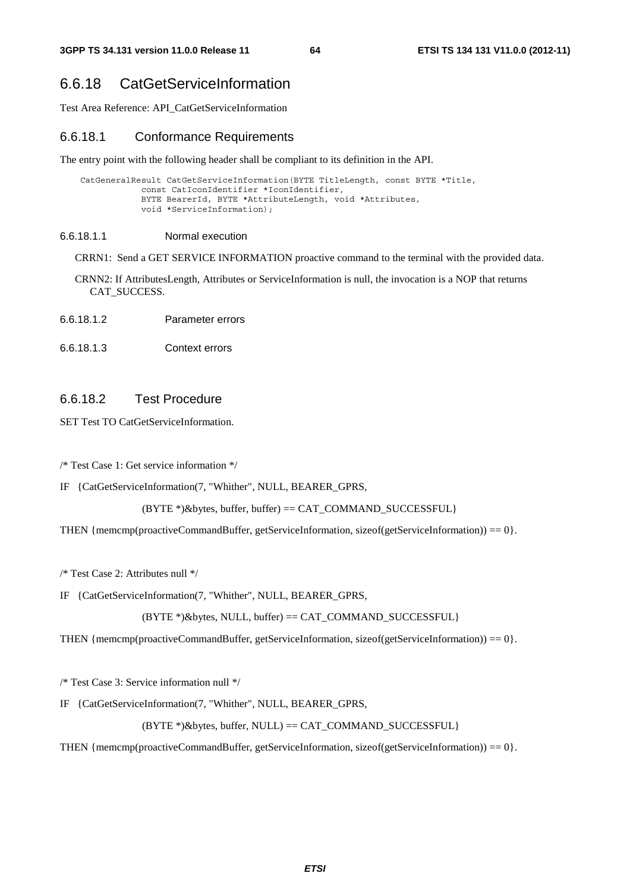## 6.6.18 CatGetServiceInformation

Test Area Reference: API_CatGetServiceInformation

### 6.6.18.1 Conformance Requirements

The entry point with the following header shall be compliant to its definition in the API.

```
CatGeneralResult CatGetServiceInformation(BYTE TitleLength, const BYTE *Title,
            const CatIconIdentifier *IconIdentifier,
            BYTE BearerId, BYTE *AttributeLength, void *Attributes,
            void *ServiceInformation);
```

#### 6.6.18.1.1 Normal execution

CRRN1: Send a GET SERVICE INFORMATION proactive command to the terminal with the provided data.

CRNN2: If AttributesLength, Attributes or ServiceInformation is null, the invocation is a NOP that returns CAT_SUCCESS.

#### 6.6.18.1.2 Parameter errors

#### 6.6.18.1.3 Context errors

### 6.6.18.2 Test Procedure

SET Test TO CatGetServiceInformation.

/* Test Case 1: Get service information */

IF {CatGetServiceInformation(7, "Whither", NULL, BEARER_GPRS,

(BYTE *)&bytes, buffer, buffer) == CAT_COMMAND_SUCCESSFUL}

THEN {memcmp(proactiveCommandBuffer, getServiceInformation, sizeof(getServiceInformation)) == 0}.

/* Test Case 2: Attributes null */

IF {CatGetServiceInformation(7, "Whither", NULL, BEARER_GPRS,

(BYTE *)&bytes, NULL, buffer) == CAT_COMMAND_SUCCESSFUL}

THEN {memcmp(proactiveCommandBuffer, getServiceInformation, sizeof(getServiceInformation)) == 0}.

/* Test Case 3: Service information null */

IF {CatGetServiceInformation(7, "Whither", NULL, BEARER_GPRS,

(BYTE *)&bytes, buffer, NULL) == CAT_COMMAND_SUCCESSFUL}

THEN {memcmp(proactiveCommandBuffer, getServiceInformation, sizeof(getServiceInformation)) == 0}.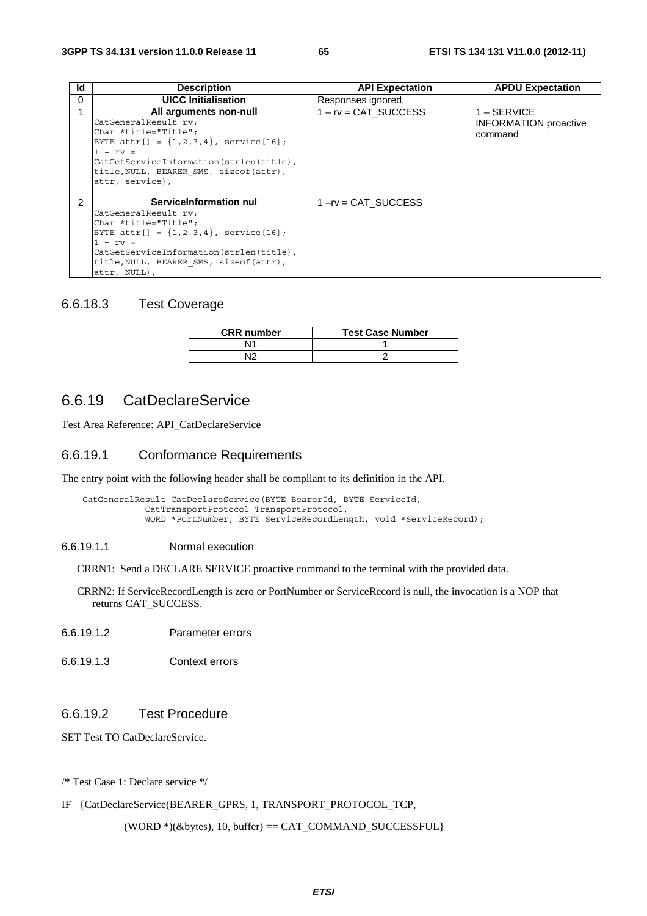| Id | Description | API Expectation | APDU Expectation |
| --- | --- | --- | --- |
| 0 | **UICC Initialisation** | Responses ignored. | |
| 1 | **All arguments non-null**<br>`CatGeneralResult rv;`<br>`Char *title="Title";`<br>`BYTE attr[] = {1,2,3,4}, service[16];`<br>`1 - rv = CatGetServiceInformation(strlen(title), title,NULL, BEARER_SMS, sizeof(attr), attr, service);` | 1 – rv = CAT_SUCCESS | 1 – SERVICE INFORMATION proactive command |
| 2 | **ServiceInformation nul**<br>`CatGeneralResult rv;`<br>`Char *title="Title";`<br>`BYTE attr[] = {1,2,3,4}, service[16];`<br>`1 - rv = CatGetServiceInformation(strlen(title), title,NULL, BEARER_SMS, sizeof(attr), attr, NULL);` | 1 –rv = CAT_SUCCESS | |

### 6.6.18.3 Test Coverage

| CRR number | Test Case Number |
| --- | --- |
| N1 | 1 |
| N2 | 2 |

## 6.6.19 CatDeclareService

Test Area Reference: API_CatDeclareService

### 6.6.19.1 Conformance Requirements

The entry point with the following header shall be compliant to its definition in the API.

```
CatGeneralResult CatDeclareService(BYTE BearerId, BYTE ServiceId,
            CatTransportProtocol TransportProtocol,
            WORD *PortNumber, BYTE ServiceRecordLength, void *ServiceRecord);
```

#### 6.6.19.1.1 Normal execution

CRRN1: Send a DECLARE SERVICE proactive command to the terminal with the provided data.

CRRN2: If ServiceRecordLength is zero or PortNumber or ServiceRecord is null, the invocation is a NOP that returns CAT_SUCCESS.

#### 6.6.19.1.2 Parameter errors

#### 6.6.19.1.3 Context errors

### 6.6.19.2 Test Procedure

SET Test TO CatDeclareService.

/* Test Case 1: Declare service */

IF {CatDeclareService(BEARER_GPRS, 1, TRANSPORT_PROTOCOL_TCP,

(WORD *)(&bytes), 10, buffer) == CAT_COMMAND_SUCCESSFUL}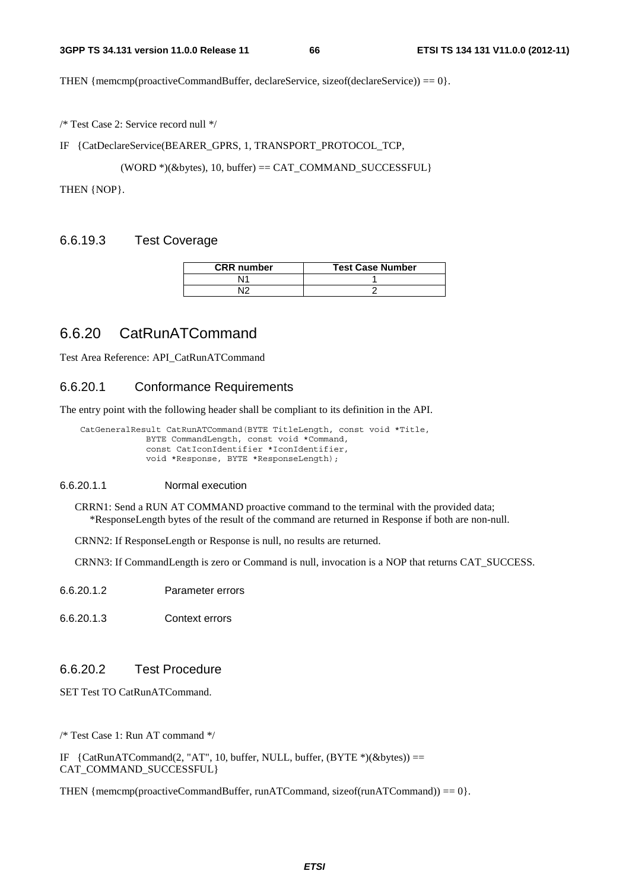THEN {memcmp(proactiveCommandBuffer, declareService, sizeof(declareService)) == 0}.

/* Test Case 2: Service record null */

IF {CatDeclareService(BEARER_GPRS, 1, TRANSPORT_PROTOCOL_TCP,

(WORD *)(&bytes), 10, buffer) == CAT_COMMAND_SUCCESSFUL}

THEN {NOP}.

### 6.6.19.3 Test Coverage

| CRR number | Test Case Number |
|---|---|
| N1 | 1 |
| N2 | 2 |

## 6.6.20 CatRunATCommand

Test Area Reference: API_CatRunATCommand

### 6.6.20.1 Conformance Requirements

The entry point with the following header shall be compliant to its definition in the API.

```
CatGeneralResult CatRunATCommand(BYTE TitleLength, const void *Title,
            BYTE CommandLength, const void *Command,
            const CatIconIdentifier *IconIdentifier,
            void *Response, BYTE *ResponseLength);
```

#### 6.6.20.1.1 Normal execution

CRRN1: Send a RUN AT COMMAND proactive command to the terminal with the provided data; *ResponseLength bytes of the result of the command are returned in Response if both are non-null.

CRNN2: If ResponseLength or Response is null, no results are returned.

CRNN3: If CommandLength is zero or Command is null, invocation is a NOP that returns CAT_SUCCESS.

#### 6.6.20.1.2 Parameter errors

#### 6.6.20.1.3 Context errors

### 6.6.20.2 Test Procedure

SET Test TO CatRunATCommand.

/* Test Case 1: Run AT command */

IF {CatRunATCommand(2, "AT", 10, buffer, NULL, buffer, (BYTE *)(&bytes)) == CAT_COMMAND_SUCCESSFUL}

THEN {memcmp(proactiveCommandBuffer, runATCommand, sizeof(runATCommand)) == 0}.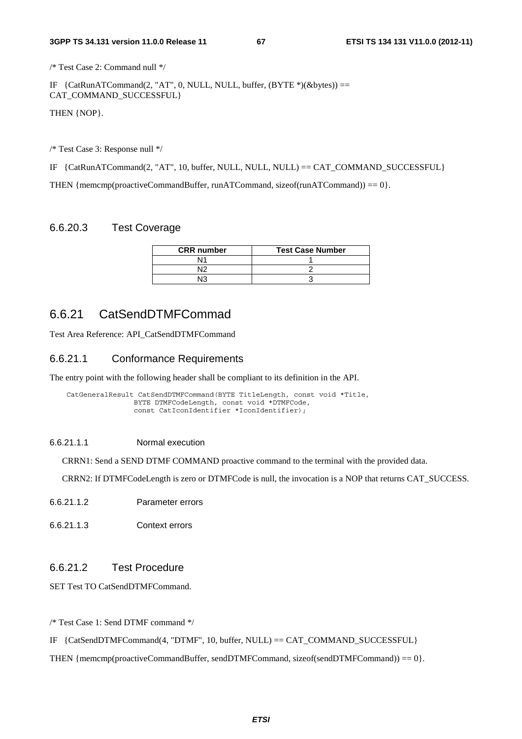/* Test Case 2: Command null */

IF {CatRunATCommand(2, "AT", 0, NULL, NULL, buffer, (BYTE *)(&bytes)) == CAT_COMMAND_SUCCESSFUL}

THEN {NOP}.

/* Test Case 3: Response null */

IF {CatRunATCommand(2, "AT", 10, buffer, NULL, NULL, NULL) == CAT_COMMAND_SUCCESSFUL}

THEN {memcmp(proactiveCommandBuffer, runATCommand, sizeof(runATCommand)) == 0}.

### 6.6.20.3 Test Coverage

| CRR number | Test Case Number |
|---|---|
| N1 | 1 |
| N2 | 2 |
| N3 | 3 |

## 6.6.21 CatSendDTMFCommad

Test Area Reference: API_CatSendDTMFCommand

### 6.6.21.1 Conformance Requirements

The entry point with the following header shall be compliant to its definition in the API.

```
CatGeneralResult CatSendDTMFCommand(BYTE TitleLength, const void *Title,
                BYTE DTMFCodeLength, const void *DTMFCode,
                const CatIconIdentifier *IconIdentifier);
```

#### 6.6.21.1.1 Normal execution

CRRN1: Send a SEND DTMF COMMAND proactive command to the terminal with the provided data.

CRRN2: If DTMFCodeLength is zero or DTMFCode is null, the invocation is a NOP that returns CAT_SUCCESS.

#### 6.6.21.1.2 Parameter errors

#### 6.6.21.1.3 Context errors

### 6.6.21.2 Test Procedure

SET Test TO CatSendDTMFCommand.

/* Test Case 1: Send DTMF command */

IF {CatSendDTMFCommand(4, "DTMF", 10, buffer, NULL) == CAT_COMMAND_SUCCESSFUL}

THEN {memcmp(proactiveCommandBuffer, sendDTMFCommand, sizeof(sendDTMFCommand)) == 0}.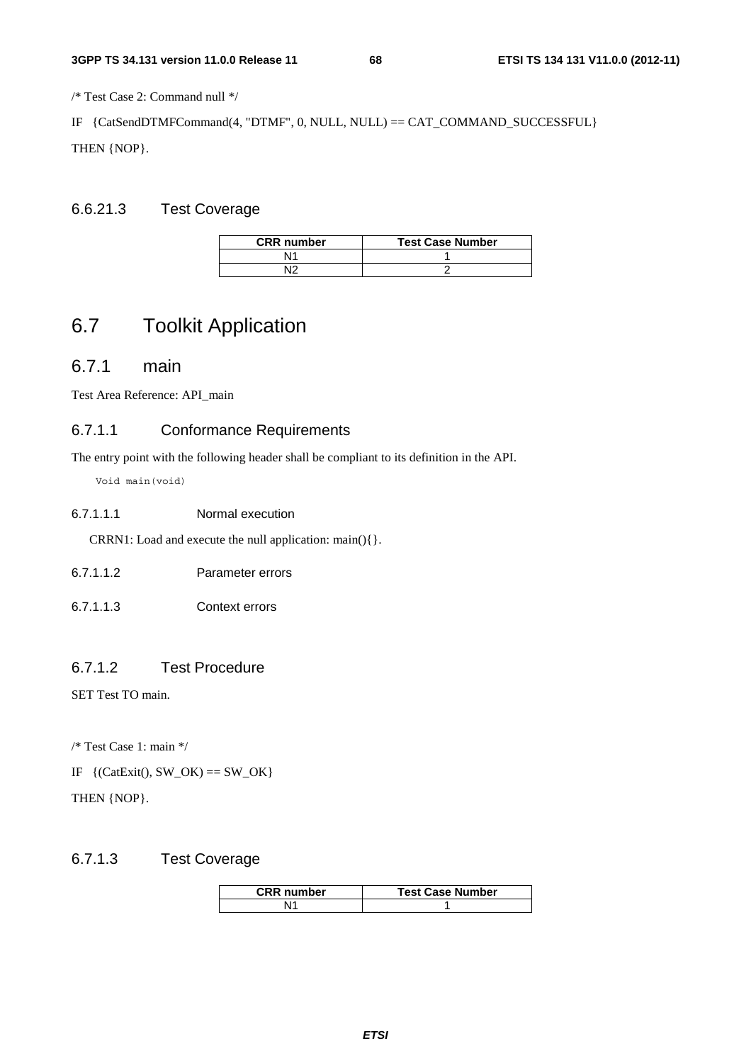/* Test Case 2: Command null */

IF {CatSendDTMFCommand(4, "DTMF", 0, NULL, NULL) == CAT_COMMAND_SUCCESSFUL}

THEN {NOP}.

### 6.6.21.3 Test Coverage

| CRR number | Test Case Number |
|---|---|
| N1 | 1 |
| N2 | 2 |

# 6.7 Toolkit Application

## 6.7.1 main

Test Area Reference: API_main

### 6.7.1.1 Conformance Requirements

The entry point with the following header shall be compliant to its definition in the API.

```
Void main(void)
```

#### 6.7.1.1.1 Normal execution

CRRN1: Load and execute the null application: main(){}.

#### 6.7.1.1.2 Parameter errors

#### 6.7.1.1.3 Context errors

### 6.7.1.2 Test Procedure

SET Test TO main.

/* Test Case 1: main */

IF {(CatExit(), SW_OK) == SW_OK}

THEN {NOP}.

### 6.7.1.3 Test Coverage

| CRR number | Test Case Number |
|---|---|
| N1 | 1 |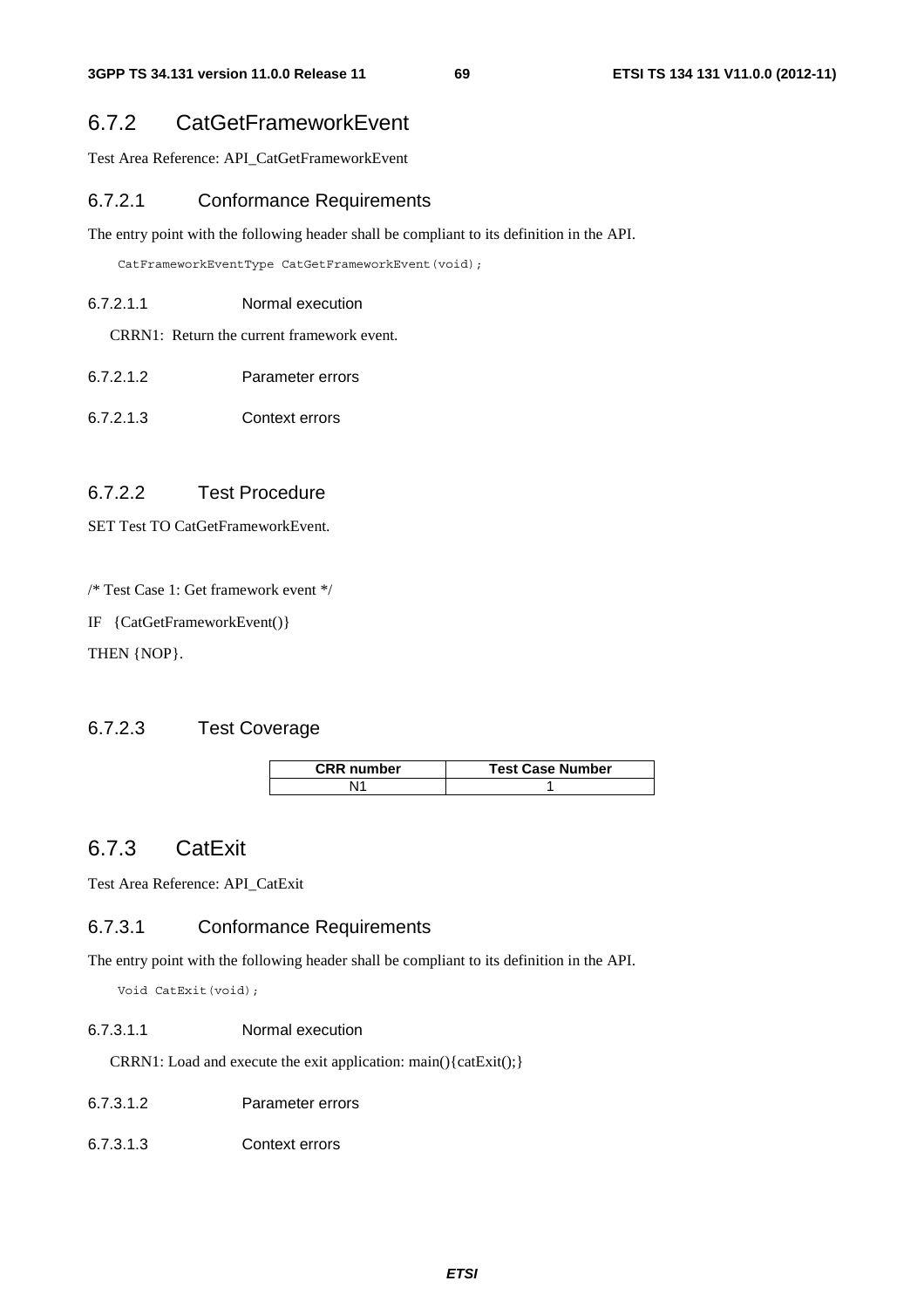## 6.7.2 CatGetFrameworkEvent

Test Area Reference: API_CatGetFrameworkEvent

### 6.7.2.1 Conformance Requirements

The entry point with the following header shall be compliant to its definition in the API.

```
CatFrameworkEventType CatGetFrameworkEvent(void);
```

#### 6.7.2.1.1 Normal execution

CRRN1: Return the current framework event.

#### 6.7.2.1.2 Parameter errors

#### 6.7.2.1.3 Context errors

### 6.7.2.2 Test Procedure

SET Test TO CatGetFrameworkEvent.

/* Test Case 1: Get framework event */

IF {CatGetFrameworkEvent()}

THEN {NOP}.

### 6.7.2.3 Test Coverage

| CRR number | Test Case Number |
|---|---|
| N1 | 1 |

## 6.7.3 CatExit

Test Area Reference: API_CatExit

### 6.7.3.1 Conformance Requirements

The entry point with the following header shall be compliant to its definition in the API.

```
Void CatExit(void);
```

#### 6.7.3.1.1 Normal execution

CRRN1: Load and execute the exit application: main(){catExit();}

#### 6.7.3.1.2 Parameter errors

#### 6.7.3.1.3 Context errors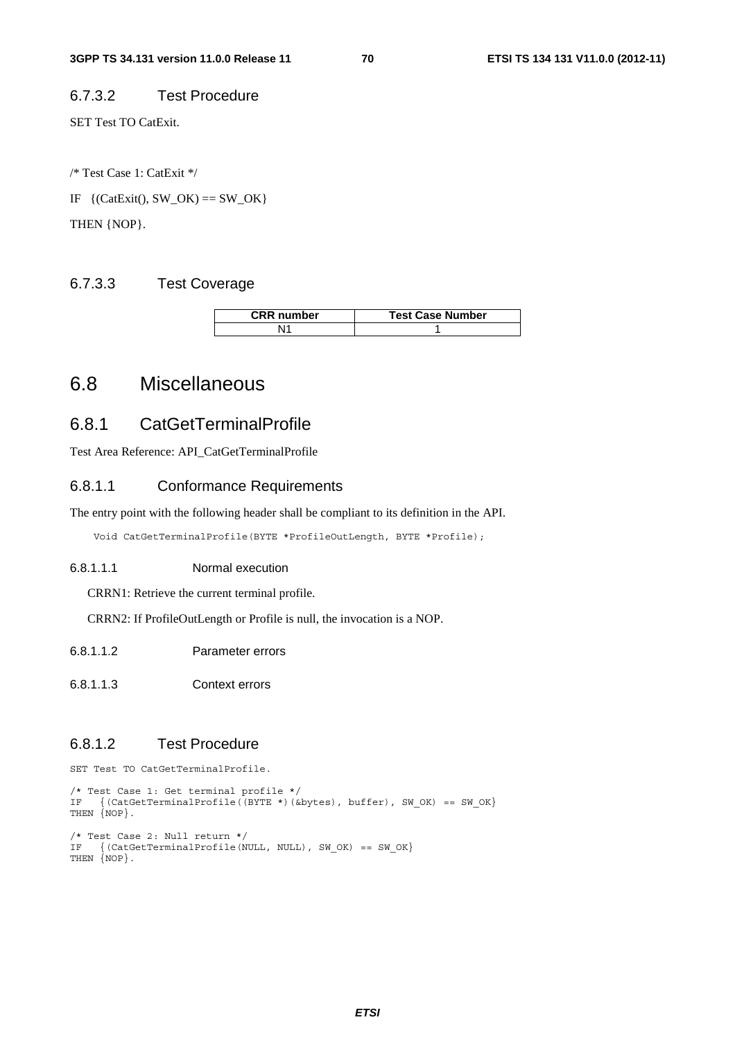### 6.7.3.2 Test Procedure

SET Test TO CatExit.

/* Test Case 1: CatExit */

IF {(CatExit(), SW_OK) == SW_OK}

THEN {NOP}.

### 6.7.3.3 Test Coverage

| CRR number | Test Case Number |
|---|---|
| N1 | 1 |

# 6.8 Miscellaneous

## 6.8.1 CatGetTerminalProfile

Test Area Reference: API_CatGetTerminalProfile

### 6.8.1.1 Conformance Requirements

The entry point with the following header shall be compliant to its definition in the API.

```
Void CatGetTerminalProfile(BYTE *ProfileOutLength, BYTE *Profile);
```

#### 6.8.1.1.1 Normal execution

CRRN1: Retrieve the current terminal profile.

CRRN2: If ProfileOutLength or Profile is null, the invocation is a NOP.

#### 6.8.1.1.2 Parameter errors

#### 6.8.1.1.3 Context errors

### 6.8.1.2 Test Procedure

```
SET Test TO CatGetTerminalProfile.

/* Test Case 1: Get terminal profile */
IF   {(CatGetTerminalProfile((BYTE *)(&bytes), buffer), SW_OK) == SW_OK}
THEN {NOP}.

/* Test Case 2: Null return */
IF   {(CatGetTerminalProfile(NULL, NULL), SW_OK) == SW_OK}
THEN {NOP}.
```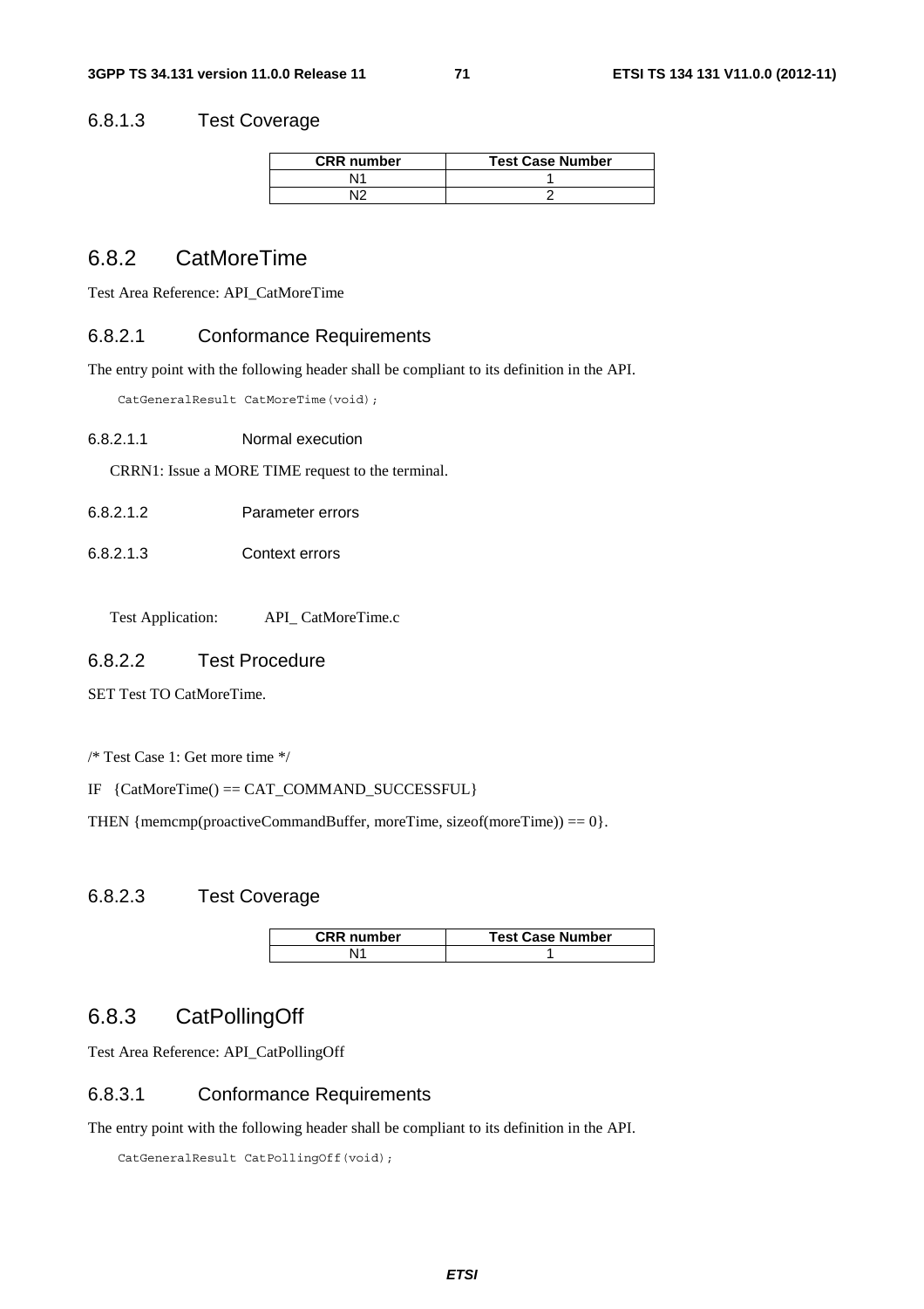### 6.8.1.3 Test Coverage

| CRR number | Test Case Number |
|---|---|
| N1 | 1 |
| N2 | 2 |

## 6.8.2 CatMoreTime

Test Area Reference: API_CatMoreTime

### 6.8.2.1 Conformance Requirements

The entry point with the following header shall be compliant to its definition in the API.

```
CatGeneralResult CatMoreTime(void);
```

#### 6.8.2.1.1 Normal execution

CRRN1: Issue a MORE TIME request to the terminal.

#### 6.8.2.1.2 Parameter errors

#### 6.8.2.1.3 Context errors

Test Application: API_ CatMoreTime.c

### 6.8.2.2 Test Procedure

SET Test TO CatMoreTime.

/* Test Case 1: Get more time */

IF {CatMoreTime() == CAT_COMMAND_SUCCESSFUL}

THEN {memcmp(proactiveCommandBuffer, moreTime, sizeof(moreTime)) == 0}.

### 6.8.2.3 Test Coverage

| CRR number | Test Case Number |
|---|---|
| N1 | 1 |

## 6.8.3 CatPollingOff

Test Area Reference: API_CatPollingOff

### 6.8.3.1 Conformance Requirements

The entry point with the following header shall be compliant to its definition in the API.

```
CatGeneralResult CatPollingOff(void);
```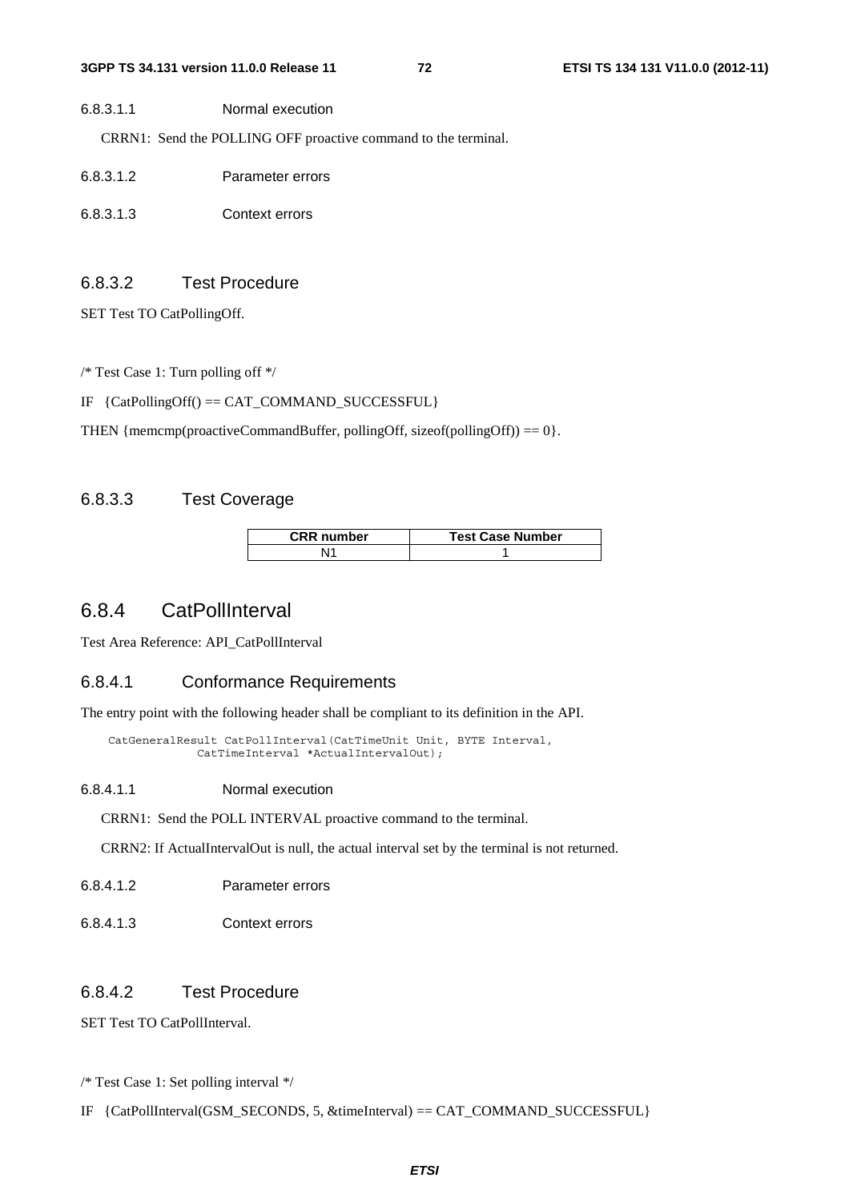###### 6.8.3.1.1 Normal execution

CRRN1: Send the POLLING OFF proactive command to the terminal.

###### 6.8.3.1.2 Parameter errors

###### 6.8.3.1.3 Context errors

### 6.8.3.2 Test Procedure

SET Test TO CatPollingOff.

/* Test Case 1: Turn polling off */

IF {CatPollingOff() == CAT_COMMAND_SUCCESSFUL}

THEN {memcmp(proactiveCommandBuffer, pollingOff, sizeof(pollingOff)) == 0}.

### 6.8.3.3 Test Coverage

| CRR number | Test Case Number |
|---|---|
| N1 | 1 |

## 6.8.4 CatPollInterval

Test Area Reference: API_CatPollInterval

### 6.8.4.1 Conformance Requirements

The entry point with the following header shall be compliant to its definition in the API.

```
CatGeneralResult CatPollInterval(CatTimeUnit Unit, BYTE Interval,
            CatTimeInterval *ActualIntervalOut);
```

###### 6.8.4.1.1 Normal execution

CRRN1: Send the POLL INTERVAL proactive command to the terminal.

CRRN2: If ActualIntervalOut is null, the actual interval set by the terminal is not returned.

###### 6.8.4.1.2 Parameter errors

###### 6.8.4.1.3 Context errors

### 6.8.4.2 Test Procedure

SET Test TO CatPollInterval.

/* Test Case 1: Set polling interval */

IF {CatPollInterval(GSM_SECONDS, 5, &timeInterval) == CAT_COMMAND_SUCCESSFUL}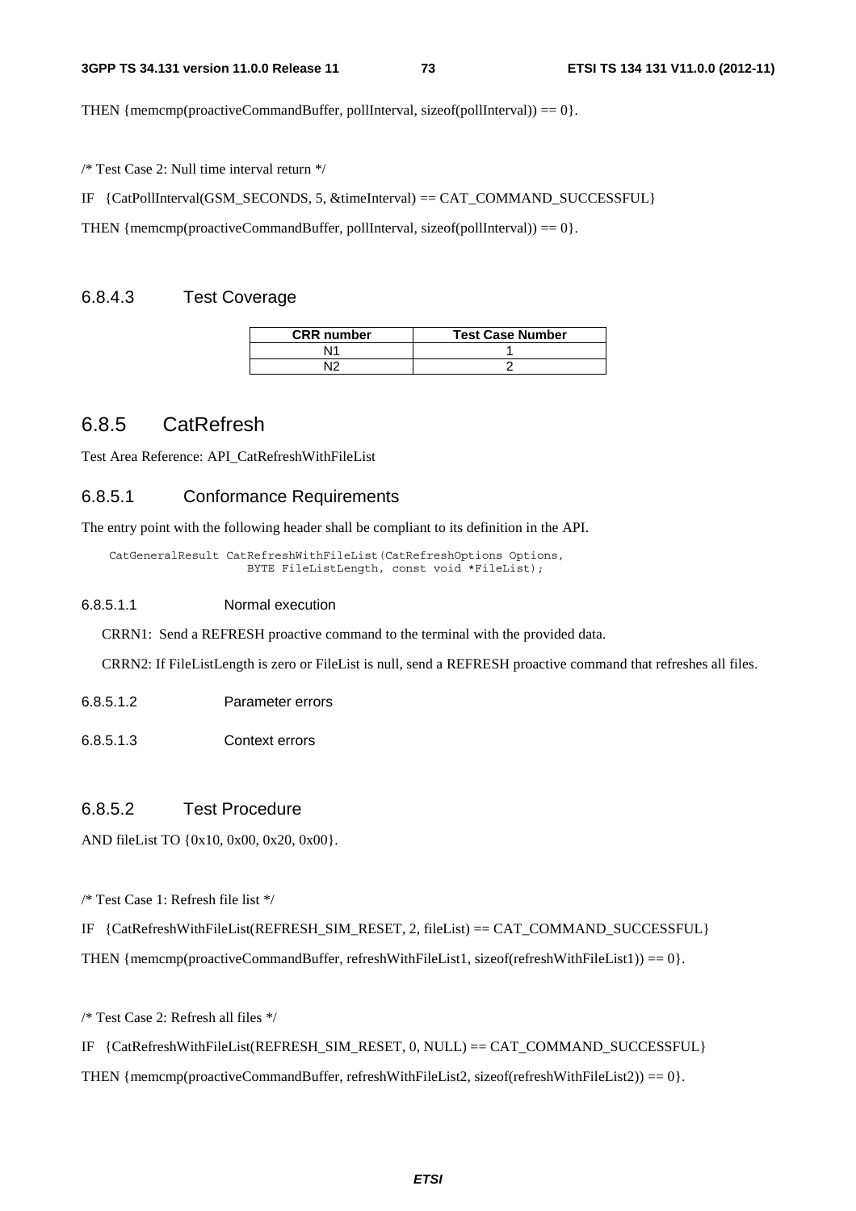THEN {memcmp(proactiveCommandBuffer, pollInterval, sizeof(pollInterval)) == 0}.

/* Test Case 2: Null time interval return */

IF {CatPollInterval(GSM_SECONDS, 5, &timeInterval) == CAT_COMMAND_SUCCESSFUL}

THEN {memcmp(proactiveCommandBuffer, pollInterval, sizeof(pollInterval)) == 0}.

#### 6.8.4.3 Test Coverage

| CRR number | Test Case Number |
|---|---|
| N1 | 1 |
| N2 | 2 |

### 6.8.5 CatRefresh

Test Area Reference: API_CatRefreshWithFileList

#### 6.8.5.1 Conformance Requirements

The entry point with the following header shall be compliant to its definition in the API.

```
CatGeneralResult CatRefreshWithFileList(CatRefreshOptions Options,
                    BYTE FileListLength, const void *FileList);
```

##### 6.8.5.1.1 Normal execution

CRRN1: Send a REFRESH proactive command to the terminal with the provided data.

CRRN2: If FileListLength is zero or FileList is null, send a REFRESH proactive command that refreshes all files.

##### 6.8.5.1.2 Parameter errors

##### 6.8.5.1.3 Context errors

#### 6.8.5.2 Test Procedure

AND fileList TO {0x10, 0x00, 0x20, 0x00}.

/* Test Case 1: Refresh file list */

IF {CatRefreshWithFileList(REFRESH_SIM_RESET, 2, fileList) == CAT_COMMAND_SUCCESSFUL}

THEN {memcmp(proactiveCommandBuffer, refreshWithFileList1, sizeof(refreshWithFileList1)) == 0}.

/* Test Case 2: Refresh all files */

IF {CatRefreshWithFileList(REFRESH_SIM_RESET, 0, NULL) == CAT_COMMAND_SUCCESSFUL}

THEN {memcmp(proactiveCommandBuffer, refreshWithFileList2, sizeof(refreshWithFileList2)) == 0}.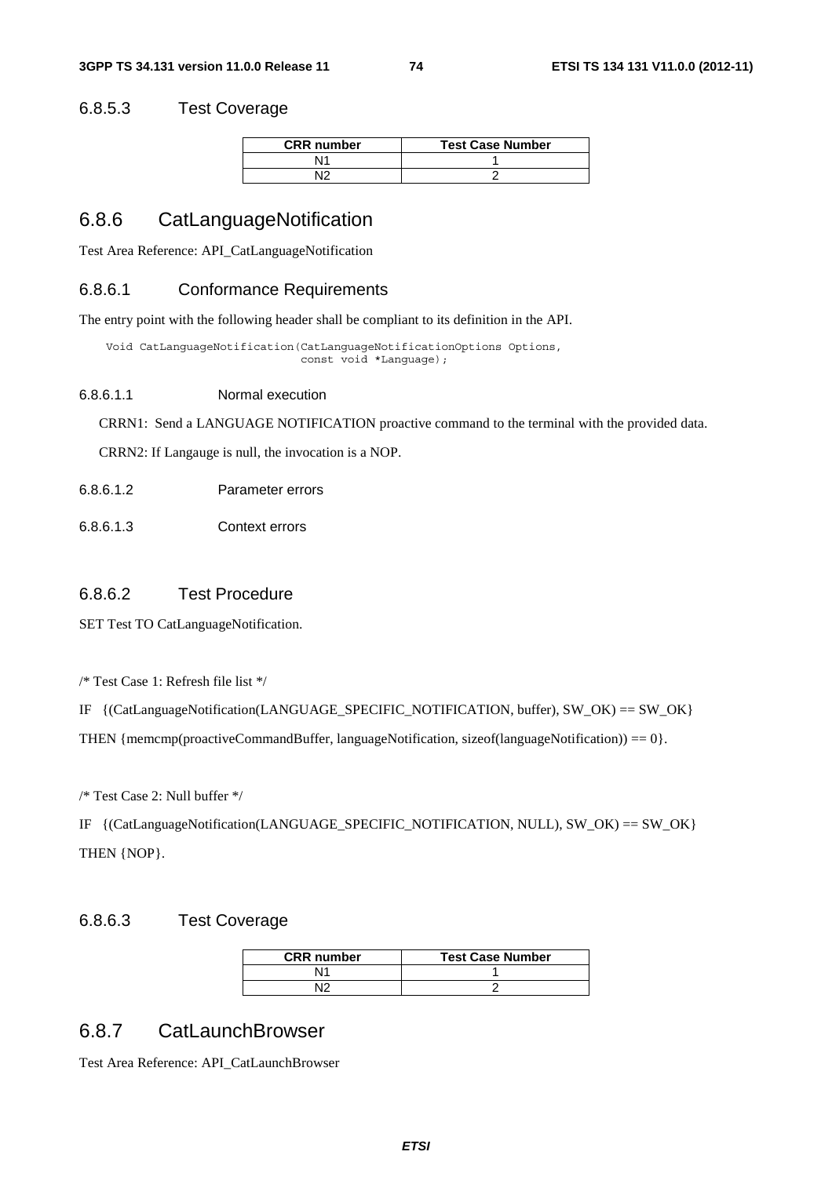#### 6.8.5.3 Test Coverage

| CRR number | Test Case Number |
|---|---|
| N1 | 1 |
| N2 | 2 |

### 6.8.6 CatLanguageNotification

Test Area Reference: API_CatLanguageNotification

#### 6.8.6.1 Conformance Requirements

The entry point with the following header shall be compliant to its definition in the API.

```
Void CatLanguageNotification(CatLanguageNotificationOptions Options,
                             const void *Language);
```

##### 6.8.6.1.1 Normal execution

CRRN1: Send a LANGUAGE NOTIFICATION proactive command to the terminal with the provided data.

CRRN2: If Langauge is null, the invocation is a NOP.

##### 6.8.6.1.2 Parameter errors

##### 6.8.6.1.3 Context errors

#### 6.8.6.2 Test Procedure

SET Test TO CatLanguageNotification.

/* Test Case 1: Refresh file list */

IF {(CatLanguageNotification(LANGUAGE_SPECIFIC_NOTIFICATION, buffer), SW_OK) == SW_OK}

THEN {memcmp(proactiveCommandBuffer, languageNotification, sizeof(languageNotification)) == 0}.

/* Test Case 2: Null buffer */

IF {(CatLanguageNotification(LANGUAGE_SPECIFIC_NOTIFICATION, NULL), SW_OK) == SW_OK}

THEN {NOP}.

#### 6.8.6.3 Test Coverage

| CRR number | Test Case Number |
|---|---|
| N1 | 1 |
| N2 | 2 |

### 6.8.7 CatLaunchBrowser

Test Area Reference: API_CatLaunchBrowser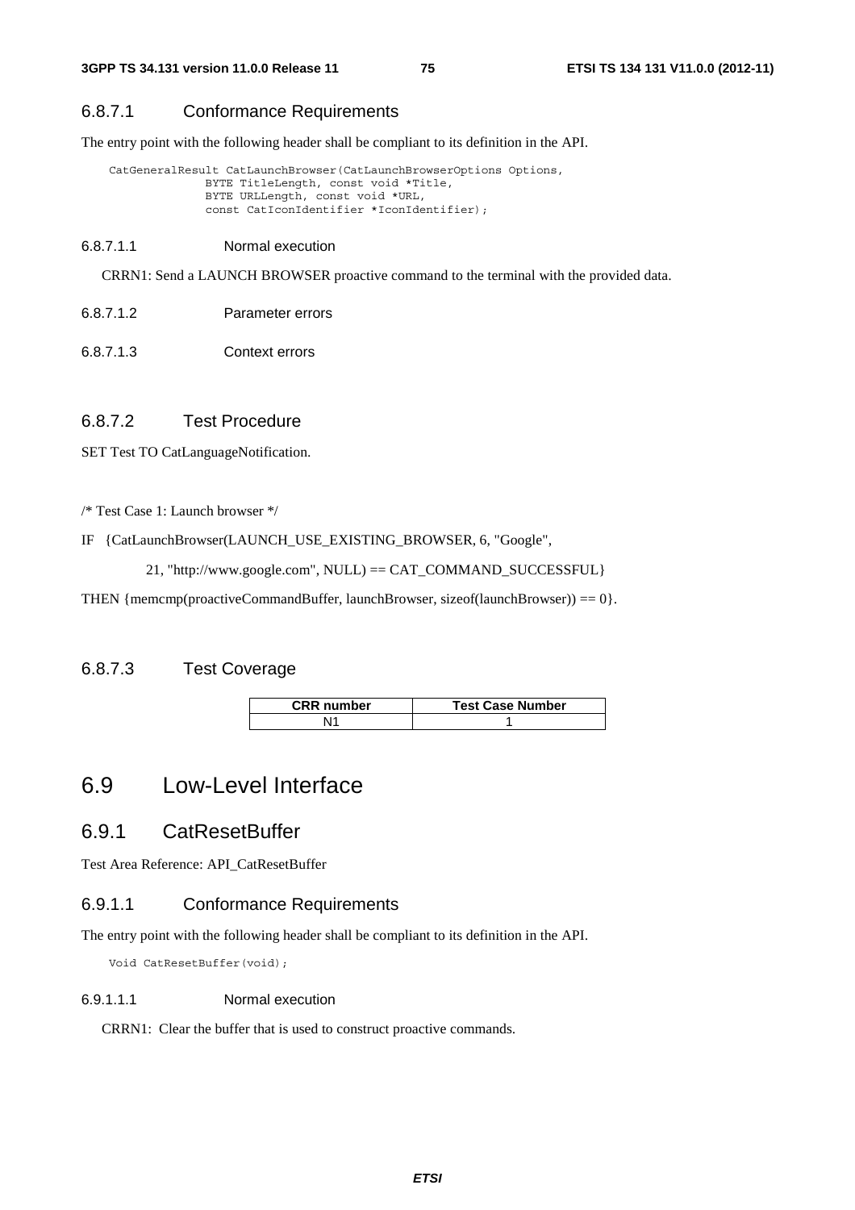#### 6.8.7.1 Conformance Requirements

The entry point with the following header shall be compliant to its definition in the API.

```
CatGeneralResult CatLaunchBrowser(CatLaunchBrowserOptions Options,
            BYTE TitleLength, const void *Title,
            BYTE URLLength, const void *URL,
            const CatIconIdentifier *IconIdentifier);
```

##### 6.8.7.1.1 Normal execution

CRRN1: Send a LAUNCH BROWSER proactive command to the terminal with the provided data.

##### 6.8.7.1.2 Parameter errors

##### 6.8.7.1.3 Context errors

#### 6.8.7.2 Test Procedure

SET Test TO CatLanguageNotification.

/* Test Case 1: Launch browser */

IF {CatLaunchBrowser(LAUNCH_USE_EXISTING_BROWSER, 6, "Google",

21, "http://www.google.com", NULL) == CAT_COMMAND_SUCCESSFUL}

THEN {memcmp(proactiveCommandBuffer, launchBrowser, sizeof(launchBrowser)) == 0}.

#### 6.8.7.3 Test Coverage

| CRR number | Test Case Number |
|---|---|
| N1 | 1 |

## 6.9 Low-Level Interface

### 6.9.1 CatResetBuffer

Test Area Reference: API_CatResetBuffer

#### 6.9.1.1 Conformance Requirements

The entry point with the following header shall be compliant to its definition in the API.

```
Void CatResetBuffer(void);
```

##### 6.9.1.1.1 Normal execution

CRRN1: Clear the buffer that is used to construct proactive commands.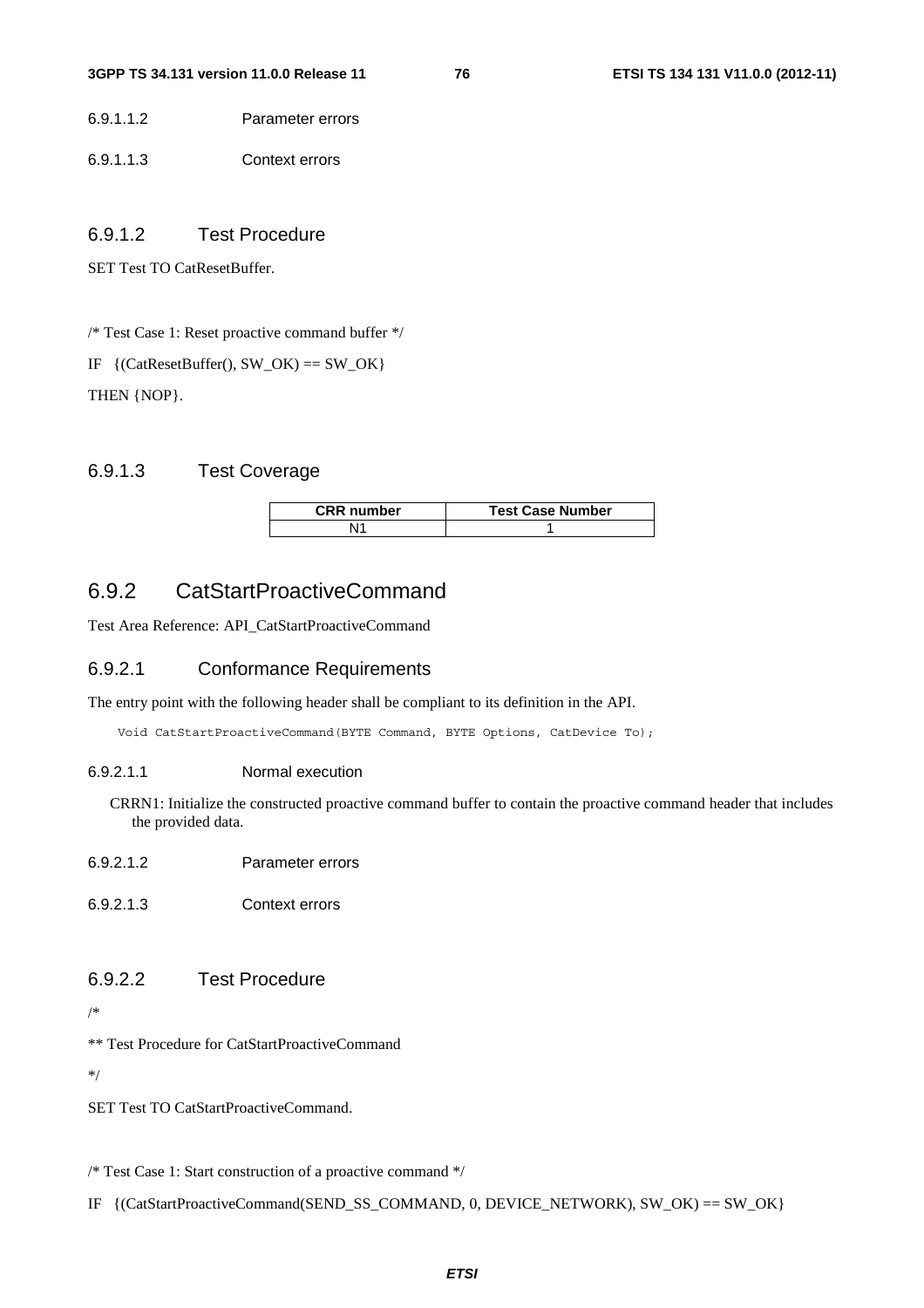6.9.1.1.2 Parameter errors

6.9.1.1.3 Context errors

### 6.9.1.2 Test Procedure

SET Test TO CatResetBuffer.

/* Test Case 1: Reset proactive command buffer */

IF {(CatResetBuffer(), SW_OK) == SW_OK}

THEN {NOP}.

### 6.9.1.3 Test Coverage

| CRR number | Test Case Number |
|---|---|
| N1 | 1 |

## 6.9.2 CatStartProactiveCommand

Test Area Reference: API_CatStartProactiveCommand

### 6.9.2.1 Conformance Requirements

The entry point with the following header shall be compliant to its definition in the API.

```
Void CatStartProactiveCommand(BYTE Command, BYTE Options, CatDevice To);
```

6.9.2.1.1 Normal execution

CRRN1: Initialize the constructed proactive command buffer to contain the proactive command header that includes the provided data.

6.9.2.1.2 Parameter errors

6.9.2.1.3 Context errors

### 6.9.2.2 Test Procedure

/*

** Test Procedure for CatStartProactiveCommand

*/

SET Test TO CatStartProactiveCommand.

/* Test Case 1: Start construction of a proactive command */

IF {(CatStartProactiveCommand(SEND_SS_COMMAND, 0, DEVICE_NETWORK), SW_OK) == SW_OK}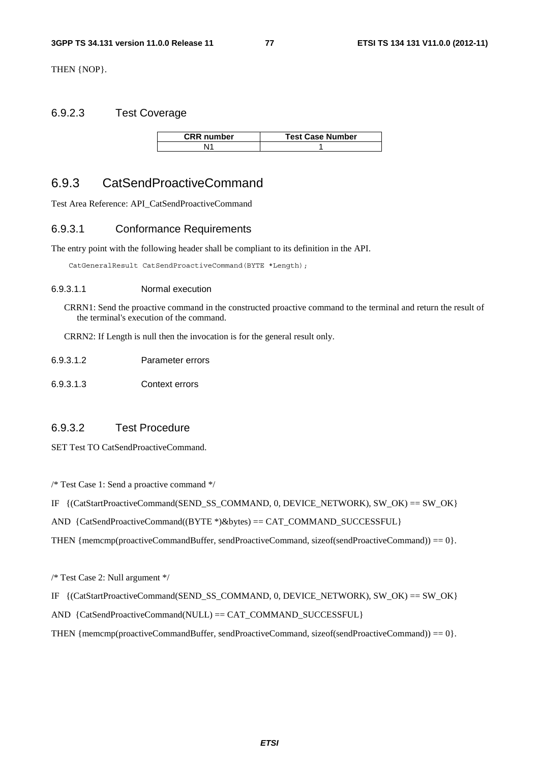THEN {NOP}.

#### 6.9.2.3 Test Coverage

| CRR number | Test Case Number |
| --- | --- |
| N1 | 1 |

### 6.9.3 CatSendProactiveCommand

Test Area Reference: API_CatSendProactiveCommand

#### 6.9.3.1 Conformance Requirements

The entry point with the following header shall be compliant to its definition in the API.

```
CatGeneralResult CatSendProactiveCommand(BYTE *Length);
```

##### 6.9.3.1.1 Normal execution

CRRN1: Send the proactive command in the constructed proactive command to the terminal and return the result of the terminal's execution of the command.

CRRN2: If Length is null then the invocation is for the general result only.

##### 6.9.3.1.2 Parameter errors

##### 6.9.3.1.3 Context errors

#### 6.9.3.2 Test Procedure

SET Test TO CatSendProactiveCommand.

/* Test Case 1: Send a proactive command */

IF {(CatStartProactiveCommand(SEND_SS_COMMAND, 0, DEVICE_NETWORK), SW_OK) == SW_OK}

AND {CatSendProactiveCommand((BYTE *)&bytes) == CAT_COMMAND_SUCCESSFUL}

THEN {memcmp(proactiveCommandBuffer, sendProactiveCommand, sizeof(sendProactiveCommand)) == 0}.

/* Test Case 2: Null argument */

IF {(CatStartProactiveCommand(SEND_SS_COMMAND, 0, DEVICE_NETWORK), SW_OK) == SW_OK}

AND {CatSendProactiveCommand(NULL) == CAT_COMMAND_SUCCESSFUL}

THEN {memcmp(proactiveCommandBuffer, sendProactiveCommand, sizeof(sendProactiveCommand)) == 0}.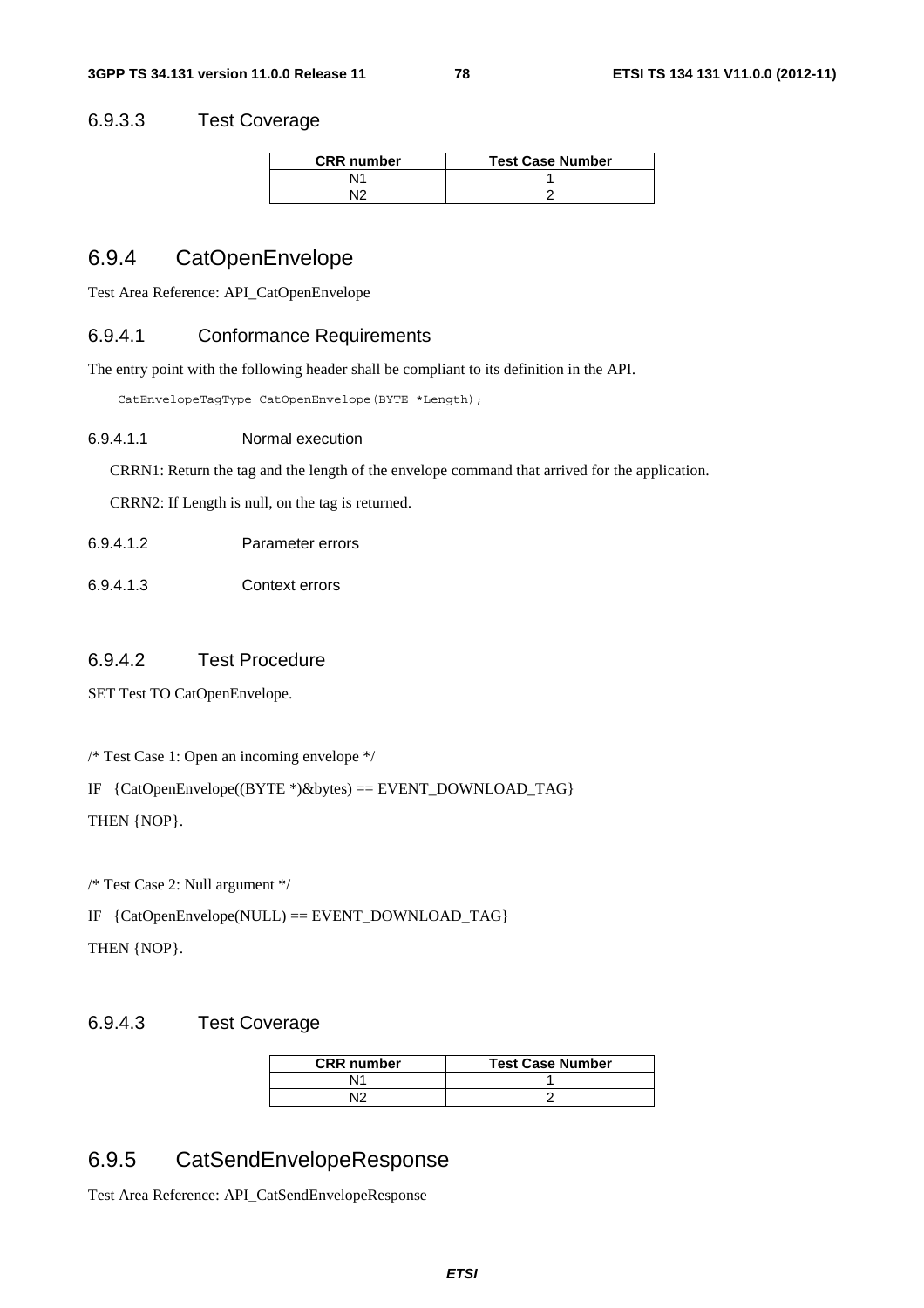#### 6.9.3.3 Test Coverage

| CRR number | Test Case Number |
| --- | --- |
| N1 | 1 |
| N2 | 2 |

### 6.9.4 CatOpenEnvelope

Test Area Reference: API_CatOpenEnvelope

#### 6.9.4.1 Conformance Requirements

The entry point with the following header shall be compliant to its definition in the API.

```
CatEnvelopeTagType CatOpenEnvelope(BYTE *Length);
```

##### 6.9.4.1.1 Normal execution

CRRN1: Return the tag and the length of the envelope command that arrived for the application.

CRRN2: If Length is null, on the tag is returned.

##### 6.9.4.1.2 Parameter errors

##### 6.9.4.1.3 Context errors

#### 6.9.4.2 Test Procedure

SET Test TO CatOpenEnvelope.

/* Test Case 1: Open an incoming envelope */

IF {CatOpenEnvelope((BYTE *)&bytes) == EVENT_DOWNLOAD_TAG}

THEN {NOP}.

/* Test Case 2: Null argument */

IF {CatOpenEnvelope(NULL) == EVENT_DOWNLOAD_TAG}

THEN {NOP}.

#### 6.9.4.3 Test Coverage

| CRR number | Test Case Number |
| --- | --- |
| N1 | 1 |
| N2 | 2 |

### 6.9.5 CatSendEnvelopeResponse

Test Area Reference: API_CatSendEnvelopeResponse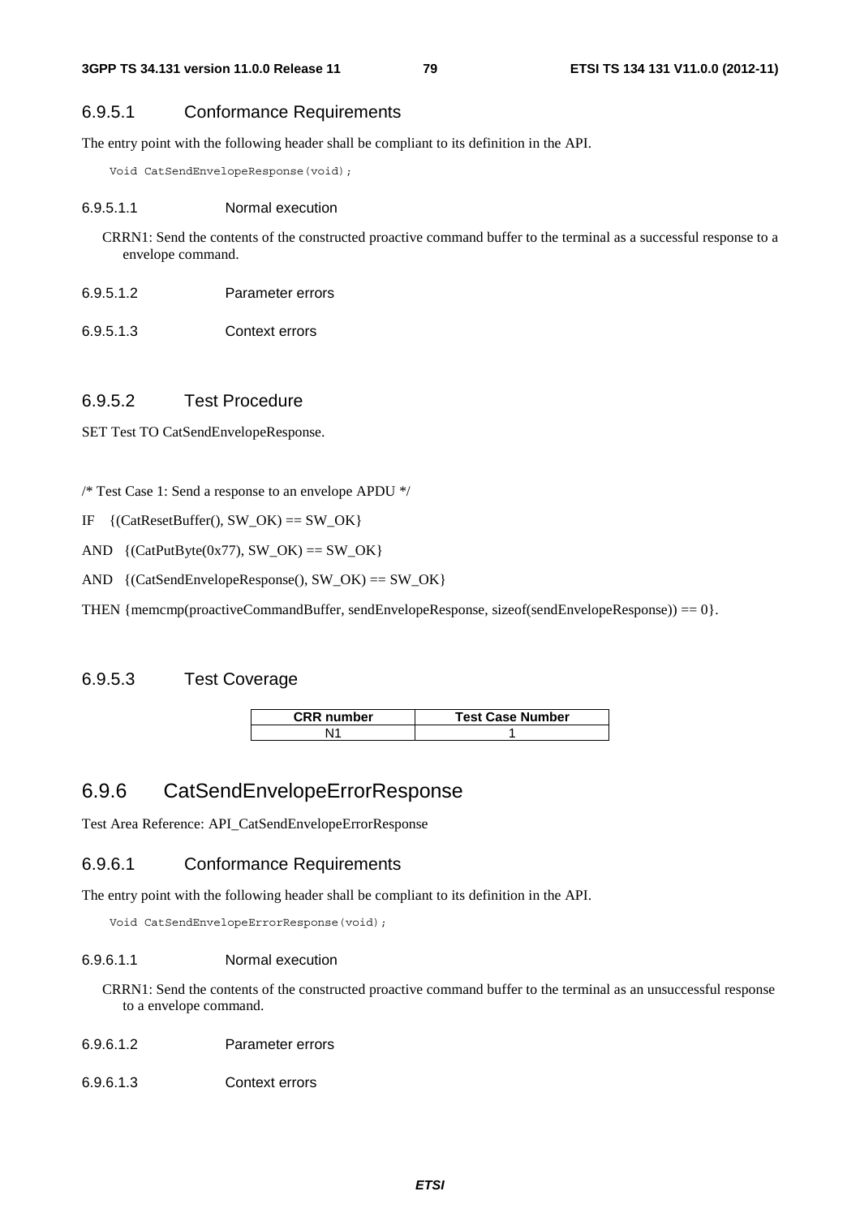#### 6.9.5.1 Conformance Requirements

The entry point with the following header shall be compliant to its definition in the API.

```
Void CatSendEnvelopeResponse(void);
```

##### 6.9.5.1.1 Normal execution

CRRN1: Send the contents of the constructed proactive command buffer to the terminal as a successful response to a envelope command.

##### 6.9.5.1.2 Parameter errors

##### 6.9.5.1.3 Context errors

#### 6.9.5.2 Test Procedure

SET Test TO CatSendEnvelopeResponse.

/* Test Case 1: Send a response to an envelope APDU */

IF {(CatResetBuffer(), SW_OK) == SW_OK}

AND {(CatPutByte(0x77), SW_OK) == SW_OK}

AND {(CatSendEnvelopeResponse(), SW_OK) == SW_OK}

THEN {memcmp(proactiveCommandBuffer, sendEnvelopeResponse, sizeof(sendEnvelopeResponse)) == 0}.

#### 6.9.5.3 Test Coverage

| CRR number | Test Case Number |
|---|---|
| N1 | 1 |

### 6.9.6 CatSendEnvelopeErrorResponse

Test Area Reference: API_CatSendEnvelopeErrorResponse

#### 6.9.6.1 Conformance Requirements

The entry point with the following header shall be compliant to its definition in the API.

```
Void CatSendEnvelopeErrorResponse(void);
```

##### 6.9.6.1.1 Normal execution

CRRN1: Send the contents of the constructed proactive command buffer to the terminal as an unsuccessful response to a envelope command.

##### 6.9.6.1.2 Parameter errors

##### 6.9.6.1.3 Context errors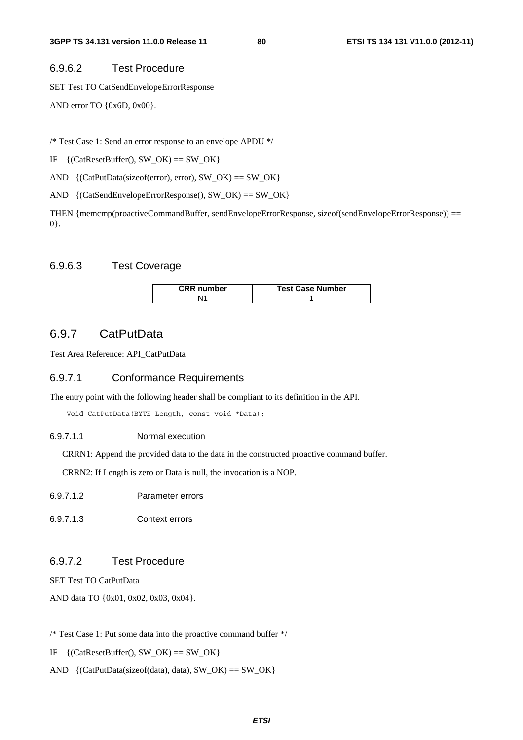### 6.9.6.2 Test Procedure

SET Test TO CatSendEnvelopeErrorResponse

AND error TO {0x6D, 0x00}.

/* Test Case 1: Send an error response to an envelope APDU */

IF {(CatResetBuffer(), SW_OK) == SW_OK}

AND {(CatPutData(sizeof(error), error), SW_OK) == SW_OK}

AND {(CatSendEnvelopeErrorResponse(), SW_OK) == SW_OK}

THEN {memcmp(proactiveCommandBuffer, sendEnvelopeErrorResponse, sizeof(sendEnvelopeErrorResponse)) == 0}.

### 6.9.6.3 Test Coverage

| CRR number | Test Case Number |
| --- | --- |
| N1 | 1 |

## 6.9.7 CatPutData

Test Area Reference: API_CatPutData

### 6.9.7.1 Conformance Requirements

The entry point with the following header shall be compliant to its definition in the API.

```
Void CatPutData(BYTE Length, const void *Data);
```

#### 6.9.7.1.1 Normal execution

CRRN1: Append the provided data to the data in the constructed proactive command buffer.

CRRN2: If Length is zero or Data is null, the invocation is a NOP.

#### 6.9.7.1.2 Parameter errors

#### 6.9.7.1.3 Context errors

### 6.9.7.2 Test Procedure

SET Test TO CatPutData

AND data TO {0x01, 0x02, 0x03, 0x04}.

/* Test Case 1: Put some data into the proactive command buffer */

IF {(CatResetBuffer(), SW_OK) == SW_OK}

AND {(CatPutData(sizeof(data), data), SW_OK) == SW_OK}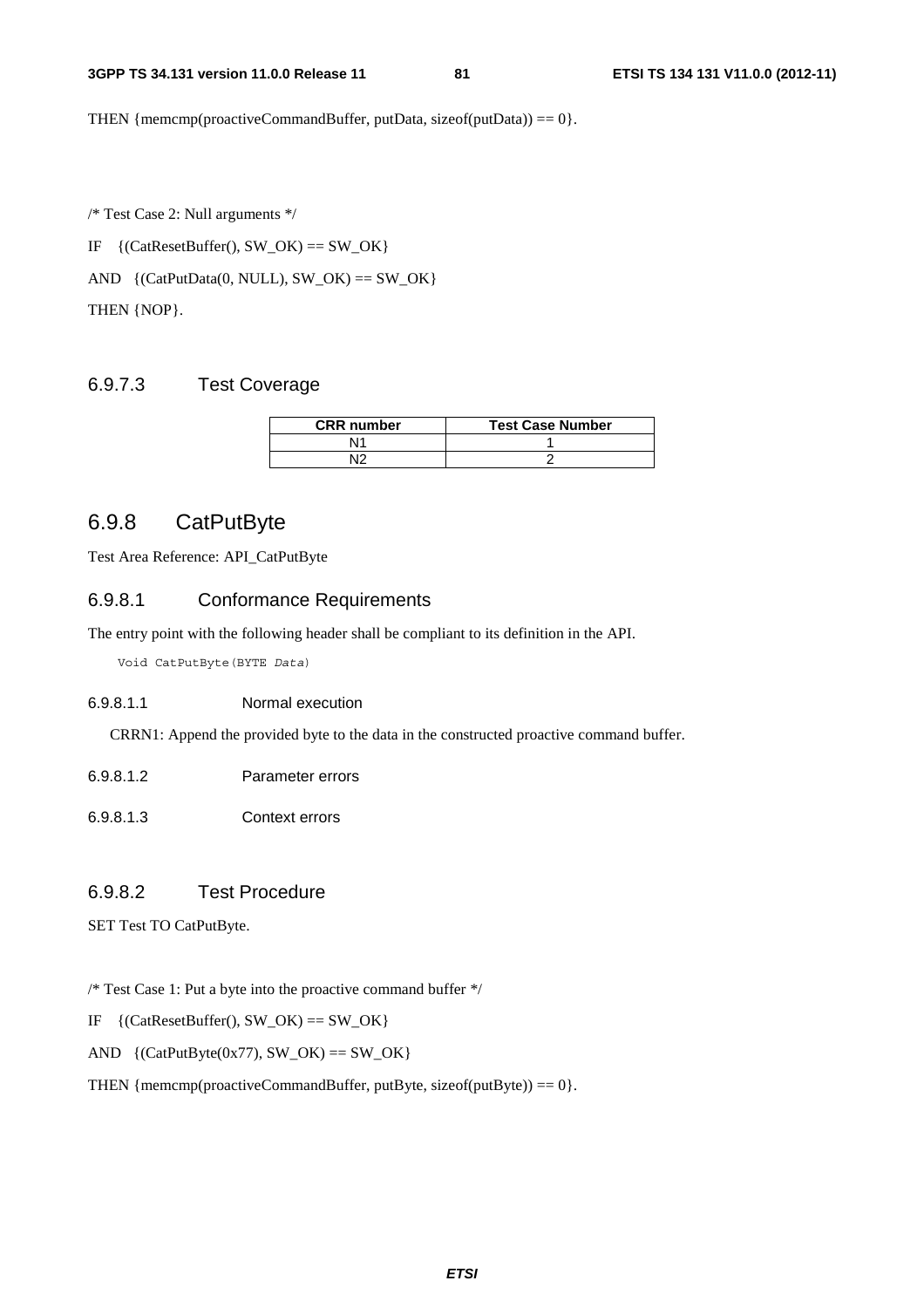THEN {memcmp(proactiveCommandBuffer, putData, sizeof(putData)) == 0}.

/* Test Case 2: Null arguments */

IF {(CatResetBuffer(), SW_OK) == SW_OK}

AND {(CatPutData(0, NULL), SW_OK) == SW_OK}

THEN {NOP}.

### 6.9.7.3 Test Coverage

| CRR number | Test Case Number |
|---|---|
| N1 | 1 |
| N2 | 2 |

## 6.9.8 CatPutByte

Test Area Reference: API_CatPutByte

### 6.9.8.1 Conformance Requirements

The entry point with the following header shall be compliant to its definition in the API.

```
Void CatPutByte(BYTE Data)
```

#### 6.9.8.1.1 Normal execution

CRRN1: Append the provided byte to the data in the constructed proactive command buffer.

#### 6.9.8.1.2 Parameter errors

#### 6.9.8.1.3 Context errors

### 6.9.8.2 Test Procedure

SET Test TO CatPutByte.

/* Test Case 1: Put a byte into the proactive command buffer */

IF {(CatResetBuffer(), SW_OK) == SW_OK}

AND {(CatPutByte(0x77), SW_OK) == SW_OK}

THEN {memcmp(proactiveCommandBuffer, putByte, sizeof(putByte)) == 0}.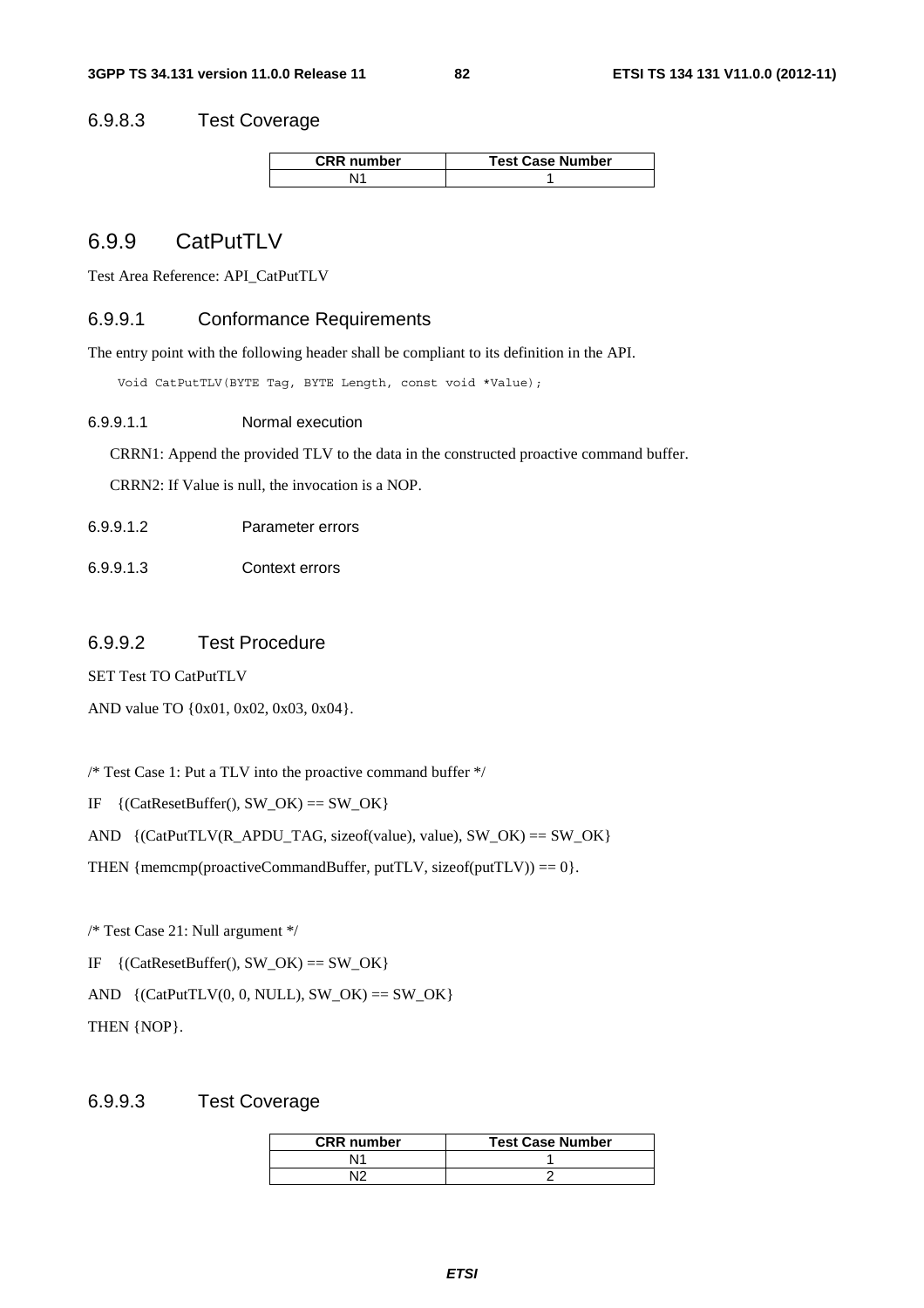### 6.9.8.3 Test Coverage

| CRR number | Test Case Number |
|---|---|
| N1 | 1 |

## 6.9.9 CatPutTLV

Test Area Reference: API_CatPutTLV

### 6.9.9.1 Conformance Requirements

The entry point with the following header shall be compliant to its definition in the API.

```
Void CatPutTLV(BYTE Tag, BYTE Length, const void *Value);
```

#### 6.9.9.1.1 Normal execution

CRRN1: Append the provided TLV to the data in the constructed proactive command buffer.

CRRN2: If Value is null, the invocation is a NOP.

#### 6.9.9.1.2 Parameter errors

#### 6.9.9.1.3 Context errors

### 6.9.9.2 Test Procedure

SET Test TO CatPutTLV

AND value TO {0x01, 0x02, 0x03, 0x04}.

/* Test Case 1: Put a TLV into the proactive command buffer */

IF {(CatResetBuffer(), SW_OK) == SW_OK}

AND {(CatPutTLV(R_APDU_TAG, sizeof(value), value), SW_OK) == SW_OK}

THEN {memcmp(proactiveCommandBuffer, putTLV, sizeof(putTLV)) == 0}.

/* Test Case 21: Null argument */

IF {(CatResetBuffer(), SW_OK) == SW_OK}

AND {(CatPutTLV(0, 0, NULL), SW_OK) == SW_OK}

THEN {NOP}.

### 6.9.9.3 Test Coverage

| CRR number | Test Case Number |
|---|---|
| N1 | 1 |
| N2 | 2 |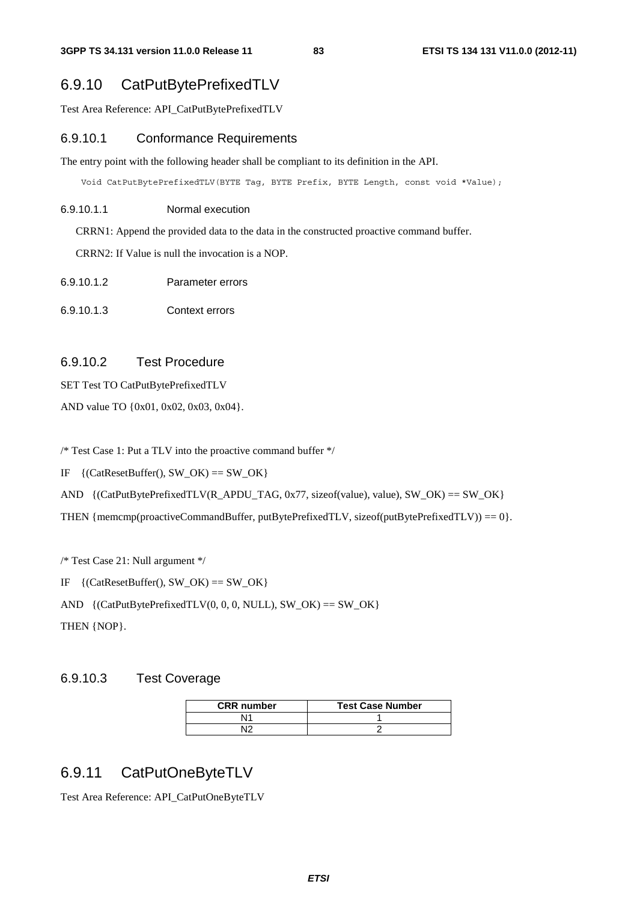## 6.9.10 CatPutBytePrefixedTLV

Test Area Reference: API_CatPutBytePrefixedTLV

### 6.9.10.1 Conformance Requirements

The entry point with the following header shall be compliant to its definition in the API.

```
Void CatPutBytePrefixedTLV(BYTE Tag, BYTE Prefix, BYTE Length, const void *Value);
```

#### 6.9.10.1.1 Normal execution

CRRN1: Append the provided data to the data in the constructed proactive command buffer.

CRRN2: If Value is null the invocation is a NOP.

#### 6.9.10.1.2 Parameter errors

#### 6.9.10.1.3 Context errors

### 6.9.10.2 Test Procedure

SET Test TO CatPutBytePrefixedTLV

AND value TO {0x01, 0x02, 0x03, 0x04}.

/* Test Case 1: Put a TLV into the proactive command buffer */

IF {(CatResetBuffer(), SW_OK) == SW_OK}

AND {(CatPutBytePrefixedTLV(R_APDU_TAG, 0x77, sizeof(value), value), SW_OK) == SW_OK}

THEN {memcmp(proactiveCommandBuffer, putBytePrefixedTLV, sizeof(putBytePrefixedTLV)) == 0}.

/* Test Case 21: Null argument */

IF {(CatResetBuffer(), SW_OK) == SW_OK}

AND {(CatPutBytePrefixedTLV(0, 0, 0, NULL), SW_OK) == SW_OK}

THEN {NOP}.

### 6.9.10.3 Test Coverage

| CRR number | Test Case Number |
|---|---|
| N1 | 1 |
| N2 | 2 |

## 6.9.11 CatPutOneByteTLV

Test Area Reference: API_CatPutOneByteTLV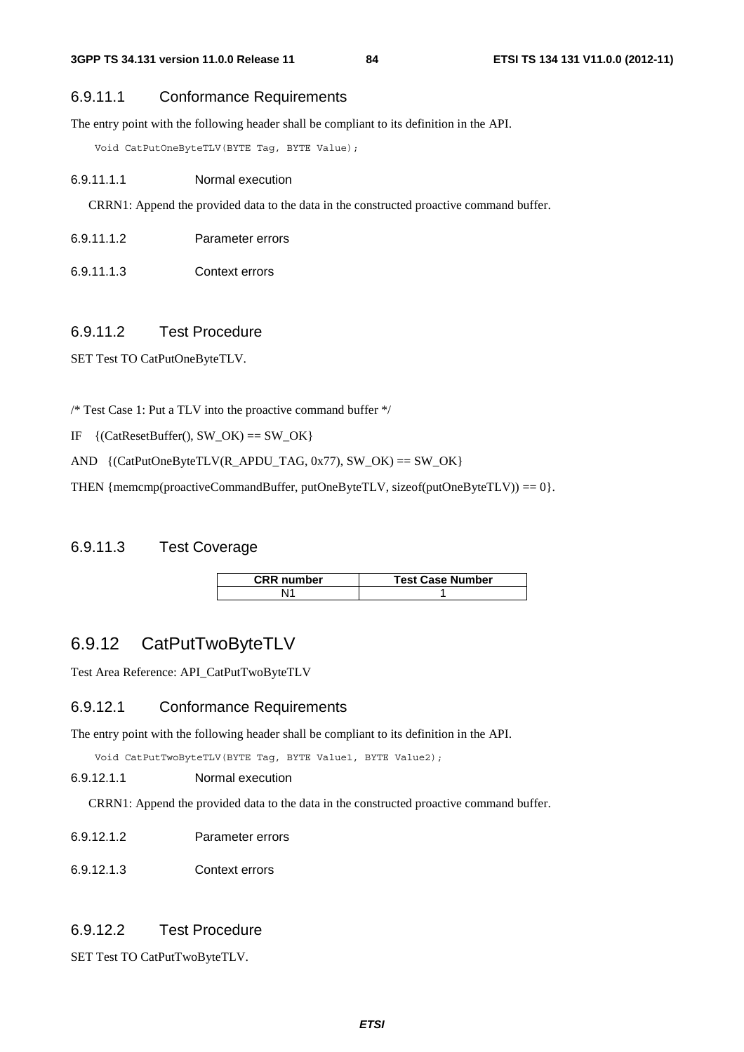#### 6.9.11.1 Conformance Requirements

The entry point with the following header shall be compliant to its definition in the API.

```
Void CatPutOneByteTLV(BYTE Tag, BYTE Value);
```

##### 6.9.11.1.1 Normal execution

CRRN1: Append the provided data to the data in the constructed proactive command buffer.

##### 6.9.11.1.2 Parameter errors

##### 6.9.11.1.3 Context errors

#### 6.9.11.2 Test Procedure

SET Test TO CatPutOneByteTLV.

/* Test Case 1: Put a TLV into the proactive command buffer */

IF {(CatResetBuffer(), SW_OK) == SW_OK}

AND {(CatPutOneByteTLV(R_APDU_TAG, 0x77), SW_OK) == SW_OK}

THEN {memcmp(proactiveCommandBuffer, putOneByteTLV, sizeof(putOneByteTLV)) == 0}.

#### 6.9.11.3 Test Coverage

| CRR number | Test Case Number |
|---|---|
| N1 | 1 |

### 6.9.12 CatPutTwoByteTLV

Test Area Reference: API_CatPutTwoByteTLV

#### 6.9.12.1 Conformance Requirements

The entry point with the following header shall be compliant to its definition in the API.

```
Void CatPutTwoByteTLV(BYTE Tag, BYTE Value1, BYTE Value2);
```

##### 6.9.12.1.1 Normal execution

CRRN1: Append the provided data to the data in the constructed proactive command buffer.

##### 6.9.12.1.2 Parameter errors

##### 6.9.12.1.3 Context errors

#### 6.9.12.2 Test Procedure

SET Test TO CatPutTwoByteTLV.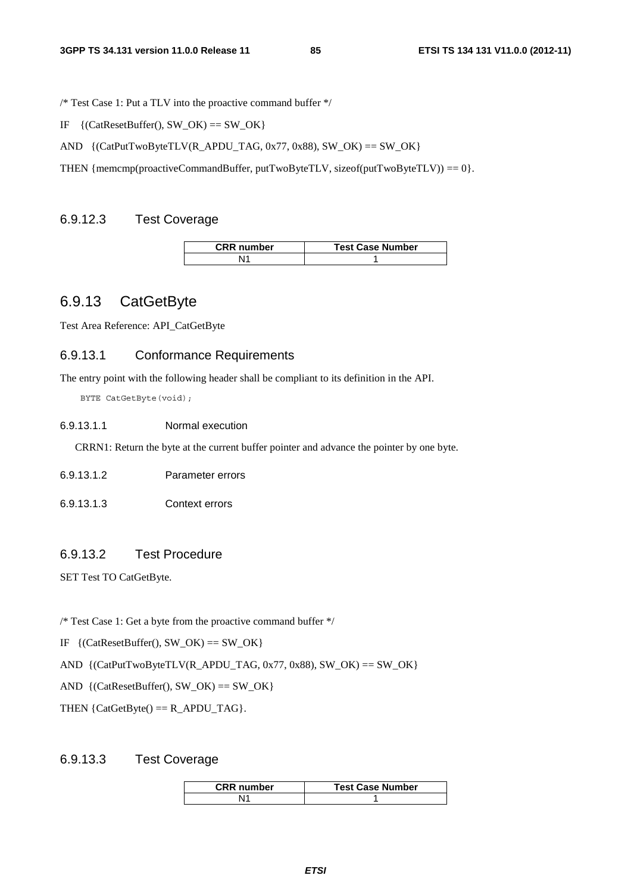/* Test Case 1: Put a TLV into the proactive command buffer */

IF {(CatResetBuffer(), SW_OK) == SW_OK}

AND {(CatPutTwoByteTLV(R_APDU_TAG, 0x77, 0x88), SW_OK) == SW_OK}

THEN {memcmp(proactiveCommandBuffer, putTwoByteTLV, sizeof(putTwoByteTLV)) == 0}.

#### 6.9.12.3 Test Coverage

| CRR number | Test Case Number |
| --- | --- |
| N1 | 1 |

### 6.9.13 CatGetByte

Test Area Reference: API_CatGetByte

#### 6.9.13.1 Conformance Requirements

The entry point with the following header shall be compliant to its definition in the API.

```
BYTE CatGetByte(void);
```

##### 6.9.13.1.1 Normal execution

CRRN1: Return the byte at the current buffer pointer and advance the pointer by one byte.

##### 6.9.13.1.2 Parameter errors

##### 6.9.13.1.3 Context errors

#### 6.9.13.2 Test Procedure

SET Test TO CatGetByte.

/* Test Case 1: Get a byte from the proactive command buffer */

IF {(CatResetBuffer(), SW_OK) == SW_OK}

AND {(CatPutTwoByteTLV(R_APDU_TAG, 0x77, 0x88), SW_OK) == SW_OK}

AND {(CatResetBuffer(), SW_OK) == SW_OK}

THEN {CatGetByte() == R_APDU_TAG}.

#### 6.9.13.3 Test Coverage

| CRR number | Test Case Number |
| --- | --- |
| N1 | 1 |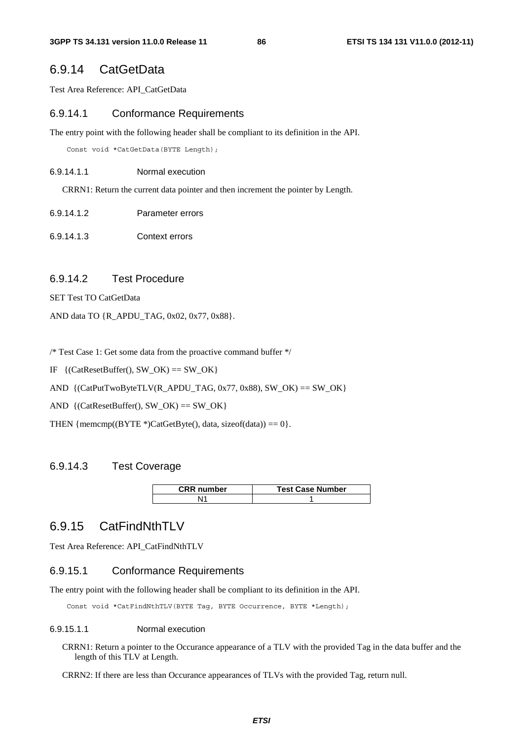## 6.9.14 CatGetData

Test Area Reference: API_CatGetData

### 6.9.14.1 Conformance Requirements

The entry point with the following header shall be compliant to its definition in the API.

```
Const void *CatGetData(BYTE Length);
```

#### 6.9.14.1.1 Normal execution

CRRN1: Return the current data pointer and then increment the pointer by Length.

#### 6.9.14.1.2 Parameter errors

#### 6.9.14.1.3 Context errors

### 6.9.14.2 Test Procedure

SET Test TO CatGetData

AND data TO {R_APDU_TAG, 0x02, 0x77, 0x88}.

/* Test Case 1: Get some data from the proactive command buffer */

IF {(CatResetBuffer(), SW_OK) == SW_OK}

AND {(CatPutTwoByteTLV(R_APDU_TAG, 0x77, 0x88), SW_OK) == SW_OK}

AND {(CatResetBuffer(), SW_OK) == SW_OK}

THEN {memcmp((BYTE *)CatGetByte(), data, sizeof(data)) == 0}.

### 6.9.14.3 Test Coverage

| CRR number | Test Case Number |
|---|---|
| N1 | 1 |

## 6.9.15 CatFindNthTLV

Test Area Reference: API_CatFindNthTLV

### 6.9.15.1 Conformance Requirements

The entry point with the following header shall be compliant to its definition in the API.

```
Const void *CatFindNthTLV(BYTE Tag, BYTE Occurrence, BYTE *Length);
```

#### 6.9.15.1.1 Normal execution

CRRN1: Return a pointer to the Occurance appearance of a TLV with the provided Tag in the data buffer and the length of this TLV at Length.

CRRN2: If there are less than Occurance appearances of TLVs with the provided Tag, return null.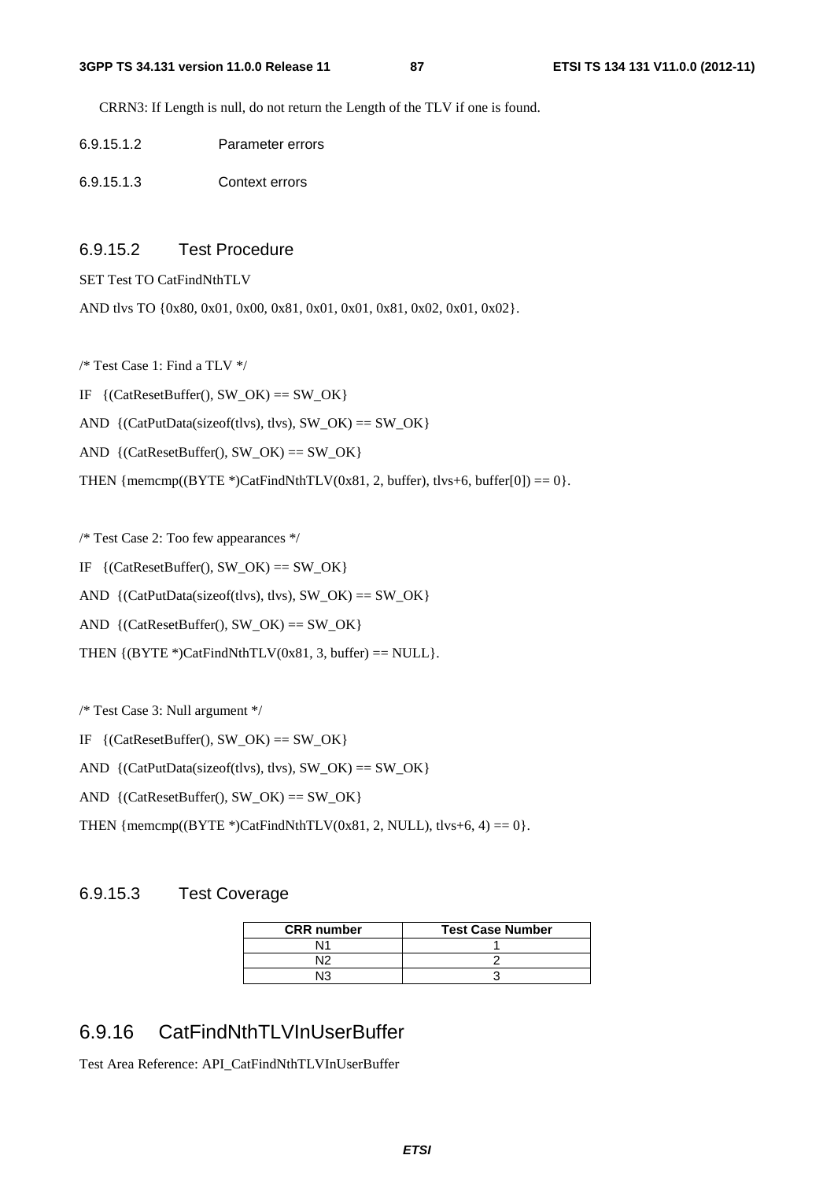CRRN3: If Length is null, do not return the Length of the TLV if one is found.

#### 6.9.15.1.2 Parameter errors

#### 6.9.15.1.3 Context errors

### 6.9.15.2 Test Procedure

SET Test TO CatFindNthTLV

AND tlvs TO {0x80, 0x01, 0x00, 0x81, 0x01, 0x01, 0x81, 0x02, 0x01, 0x02}.

/* Test Case 1: Find a TLV */

IF {(CatResetBuffer(), SW_OK) == SW_OK}

AND {(CatPutData(sizeof(tlvs), tlvs), SW_OK) == SW_OK}

AND {(CatResetBuffer(), SW_OK) == SW_OK}

THEN {memcmp((BYTE *)CatFindNthTLV(0x81, 2, buffer), tlvs+6, buffer[0]) == 0}.

/* Test Case 2: Too few appearances */

IF {(CatResetBuffer(), SW_OK) == SW_OK}

AND {(CatPutData(sizeof(tlvs), tlvs), SW_OK) == SW_OK}

AND {(CatResetBuffer(), SW_OK) == SW_OK}

THEN {(BYTE *)CatFindNthTLV(0x81, 3, buffer) == NULL}.

/* Test Case 3: Null argument */

IF {(CatResetBuffer(), SW_OK) == SW_OK}

AND {(CatPutData(sizeof(tlvs), tlvs), SW_OK) == SW_OK}

AND {(CatResetBuffer(), SW_OK) == SW_OK}

THEN {memcmp((BYTE *)CatFindNthTLV(0x81, 2, NULL), tlvs+6, 4) == 0}.

### 6.9.15.3 Test Coverage

| CRR number | Test Case Number |
|---|---|
| N1 | 1 |
| N2 | 2 |
| N3 | 3 |

## 6.9.16 CatFindNthTLVInUserBuffer

Test Area Reference: API_CatFindNthTLVInUserBuffer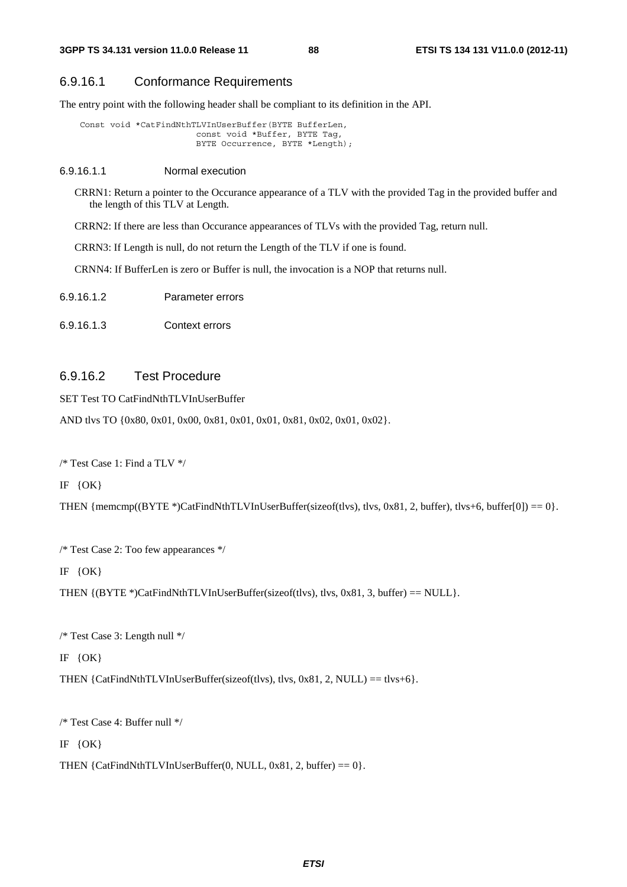### 6.9.16.1 Conformance Requirements

The entry point with the following header shall be compliant to its definition in the API.

```
Const void *CatFindNthTLVInUserBuffer(BYTE BufferLen,
                        const void *Buffer, BYTE Tag,
                        BYTE Occurrence, BYTE *Length);
```

#### 6.9.16.1.1 Normal execution

CRRN1: Return a pointer to the Occurance appearance of a TLV with the provided Tag in the provided buffer and the length of this TLV at Length.

CRRN2: If there are less than Occurance appearances of TLVs with the provided Tag, return null.

CRRN3: If Length is null, do not return the Length of the TLV if one is found.

CRNN4: If BufferLen is zero or Buffer is null, the invocation is a NOP that returns null.

#### 6.9.16.1.2 Parameter errors

#### 6.9.16.1.3 Context errors

### 6.9.16.2 Test Procedure

SET Test TO CatFindNthTLVInUserBuffer

AND tlvs TO {0x80, 0x01, 0x00, 0x81, 0x01, 0x01, 0x81, 0x02, 0x01, 0x02}.

/* Test Case 1: Find a TLV */

IF {OK}

THEN {memcmp((BYTE *)CatFindNthTLVInUserBuffer(sizeof(tlvs), tlvs, 0x81, 2, buffer), tlvs+6, buffer[0]) == 0}.

/* Test Case 2: Too few appearances */

IF {OK}

THEN {(BYTE *)CatFindNthTLVInUserBuffer(sizeof(tlvs), tlvs, 0x81, 3, buffer) == NULL}.

/* Test Case 3: Length null */

IF {OK}

THEN {CatFindNthTLVInUserBuffer(sizeof(tlvs), tlvs, 0x81, 2, NULL) == tlvs+6}.

/* Test Case 4: Buffer null */

IF {OK}

THEN {CatFindNthTLVInUserBuffer(0, NULL, 0x81, 2, buffer) == 0}.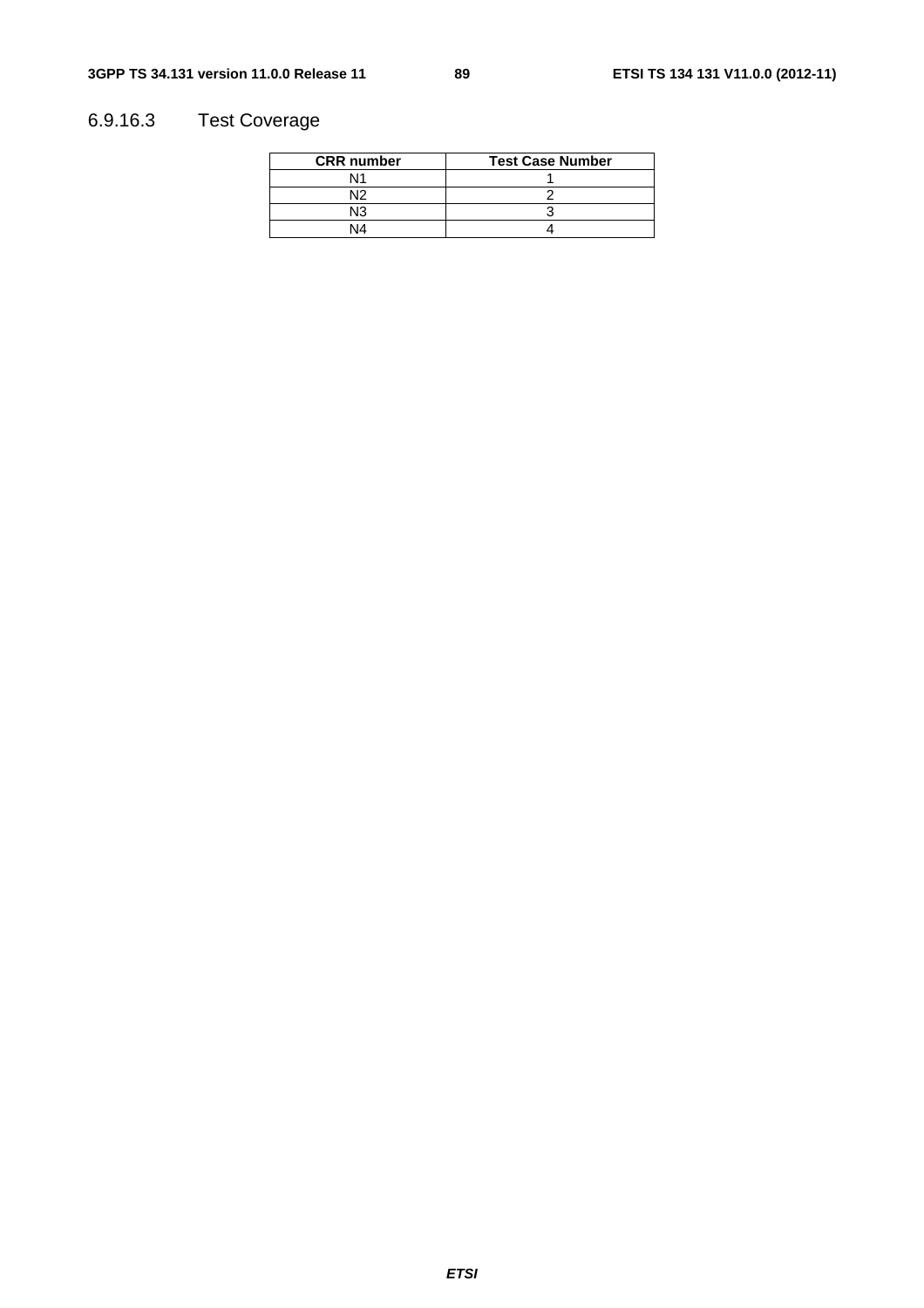### 6.9.16.3 Test Coverage

| CRR number | Test Case Number |
|---|---|
| N1 | 1 |
| N2 | 2 |
| N3 | 3 |
| N4 | 4 |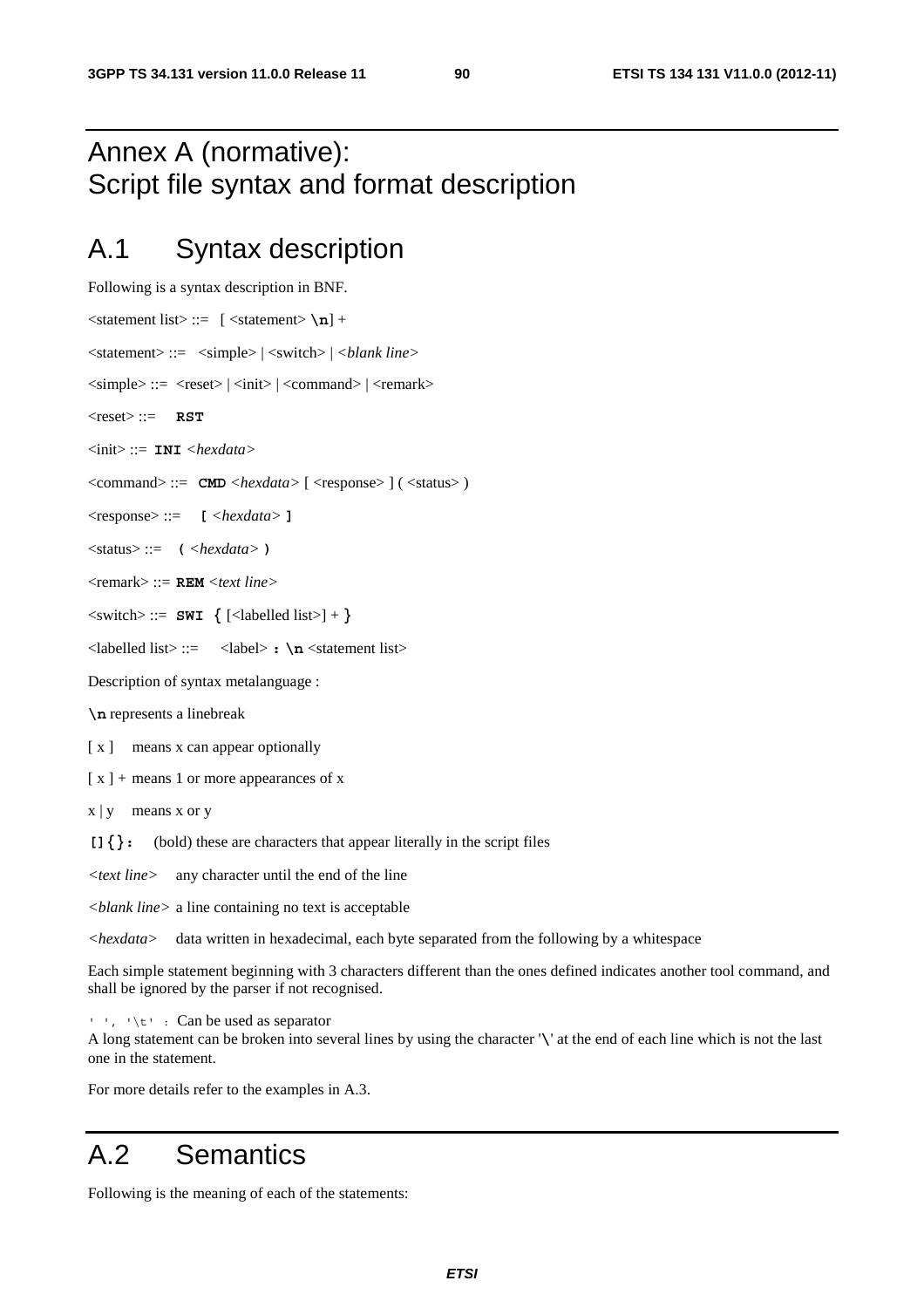# Annex A (normative): Script file syntax and format description

## A.1 Syntax description

Following is a syntax description in BNF.

<statement list> ::= [ <statement> **\n**] +

<statement> ::= <simple> | <switch> | <*blank line*>

<simple> ::= <reset> | <init> | <command> | <remark>

<reset> ::= **RST**

<init> ::= **INI** <*hexdata*>

<command> ::= **CMD** <*hexdata*> [ <response> ] ( <status> )

<response> ::= **[** <*hexdata*> **]**

<status> ::= **(** <*hexdata*> **)**

<remark> ::= **REM** <*text line*>

<switch> ::= **SWI** **{** [<labelled list>] + **}**

<labelled list> ::= <label> **:** **\n** <statement list>

Description of syntax metalanguage :

**\n** represents a linebreak

[ x ] means x can appear optionally

[ x ] + means 1 or more appearances of x

x | y means x or y

**[]{}:** (bold) these are characters that appear literally in the script files

<*text line*> any character until the end of the line

<*blank line*> a line containing no text is acceptable

<*hexdata*> data written in hexadecimal, each byte separated from the following by a whitespace

Each simple statement beginning with 3 characters different than the ones defined indicates another tool command, and shall be ignored by the parser if not recognised.

`' ', '\t'` : Can be used as separator
A long statement can be broken into several lines by using the character '**\**' at the end of each line which is not the last one in the statement.

For more details refer to the examples in A.3.

## A.2 Semantics

Following is the meaning of each of the statements: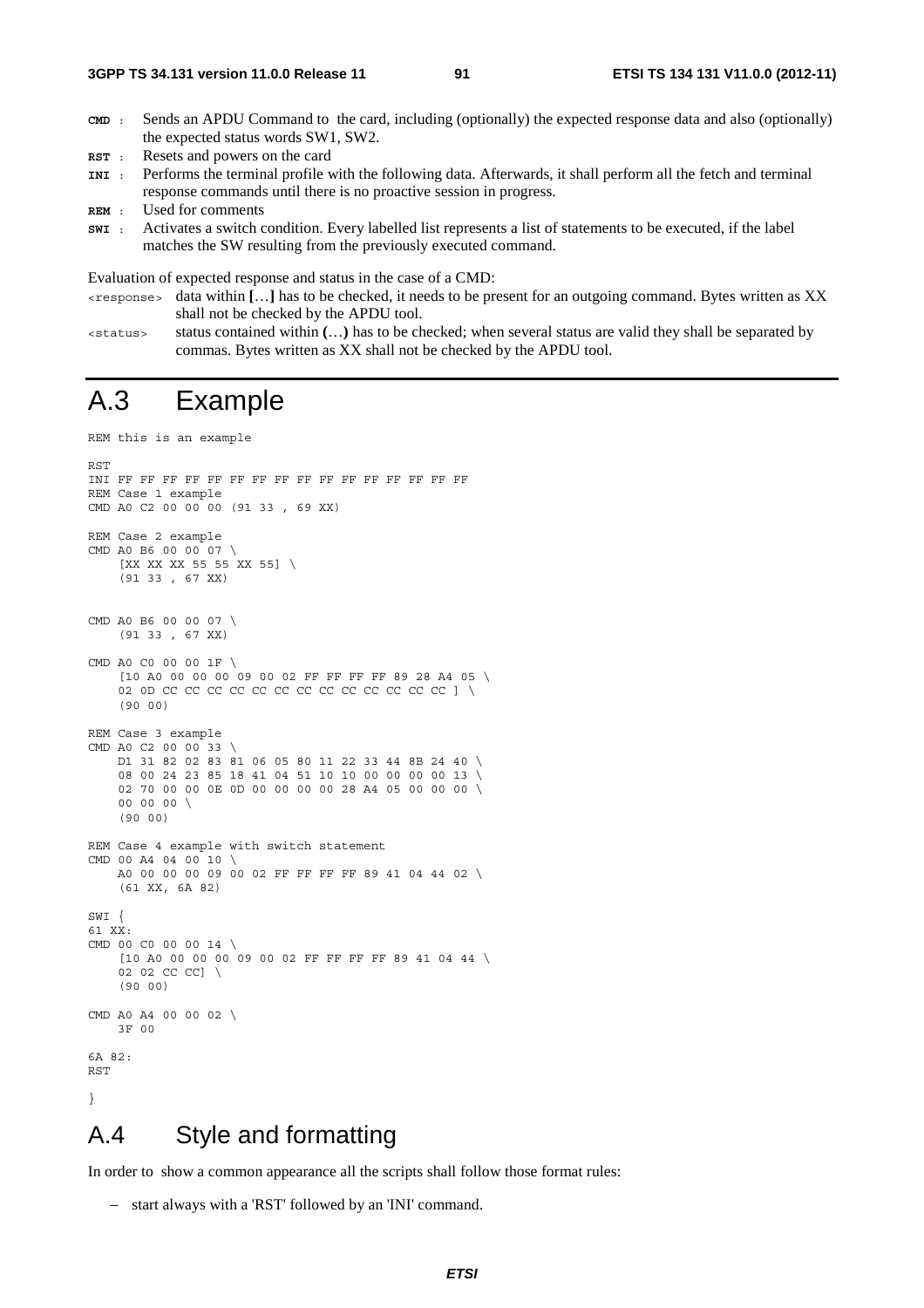**CMD** : Sends an APDU Command to the card, including (optionally) the expected response data and also (optionally) the expected status words SW1, SW2.

**RST** : Resets and powers on the card

**INI** : Performs the terminal profile with the following data. Afterwards, it shall perform all the fetch and terminal response commands until there is no proactive session in progress.

**REM** : Used for comments

**SWI** : Activates a switch condition. Every labelled list represents a list of statements to be executed, if the label matches the SW resulting from the previously executed command.

Evaluation of expected response and status in the case of a CMD:

`<response>` data within **[…]** has to be checked, it needs to be present for an outgoing command. Bytes written as XX shall not be checked by the APDU tool.

`<status>` status contained within **(…)** has to be checked; when several status are valid they shall be separated by commas. Bytes written as XX shall not be checked by the APDU tool.

# A.3 Example

```
REM this is an example

RST
INI FF FF FF FF FF FF FF FF FF FF FF FF FF FF FF FF
REM Case 1 example
CMD A0 C2 00 00 00 (91 33 , 69 XX)

REM Case 2 example
CMD A0 B6 00 00 07 \
    [XX XX XX 55 55 XX 55] \
    (91 33 , 67 XX)


CMD A0 B6 00 00 07 \
    (91 33 , 67 XX)

CMD A0 C0 00 00 1F \
    [10 A0 00 00 00 09 00 02 FF FF FF FF 89 28 A4 05 \
    02 0D CC CC CC CC CC CC CC CC CC CC CC CC CC ] \
    (90 00)

REM Case 3 example
CMD A0 C2 00 00 33 \
    D1 31 82 02 83 81 06 05 80 11 22 33 44 8B 24 40 \
    08 00 24 23 85 18 41 04 51 10 10 00 00 00 00 13 \
    02 70 00 00 0E 0D 00 00 00 00 28 A4 05 00 00 00 \
    00 00 00 \
    (90 00)

REM Case 4 example with switch statement
CMD 00 A4 04 00 10 \
    A0 00 00 00 09 00 02 FF FF FF FF 89 41 04 44 02 \
    (61 XX, 6A 82)

SWI {
61 XX:
CMD 00 C0 00 00 14 \
    [10 A0 00 00 00 09 00 02 FF FF FF FF 89 41 04 44 \
    02 02 CC CC] \
    (90 00)

CMD A0 A4 00 00 02 \
    3F 00

6A 82:
RST

}
```

# A.4 Style and formatting

In order to show a common appearance all the scripts shall follow those format rules:

- start always with a 'RST' followed by an 'INI' command.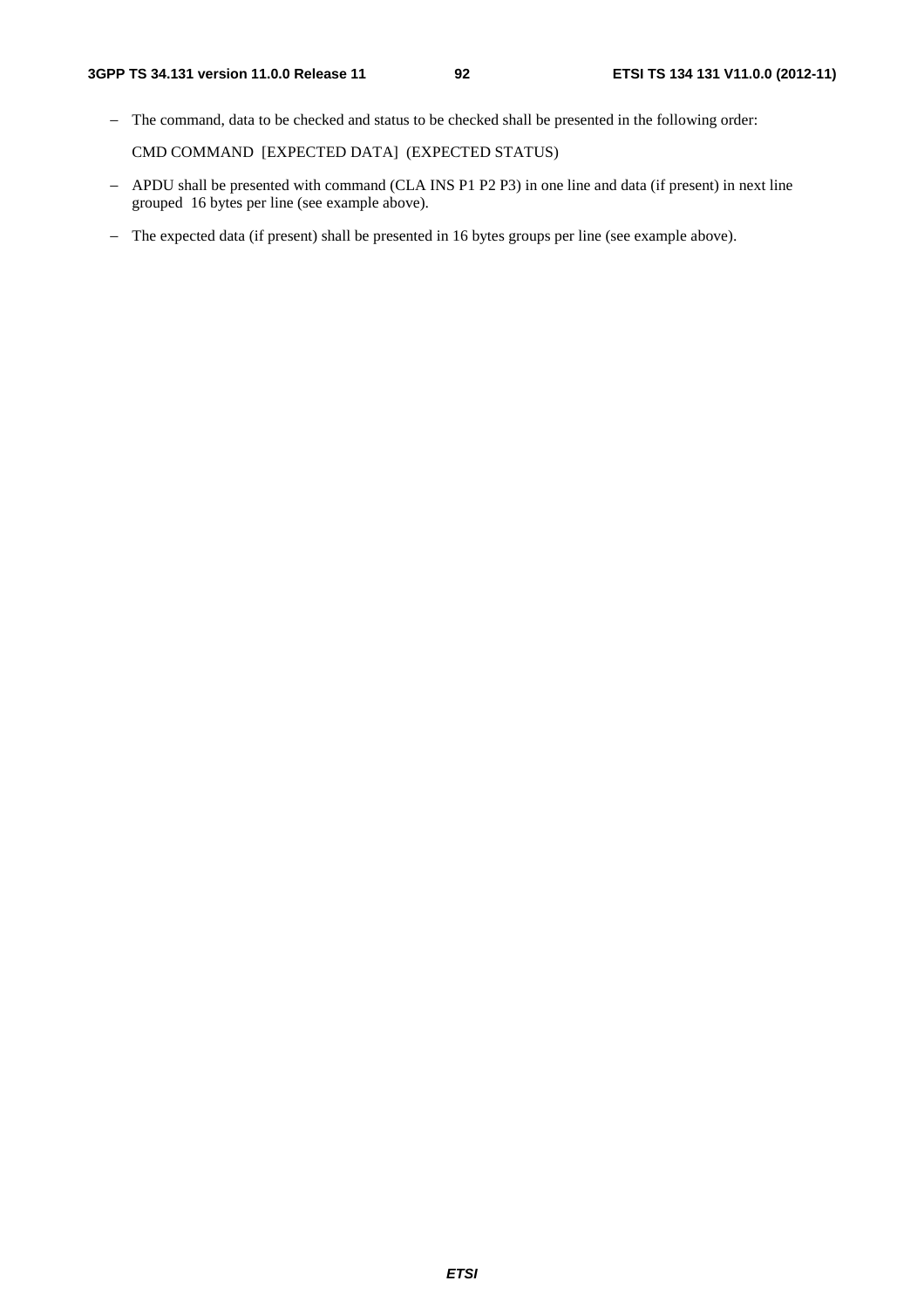- The command, data to be checked and status to be checked shall be presented in the following order:

  CMD COMMAND [EXPECTED DATA] (EXPECTED STATUS)

- APDU shall be presented with command (CLA INS P1 P2 P3) in one line and data (if present) in next line grouped 16 bytes per line (see example above).

- The expected data (if present) shall be presented in 16 bytes groups per line (see example above).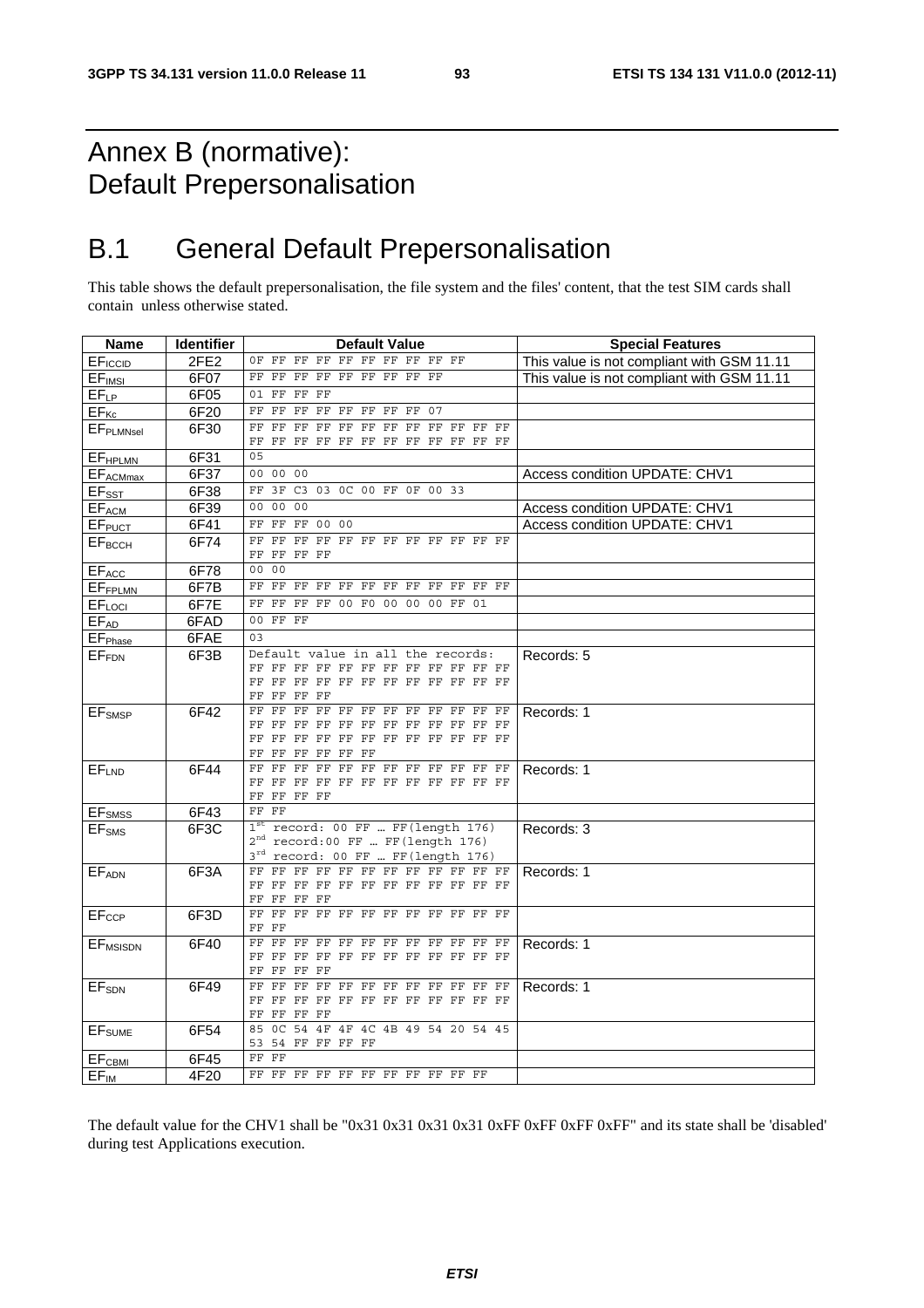# Annex B (normative): Default Prepersonalisation

## B.1 General Default Prepersonalisation

This table shows the default prepersonalisation, the file system and the files' content, that the test SIM cards shall contain unless otherwise stated.

| Name | Identifier | Default Value | Special Features |
|---|---|---|---|
| $EF_{ICCID}$ | 2FE2 | 0F FF FF FF FF FF FF FF FF FF | This value is not compliant with GSM 11.11 |
| $EF_{IMSI}$ | 6F07 | FF FF FF FF FF FF FF FF FF | This value is not compliant with GSM 11.11 |
| $EF_{LP}$ | 6F05 | 01 FF FF FF | |
| $EF_{Kc}$ | 6F20 | FF FF FF FF FF FF FF FF 07 | |
| $EF_{PLMNsel}$ | 6F30 | FF FF FF FF FF FF FF FF FF FF FF FF FF FF FF FF FF FF FF FF FF FF FF FF | |
| $EF_{HPLMN}$ | 6F31 | 05 | |
| $EF_{ACMmax}$ | 6F37 | 00 00 00 | Access condition UPDATE: CHV1 |
| $EF_{SST}$ | 6F38 | FF 3F C3 03 0C 00 FF 0F 00 33 | |
| $EF_{ACM}$ | 6F39 | 00 00 00 | Access condition UPDATE: CHV1 |
| $EF_{PUCT}$ | 6F41 | FF FF FF 00 00 | Access condition UPDATE: CHV1 |
| $EF_{BCCH}$ | 6F74 | FF FF FF FF FF FF FF FF FF FF FF FF FF FF FF FF | |
| $EF_{ACC}$ | 6F78 | 00 00 | |
| $EF_{FPLMN}$ | 6F7B | FF FF FF FF FF FF FF FF FF FF FF FF | |
| $EF_{LOCI}$ | 6F7E | FF FF FF FF 00 F0 00 00 00 FF 01 | |
| $EF_{AD}$ | 6FAD | 00 FF FF | |
| $EF_{Phase}$ | 6FAE | 03 | |
| $EF_{FDN}$ | 6F3B | Default value in all the records: FF FF FF FF FF FF FF FF FF FF FF FF FF FF FF FF FF FF FF FF FF FF FF FF FF FF FF FF | Records: 5 |
| $EF_{SMSP}$ | 6F42 | FF FF FF FF FF FF FF FF FF FF FF FF FF FF FF FF FF FF FF FF FF FF FF FF FF FF FF FF FF FF FF FF FF FF FF FF FF FF FF FF FF FF | Records: 1 |
| $EF_{LND}$ | 6F44 | FF FF FF FF FF FF FF FF FF FF FF FF FF FF FF FF FF FF FF FF FF FF FF FF FF FF FF FF | Records: 1 |
| $EF_{SMSS}$ | 6F43 | FF FF | |
| $EF_{SMS}$ | 6F3C | 1st record: 00 FF … FF(length 176) 2nd record:00 FF … FF(length 176) 3rd record: 00 FF … FF(length 176) | Records: 3 |
| $EF_{ADN}$ | 6F3A | FF FF FF FF FF FF FF FF FF FF FF FF FF FF FF FF FF FF FF FF FF FF FF FF FF FF FF FF | Records: 1 |
| $EF_{CCP}$ | 6F3D | FF FF FF FF FF FF FF FF FF FF FF FF FF FF | |
| $EF_{MSISDN}$ | 6F40 | FF FF FF FF FF FF FF FF FF FF FF FF FF FF FF FF FF FF FF FF FF FF FF FF FF FF FF FF | Records: 1 |
| $EF_{SDN}$ | 6F49 | FF FF FF FF FF FF FF FF FF FF FF FF FF FF FF FF FF FF FF FF FF FF FF FF FF FF FF FF | Records: 1 |
| $EF_{SUME}$ | 6F54 | 85 0C 54 4F 4F 4C 4B 49 54 20 54 45 53 54 FF FF FF FF | |
| $EF_{CBMI}$ | 6F45 | FF FF | |
| $EF_{IM}$ | 4F20 | FF FF FF FF FF FF FF FF FF FF FF | |

The default value for the CHV1 shall be "0x31 0x31 0x31 0x31 0xFF 0xFF 0xFF 0xFF" and its state shall be 'disabled' during test Applications execution.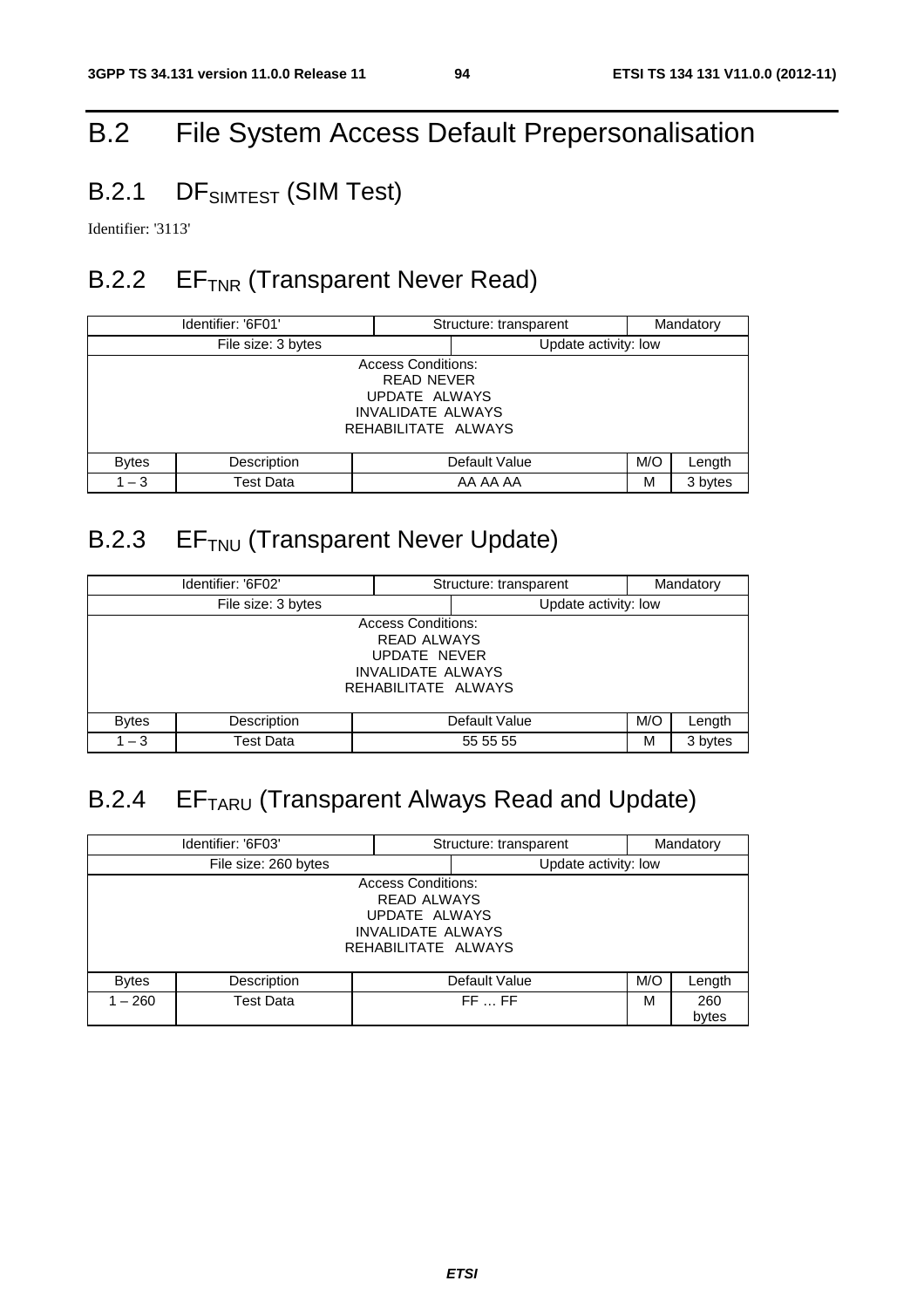# B.2 File System Access Default Prepersonalisation

## B.2.1 $DF_{SIMTEST}$ (SIM Test)

Identifier: '3113'

## B.2.2 $EF_{TNR}$ (Transparent Never Read)

| Identifier: '6F01' | | Structure: transparent | | Mandatory |
|---|---|---|---|---|
| File size: 3 bytes | | Update activity: low | | |
| Access Conditions:<br>READ NEVER<br>UPDATE ALWAYS<br>INVALIDATE ALWAYS<br>REHABILITATE ALWAYS | | | | |
| Bytes | Description | Default Value | M/O | Length |
| 1 – 3 | Test Data | AA AA AA | M | 3 bytes |

## B.2.3 $EF_{TNU}$ (Transparent Never Update)

| Identifier: '6F02' | | Structure: transparent | | Mandatory |
|---|---|---|---|---|
| File size: 3 bytes | | Update activity: low | | |
| Access Conditions:<br>READ ALWAYS<br>UPDATE NEVER<br>INVALIDATE ALWAYS<br>REHABILITATE ALWAYS | | | | |
| Bytes | Description | Default Value | M/O | Length |
| 1 – 3 | Test Data | 55 55 55 | M | 3 bytes |

## B.2.4 $EF_{TARU}$ (Transparent Always Read and Update)

| Identifier: '6F03' | | Structure: transparent | | Mandatory |
|---|---|---|---|---|
| File size: 260 bytes | | Update activity: low | | |
| Access Conditions:<br>READ ALWAYS<br>UPDATE ALWAYS<br>INVALIDATE ALWAYS<br>REHABILITATE ALWAYS | | | | |
| Bytes | Description | Default Value | M/O | Length |
| 1 – 260 | Test Data | FF … FF | M | 260 bytes |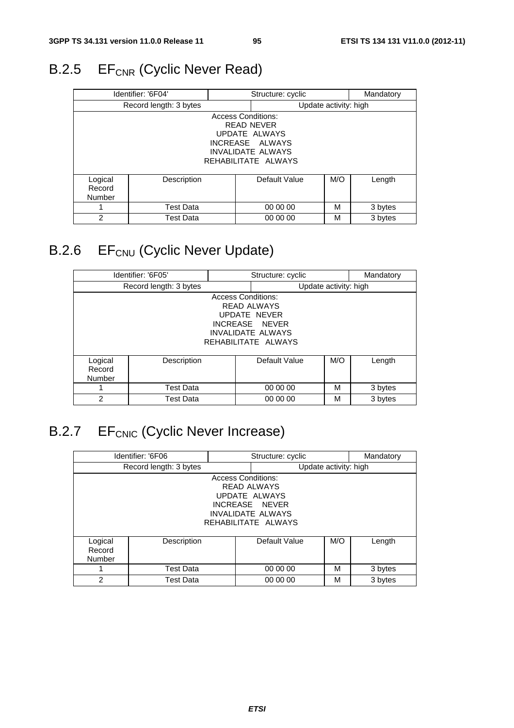## B.2.5 $EF_{CNR}$ (Cyclic Never Read)

| Identifier: '6F04' | | Structure: cyclic | | Mandatory |
|---|---|---|---|---|
| Record length: 3 bytes | | Update activity: high | | |
| Access Conditions:<br>READ NEVER<br>UPDATE ALWAYS<br>INCREASE ALWAYS<br>INVALIDATE ALWAYS<br>REHABILITATE ALWAYS | | | | |
| Logical Record Number | Description | Default Value | M/O | Length |
| 1 | Test Data | 00 00 00 | M | 3 bytes |
| 2 | Test Data | 00 00 00 | M | 3 bytes |

## B.2.6 $EF_{CNU}$ (Cyclic Never Update)

| Identifier: '6F05' | | Structure: cyclic | | Mandatory |
|---|---|---|---|---|
| Record length: 3 bytes | | Update activity: high | | |
| Access Conditions:<br>READ ALWAYS<br>UPDATE NEVER<br>INCREASE NEVER<br>INVALIDATE ALWAYS<br>REHABILITATE ALWAYS | | | | |
| Logical Record Number | Description | Default Value | M/O | Length |
| 1 | Test Data | 00 00 00 | M | 3 bytes |
| 2 | Test Data | 00 00 00 | M | 3 bytes |

## B.2.7 $EF_{CNIC}$ (Cyclic Never Increase)

| Identifier: '6F06 | | Structure: cyclic | | Mandatory |
|---|---|---|---|---|
| Record length: 3 bytes | | Update activity: high | | |
| Access Conditions:<br>READ ALWAYS<br>UPDATE ALWAYS<br>INCREASE NEVER<br>INVALIDATE ALWAYS<br>REHABILITATE ALWAYS | | | | |
| Logical Record Number | Description | Default Value | M/O | Length |
| 1 | Test Data | 00 00 00 | M | 3 bytes |
| 2 | Test Data | 00 00 00 | M | 3 bytes |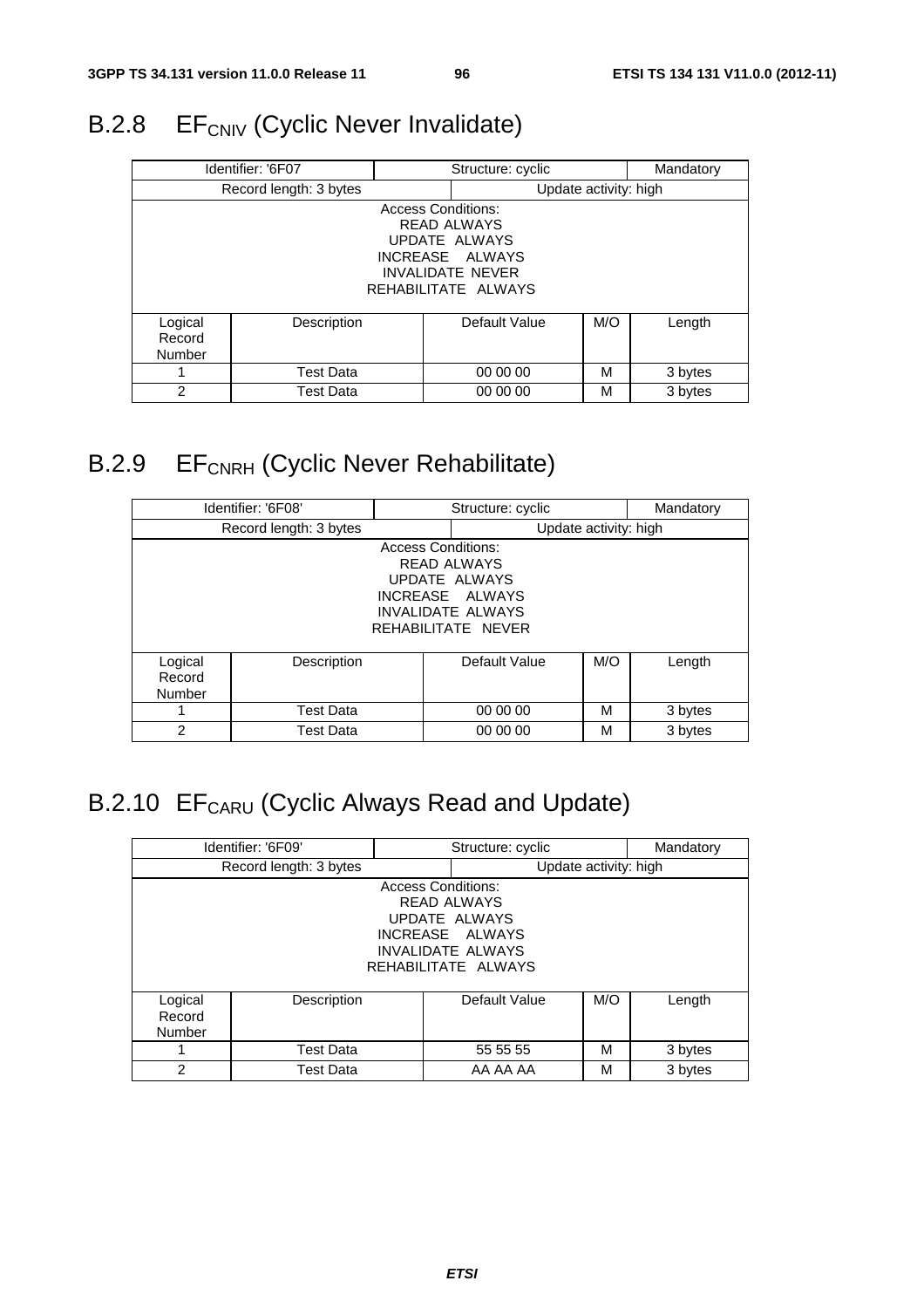## B.2.8 $EF_{CNIV}$ (Cyclic Never Invalidate)

| Identifier: '6F07 | | Structure: cyclic | | Mandatory |
|---|---|---|---|---|
| Record length: 3 bytes | | Update activity: high | | |
| Access Conditions:<br>READ ALWAYS<br>UPDATE ALWAYS<br>INCREASE ALWAYS<br>INVALIDATE NEVER<br>REHABILITATE ALWAYS | | | | |
| Logical Record Number | Description | Default Value | M/O | Length |
| 1 | Test Data | 00 00 00 | M | 3 bytes |
| 2 | Test Data | 00 00 00 | M | 3 bytes |

## B.2.9 $EF_{CNRH}$ (Cyclic Never Rehabilitate)

| Identifier: '6F08' | | Structure: cyclic | | Mandatory |
|---|---|---|---|---|
| Record length: 3 bytes | | Update activity: high | | |
| Access Conditions:<br>READ ALWAYS<br>UPDATE ALWAYS<br>INCREASE ALWAYS<br>INVALIDATE ALWAYS<br>REHABILITATE NEVER | | | | |
| Logical Record Number | Description | Default Value | M/O | Length |
| 1 | Test Data | 00 00 00 | M | 3 bytes |
| 2 | Test Data | 00 00 00 | M | 3 bytes |

## B.2.10 $EF_{CARU}$ (Cyclic Always Read and Update)

| Identifier: '6F09' | | Structure: cyclic | | Mandatory |
|---|---|---|---|---|
| Record length: 3 bytes | | Update activity: high | | |
| Access Conditions:<br>READ ALWAYS<br>UPDATE ALWAYS<br>INCREASE ALWAYS<br>INVALIDATE ALWAYS<br>REHABILITATE ALWAYS | | | | |
| Logical Record Number | Description | Default Value | M/O | Length |
| 1 | Test Data | 55 55 55 | M | 3 bytes |
| 2 | Test Data | AA AA AA | M | 3 bytes |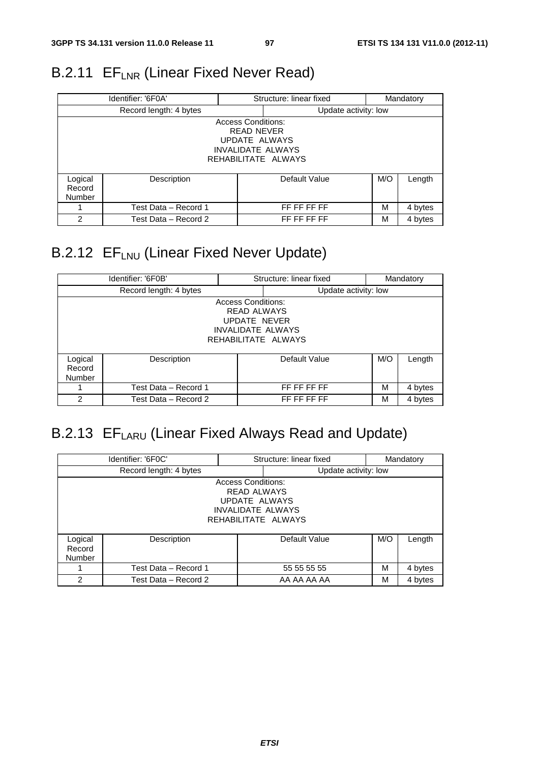## B.2.11 $EF_{LNR}$ (Linear Fixed Never Read)

| Identifier: '6F0A' | | Structure: linear fixed | | Mandatory |
|---|---|---|---|---|
| Record length: 4 bytes | | Update activity: low | | |
| Access Conditions:<br>READ NEVER<br>UPDATE ALWAYS<br>INVALIDATE ALWAYS<br>REHABILITATE ALWAYS | | | | |
| Logical Record Number | Description | Default Value | M/O | Length |
| 1 | Test Data – Record 1 | FF FF FF FF | M | 4 bytes |
| 2 | Test Data – Record 2 | FF FF FF FF | M | 4 bytes |

## B.2.12 $EF_{LNU}$ (Linear Fixed Never Update)

| Identifier: '6F0B' | | Structure: linear fixed | | Mandatory |
|---|---|---|---|---|
| Record length: 4 bytes | | Update activity: low | | |
| Access Conditions:<br>READ ALWAYS<br>UPDATE NEVER<br>INVALIDATE ALWAYS<br>REHABILITATE ALWAYS | | | | |
| Logical Record Number | Description | Default Value | M/O | Length |
| 1 | Test Data – Record 1 | FF FF FF FF | M | 4 bytes |
| 2 | Test Data – Record 2 | FF FF FF FF | M | 4 bytes |

## B.2.13 $EF_{LARU}$ (Linear Fixed Always Read and Update)

| Identifier: '6F0C' | | Structure: linear fixed | | Mandatory |
|---|---|---|---|---|
| Record length: 4 bytes | | Update activity: low | | |
| Access Conditions:<br>READ ALWAYS<br>UPDATE ALWAYS<br>INVALIDATE ALWAYS<br>REHABILITATE ALWAYS | | | | |
| Logical Record Number | Description | Default Value | M/O | Length |
| 1 | Test Data – Record 1 | 55 55 55 55 | M | 4 bytes |
| 2 | Test Data – Record 2 | AA AA AA AA | M | 4 bytes |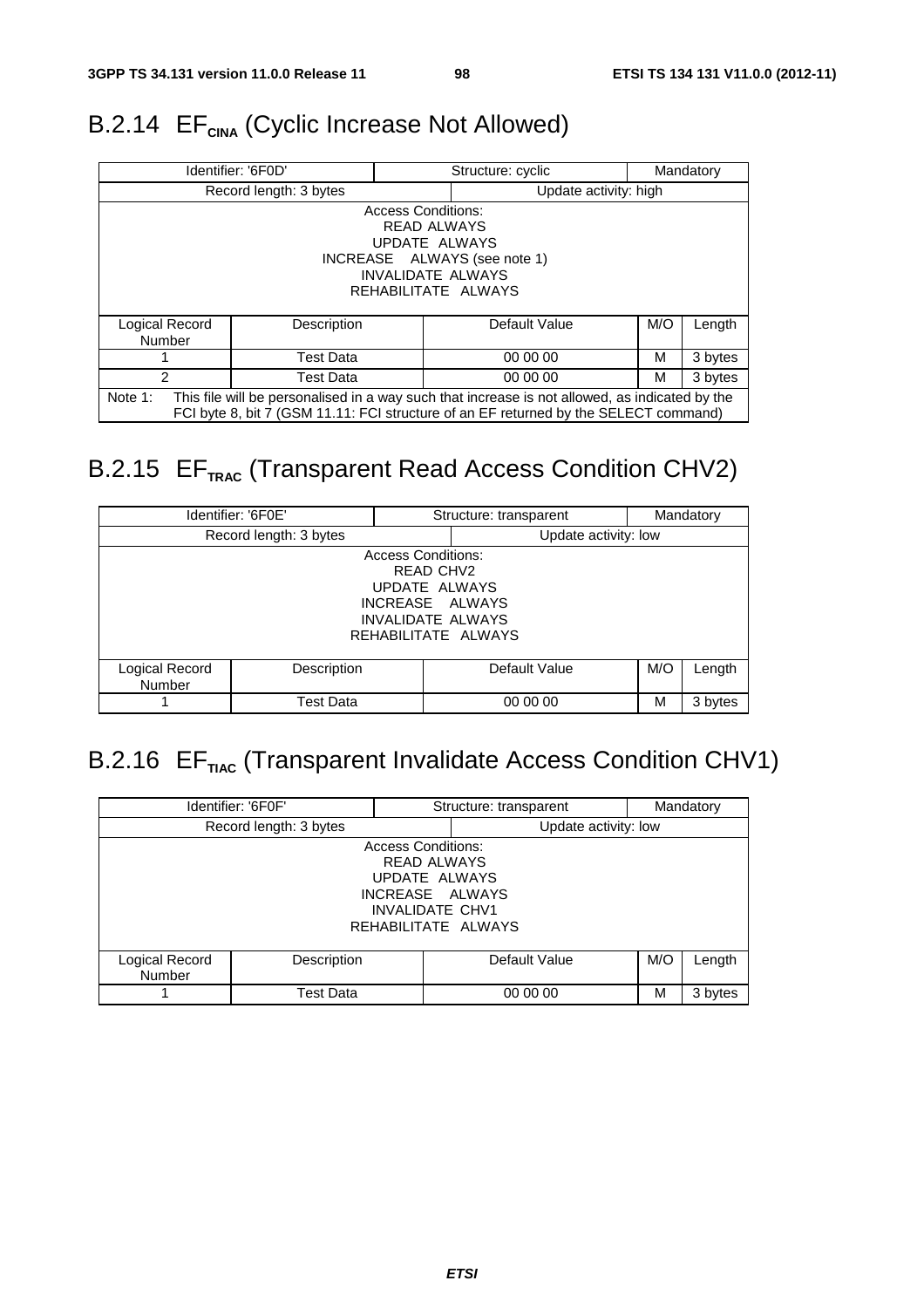## B.2.14 $EF_{CINA}$ (Cyclic Increase Not Allowed)

| Identifier: '6F0D' | | Structure: cyclic | | Mandatory |
|---|---|---|---|---|
| Record length: 3 bytes | | Update activity: high | | |
| Access Conditions:<br>READ ALWAYS<br>UPDATE ALWAYS<br>INCREASE ALWAYS (see note 1)<br>INVALIDATE ALWAYS<br>REHABILITATE ALWAYS | | | | |
| Logical Record Number | Description | Default Value | M/O | Length |
| 1 | Test Data | 00 00 00 | M | 3 bytes |
| 2 | Test Data | 00 00 00 | M | 3 bytes |
| Note 1: This file will be personalised in a way such that increase is not allowed, as indicated by the FCI byte 8, bit 7 (GSM 11.11: FCI structure of an EF returned by the SELECT command) | | | | |

## B.2.15 $EF_{TRAC}$ (Transparent Read Access Condition CHV2)

| Identifier: '6F0E' | | Structure: transparent | | Mandatory |
|---|---|---|---|---|
| Record length: 3 bytes | | Update activity: low | | |
| Access Conditions:<br>READ CHV2<br>UPDATE ALWAYS<br>INCREASE ALWAYS<br>INVALIDATE ALWAYS<br>REHABILITATE ALWAYS | | | | |
| Logical Record Number | Description | Default Value | M/O | Length |
| 1 | Test Data | 00 00 00 | M | 3 bytes |

## B.2.16 $EF_{TIAC}$ (Transparent Invalidate Access Condition CHV1)

| Identifier: '6F0F' | | Structure: transparent | | Mandatory |
|---|---|---|---|---|
| Record length: 3 bytes | | Update activity: low | | |
| Access Conditions:<br>READ ALWAYS<br>UPDATE ALWAYS<br>INCREASE ALWAYS<br>INVALIDATE CHV1<br>REHABILITATE ALWAYS | | | | |
| Logical Record Number | Description | Default Value | M/O | Length |
| 1 | Test Data | 00 00 00 | M | 3 bytes |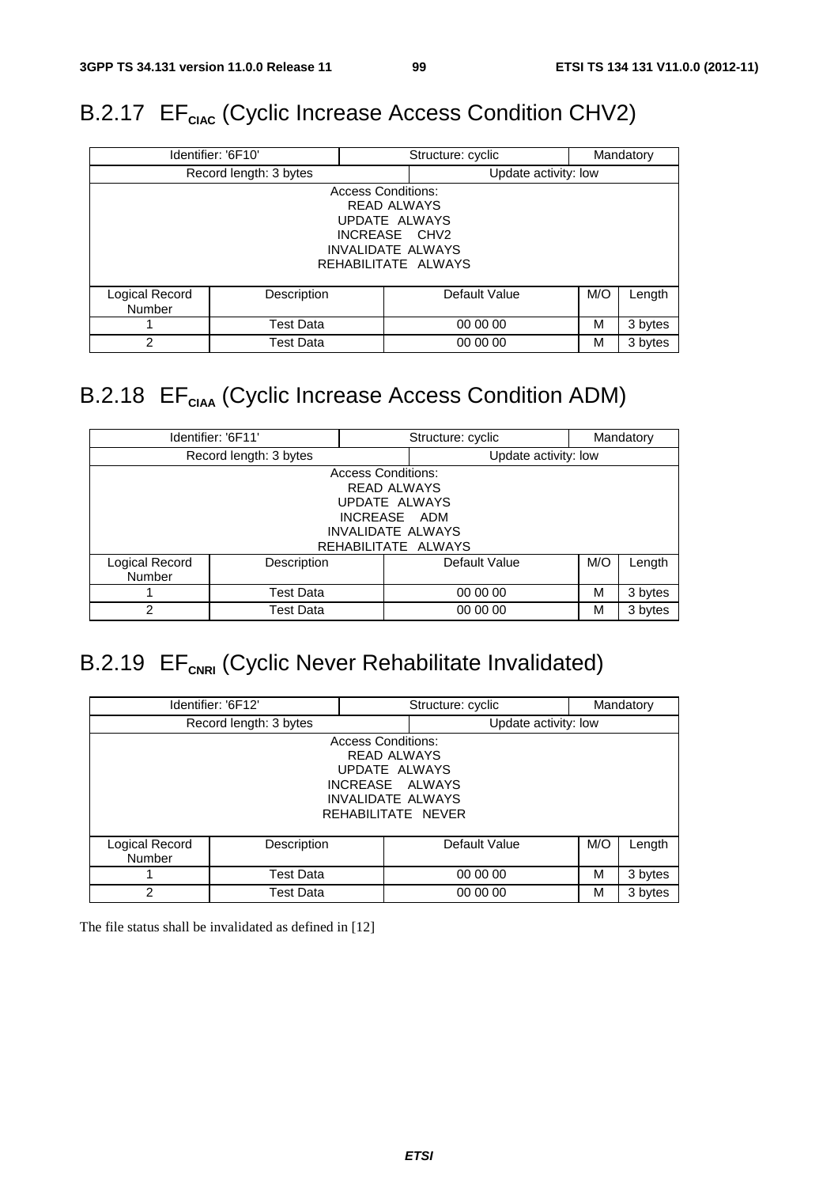## B.2.17 $EF_{CIAC}$ (Cyclic Increase Access Condition CHV2)

| Identifier: '6F10' | | Structure: cyclic | | Mandatory |
|---|---|---|---|---|
| Record length: 3 bytes | | Update activity: low | | |
| Access Conditions:<br>READ ALWAYS<br>UPDATE ALWAYS<br>INCREASE CHV2<br>INVALIDATE ALWAYS<br>REHABILITATE ALWAYS | | | | |
| Logical Record Number | Description | Default Value | M/O | Length |
| 1 | Test Data | 00 00 00 | M | 3 bytes |
| 2 | Test Data | 00 00 00 | M | 3 bytes |

## B.2.18 $EF_{CIAA}$ (Cyclic Increase Access Condition ADM)

| Identifier: '6F11' | | Structure: cyclic | | Mandatory |
|---|---|---|---|---|
| Record length: 3 bytes | | Update activity: low | | |
| Access Conditions:<br>READ ALWAYS<br>UPDATE ALWAYS<br>INCREASE ADM<br>INVALIDATE ALWAYS<br>REHABILITATE ALWAYS | | | | |
| Logical Record Number | Description | Default Value | M/O | Length |
| 1 | Test Data | 00 00 00 | M | 3 bytes |
| 2 | Test Data | 00 00 00 | M | 3 bytes |

## B.2.19 $EF_{CNRI}$ (Cyclic Never Rehabilitate Invalidated)

| Identifier: '6F12' | | Structure: cyclic | | Mandatory |
|---|---|---|---|---|
| Record length: 3 bytes | | Update activity: low | | |
| Access Conditions:<br>READ ALWAYS<br>UPDATE ALWAYS<br>INCREASE ALWAYS<br>INVALIDATE ALWAYS<br>REHABILITATE NEVER | | | | |
| Logical Record Number | Description | Default Value | M/O | Length |
| 1 | Test Data | 00 00 00 | M | 3 bytes |
| 2 | Test Data | 00 00 00 | M | 3 bytes |

The file status shall be invalidated as defined in [12]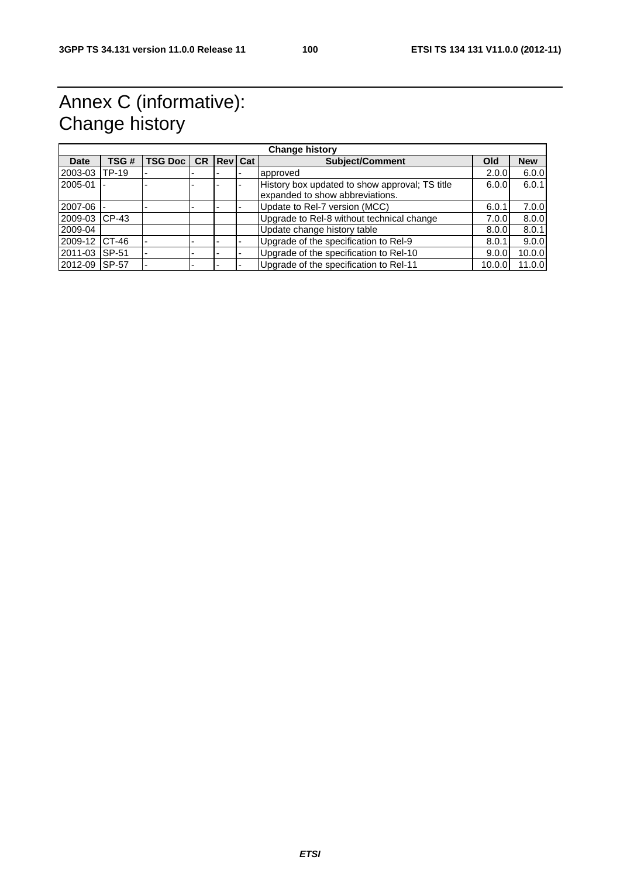# Annex C (informative): Change history

| Change history | | | | | | | | |
|---|---|---|---|---|---|---|---|---|
| **Date** | **TSG #** | **TSG Doc** | **CR** | **Rev** | **Cat** | **Subject/Comment** | **Old** | **New** |
| 2003-03 | TP-19 | - | - | - | - | approved | 2.0.0 | 6.0.0 |
| 2005-01 | - | - | - | - | - | History box updated to show approval; TS title expanded to show abbreviations. | 6.0.0 | 6.0.1 |
| 2007-06 | - | - | - | - | - | Update to Rel-7 version (MCC) | 6.0.1 | 7.0.0 |
| 2009-03 | CP-43 | | | | | Upgrade to Rel-8 without technical change | 7.0.0 | 8.0.0 |
| 2009-04 | | | | | | Update change history table | 8.0.0 | 8.0.1 |
| 2009-12 | CT-46 | - | - | - | - | Upgrade of the specification to Rel-9 | 8.0.1 | 9.0.0 |
| 2011-03 | SP-51 | - | - | - | - | Upgrade of the specification to Rel-10 | 9.0.0 | 10.0.0 |
| 2012-09 | SP-57 | - | - | - | - | Upgrade of the specification to Rel-11 | 10.0.0 | 11.0.0 |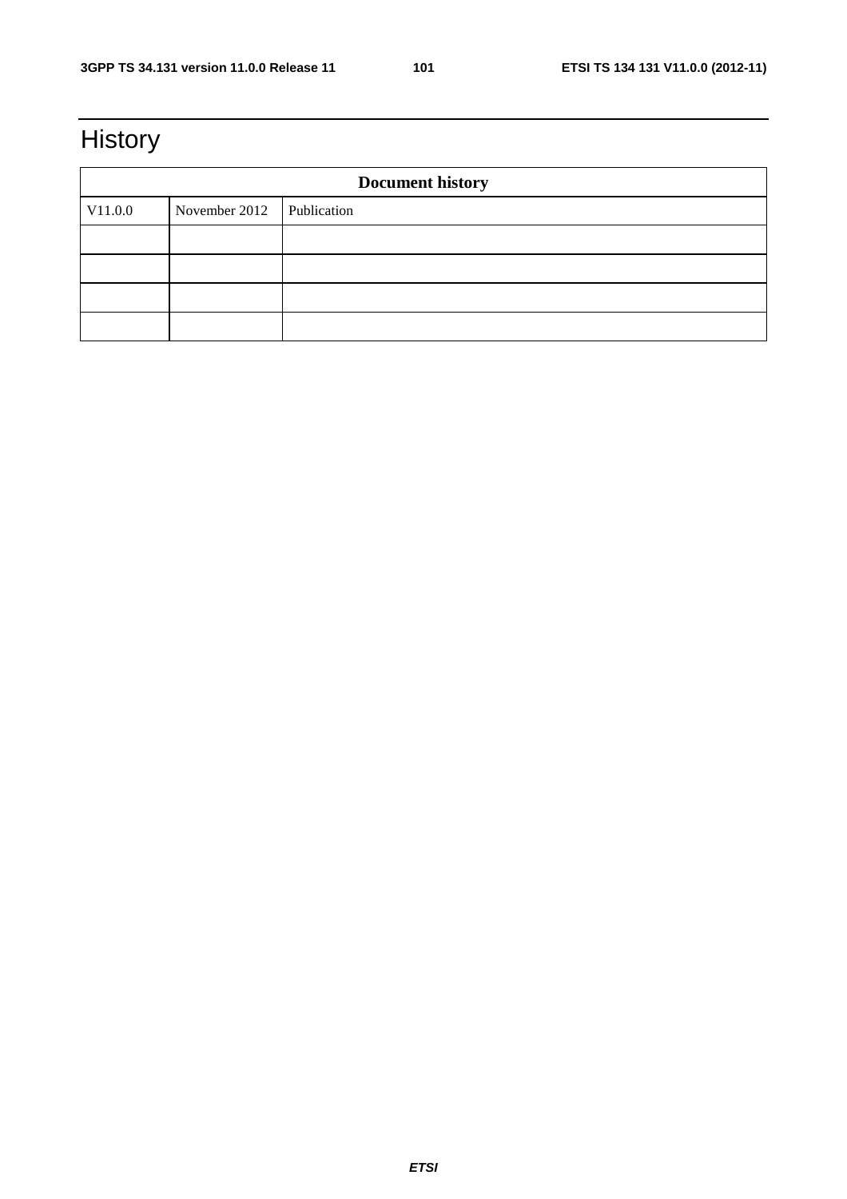# History

| Document history | | |
|---|---|---|
| V11.0.0 | November 2012 | Publication |
| | | |
| | | |
| | | |
| | | |